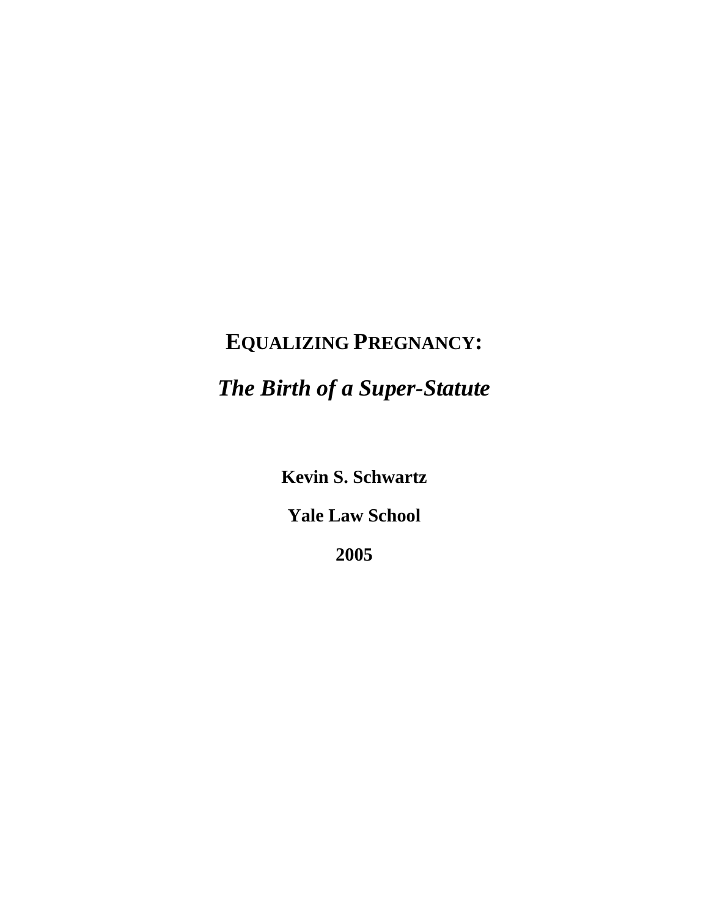# EQUALIZING PREGNANCY:

## *The Birth of a Super-Statute*

**Kevin S. Schwartz**

**Yale Law School**

**2005**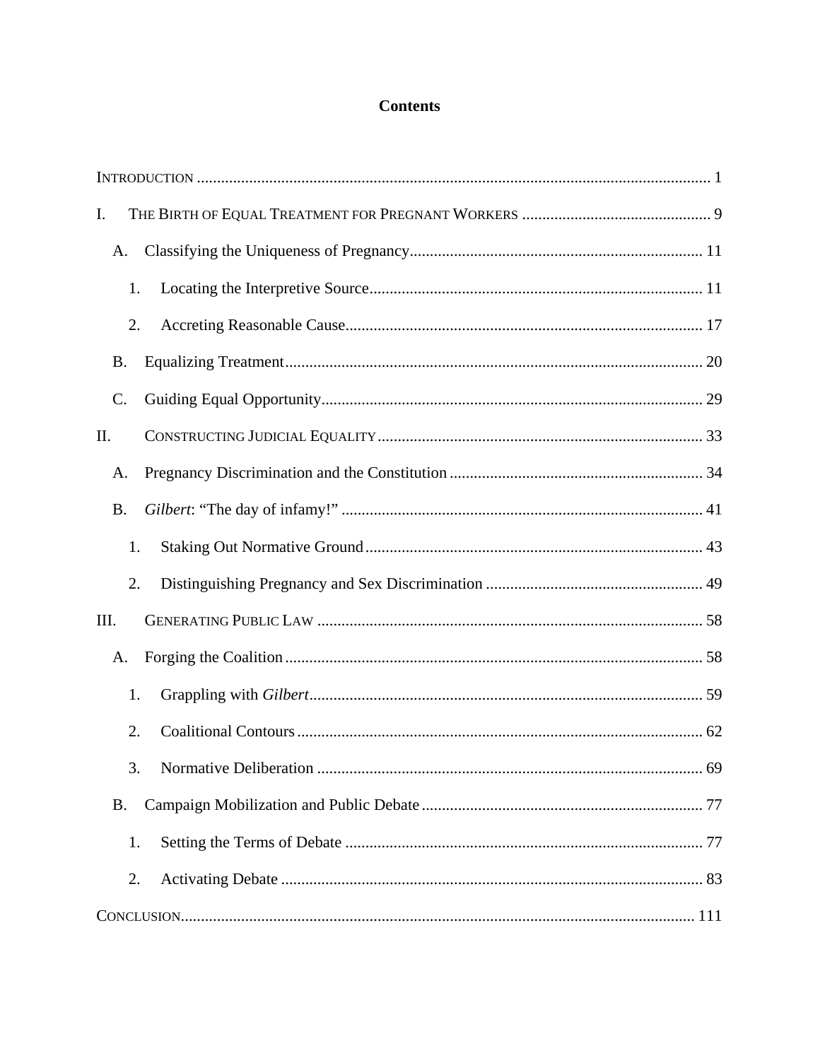# Contents

INTRODUCTION ... 1

I. THE BIRTH OF EQUAL TREATMENT FOR PREGNANT WORKERS ... 9

- A. Classifying the Uniqueness of Pregnancy ... 11
  - 1. Locating the Interpretive Source ... 11
  - 2. Accreting Reasonable Cause ... 17
- B. Equalizing Treatment ... 20
- C. Guiding Equal Opportunity ... 29

II. CONSTRUCTING JUDICIAL EQUALITY ... 33

- A. Pregnancy Discrimination and the Constitution ... 34
- B. *Gilbert*: "The day of infamy!" ... 41
  - 1. Staking Out Normative Ground ... 43
  - 2. Distinguishing Pregnancy and Sex Discrimination ... 49

III. GENERATING PUBLIC LAW ... 58

- A. Forging the Coalition ... 58
  - 1. Grappling with *Gilbert* ... 59
  - 2. Coalitional Contours ... 62
  - 3. Normative Deliberation ... 69
- B. Campaign Mobilization and Public Debate ... 77
  - 1. Setting the Terms of Debate ... 77
  - 2. Activating Debate ... 83

CONCLUSION ... 111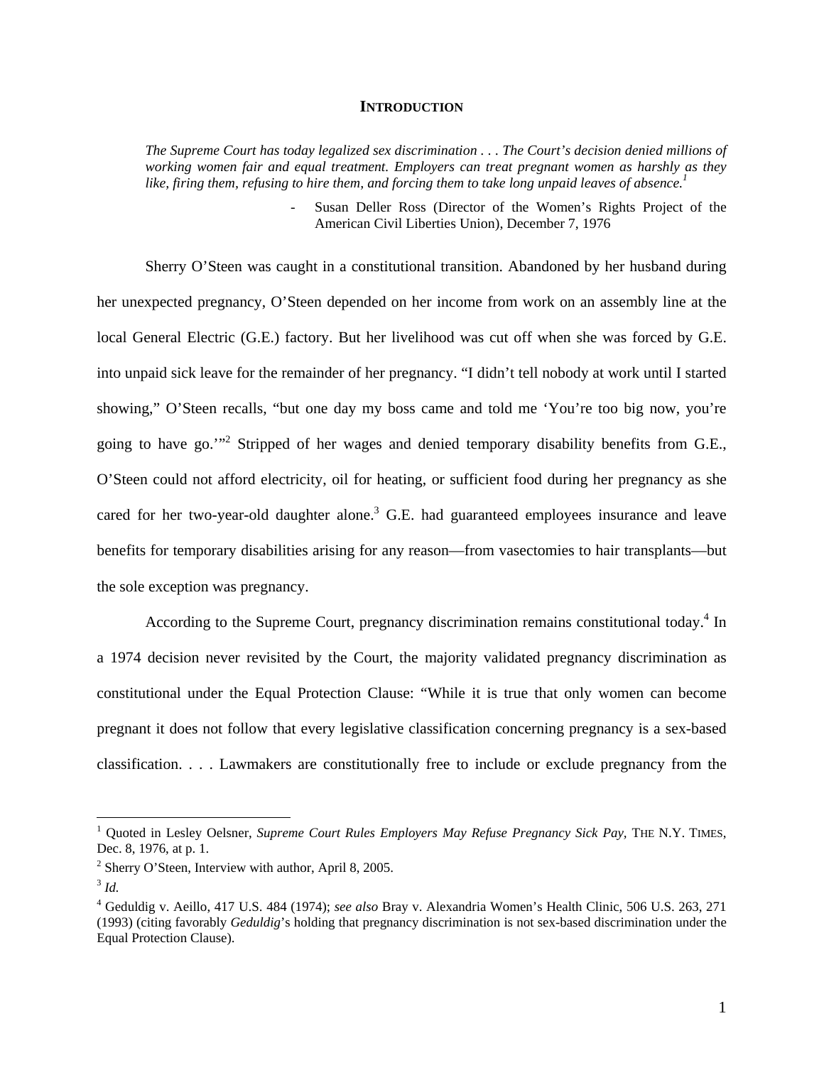## INTRODUCTION

> *The Supreme Court has today legalized sex discrimination . . . The Court's decision denied millions of working women fair and equal treatment. Employers can treat pregnant women as harshly as they like, firing them, refusing to hire them, and forcing them to take long unpaid leaves of absence.*[1]
>
> - Susan Deller Ross (Director of the Women's Rights Project of the American Civil Liberties Union), December 7, 1976

Sherry O'Steen was caught in a constitutional transition. Abandoned by her husband during her unexpected pregnancy, O'Steen depended on her income from work on an assembly line at the local General Electric (G.E.) factory. But her livelihood was cut off when she was forced by G.E. into unpaid sick leave for the remainder of her pregnancy. "I didn't tell nobody at work until I started showing," O'Steen recalls, "but one day my boss came and told me 'You're too big now, you're going to have go.'"[2] Stripped of her wages and denied temporary disability benefits from G.E., O'Steen could not afford electricity, oil for heating, or sufficient food during her pregnancy as she cared for her two-year-old daughter alone.[3] G.E. had guaranteed employees insurance and leave benefits for temporary disabilities arising for any reason—from vasectomies to hair transplants—but the sole exception was pregnancy.

According to the Supreme Court, pregnancy discrimination remains constitutional today.[4] In a 1974 decision never revisited by the Court, the majority validated pregnancy discrimination as constitutional under the Equal Protection Clause: "While it is true that only women can become pregnant it does not follow that every legislative classification concerning pregnancy is a sex-based classification. . . . Lawmakers are constitutionally free to include or exclude pregnancy from the

---

[1] Quoted in Lesley Oelsner, *Supreme Court Rules Employers May Refuse Pregnancy Sick Pay*, THE N.Y. TIMES, Dec. 8, 1976, at p. 1.

[2] Sherry O'Steen, Interview with author, April 8, 2005.

[3] *Id.*

[4] Geduldig v. Aeillo, 417 U.S. 484 (1974); *see also* Bray v. Alexandria Women's Health Clinic, 506 U.S. 263, 271 (1993) (citing favorably *Geduldig*'s holding that pregnancy discrimination is not sex-based discrimination under the Equal Protection Clause).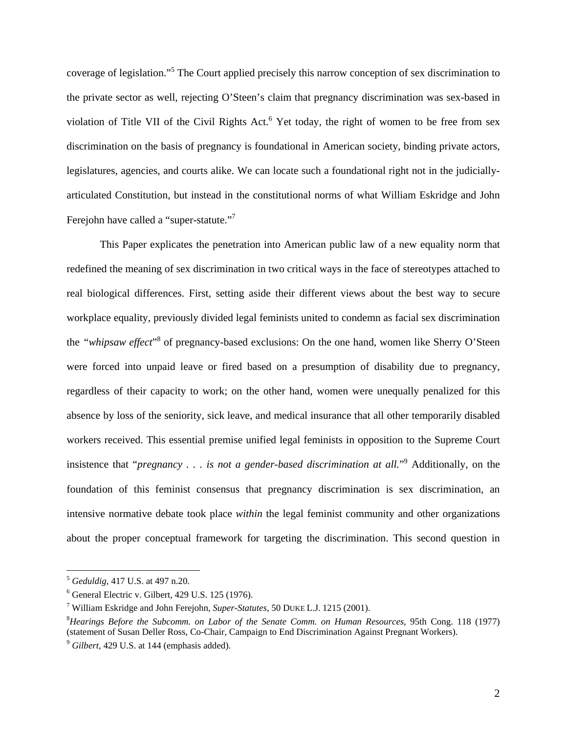coverage of legislation."[5] The Court applied precisely this narrow conception of sex discrimination to the private sector as well, rejecting O'Steen's claim that pregnancy discrimination was sex-based in violation of Title VII of the Civil Rights Act.[6] Yet today, the right of women to be free from sex discrimination on the basis of pregnancy is foundational in American society, binding private actors, legislatures, agencies, and courts alike. We can locate such a foundational right not in the judicially-articulated Constitution, but instead in the constitutional norms of what William Eskridge and John Ferejohn have called a "super-statute."[7]

This Paper explicates the penetration into American public law of a new equality norm that redefined the meaning of sex discrimination in two critical ways in the face of stereotypes attached to real biological differences. First, setting aside their different views about the best way to secure workplace equality, previously divided legal feminists united to condemn as facial sex discrimination the *"whipsaw effect"*[8] of pregnancy-based exclusions: On the one hand, women like Sherry O'Steen were forced into unpaid leave or fired based on a presumption of disability due to pregnancy, regardless of their capacity to work; on the other hand, women were unequally penalized for this absence by loss of the seniority, sick leave, and medical insurance that all other temporarily disabled workers received. This essential premise unified legal feminists in opposition to the Supreme Court insistence that "*pregnancy . . . is not a gender-based discrimination at all.*"[9] Additionally, on the foundation of this feminist consensus that pregnancy discrimination is sex discrimination, an intensive normative debate took place *within* the legal feminist community and other organizations about the proper conceptual framework for targeting the discrimination. This second question in

---

[5] *Geduldig*, 417 U.S. at 497 n.20.

[6] General Electric v. Gilbert, 429 U.S. 125 (1976).

[7] William Eskridge and John Ferejohn, *Super-Statutes*, 50 DUKE L.J. 1215 (2001).

[8] *Hearings Before the Subcomm. on Labor of the Senate Comm. on Human Resources*, 95th Cong. 118 (1977) (statement of Susan Deller Ross, Co-Chair, Campaign to End Discrimination Against Pregnant Workers).

[9] *Gilbert*, 429 U.S. at 144 (emphasis added).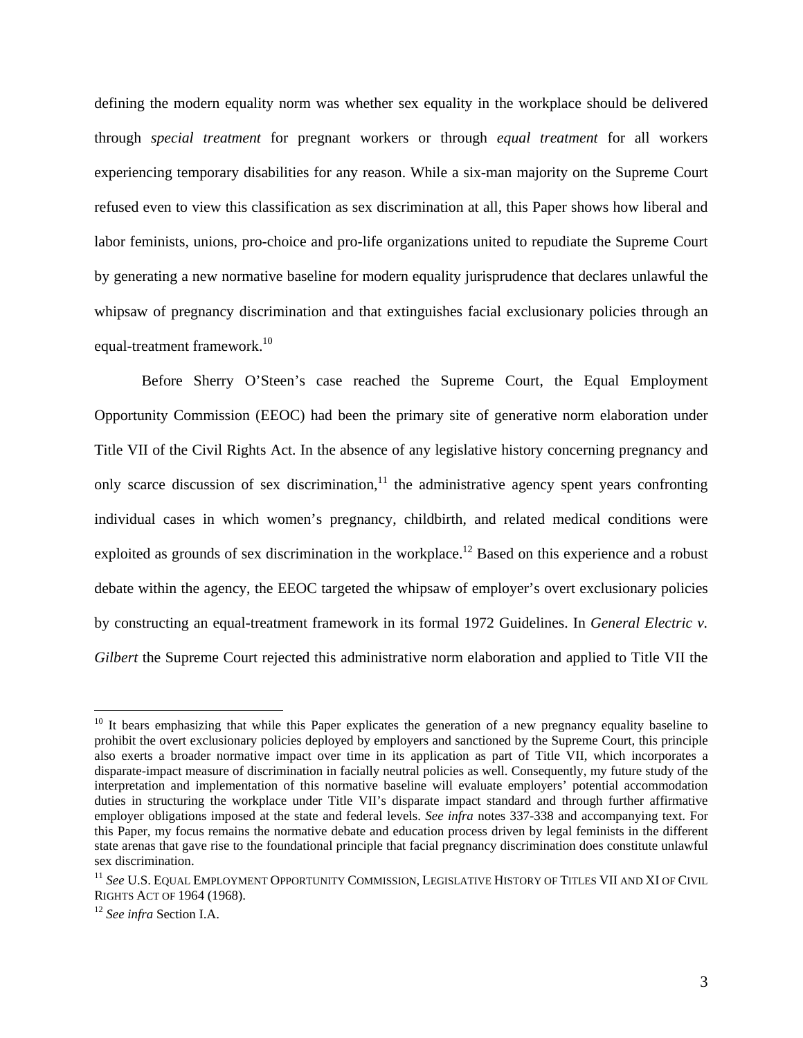defining the modern equality norm was whether sex equality in the workplace should be delivered through *special treatment* for pregnant workers or through *equal treatment* for all workers experiencing temporary disabilities for any reason. While a six-man majority on the Supreme Court refused even to view this classification as sex discrimination at all, this Paper shows how liberal and labor feminists, unions, pro-choice and pro-life organizations united to repudiate the Supreme Court by generating a new normative baseline for modern equality jurisprudence that declares unlawful the whipsaw of pregnancy discrimination and that extinguishes facial exclusionary policies through an equal-treatment framework.[10]

Before Sherry O'Steen's case reached the Supreme Court, the Equal Employment Opportunity Commission (EEOC) had been the primary site of generative norm elaboration under Title VII of the Civil Rights Act. In the absence of any legislative history concerning pregnancy and only scarce discussion of sex discrimination,[11] the administrative agency spent years confronting individual cases in which women's pregnancy, childbirth, and related medical conditions were exploited as grounds of sex discrimination in the workplace.[12] Based on this experience and a robust debate within the agency, the EEOC targeted the whipsaw of employer's overt exclusionary policies by constructing an equal-treatment framework in its formal 1972 Guidelines. In *General Electric v. Gilbert* the Supreme Court rejected this administrative norm elaboration and applied to Title VII the

---

[10] It bears emphasizing that while this Paper explicates the generation of a new pregnancy equality baseline to prohibit the overt exclusionary policies deployed by employers and sanctioned by the Supreme Court, this principle also exerts a broader normative impact over time in its application as part of Title VII, which incorporates a disparate-impact measure of discrimination in facially neutral policies as well. Consequently, my future study of the interpretation and implementation of this normative baseline will evaluate employers' potential accommodation duties in structuring the workplace under Title VII's disparate impact standard and through further affirmative employer obligations imposed at the state and federal levels. *See infra* notes 337-338 and accompanying text. For this Paper, my focus remains the normative debate and education process driven by legal feminists in the different state arenas that gave rise to the foundational principle that facial pregnancy discrimination does constitute unlawful sex discrimination.

[11] *See* U.S. EQUAL EMPLOYMENT OPPORTUNITY COMMISSION, LEGISLATIVE HISTORY OF TITLES VII AND XI OF CIVIL RIGHTS ACT OF 1964 (1968).

[12] *See infra* Section I.A.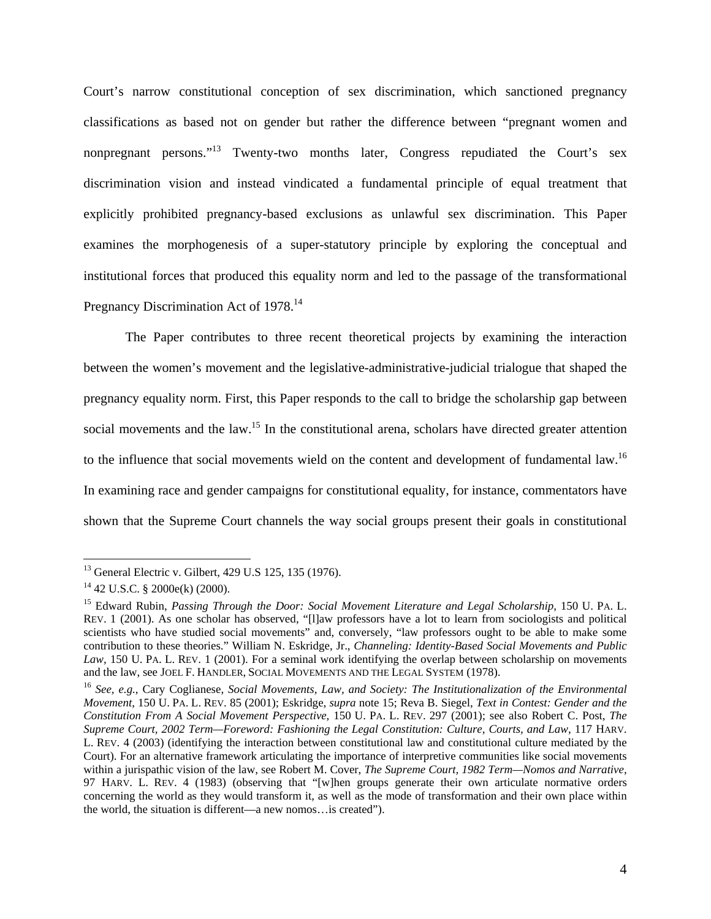Court's narrow constitutional conception of sex discrimination, which sanctioned pregnancy classifications as based not on gender but rather the difference between "pregnant women and nonpregnant persons."[13] Twenty-two months later, Congress repudiated the Court's sex discrimination vision and instead vindicated a fundamental principle of equal treatment that explicitly prohibited pregnancy-based exclusions as unlawful sex discrimination. This Paper examines the morphogenesis of a super-statutory principle by exploring the conceptual and institutional forces that produced this equality norm and led to the passage of the transformational Pregnancy Discrimination Act of 1978.[14]

The Paper contributes to three recent theoretical projects by examining the interaction between the women's movement and the legislative-administrative-judicial trialogue that shaped the pregnancy equality norm. First, this Paper responds to the call to bridge the scholarship gap between social movements and the law.[15] In the constitutional arena, scholars have directed greater attention to the influence that social movements wield on the content and development of fundamental law.[16] In examining race and gender campaigns for constitutional equality, for instance, commentators have shown that the Supreme Court channels the way social groups present their goals in constitutional

---

[13] General Electric v. Gilbert, 429 U.S 125, 135 (1976).

[14] 42 U.S.C. § 2000e(k) (2000).

[15] Edward Rubin, *Passing Through the Door: Social Movement Literature and Legal Scholarship*, 150 U. PA. L. REV. 1 (2001). As one scholar has observed, "[l]aw professors have a lot to learn from sociologists and political scientists who have studied social movements" and, conversely, "law professors ought to be able to make some contribution to these theories." William N. Eskridge, Jr., *Channeling: Identity-Based Social Movements and Public Law*, 150 U. PA. L. REV. 1 (2001). For a seminal work identifying the overlap between scholarship on movements and the law, see JOEL F. HANDLER, SOCIAL MOVEMENTS AND THE LEGAL SYSTEM (1978).

[16] *See, e.g.*, Cary Coglianese, *Social Movements, Law, and Society: The Institutionalization of the Environmental Movement*, 150 U. PA. L. REV. 85 (2001); Eskridge, *supra* note 15; Reva B. Siegel, *Text in Contest: Gender and the Constitution From A Social Movement Perspective*, 150 U. PA. L. REV. 297 (2001); see also Robert C. Post, *The Supreme Court, 2002 Term—Foreword: Fashioning the Legal Constitution: Culture, Courts, and Law*, 117 HARV. L. REV. 4 (2003) (identifying the interaction between constitutional law and constitutional culture mediated by the Court). For an alternative framework articulating the importance of interpretive communities like social movements within a jurispathic vision of the law, see Robert M. Cover, *The Supreme Court, 1982 Term—Nomos and Narrative*, 97 HARV. L. REV. 4 (1983) (observing that "[w]hen groups generate their own articulate normative orders concerning the world as they would transform it, as well as the mode of transformation and their own place within the world, the situation is different—a new nomos…is created").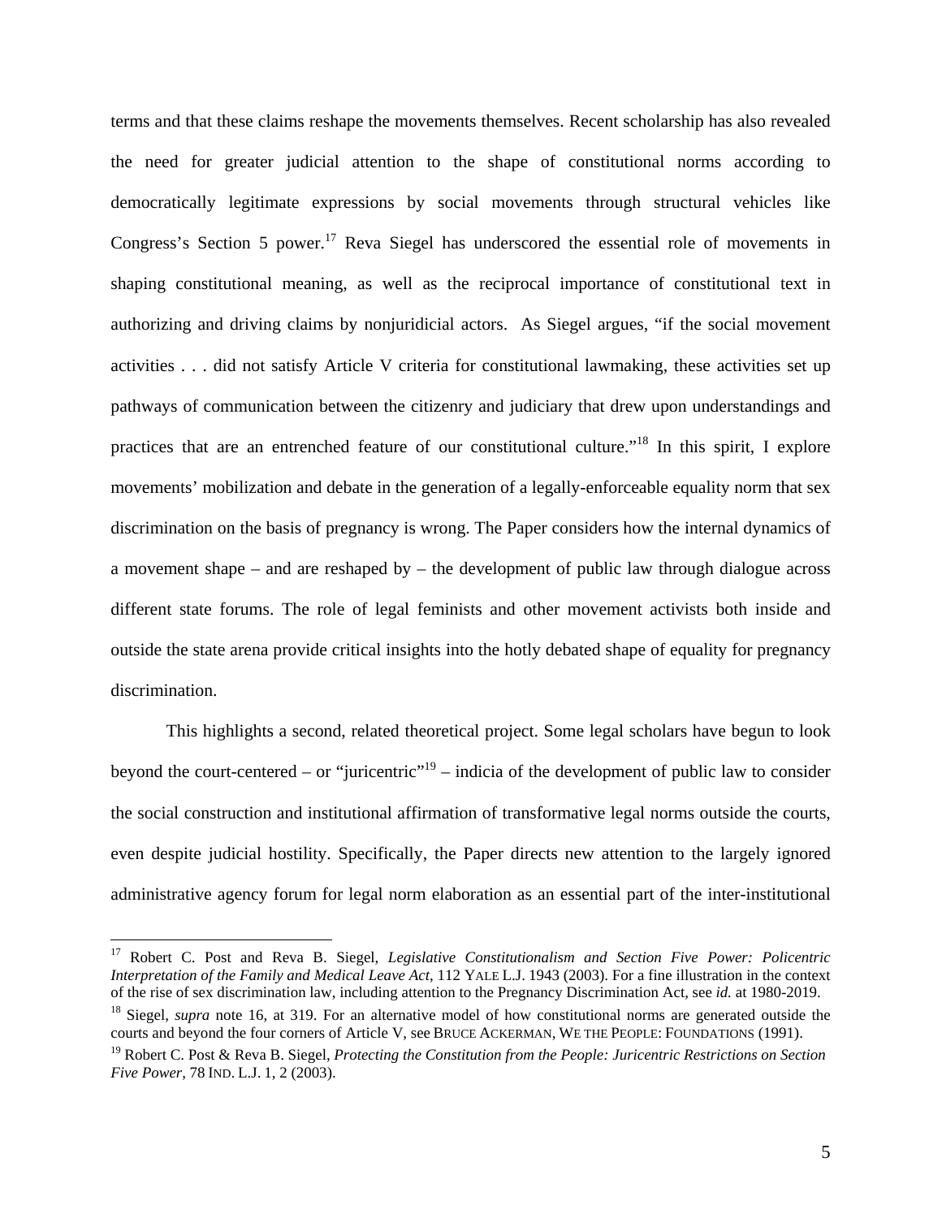terms and that these claims reshape the movements themselves. Recent scholarship has also revealed the need for greater judicial attention to the shape of constitutional norms according to democratically legitimate expressions by social movements through structural vehicles like Congress's Section 5 power.[17] Reva Siegel has underscored the essential role of movements in shaping constitutional meaning, as well as the reciprocal importance of constitutional text in authorizing and driving claims by nonjuridicial actors. As Siegel argues, "if the social movement activities . . . did not satisfy Article V criteria for constitutional lawmaking, these activities set up pathways of communication between the citizenry and judiciary that drew upon understandings and practices that are an entrenched feature of our constitutional culture."[18] In this spirit, I explore movements' mobilization and debate in the generation of a legally-enforceable equality norm that sex discrimination on the basis of pregnancy is wrong. The Paper considers how the internal dynamics of a movement shape – and are reshaped by – the development of public law through dialogue across different state forums. The role of legal feminists and other movement activists both inside and outside the state arena provide critical insights into the hotly debated shape of equality for pregnancy discrimination.

This highlights a second, related theoretical project. Some legal scholars have begun to look beyond the court-centered – or "juricentric"[19] – indicia of the development of public law to consider the social construction and institutional affirmation of transformative legal norms outside the courts, even despite judicial hostility. Specifically, the Paper directs new attention to the largely ignored administrative agency forum for legal norm elaboration as an essential part of the inter-institutional

---

[17] Robert C. Post and Reva B. Siegel, *Legislative Constitutionalism and Section Five Power: Policentric Interpretation of the Family and Medical Leave Act*, 112 YALE L.J. 1943 (2003). For a fine illustration in the context of the rise of sex discrimination law, including attention to the Pregnancy Discrimination Act, see *id.* at 1980-2019.

[18] Siegel, *supra* note 16, at 319. For an alternative model of how constitutional norms are generated outside the courts and beyond the four corners of Article V, see BRUCE ACKERMAN, WE THE PEOPLE: FOUNDATIONS (1991).

[19] Robert C. Post & Reva B. Siegel, *Protecting the Constitution from the People: Juricentric Restrictions on Section Five Power*, 78 IND. L.J. 1, 2 (2003).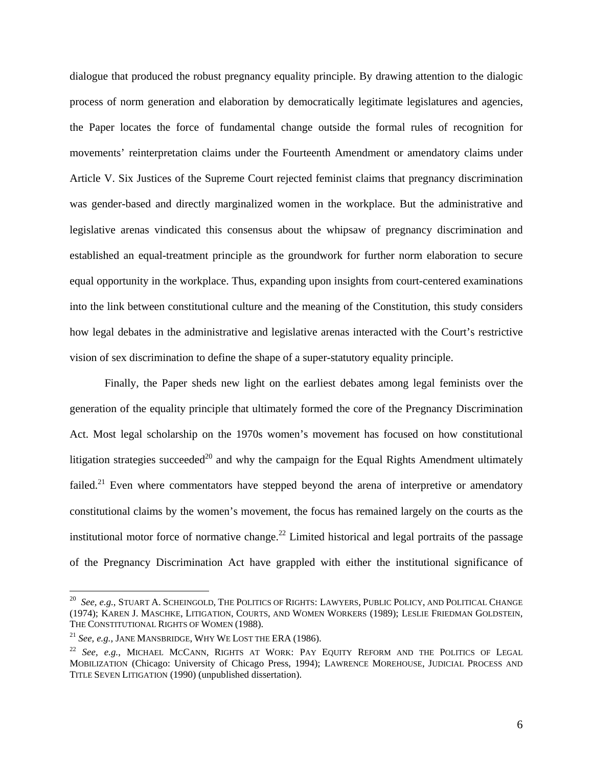dialogue that produced the robust pregnancy equality principle. By drawing attention to the dialogic process of norm generation and elaboration by democratically legitimate legislatures and agencies, the Paper locates the force of fundamental change outside the formal rules of recognition for movements' reinterpretation claims under the Fourteenth Amendment or amendatory claims under Article V. Six Justices of the Supreme Court rejected feminist claims that pregnancy discrimination was gender-based and directly marginalized women in the workplace. But the administrative and legislative arenas vindicated this consensus about the whipsaw of pregnancy discrimination and established an equal-treatment principle as the groundwork for further norm elaboration to secure equal opportunity in the workplace. Thus, expanding upon insights from court-centered examinations into the link between constitutional culture and the meaning of the Constitution, this study considers how legal debates in the administrative and legislative arenas interacted with the Court's restrictive vision of sex discrimination to define the shape of a super-statutory equality principle.

Finally, the Paper sheds new light on the earliest debates among legal feminists over the generation of the equality principle that ultimately formed the core of the Pregnancy Discrimination Act. Most legal scholarship on the 1970s women's movement has focused on how constitutional litigation strategies succeeded[20] and why the campaign for the Equal Rights Amendment ultimately failed.[21] Even where commentators have stepped beyond the arena of interpretive or amendatory constitutional claims by the women's movement, the focus has remained largely on the courts as the institutional motor force of normative change.[22] Limited historical and legal portraits of the passage of the Pregnancy Discrimination Act have grappled with either the institutional significance of

---

[20] *See, e.g.*, STUART A. SCHEINGOLD, THE POLITICS OF RIGHTS: LAWYERS, PUBLIC POLICY, AND POLITICAL CHANGE (1974); KAREN J. MASCHKE, LITIGATION, COURTS, AND WOMEN WORKERS (1989); LESLIE FRIEDMAN GOLDSTEIN, THE CONSTITUTIONAL RIGHTS OF WOMEN (1988).

[21] *See, e.g.*, JANE MANSBRIDGE, WHY WE LOST THE ERA (1986).

[22] *See, e.g.*, MICHAEL MCCANN, RIGHTS AT WORK: PAY EQUITY REFORM AND THE POLITICS OF LEGAL MOBILIZATION (Chicago: University of Chicago Press, 1994); LAWRENCE MOREHOUSE, JUDICIAL PROCESS AND TITLE SEVEN LITIGATION (1990) (unpublished dissertation).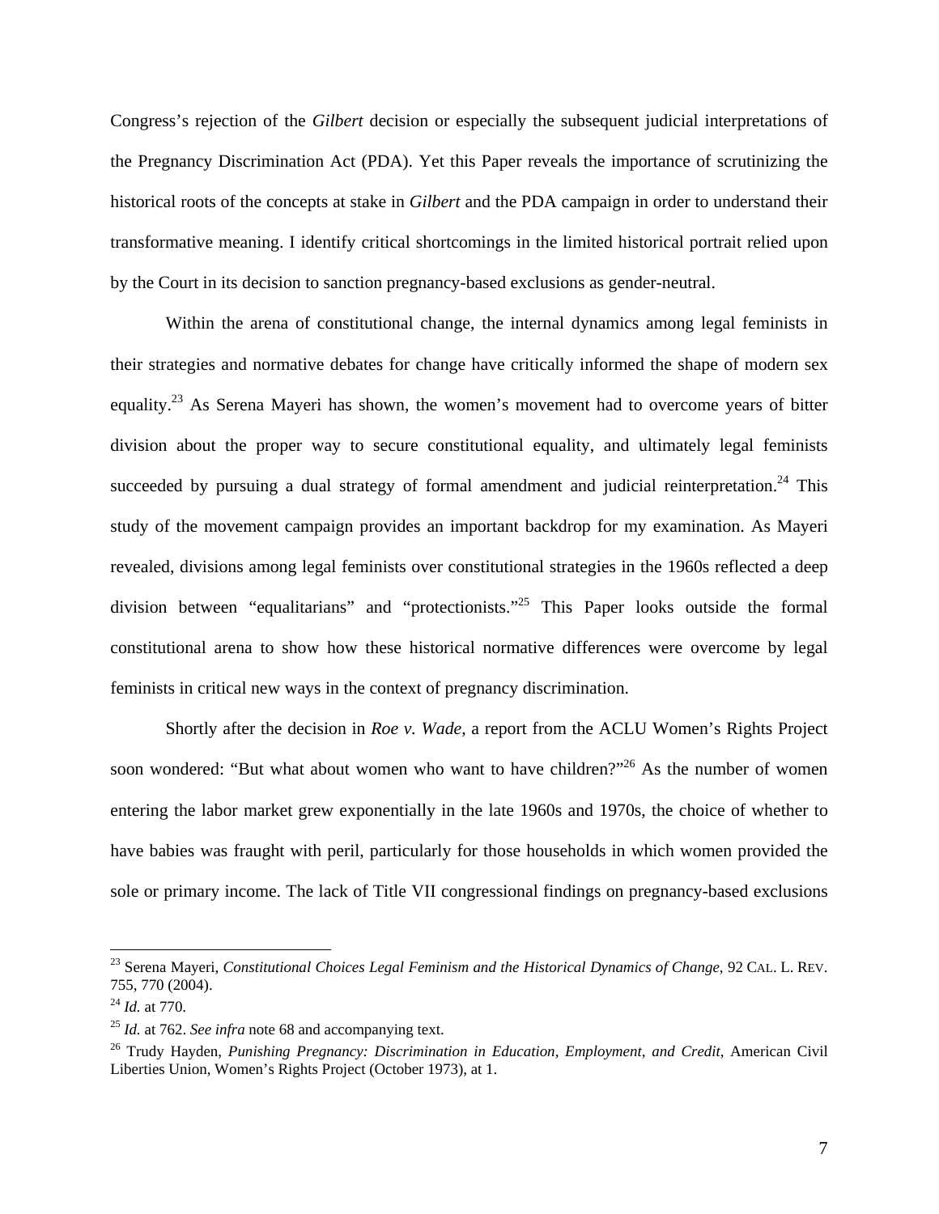Congress's rejection of the *Gilbert* decision or especially the subsequent judicial interpretations of the Pregnancy Discrimination Act (PDA). Yet this Paper reveals the importance of scrutinizing the historical roots of the concepts at stake in *Gilbert* and the PDA campaign in order to understand their transformative meaning. I identify critical shortcomings in the limited historical portrait relied upon by the Court in its decision to sanction pregnancy-based exclusions as gender-neutral.

Within the arena of constitutional change, the internal dynamics among legal feminists in their strategies and normative debates for change have critically informed the shape of modern sex equality.[23] As Serena Mayeri has shown, the women's movement had to overcome years of bitter division about the proper way to secure constitutional equality, and ultimately legal feminists succeeded by pursuing a dual strategy of formal amendment and judicial reinterpretation.[24] This study of the movement campaign provides an important backdrop for my examination. As Mayeri revealed, divisions among legal feminists over constitutional strategies in the 1960s reflected a deep division between "equalitarians" and "protectionists."[25] This Paper looks outside the formal constitutional arena to show how these historical normative differences were overcome by legal feminists in critical new ways in the context of pregnancy discrimination.

Shortly after the decision in *Roe v. Wade*, a report from the ACLU Women's Rights Project soon wondered: "But what about women who want to have children?"[26] As the number of women entering the labor market grew exponentially in the late 1960s and 1970s, the choice of whether to have babies was fraught with peril, particularly for those households in which women provided the sole or primary income. The lack of Title VII congressional findings on pregnancy-based exclusions

---

[23] Serena Mayeri, *Constitutional Choices Legal Feminism and the Historical Dynamics of Change*, 92 CAL. L. REV. 755, 770 (2004).

[24] *Id.* at 770.

[25] *Id.* at 762. *See infra* note 68 and accompanying text.

[26] Trudy Hayden, *Punishing Pregnancy: Discrimination in Education, Employment, and Credit*, American Civil Liberties Union, Women's Rights Project (October 1973), at 1.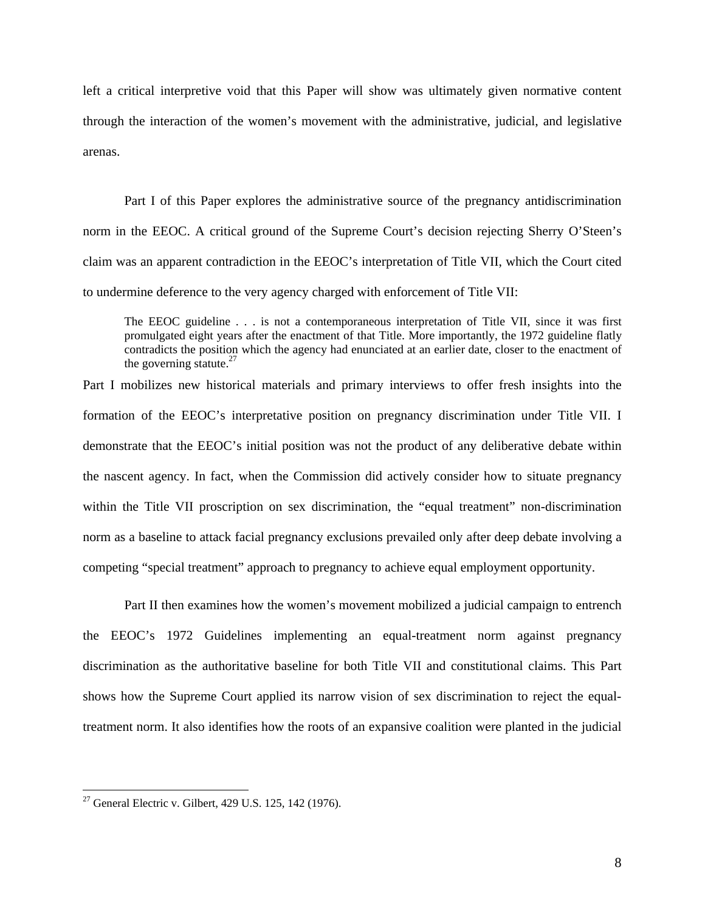left a critical interpretive void that this Paper will show was ultimately given normative content through the interaction of the women's movement with the administrative, judicial, and legislative arenas.

Part I of this Paper explores the administrative source of the pregnancy antidiscrimination norm in the EEOC. A critical ground of the Supreme Court's decision rejecting Sherry O'Steen's claim was an apparent contradiction in the EEOC's interpretation of Title VII, which the Court cited to undermine deference to the very agency charged with enforcement of Title VII:

> The EEOC guideline . . . is not a contemporaneous interpretation of Title VII, since it was first promulgated eight years after the enactment of that Title. More importantly, the 1972 guideline flatly contradicts the position which the agency had enunciated at an earlier date, closer to the enactment of the governing statute.[27]

Part I mobilizes new historical materials and primary interviews to offer fresh insights into the formation of the EEOC's interpretative position on pregnancy discrimination under Title VII. I demonstrate that the EEOC's initial position was not the product of any deliberative debate within the nascent agency. In fact, when the Commission did actively consider how to situate pregnancy within the Title VII proscription on sex discrimination, the "equal treatment" non-discrimination norm as a baseline to attack facial pregnancy exclusions prevailed only after deep debate involving a competing "special treatment" approach to pregnancy to achieve equal employment opportunity.

Part II then examines how the women's movement mobilized a judicial campaign to entrench the EEOC's 1972 Guidelines implementing an equal-treatment norm against pregnancy discrimination as the authoritative baseline for both Title VII and constitutional claims. This Part shows how the Supreme Court applied its narrow vision of sex discrimination to reject the equal-treatment norm. It also identifies how the roots of an expansive coalition were planted in the judicial

---

[27] General Electric v. Gilbert, 429 U.S. 125, 142 (1976).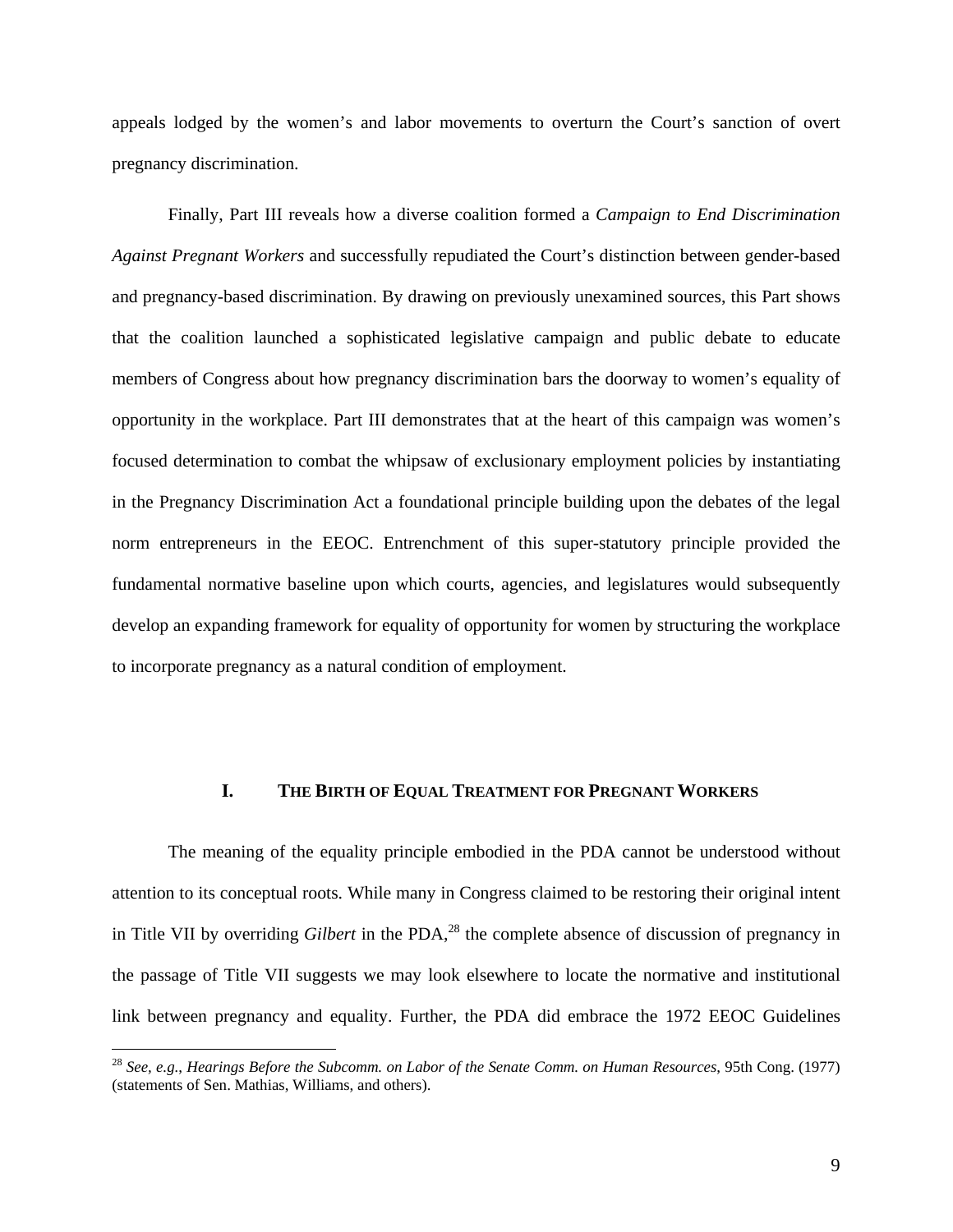appeals lodged by the women's and labor movements to overturn the Court's sanction of overt pregnancy discrimination.

Finally, Part III reveals how a diverse coalition formed a *Campaign to End Discrimination Against Pregnant Workers* and successfully repudiated the Court's distinction between gender-based and pregnancy-based discrimination. By drawing on previously unexamined sources, this Part shows that the coalition launched a sophisticated legislative campaign and public debate to educate members of Congress about how pregnancy discrimination bars the doorway to women's equality of opportunity in the workplace. Part III demonstrates that at the heart of this campaign was women's focused determination to combat the whipsaw of exclusionary employment policies by instantiating in the Pregnancy Discrimination Act a foundational principle building upon the debates of the legal norm entrepreneurs in the EEOC. Entrenchment of this super-statutory principle provided the fundamental normative baseline upon which courts, agencies, and legislatures would subsequently develop an expanding framework for equality of opportunity for women by structuring the workplace to incorporate pregnancy as a natural condition of employment.

## I. THE BIRTH OF EQUAL TREATMENT FOR PREGNANT WORKERS

The meaning of the equality principle embodied in the PDA cannot be understood without attention to its conceptual roots. While many in Congress claimed to be restoring their original intent in Title VII by overriding *Gilbert* in the PDA,[28] the complete absence of discussion of pregnancy in the passage of Title VII suggests we may look elsewhere to locate the normative and institutional link between pregnancy and equality. Further, the PDA did embrace the 1972 EEOC Guidelines

[28] *See, e.g.*, *Hearings Before the Subcomm. on Labor of the Senate Comm. on Human Resources*, 95th Cong. (1977) (statements of Sen. Mathias, Williams, and others).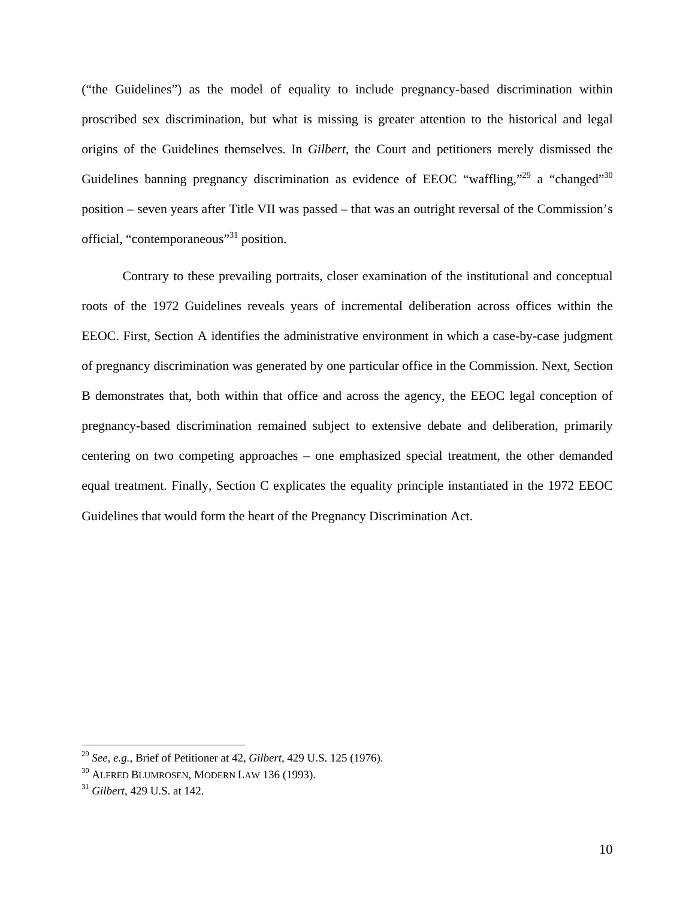("the Guidelines") as the model of equality to include pregnancy-based discrimination within proscribed sex discrimination, but what is missing is greater attention to the historical and legal origins of the Guidelines themselves. In *Gilbert*, the Court and petitioners merely dismissed the Guidelines banning pregnancy discrimination as evidence of EEOC "waffling,"[29] a "changed"[30] position – seven years after Title VII was passed – that was an outright reversal of the Commission's official, "contemporaneous"[31] position.

Contrary to these prevailing portraits, closer examination of the institutional and conceptual roots of the 1972 Guidelines reveals years of incremental deliberation across offices within the EEOC. First, Section A identifies the administrative environment in which a case-by-case judgment of pregnancy discrimination was generated by one particular office in the Commission. Next, Section B demonstrates that, both within that office and across the agency, the EEOC legal conception of pregnancy-based discrimination remained subject to extensive debate and deliberation, primarily centering on two competing approaches – one emphasized special treatment, the other demanded equal treatment. Finally, Section C explicates the equality principle instantiated in the 1972 EEOC Guidelines that would form the heart of the Pregnancy Discrimination Act.

---

[29] *See, e.g.*, Brief of Petitioner at 42, *Gilbert*, 429 U.S. 125 (1976).

[30] ALFRED BLUMROSEN, MODERN LAW 136 (1993).

[31] *Gilbert*, 429 U.S. at 142.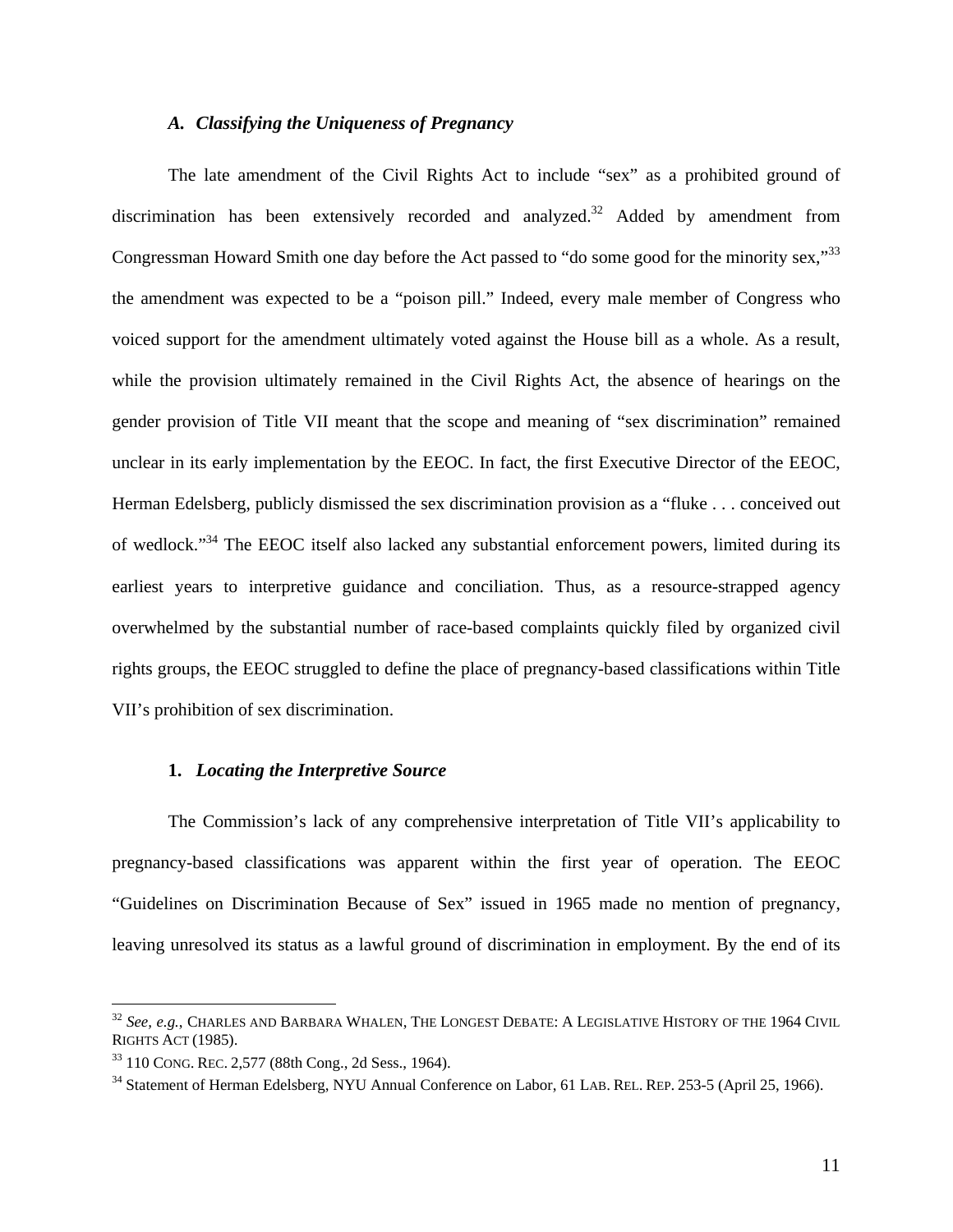### *A. Classifying the Uniqueness of Pregnancy*

The late amendment of the Civil Rights Act to include "sex" as a prohibited ground of discrimination has been extensively recorded and analyzed.[32] Added by amendment from Congressman Howard Smith one day before the Act passed to "do some good for the minority sex,"[33] the amendment was expected to be a "poison pill." Indeed, every male member of Congress who voiced support for the amendment ultimately voted against the House bill as a whole. As a result, while the provision ultimately remained in the Civil Rights Act, the absence of hearings on the gender provision of Title VII meant that the scope and meaning of "sex discrimination" remained unclear in its early implementation by the EEOC. In fact, the first Executive Director of the EEOC, Herman Edelsberg, publicly dismissed the sex discrimination provision as a "fluke . . . conceived out of wedlock."[34] The EEOC itself also lacked any substantial enforcement powers, limited during its earliest years to interpretive guidance and conciliation. Thus, as a resource-strapped agency overwhelmed by the substantial number of race-based complaints quickly filed by organized civil rights groups, the EEOC struggled to define the place of pregnancy-based classifications within Title VII's prohibition of sex discrimination.

#### **1.** *Locating the Interpretive Source*

The Commission's lack of any comprehensive interpretation of Title VII's applicability to pregnancy-based classifications was apparent within the first year of operation. The EEOC "Guidelines on Discrimination Because of Sex" issued in 1965 made no mention of pregnancy, leaving unresolved its status as a lawful ground of discrimination in employment. By the end of its

---

[32] *See, e.g.*, CHARLES AND BARBARA WHALEN, THE LONGEST DEBATE: A LEGISLATIVE HISTORY OF THE 1964 CIVIL RIGHTS ACT (1985).

[33] 110 CONG. REC. 2,577 (88th Cong., 2d Sess., 1964).

[34] Statement of Herman Edelsberg, NYU Annual Conference on Labor, 61 LAB. REL. REP. 253-5 (April 25, 1966).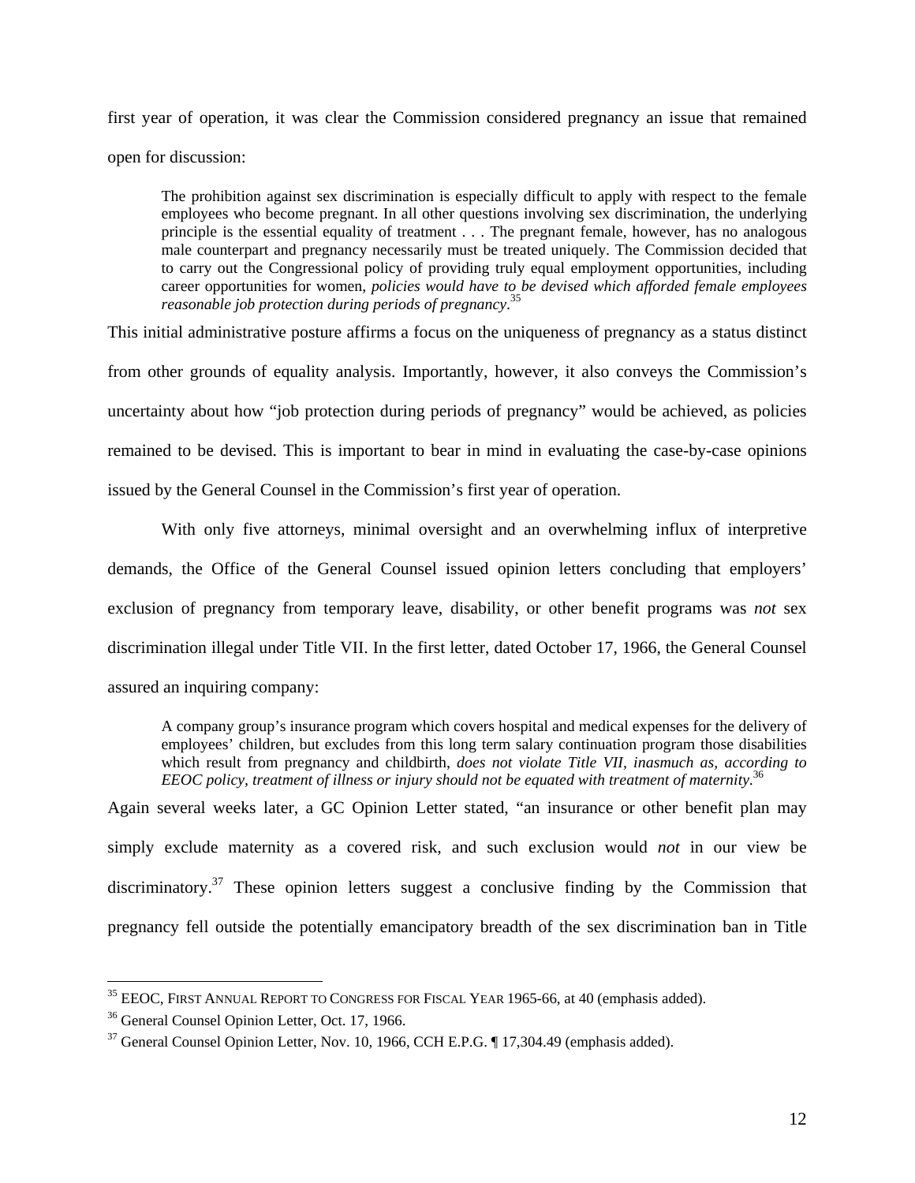first year of operation, it was clear the Commission considered pregnancy an issue that remained open for discussion:

> The prohibition against sex discrimination is especially difficult to apply with respect to the female employees who become pregnant. In all other questions involving sex discrimination, the underlying principle is the essential equality of treatment . . . The pregnant female, however, has no analogous male counterpart and pregnancy necessarily must be treated uniquely. The Commission decided that to carry out the Congressional policy of providing truly equal employment opportunities, including career opportunities for women, *policies would have to be devised which afforded female employees reasonable job protection during periods of pregnancy*.[35]

This initial administrative posture affirms a focus on the uniqueness of pregnancy as a status distinct from other grounds of equality analysis. Importantly, however, it also conveys the Commission's uncertainty about how "job protection during periods of pregnancy" would be achieved, as policies remained to be devised. This is important to bear in mind in evaluating the case-by-case opinions issued by the General Counsel in the Commission's first year of operation.

With only five attorneys, minimal oversight and an overwhelming influx of interpretive demands, the Office of the General Counsel issued opinion letters concluding that employers' exclusion of pregnancy from temporary leave, disability, or other benefit programs was *not* sex discrimination illegal under Title VII. In the first letter, dated October 17, 1966, the General Counsel assured an inquiring company:

> A company group's insurance program which covers hospital and medical expenses for the delivery of employees' children, but excludes from this long term salary continuation program those disabilities which result from pregnancy and childbirth, *does not violate Title VII, inasmuch as, according to EEOC policy, treatment of illness or injury should not be equated with treatment of maternity.*[36]

Again several weeks later, a GC Opinion Letter stated, "an insurance or other benefit plan may simply exclude maternity as a covered risk, and such exclusion would *not* in our view be discriminatory.[37] These opinion letters suggest a conclusive finding by the Commission that pregnancy fell outside the potentially emancipatory breadth of the sex discrimination ban in Title

---

[35] EEOC, First Annual Report to Congress for Fiscal Year 1965-66, at 40 (emphasis added).

[36] General Counsel Opinion Letter, Oct. 17, 1966.

[37] General Counsel Opinion Letter, Nov. 10, 1966, CCH E.P.G. ¶ 17,304.49 (emphasis added).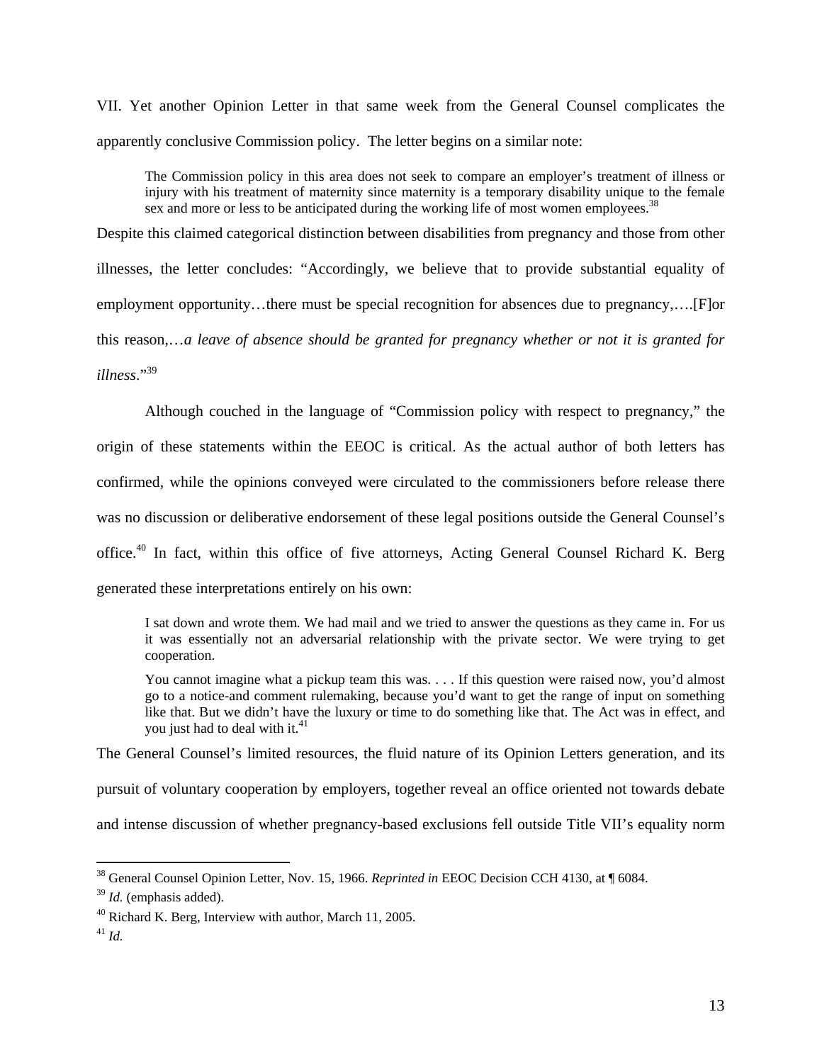VII. Yet another Opinion Letter in that same week from the General Counsel complicates the apparently conclusive Commission policy. The letter begins on a similar note:

> The Commission policy in this area does not seek to compare an employer's treatment of illness or injury with his treatment of maternity since maternity is a temporary disability unique to the female sex and more or less to be anticipated during the working life of most women employees.[38]

Despite this claimed categorical distinction between disabilities from pregnancy and those from other illnesses, the letter concludes: "Accordingly, we believe that to provide substantial equality of employment opportunity…there must be special recognition for absences due to pregnancy,….[F]or this reason,…*a leave of absence should be granted for pregnancy whether or not it is granted for illness*."[39]

Although couched in the language of "Commission policy with respect to pregnancy," the origin of these statements within the EEOC is critical. As the actual author of both letters has confirmed, while the opinions conveyed were circulated to the commissioners before release there was no discussion or deliberative endorsement of these legal positions outside the General Counsel's office.[40] In fact, within this office of five attorneys, Acting General Counsel Richard K. Berg generated these interpretations entirely on his own:

> I sat down and wrote them. We had mail and we tried to answer the questions as they came in. For us it was essentially not an adversarial relationship with the private sector. We were trying to get cooperation.
>
> You cannot imagine what a pickup team this was. . . . If this question were raised now, you'd almost go to a notice-and comment rulemaking, because you'd want to get the range of input on something like that. But we didn't have the luxury or time to do something like that. The Act was in effect, and you just had to deal with it.[41]

The General Counsel's limited resources, the fluid nature of its Opinion Letters generation, and its pursuit of voluntary cooperation by employers, together reveal an office oriented not towards debate and intense discussion of whether pregnancy-based exclusions fell outside Title VII's equality norm

---

[38] General Counsel Opinion Letter, Nov. 15, 1966. *Reprinted in* EEOC Decision CCH 4130, at ¶ 6084.

[39] *Id.* (emphasis added).

[40] Richard K. Berg, Interview with author, March 11, 2005.

[41] *Id.*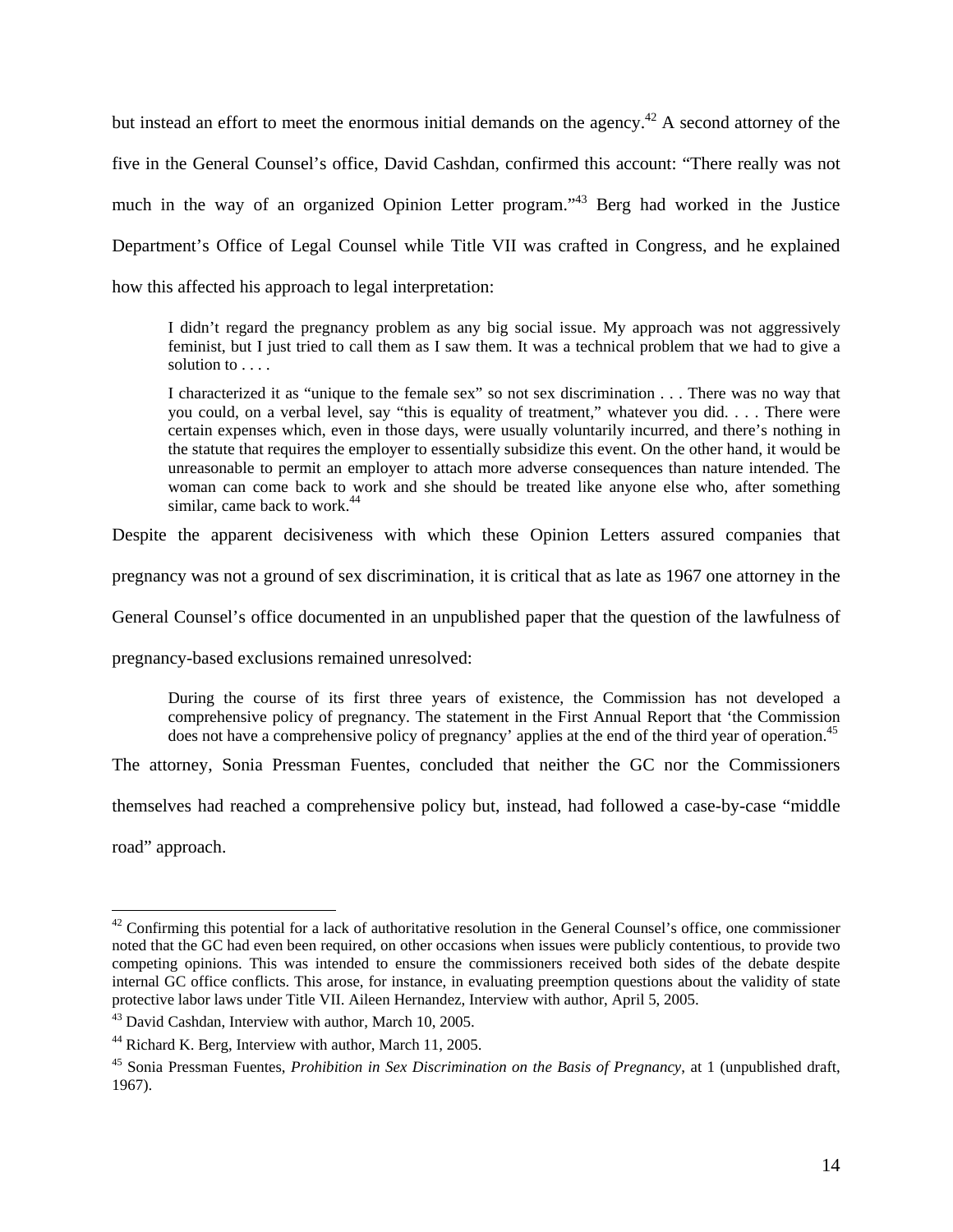but instead an effort to meet the enormous initial demands on the agency.[42] A second attorney of the five in the General Counsel's office, David Cashdan, confirmed this account: "There really was not much in the way of an organized Opinion Letter program."[43] Berg had worked in the Justice Department's Office of Legal Counsel while Title VII was crafted in Congress, and he explained how this affected his approach to legal interpretation:

> I didn't regard the pregnancy problem as any big social issue. My approach was not aggressively feminist, but I just tried to call them as I saw them. It was a technical problem that we had to give a solution to . . . .
>
> I characterized it as "unique to the female sex" so not sex discrimination . . . There was no way that you could, on a verbal level, say "this is equality of treatment," whatever you did. . . . There were certain expenses which, even in those days, were usually voluntarily incurred, and there's nothing in the statute that requires the employer to essentially subsidize this event. On the other hand, it would be unreasonable to permit an employer to attach more adverse consequences than nature intended. The woman can come back to work and she should be treated like anyone else who, after something similar, came back to work.[44]

Despite the apparent decisiveness with which these Opinion Letters assured companies that pregnancy was not a ground of sex discrimination, it is critical that as late as 1967 one attorney in the General Counsel's office documented in an unpublished paper that the question of the lawfulness of pregnancy-based exclusions remained unresolved:

> During the course of its first three years of existence, the Commission has not developed a comprehensive policy of pregnancy. The statement in the First Annual Report that 'the Commission does not have a comprehensive policy of pregnancy' applies at the end of the third year of operation.[45]

The attorney, Sonia Pressman Fuentes, concluded that neither the GC nor the Commissioners themselves had reached a comprehensive policy but, instead, had followed a case-by-case "middle road" approach.

---

[42] Confirming this potential for a lack of authoritative resolution in the General Counsel's office, one commissioner noted that the GC had even been required, on other occasions when issues were publicly contentious, to provide two competing opinions. This was intended to ensure the commissioners received both sides of the debate despite internal GC office conflicts. This arose, for instance, in evaluating preemption questions about the validity of state protective labor laws under Title VII. Aileen Hernandez, Interview with author, April 5, 2005.

[43] David Cashdan, Interview with author, March 10, 2005.

[44] Richard K. Berg, Interview with author, March 11, 2005.

[45] Sonia Pressman Fuentes, *Prohibition in Sex Discrimination on the Basis of Pregnancy*, at 1 (unpublished draft, 1967).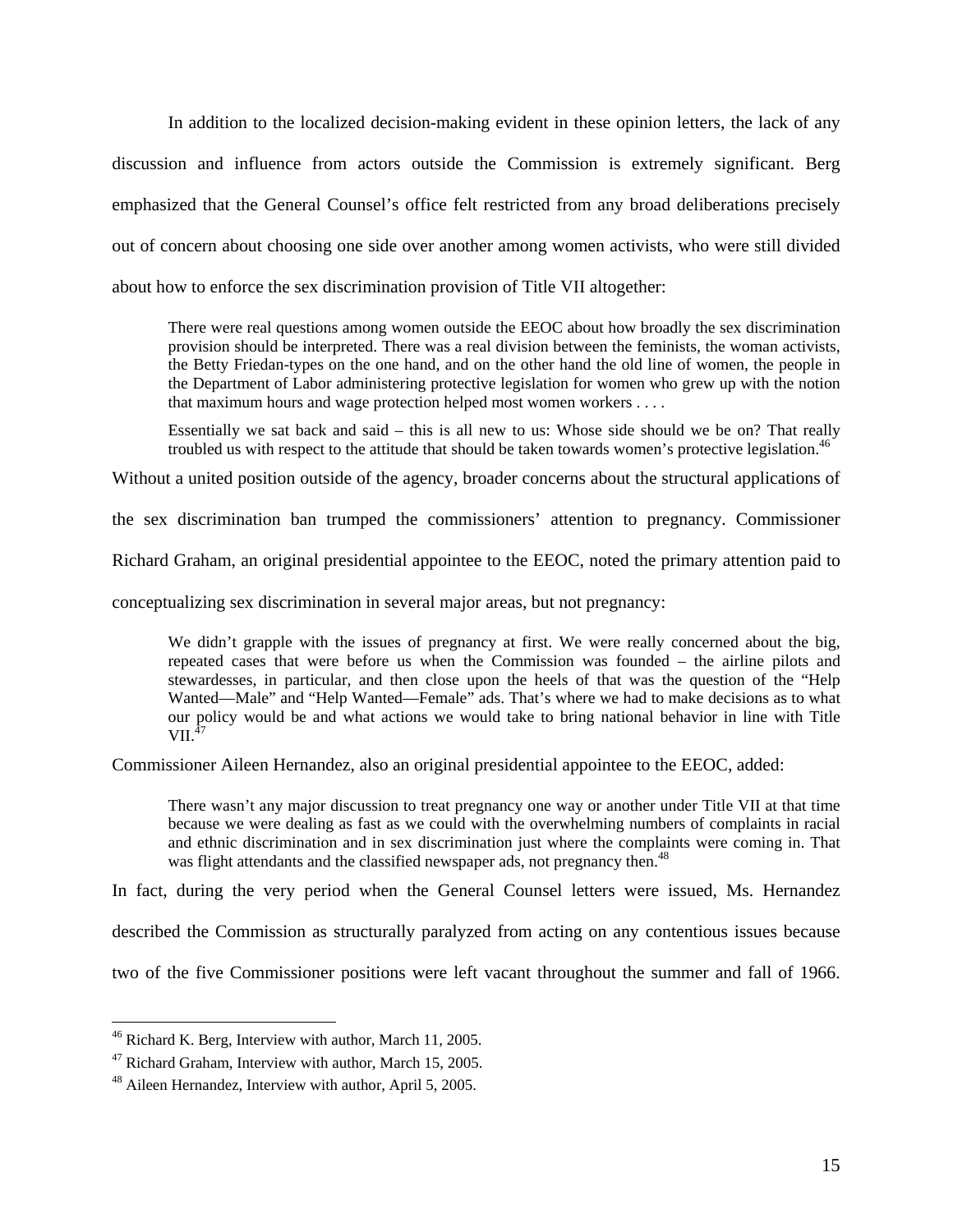In addition to the localized decision-making evident in these opinion letters, the lack of any discussion and influence from actors outside the Commission is extremely significant. Berg emphasized that the General Counsel's office felt restricted from any broad deliberations precisely out of concern about choosing one side over another among women activists, who were still divided about how to enforce the sex discrimination provision of Title VII altogether:

> There were real questions among women outside the EEOC about how broadly the sex discrimination provision should be interpreted. There was a real division between the feminists, the woman activists, the Betty Friedan-types on the one hand, and on the other hand the old line of women, the people in the Department of Labor administering protective legislation for women who grew up with the notion that maximum hours and wage protection helped most women workers . . . .
>
> Essentially we sat back and said – this is all new to us: Whose side should we be on? That really troubled us with respect to the attitude that should be taken towards women's protective legislation.[46]

Without a united position outside of the agency, broader concerns about the structural applications of the sex discrimination ban trumped the commissioners' attention to pregnancy. Commissioner Richard Graham, an original presidential appointee to the EEOC, noted the primary attention paid to conceptualizing sex discrimination in several major areas, but not pregnancy:

> We didn't grapple with the issues of pregnancy at first. We were really concerned about the big, repeated cases that were before us when the Commission was founded – the airline pilots and stewardesses, in particular, and then close upon the heels of that was the question of the "Help Wanted—Male" and "Help Wanted—Female" ads. That's where we had to make decisions as to what our policy would be and what actions we would take to bring national behavior in line with Title VII.[47]

Commissioner Aileen Hernandez, also an original presidential appointee to the EEOC, added:

> There wasn't any major discussion to treat pregnancy one way or another under Title VII at that time because we were dealing as fast as we could with the overwhelming numbers of complaints in racial and ethnic discrimination and in sex discrimination just where the complaints were coming in. That was flight attendants and the classified newspaper ads, not pregnancy then.[48]

In fact, during the very period when the General Counsel letters were issued, Ms. Hernandez described the Commission as structurally paralyzed from acting on any contentious issues because two of the five Commissioner positions were left vacant throughout the summer and fall of 1966.

---

[46] Richard K. Berg, Interview with author, March 11, 2005.

[47] Richard Graham, Interview with author, March 15, 2005.

[48] Aileen Hernandez, Interview with author, April 5, 2005.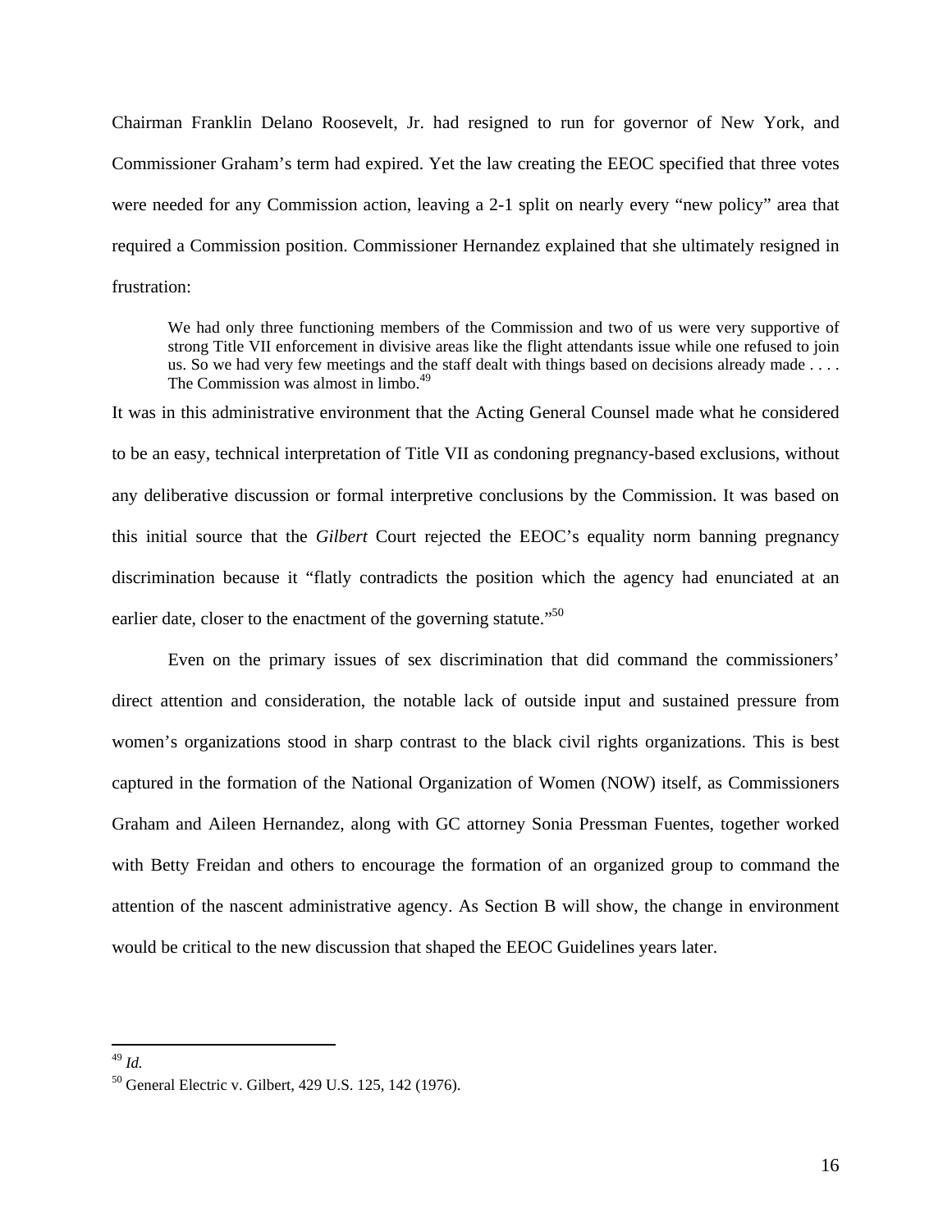Chairman Franklin Delano Roosevelt, Jr. had resigned to run for governor of New York, and Commissioner Graham's term had expired. Yet the law creating the EEOC specified that three votes were needed for any Commission action, leaving a 2-1 split on nearly every "new policy" area that required a Commission position. Commissioner Hernandez explained that she ultimately resigned in frustration:

> We had only three functioning members of the Commission and two of us were very supportive of strong Title VII enforcement in divisive areas like the flight attendants issue while one refused to join us. So we had very few meetings and the staff dealt with things based on decisions already made . . . . The Commission was almost in limbo.[49]

It was in this administrative environment that the Acting General Counsel made what he considered to be an easy, technical interpretation of Title VII as condoning pregnancy-based exclusions, without any deliberative discussion or formal interpretive conclusions by the Commission. It was based on this initial source that the *Gilbert* Court rejected the EEOC's equality norm banning pregnancy discrimination because it "flatly contradicts the position which the agency had enunciated at an earlier date, closer to the enactment of the governing statute."[50]

Even on the primary issues of sex discrimination that did command the commissioners' direct attention and consideration, the notable lack of outside input and sustained pressure from women's organizations stood in sharp contrast to the black civil rights organizations. This is best captured in the formation of the National Organization of Women (NOW) itself, as Commissioners Graham and Aileen Hernandez, along with GC attorney Sonia Pressman Fuentes, together worked with Betty Freidan and others to encourage the formation of an organized group to command the attention of the nascent administrative agency. As Section B will show, the change in environment would be critical to the new discussion that shaped the EEOC Guidelines years later.

---

[49] *Id.*

[50] General Electric v. Gilbert, 429 U.S. 125, 142 (1976).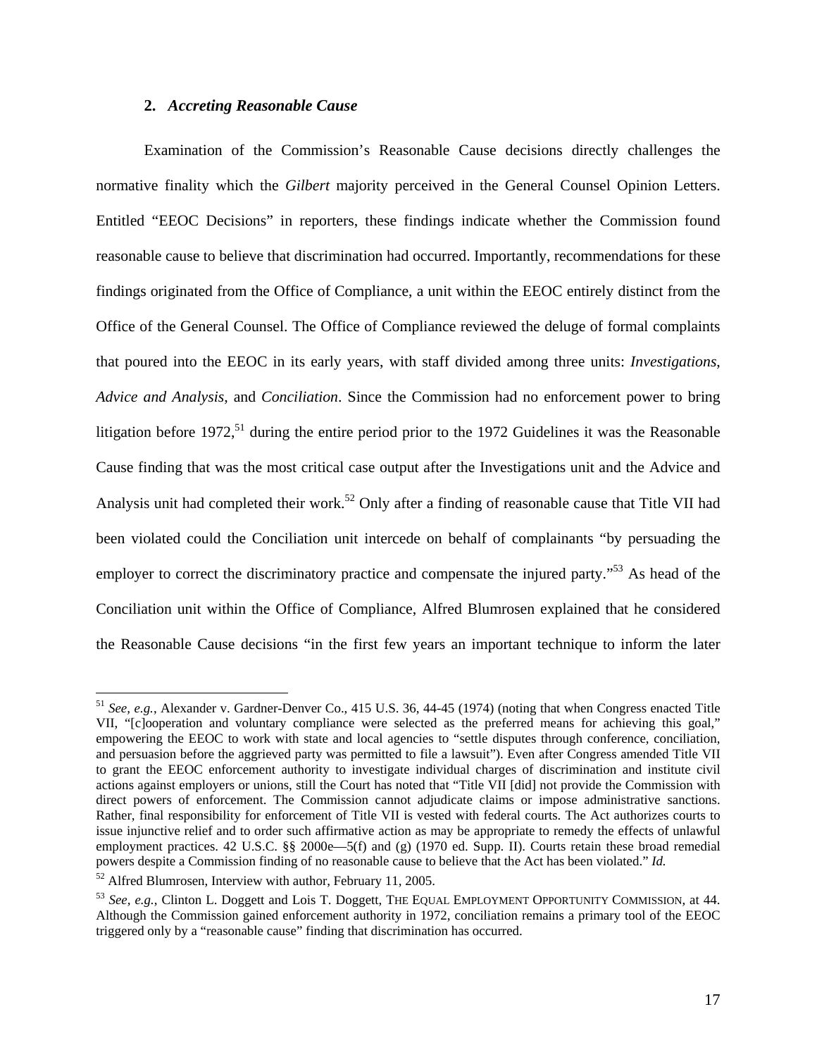### 2. *Accreting Reasonable Cause*

Examination of the Commission's Reasonable Cause decisions directly challenges the normative finality which the *Gilbert* majority perceived in the General Counsel Opinion Letters. Entitled "EEOC Decisions" in reporters, these findings indicate whether the Commission found reasonable cause to believe that discrimination had occurred. Importantly, recommendations for these findings originated from the Office of Compliance, a unit within the EEOC entirely distinct from the Office of the General Counsel. The Office of Compliance reviewed the deluge of formal complaints that poured into the EEOC in its early years, with staff divided among three units: *Investigations*, *Advice and Analysis*, and *Conciliation*. Since the Commission had no enforcement power to bring litigation before 1972,[51] during the entire period prior to the 1972 Guidelines it was the Reasonable Cause finding that was the most critical case output after the Investigations unit and the Advice and Analysis unit had completed their work.[52] Only after a finding of reasonable cause that Title VII had been violated could the Conciliation unit intercede on behalf of complainants "by persuading the employer to correct the discriminatory practice and compensate the injured party."[53] As head of the Conciliation unit within the Office of Compliance, Alfred Blumrosen explained that he considered the Reasonable Cause decisions "in the first few years an important technique to inform the later

---

[51] *See, e.g.*, Alexander v. Gardner-Denver Co., 415 U.S. 36, 44-45 (1974) (noting that when Congress enacted Title VII, "[c]ooperation and voluntary compliance were selected as the preferred means for achieving this goal," empowering the EEOC to work with state and local agencies to "settle disputes through conference, conciliation, and persuasion before the aggrieved party was permitted to file a lawsuit"). Even after Congress amended Title VII to grant the EEOC enforcement authority to investigate individual charges of discrimination and institute civil actions against employers or unions, still the Court has noted that "Title VII [did] not provide the Commission with direct powers of enforcement. The Commission cannot adjudicate claims or impose administrative sanctions. Rather, final responsibility for enforcement of Title VII is vested with federal courts. The Act authorizes courts to issue injunctive relief and to order such affirmative action as may be appropriate to remedy the effects of unlawful employment practices. 42 U.S.C. §§ 2000e—5(f) and (g) (1970 ed. Supp. II). Courts retain these broad remedial powers despite a Commission finding of no reasonable cause to believe that the Act has been violated." *Id.*

[52] Alfred Blumrosen, Interview with author, February 11, 2005.

[53] *See, e.g.*, Clinton L. Doggett and Lois T. Doggett, THE EQUAL EMPLOYMENT OPPORTUNITY COMMISSION, at 44. Although the Commission gained enforcement authority in 1972, conciliation remains a primary tool of the EEOC triggered only by a "reasonable cause" finding that discrimination has occurred.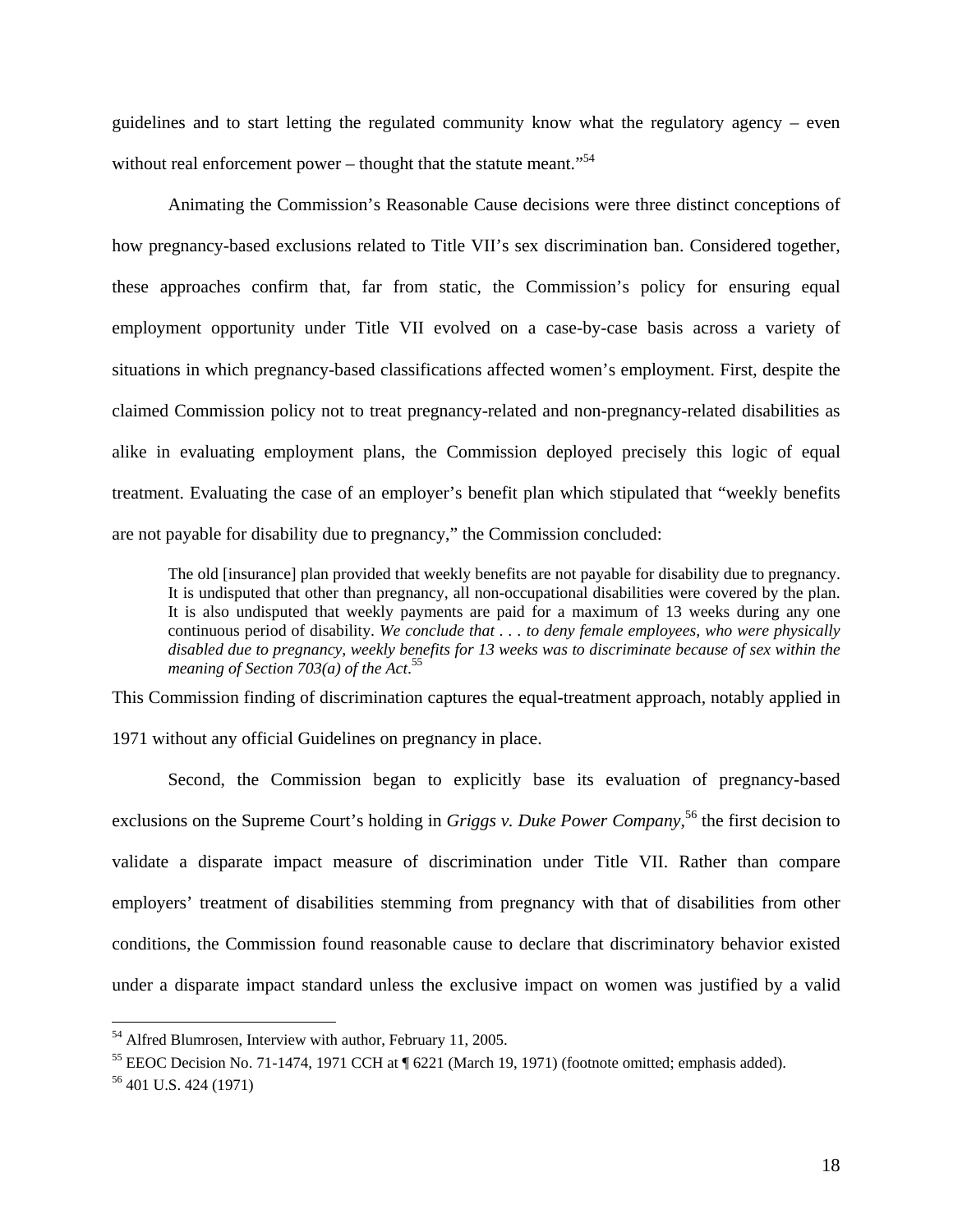guidelines and to start letting the regulated community know what the regulatory agency – even without real enforcement power – thought that the statute meant."[54]

Animating the Commission's Reasonable Cause decisions were three distinct conceptions of how pregnancy-based exclusions related to Title VII's sex discrimination ban. Considered together, these approaches confirm that, far from static, the Commission's policy for ensuring equal employment opportunity under Title VII evolved on a case-by-case basis across a variety of situations in which pregnancy-based classifications affected women's employment. First, despite the claimed Commission policy not to treat pregnancy-related and non-pregnancy-related disabilities as alike in evaluating employment plans, the Commission deployed precisely this logic of equal treatment. Evaluating the case of an employer's benefit plan which stipulated that "weekly benefits are not payable for disability due to pregnancy," the Commission concluded:

> The old [insurance] plan provided that weekly benefits are not payable for disability due to pregnancy. It is undisputed that other than pregnancy, all non-occupational disabilities were covered by the plan. It is also undisputed that weekly payments are paid for a maximum of 13 weeks during any one continuous period of disability. *We conclude that . . . to deny female employees, who were physically disabled due to pregnancy, weekly benefits for 13 weeks was to discriminate because of sex within the meaning of Section 703(a) of the Act*.[55]

This Commission finding of discrimination captures the equal-treatment approach, notably applied in 1971 without any official Guidelines on pregnancy in place.

Second, the Commission began to explicitly base its evaluation of pregnancy-based exclusions on the Supreme Court's holding in *Griggs v. Duke Power Company*,[56] the first decision to validate a disparate impact measure of discrimination under Title VII. Rather than compare employers' treatment of disabilities stemming from pregnancy with that of disabilities from other conditions, the Commission found reasonable cause to declare that discriminatory behavior existed under a disparate impact standard unless the exclusive impact on women was justified by a valid

---

[54] Alfred Blumrosen, Interview with author, February 11, 2005.

[55] EEOC Decision No. 71-1474, 1971 CCH at ¶ 6221 (March 19, 1971) (footnote omitted; emphasis added).

[56] 401 U.S. 424 (1971)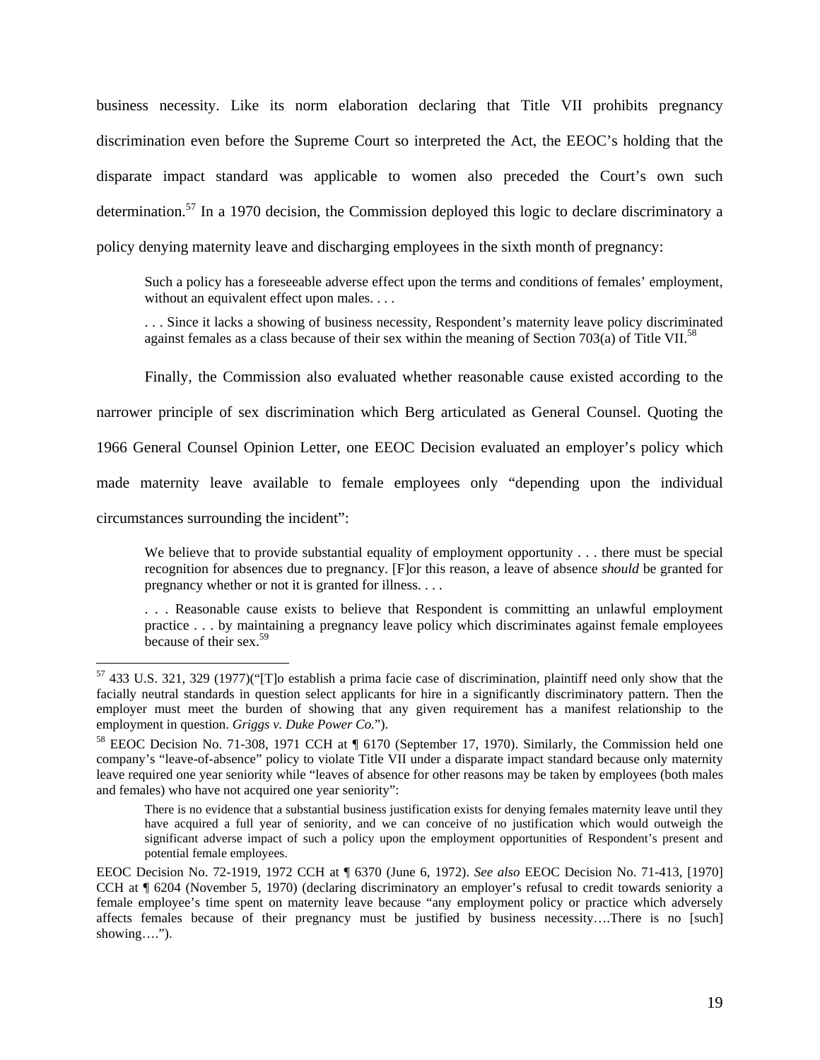business necessity. Like its norm elaboration declaring that Title VII prohibits pregnancy discrimination even before the Supreme Court so interpreted the Act, the EEOC's holding that the disparate impact standard was applicable to women also preceded the Court's own such determination.[57] In a 1970 decision, the Commission deployed this logic to declare discriminatory a policy denying maternity leave and discharging employees in the sixth month of pregnancy:

> Such a policy has a foreseeable adverse effect upon the terms and conditions of females' employment, without an equivalent effect upon males. . . .
>
> . . . Since it lacks a showing of business necessity, Respondent's maternity leave policy discriminated against females as a class because of their sex within the meaning of Section 703(a) of Title VII.[58]

Finally, the Commission also evaluated whether reasonable cause existed according to the narrower principle of sex discrimination which Berg articulated as General Counsel. Quoting the 1966 General Counsel Opinion Letter, one EEOC Decision evaluated an employer's policy which made maternity leave available to female employees only "depending upon the individual circumstances surrounding the incident":

> We believe that to provide substantial equality of employment opportunity . . . there must be special recognition for absences due to pregnancy. [F]or this reason, a leave of absence *should* be granted for pregnancy whether or not it is granted for illness. . . .
>
> . . . Reasonable cause exists to believe that Respondent is committing an unlawful employment practice . . . by maintaining a pregnancy leave policy which discriminates against female employees because of their sex.[59]

---

[57] 433 U.S. 321, 329 (1977)("[T]o establish a prima facie case of discrimination, plaintiff need only show that the facially neutral standards in question select applicants for hire in a significantly discriminatory pattern. Then the employer must meet the burden of showing that any given requirement has a manifest relationship to the employment in question. *Griggs v. Duke Power Co.*").

[58] EEOC Decision No. 71-308, 1971 CCH at ¶ 6170 (September 17, 1970). Similarly, the Commission held one company's "leave-of-absence" policy to violate Title VII under a disparate impact standard because only maternity leave required one year seniority while "leaves of absence for other reasons may be taken by employees (both males and females) who have not acquired one year seniority":

> There is no evidence that a substantial business justification exists for denying females maternity leave until they have acquired a full year of seniority, and we can conceive of no justification which would outweigh the significant adverse impact of such a policy upon the employment opportunities of Respondent's present and potential female employees.

EEOC Decision No. 72-1919, 1972 CCH at ¶ 6370 (June 6, 1972). *See also* EEOC Decision No. 71-413, [1970] CCH at ¶ 6204 (November 5, 1970) (declaring discriminatory an employer's refusal to credit towards seniority a female employee's time spent on maternity leave because "any employment policy or practice which adversely affects females because of their pregnancy must be justified by business necessity….There is no [such] showing….").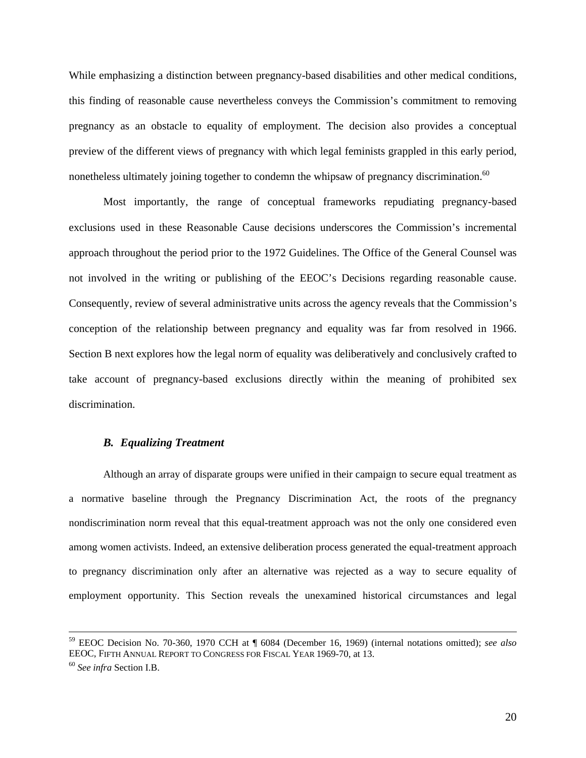While emphasizing a distinction between pregnancy-based disabilities and other medical conditions, this finding of reasonable cause nevertheless conveys the Commission's commitment to removing pregnancy as an obstacle to equality of employment. The decision also provides a conceptual preview of the different views of pregnancy with which legal feminists grappled in this early period, nonetheless ultimately joining together to condemn the whipsaw of pregnancy discrimination.[60]

Most importantly, the range of conceptual frameworks repudiating pregnancy-based exclusions used in these Reasonable Cause decisions underscores the Commission's incremental approach throughout the period prior to the 1972 Guidelines. The Office of the General Counsel was not involved in the writing or publishing of the EEOC's Decisions regarding reasonable cause. Consequently, review of several administrative units across the agency reveals that the Commission's conception of the relationship between pregnancy and equality was far from resolved in 1966. Section B next explores how the legal norm of equality was deliberatively and conclusively crafted to take account of pregnancy-based exclusions directly within the meaning of prohibited sex discrimination.

### *B. Equalizing Treatment*

Although an array of disparate groups were unified in their campaign to secure equal treatment as a normative baseline through the Pregnancy Discrimination Act, the roots of the pregnancy nondiscrimination norm reveal that this equal-treatment approach was not the only one considered even among women activists. Indeed, an extensive deliberation process generated the equal-treatment approach to pregnancy discrimination only after an alternative was rejected as a way to secure equality of employment opportunity. This Section reveals the unexamined historical circumstances and legal

---

[59] EEOC Decision No. 70-360, 1970 CCH at ¶ 6084 (December 16, 1969) (internal notations omitted); *see also* EEOC, FIFTH ANNUAL REPORT TO CONGRESS FOR FISCAL YEAR 1969-70, at 13.

[60] *See infra* Section I.B.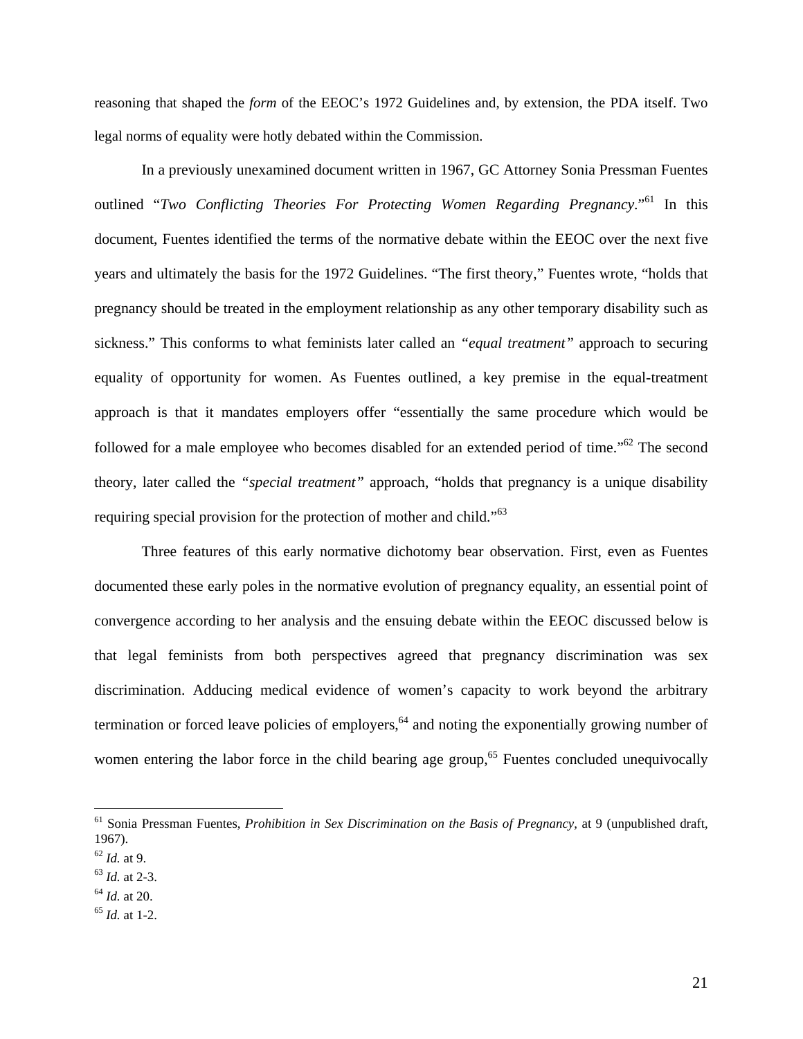reasoning that shaped the *form* of the EEOC's 1972 Guidelines and, by extension, the PDA itself. Two legal norms of equality were hotly debated within the Commission.

In a previously unexamined document written in 1967, GC Attorney Sonia Pressman Fuentes outlined "*Two Conflicting Theories For Protecting Women Regarding Pregnancy*."[61] In this document, Fuentes identified the terms of the normative debate within the EEOC over the next five years and ultimately the basis for the 1972 Guidelines. "The first theory," Fuentes wrote, "holds that pregnancy should be treated in the employment relationship as any other temporary disability such as sickness." This conforms to what feminists later called an *"equal treatment"* approach to securing equality of opportunity for women. As Fuentes outlined, a key premise in the equal-treatment approach is that it mandates employers offer "essentially the same procedure which would be followed for a male employee who becomes disabled for an extended period of time."[62] The second theory, later called the *"special treatment"* approach, "holds that pregnancy is a unique disability requiring special provision for the protection of mother and child."[63]

Three features of this early normative dichotomy bear observation. First, even as Fuentes documented these early poles in the normative evolution of pregnancy equality, an essential point of convergence according to her analysis and the ensuing debate within the EEOC discussed below is that legal feminists from both perspectives agreed that pregnancy discrimination was sex discrimination. Adducing medical evidence of women's capacity to work beyond the arbitrary termination or forced leave policies of employers,[64] and noting the exponentially growing number of women entering the labor force in the child bearing age group,[65] Fuentes concluded unequivocally

---

[61] Sonia Pressman Fuentes, *Prohibition in Sex Discrimination on the Basis of Pregnancy*, at 9 (unpublished draft, 1967).

[62] *Id.* at 9.

[63] *Id.* at 2-3.

[64] *Id.* at 20.

[65] *Id.* at 1-2.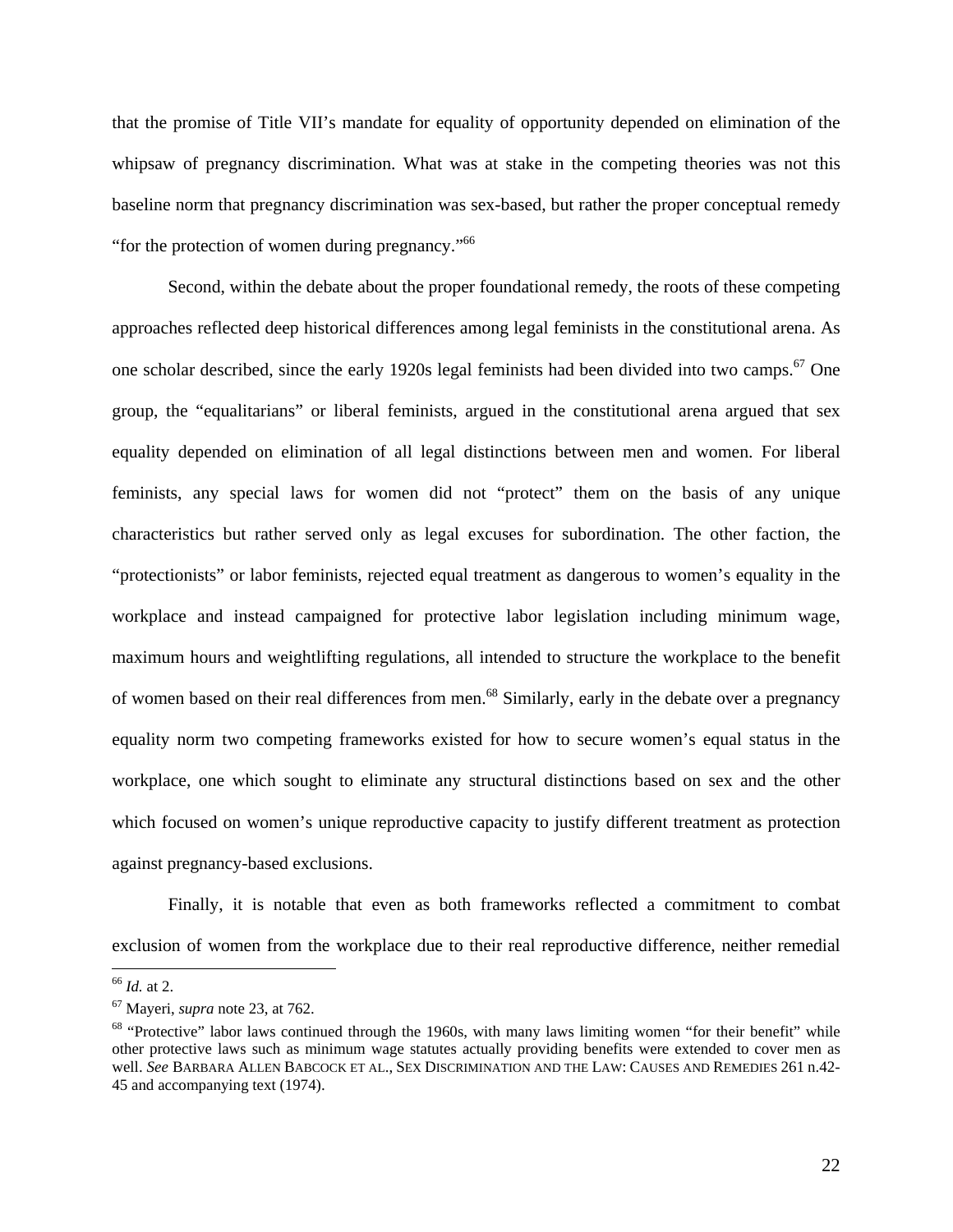that the promise of Title VII's mandate for equality of opportunity depended on elimination of the whipsaw of pregnancy discrimination. What was at stake in the competing theories was not this baseline norm that pregnancy discrimination was sex-based, but rather the proper conceptual remedy "for the protection of women during pregnancy."[66]

Second, within the debate about the proper foundational remedy, the roots of these competing approaches reflected deep historical differences among legal feminists in the constitutional arena. As one scholar described, since the early 1920s legal feminists had been divided into two camps.[67] One group, the "equalitarians" or liberal feminists, argued in the constitutional arena argued that sex equality depended on elimination of all legal distinctions between men and women. For liberal feminists, any special laws for women did not "protect" them on the basis of any unique characteristics but rather served only as legal excuses for subordination. The other faction, the "protectionists" or labor feminists, rejected equal treatment as dangerous to women's equality in the workplace and instead campaigned for protective labor legislation including minimum wage, maximum hours and weightlifting regulations, all intended to structure the workplace to the benefit of women based on their real differences from men.[68] Similarly, early in the debate over a pregnancy equality norm two competing frameworks existed for how to secure women's equal status in the workplace, one which sought to eliminate any structural distinctions based on sex and the other which focused on women's unique reproductive capacity to justify different treatment as protection against pregnancy-based exclusions.

Finally, it is notable that even as both frameworks reflected a commitment to combat exclusion of women from the workplace due to their real reproductive difference, neither remedial

---

[66] *Id.* at 2.

[67] Mayeri, *supra* note 23, at 762.

[68] "Protective" labor laws continued through the 1960s, with many laws limiting women "for their benefit" while other protective laws such as minimum wage statutes actually providing benefits were extended to cover men as well. *See* BARBARA ALLEN BABCOCK ET AL., SEX DISCRIMINATION AND THE LAW: CAUSES AND REMEDIES 261 n.42-45 and accompanying text (1974).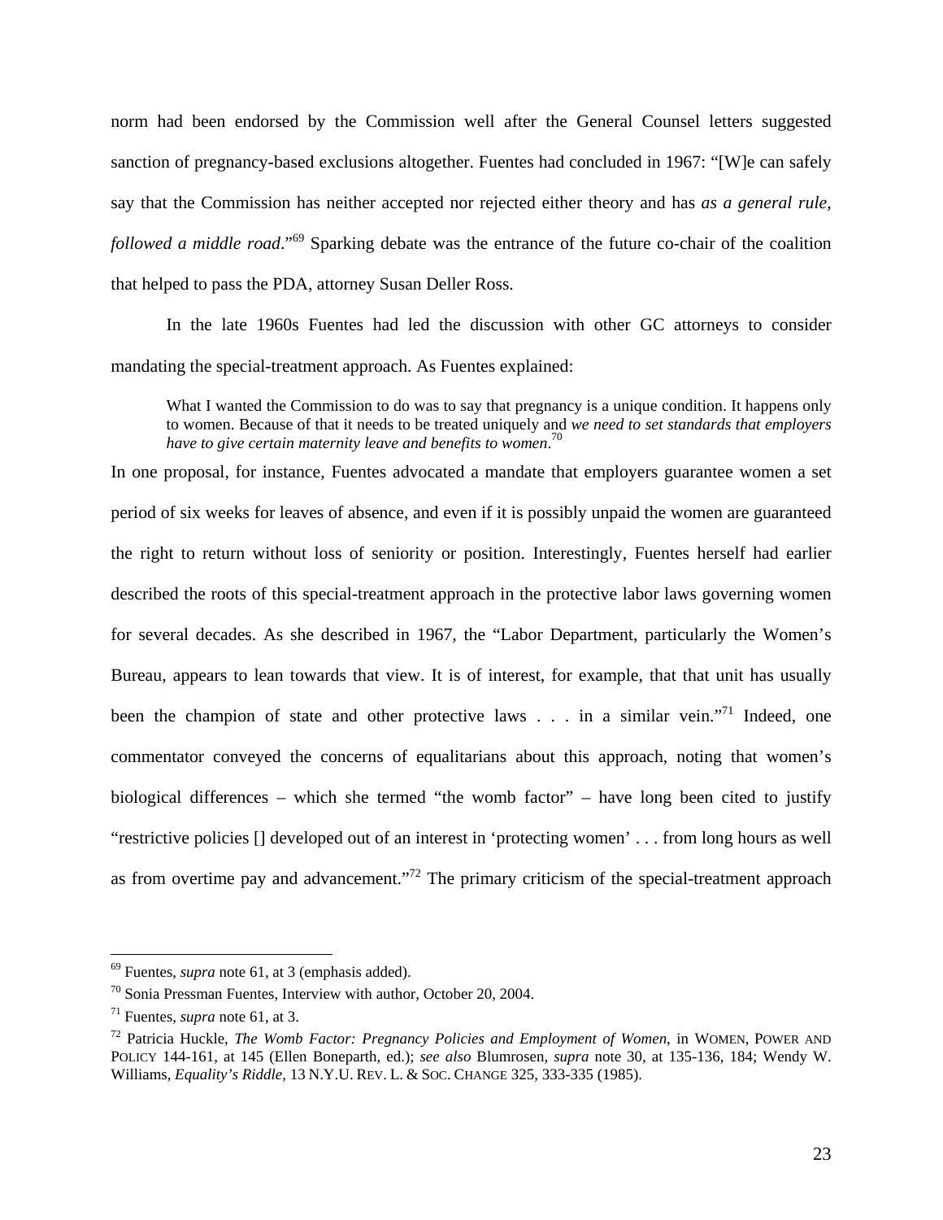norm had been endorsed by the Commission well after the General Counsel letters suggested sanction of pregnancy-based exclusions altogether. Fuentes had concluded in 1967: "[W]e can safely say that the Commission has neither accepted nor rejected either theory and has *as a general rule, followed a middle road*."[69] Sparking debate was the entrance of the future co-chair of the coalition that helped to pass the PDA, attorney Susan Deller Ross.

In the late 1960s Fuentes had led the discussion with other GC attorneys to consider mandating the special-treatment approach. As Fuentes explained:

> What I wanted the Commission to do was to say that pregnancy is a unique condition. It happens only to women. Because of that it needs to be treated uniquely and *we need to set standards that employers have to give certain maternity leave and benefits to women*.[70]

In one proposal, for instance, Fuentes advocated a mandate that employers guarantee women a set period of six weeks for leaves of absence, and even if it is possibly unpaid the women are guaranteed the right to return without loss of seniority or position. Interestingly, Fuentes herself had earlier described the roots of this special-treatment approach in the protective labor laws governing women for several decades. As she described in 1967, the "Labor Department, particularly the Women's Bureau, appears to lean towards that view. It is of interest, for example, that that unit has usually been the champion of state and other protective laws . . . in a similar vein."[71] Indeed, one commentator conveyed the concerns of equalitarians about this approach, noting that women's biological differences – which she termed "the womb factor" – have long been cited to justify "restrictive policies [] developed out of an interest in 'protecting women' . . . from long hours as well as from overtime pay and advancement."[72] The primary criticism of the special-treatment approach

---

[69] Fuentes, *supra* note 61, at 3 (emphasis added).

[70] Sonia Pressman Fuentes, Interview with author, October 20, 2004.

[71] Fuentes, *supra* note 61, at 3.

[72] Patricia Huckle, *The Womb Factor: Pregnancy Policies and Employment of Women*, in WOMEN, POWER AND POLICY 144-161, at 145 (Ellen Boneparth, ed.); *see also* Blumrosen, *supra* note 30, at 135-136, 184; Wendy W. Williams, *Equality's Riddle*, 13 N.Y.U. REV. L. & SOC. CHANGE 325, 333-335 (1985).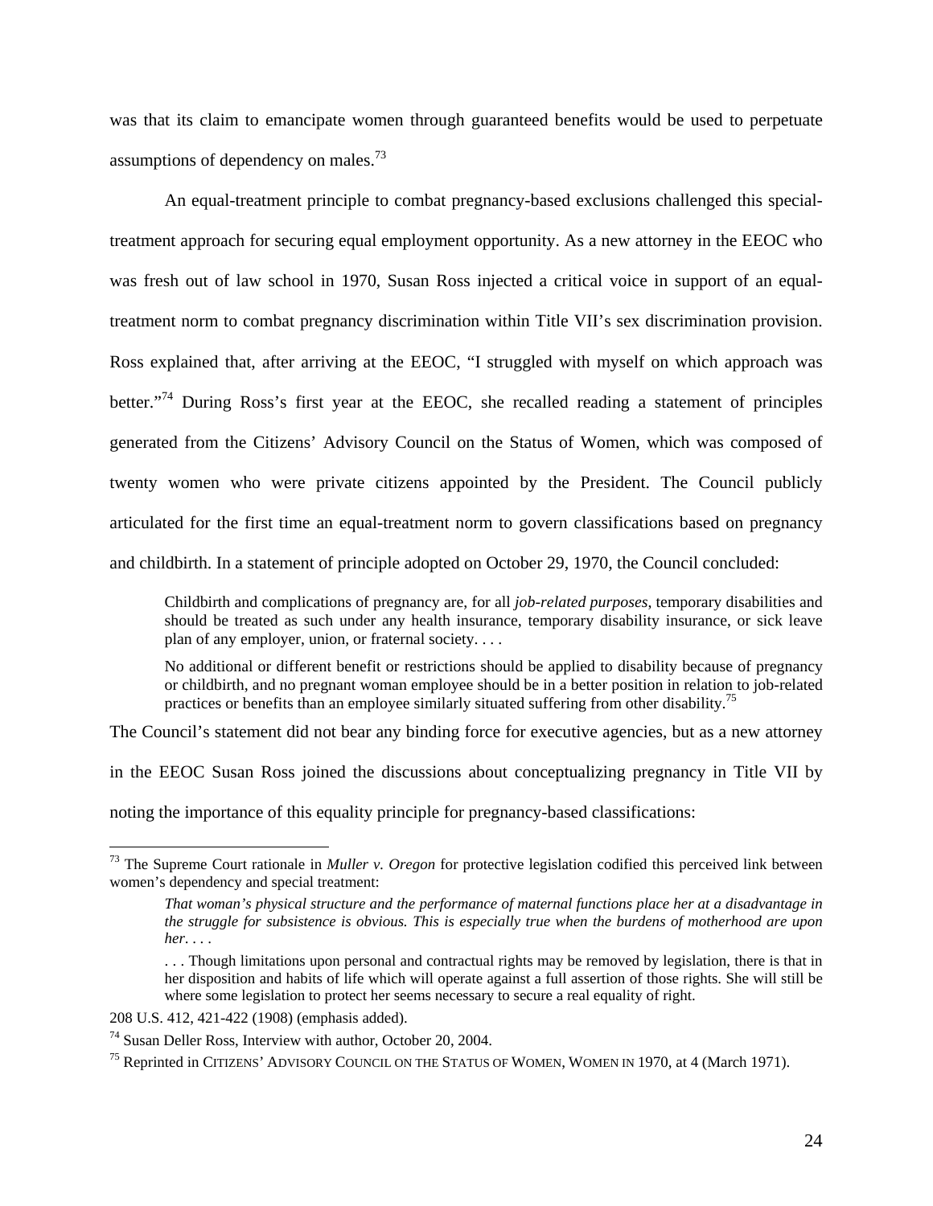was that its claim to emancipate women through guaranteed benefits would be used to perpetuate assumptions of dependency on males.[73]

An equal-treatment principle to combat pregnancy-based exclusions challenged this special-treatment approach for securing equal employment opportunity. As a new attorney in the EEOC who was fresh out of law school in 1970, Susan Ross injected a critical voice in support of an equal-treatment norm to combat pregnancy discrimination within Title VII's sex discrimination provision. Ross explained that, after arriving at the EEOC, "I struggled with myself on which approach was better."[74] During Ross's first year at the EEOC, she recalled reading a statement of principles generated from the Citizens' Advisory Council on the Status of Women, which was composed of twenty women who were private citizens appointed by the President. The Council publicly articulated for the first time an equal-treatment norm to govern classifications based on pregnancy and childbirth. In a statement of principle adopted on October 29, 1970, the Council concluded:

> Childbirth and complications of pregnancy are, for all *job-related purposes*, temporary disabilities and should be treated as such under any health insurance, temporary disability insurance, or sick leave plan of any employer, union, or fraternal society. . . .
>
> No additional or different benefit or restrictions should be applied to disability because of pregnancy or childbirth, and no pregnant woman employee should be in a better position in relation to job-related practices or benefits than an employee similarly situated suffering from other disability.[75]

The Council's statement did not bear any binding force for executive agencies, but as a new attorney in the EEOC Susan Ross joined the discussions about conceptualizing pregnancy in Title VII by noting the importance of this equality principle for pregnancy-based classifications:

---

[73] The Supreme Court rationale in *Muller v. Oregon* for protective legislation codified this perceived link between women's dependency and special treatment:

> *That woman's physical structure and the performance of maternal functions place her at a disadvantage in the struggle for subsistence is obvious. This is especially true when the burdens of motherhood are upon her*. . . .
>
> . . . Though limitations upon personal and contractual rights may be removed by legislation, there is that in her disposition and habits of life which will operate against a full assertion of those rights. She will still be where some legislation to protect her seems necessary to secure a real equality of right.

208 U.S. 412, 421-422 (1908) (emphasis added).

[74] Susan Deller Ross, Interview with author, October 20, 2004.

[75] Reprinted in CITIZENS' ADVISORY COUNCIL ON THE STATUS OF WOMEN, WOMEN IN 1970, at 4 (March 1971).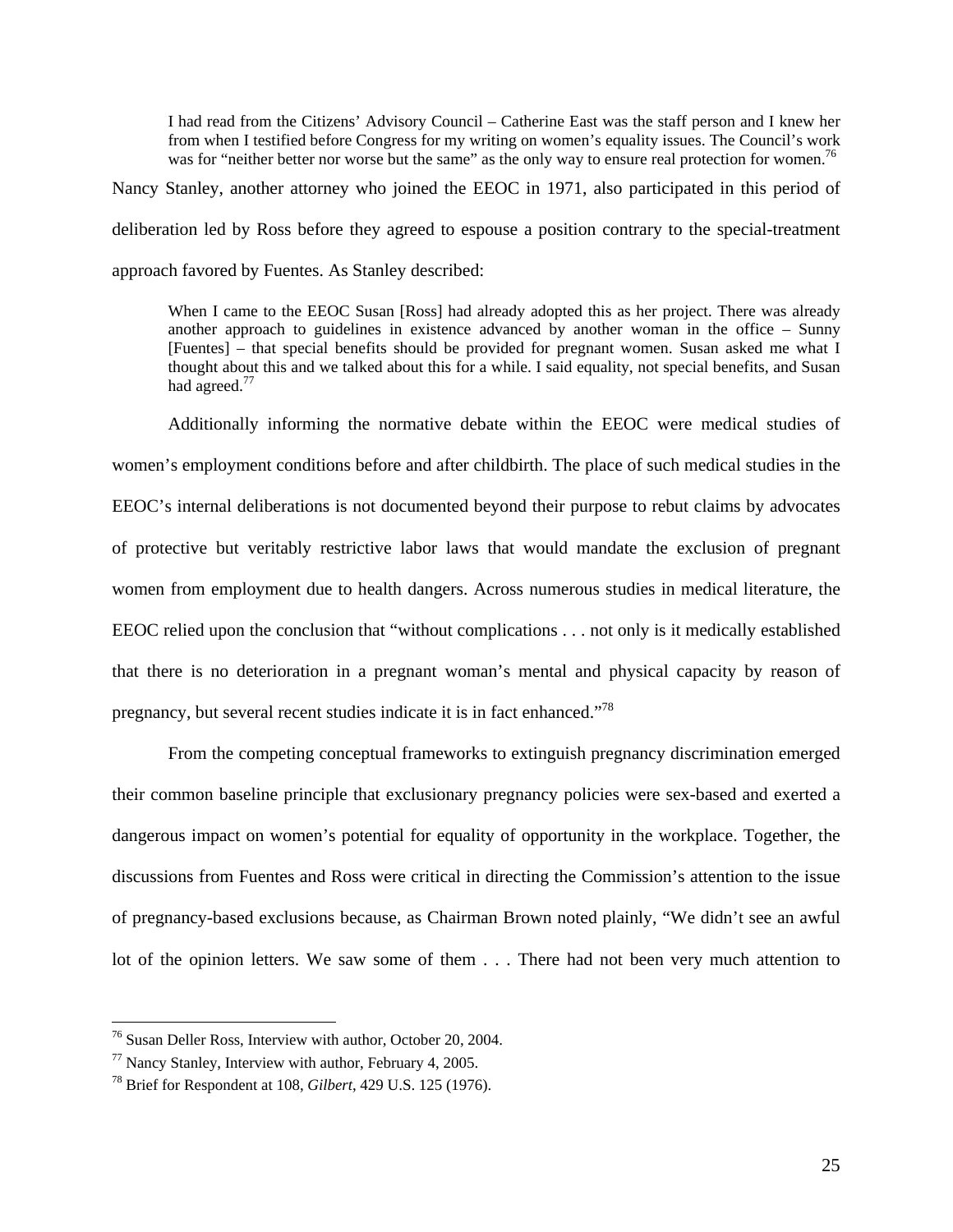> I had read from the Citizens' Advisory Council – Catherine East was the staff person and I knew her from when I testified before Congress for my writing on women's equality issues. The Council's work was for "neither better nor worse but the same" as the only way to ensure real protection for women.[76]

Nancy Stanley, another attorney who joined the EEOC in 1971, also participated in this period of deliberation led by Ross before they agreed to espouse a position contrary to the special-treatment approach favored by Fuentes. As Stanley described:

> When I came to the EEOC Susan [Ross] had already adopted this as her project. There was already another approach to guidelines in existence advanced by another woman in the office – Sunny [Fuentes] – that special benefits should be provided for pregnant women. Susan asked me what I thought about this and we talked about this for a while. I said equality, not special benefits, and Susan had agreed.[77]

Additionally informing the normative debate within the EEOC were medical studies of women's employment conditions before and after childbirth. The place of such medical studies in the EEOC's internal deliberations is not documented beyond their purpose to rebut claims by advocates of protective but veritably restrictive labor laws that would mandate the exclusion of pregnant women from employment due to health dangers. Across numerous studies in medical literature, the EEOC relied upon the conclusion that "without complications . . . not only is it medically established that there is no deterioration in a pregnant woman's mental and physical capacity by reason of pregnancy, but several recent studies indicate it is in fact enhanced."[78]

From the competing conceptual frameworks to extinguish pregnancy discrimination emerged their common baseline principle that exclusionary pregnancy policies were sex-based and exerted a dangerous impact on women's potential for equality of opportunity in the workplace. Together, the discussions from Fuentes and Ross were critical in directing the Commission's attention to the issue of pregnancy-based exclusions because, as Chairman Brown noted plainly, "We didn't see an awful lot of the opinion letters. We saw some of them . . . There had not been very much attention to

---

[76] Susan Deller Ross, Interview with author, October 20, 2004.

[77] Nancy Stanley, Interview with author, February 4, 2005.

[78] Brief for Respondent at 108, *Gilbert*, 429 U.S. 125 (1976).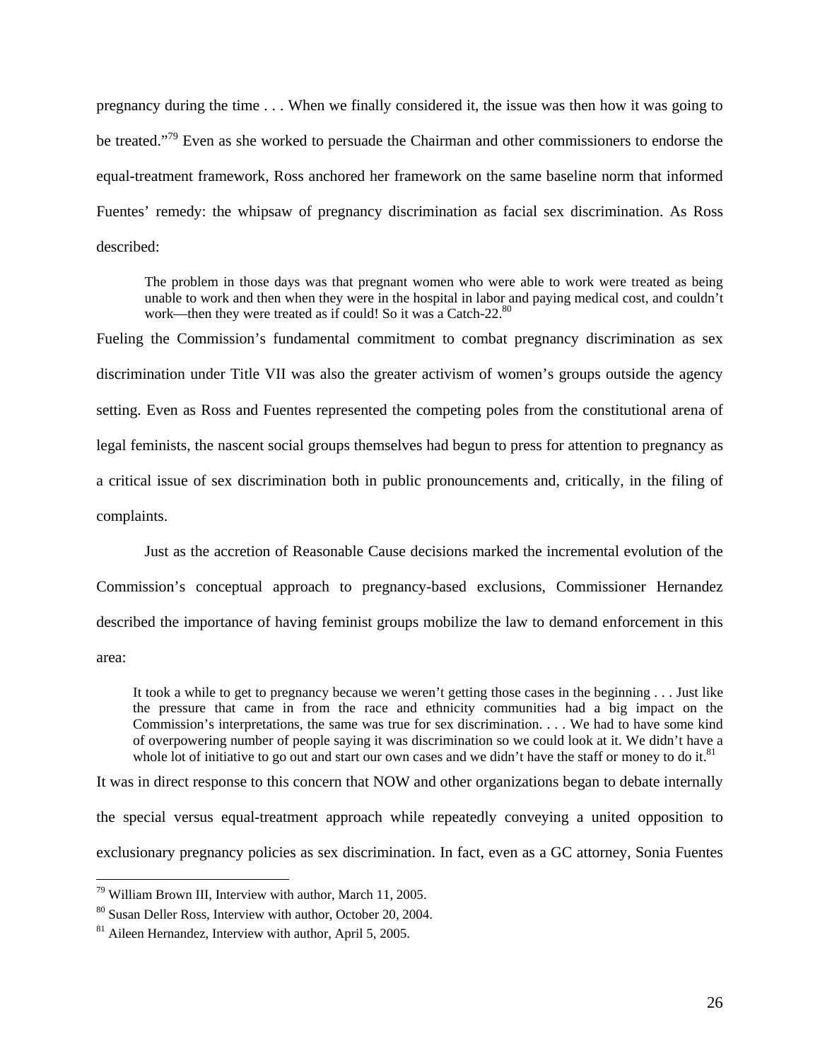pregnancy during the time . . . When we finally considered it, the issue was then how it was going to be treated."[79] Even as she worked to persuade the Chairman and other commissioners to endorse the equal-treatment framework, Ross anchored her framework on the same baseline norm that informed Fuentes' remedy: the whipsaw of pregnancy discrimination as facial sex discrimination. As Ross described:

> The problem in those days was that pregnant women who were able to work were treated as being unable to work and then when they were in the hospital in labor and paying medical cost, and couldn't work—then they were treated as if could! So it was a Catch-22.[80]

Fueling the Commission's fundamental commitment to combat pregnancy discrimination as sex discrimination under Title VII was also the greater activism of women's groups outside the agency setting. Even as Ross and Fuentes represented the competing poles from the constitutional arena of legal feminists, the nascent social groups themselves had begun to press for attention to pregnancy as a critical issue of sex discrimination both in public pronouncements and, critically, in the filing of complaints.

Just as the accretion of Reasonable Cause decisions marked the incremental evolution of the Commission's conceptual approach to pregnancy-based exclusions, Commissioner Hernandez described the importance of having feminist groups mobilize the law to demand enforcement in this area:

> It took a while to get to pregnancy because we weren't getting those cases in the beginning . . . Just like the pressure that came in from the race and ethnicity communities had a big impact on the Commission's interpretations, the same was true for sex discrimination. . . . We had to have some kind of overpowering number of people saying it was discrimination so we could look at it. We didn't have a whole lot of initiative to go out and start our own cases and we didn't have the staff or money to do it.[81]

It was in direct response to this concern that NOW and other organizations began to debate internally the special versus equal-treatment approach while repeatedly conveying a united opposition to exclusionary pregnancy policies as sex discrimination. In fact, even as a GC attorney, Sonia Fuentes

---

[79] William Brown III, Interview with author, March 11, 2005.

[80] Susan Deller Ross, Interview with author, October 20, 2004.

[81] Aileen Hernandez, Interview with author, April 5, 2005.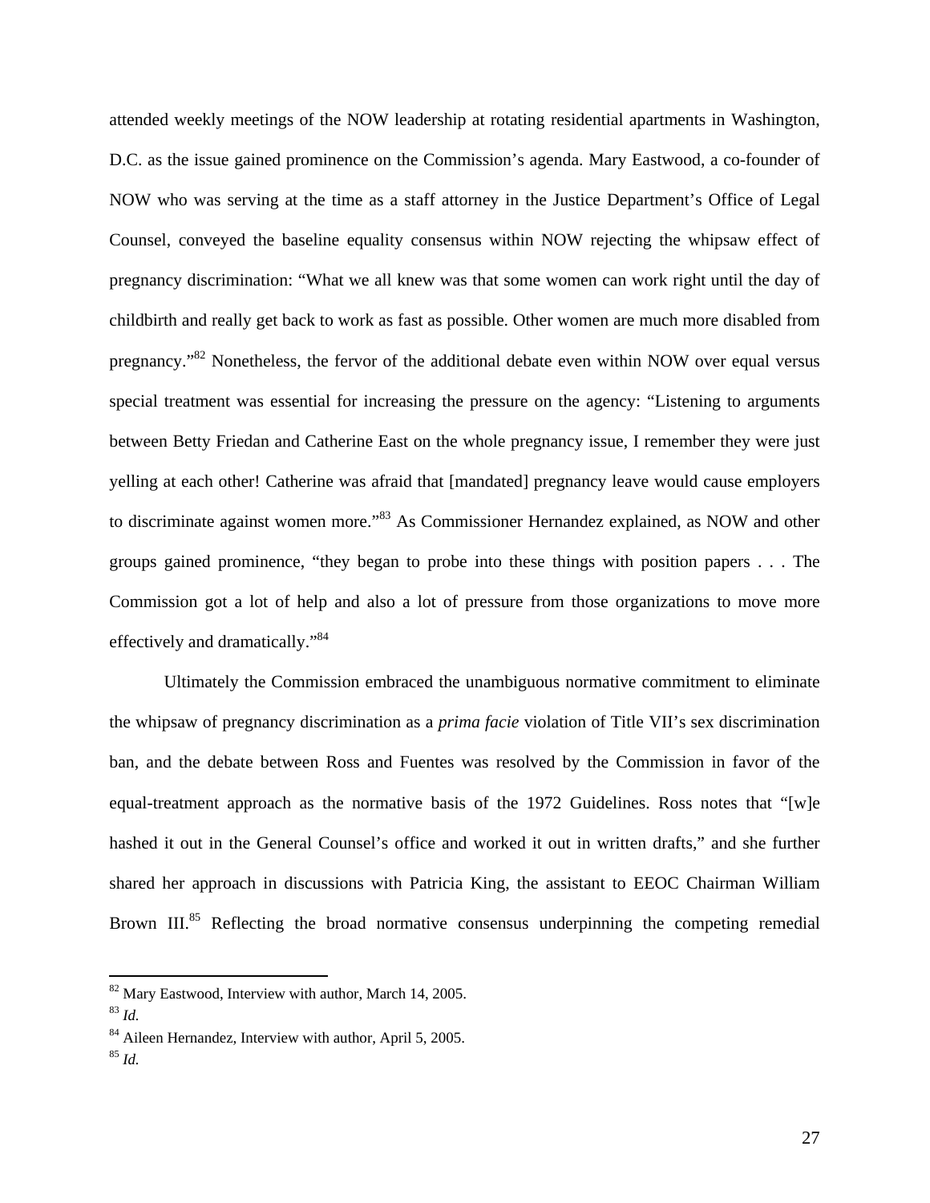attended weekly meetings of the NOW leadership at rotating residential apartments in Washington, D.C. as the issue gained prominence on the Commission's agenda. Mary Eastwood, a co-founder of NOW who was serving at the time as a staff attorney in the Justice Department's Office of Legal Counsel, conveyed the baseline equality consensus within NOW rejecting the whipsaw effect of pregnancy discrimination: "What we all knew was that some women can work right until the day of childbirth and really get back to work as fast as possible. Other women are much more disabled from pregnancy."[82] Nonetheless, the fervor of the additional debate even within NOW over equal versus special treatment was essential for increasing the pressure on the agency: "Listening to arguments between Betty Friedan and Catherine East on the whole pregnancy issue, I remember they were just yelling at each other! Catherine was afraid that [mandated] pregnancy leave would cause employers to discriminate against women more."[83] As Commissioner Hernandez explained, as NOW and other groups gained prominence, "they began to probe into these things with position papers . . . The Commission got a lot of help and also a lot of pressure from those organizations to move more effectively and dramatically."[84]

Ultimately the Commission embraced the unambiguous normative commitment to eliminate the whipsaw of pregnancy discrimination as a *prima facie* violation of Title VII's sex discrimination ban, and the debate between Ross and Fuentes was resolved by the Commission in favor of the equal-treatment approach as the normative basis of the 1972 Guidelines. Ross notes that "[w]e hashed it out in the General Counsel's office and worked it out in written drafts," and she further shared her approach in discussions with Patricia King, the assistant to EEOC Chairman William Brown III.[85] Reflecting the broad normative consensus underpinning the competing remedial

---

[82] Mary Eastwood, Interview with author, March 14, 2005.

[83] *Id.*

[84] Aileen Hernandez, Interview with author, April 5, 2005.

[85] *Id.*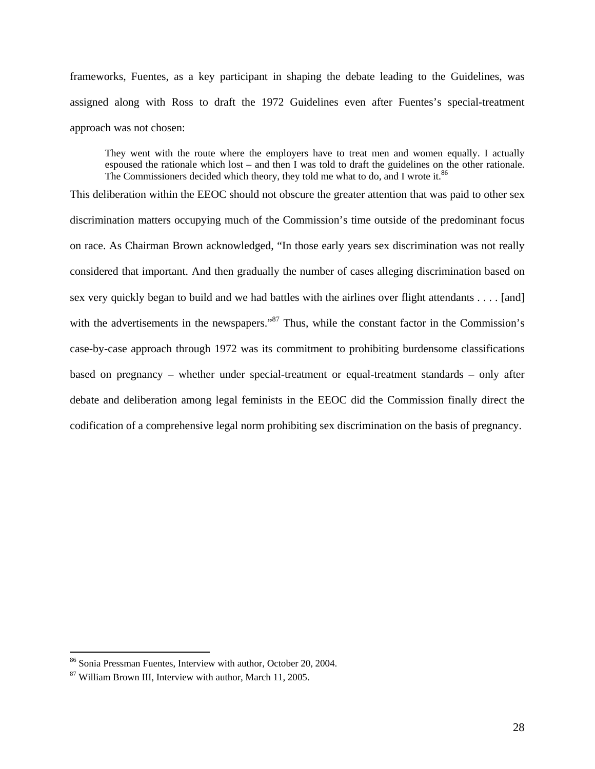frameworks, Fuentes, as a key participant in shaping the debate leading to the Guidelines, was assigned along with Ross to draft the 1972 Guidelines even after Fuentes's special-treatment approach was not chosen:

> They went with the route where the employers have to treat men and women equally. I actually espoused the rationale which lost – and then I was told to draft the guidelines on the other rationale. The Commissioners decided which theory, they told me what to do, and I wrote it.[86]

This deliberation within the EEOC should not obscure the greater attention that was paid to other sex discrimination matters occupying much of the Commission's time outside of the predominant focus on race. As Chairman Brown acknowledged, "In those early years sex discrimination was not really considered that important. And then gradually the number of cases alleging discrimination based on sex very quickly began to build and we had battles with the airlines over flight attendants . . . . [and] with the advertisements in the newspapers."[87] Thus, while the constant factor in the Commission's case-by-case approach through 1972 was its commitment to prohibiting burdensome classifications based on pregnancy – whether under special-treatment or equal-treatment standards – only after debate and deliberation among legal feminists in the EEOC did the Commission finally direct the codification of a comprehensive legal norm prohibiting sex discrimination on the basis of pregnancy.

---

[86] Sonia Pressman Fuentes, Interview with author, October 20, 2004.

[87] William Brown III, Interview with author, March 11, 2005.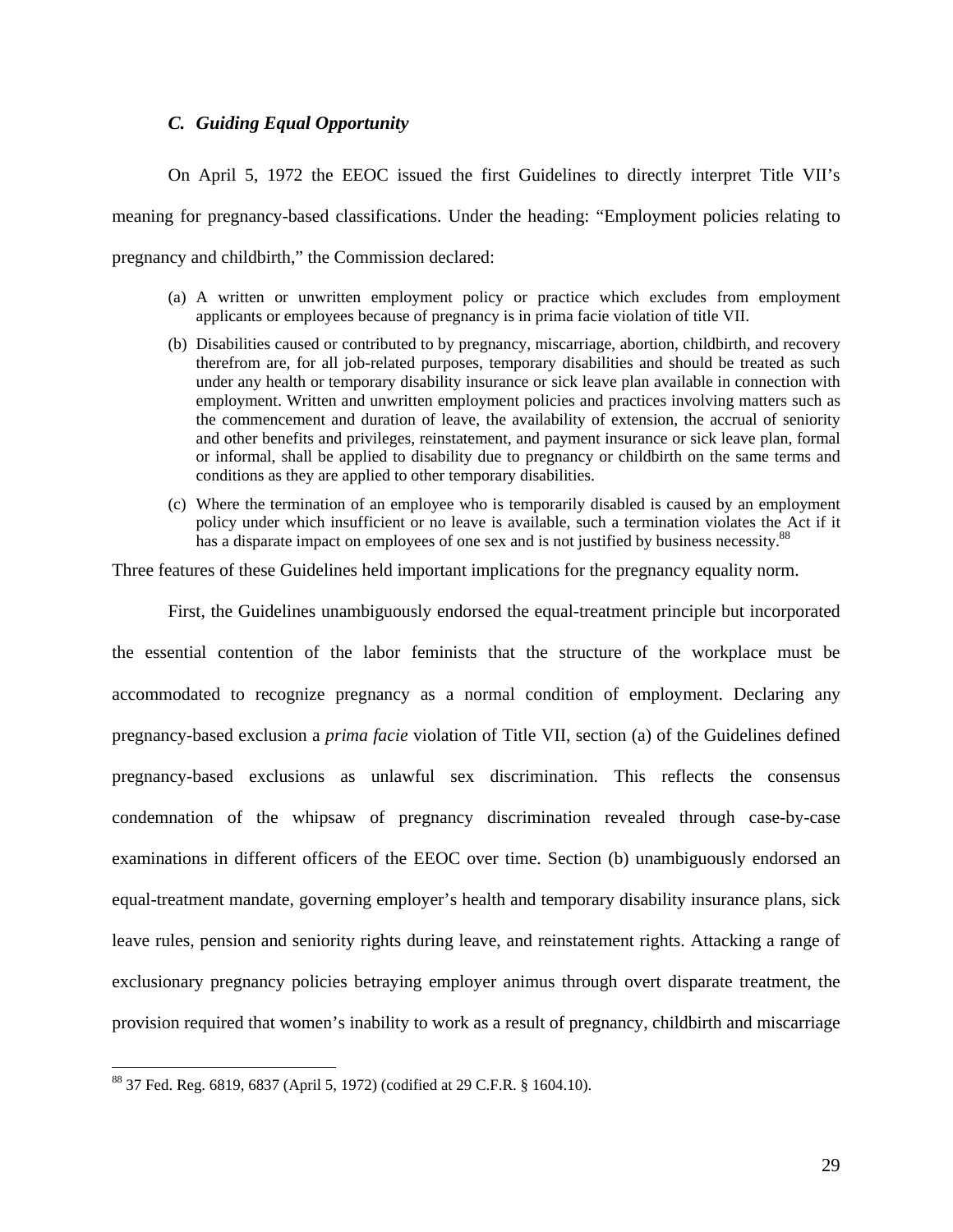### *C. Guiding Equal Opportunity*

On April 5, 1972 the EEOC issued the first Guidelines to directly interpret Title VII's meaning for pregnancy-based classifications. Under the heading: "Employment policies relating to pregnancy and childbirth," the Commission declared:

> (a) A written or unwritten employment policy or practice which excludes from employment applicants or employees because of pregnancy is in prima facie violation of title VII.
>
> (b) Disabilities caused or contributed to by pregnancy, miscarriage, abortion, childbirth, and recovery therefrom are, for all job-related purposes, temporary disabilities and should be treated as such under any health or temporary disability insurance or sick leave plan available in connection with employment. Written and unwritten employment policies and practices involving matters such as the commencement and duration of leave, the availability of extension, the accrual of seniority and other benefits and privileges, reinstatement, and payment insurance or sick leave plan, formal or informal, shall be applied to disability due to pregnancy or childbirth on the same terms and conditions as they are applied to other temporary disabilities.
>
> (c) Where the termination of an employee who is temporarily disabled is caused by an employment policy under which insufficient or no leave is available, such a termination violates the Act if it has a disparate impact on employees of one sex and is not justified by business necessity.[88]

Three features of these Guidelines held important implications for the pregnancy equality norm.

First, the Guidelines unambiguously endorsed the equal-treatment principle but incorporated the essential contention of the labor feminists that the structure of the workplace must be accommodated to recognize pregnancy as a normal condition of employment. Declaring any pregnancy-based exclusion a *prima facie* violation of Title VII, section (a) of the Guidelines defined pregnancy-based exclusions as unlawful sex discrimination. This reflects the consensus condemnation of the whipsaw of pregnancy discrimination revealed through case-by-case examinations in different officers of the EEOC over time. Section (b) unambiguously endorsed an equal-treatment mandate, governing employer's health and temporary disability insurance plans, sick leave rules, pension and seniority rights during leave, and reinstatement rights. Attacking a range of exclusionary pregnancy policies betraying employer animus through overt disparate treatment, the provision required that women's inability to work as a result of pregnancy, childbirth and miscarriage

---

[88] 37 Fed. Reg. 6819, 6837 (April 5, 1972) (codified at 29 C.F.R. § 1604.10).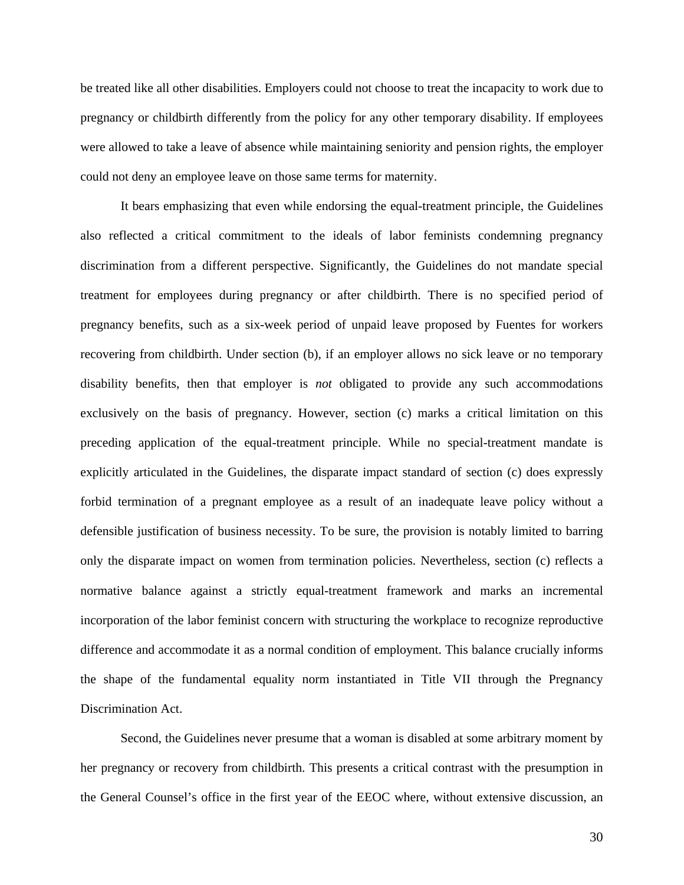be treated like all other disabilities. Employers could not choose to treat the incapacity to work due to pregnancy or childbirth differently from the policy for any other temporary disability. If employees were allowed to take a leave of absence while maintaining seniority and pension rights, the employer could not deny an employee leave on those same terms for maternity.

It bears emphasizing that even while endorsing the equal-treatment principle, the Guidelines also reflected a critical commitment to the ideals of labor feminists condemning pregnancy discrimination from a different perspective. Significantly, the Guidelines do not mandate special treatment for employees during pregnancy or after childbirth. There is no specified period of pregnancy benefits, such as a six-week period of unpaid leave proposed by Fuentes for workers recovering from childbirth. Under section (b), if an employer allows no sick leave or no temporary disability benefits, then that employer is *not* obligated to provide any such accommodations exclusively on the basis of pregnancy. However, section (c) marks a critical limitation on this preceding application of the equal-treatment principle. While no special-treatment mandate is explicitly articulated in the Guidelines, the disparate impact standard of section (c) does expressly forbid termination of a pregnant employee as a result of an inadequate leave policy without a defensible justification of business necessity. To be sure, the provision is notably limited to barring only the disparate impact on women from termination policies. Nevertheless, section (c) reflects a normative balance against a strictly equal-treatment framework and marks an incremental incorporation of the labor feminist concern with structuring the workplace to recognize reproductive difference and accommodate it as a normal condition of employment. This balance crucially informs the shape of the fundamental equality norm instantiated in Title VII through the Pregnancy Discrimination Act.

Second, the Guidelines never presume that a woman is disabled at some arbitrary moment by her pregnancy or recovery from childbirth. This presents a critical contrast with the presumption in the General Counsel's office in the first year of the EEOC where, without extensive discussion, an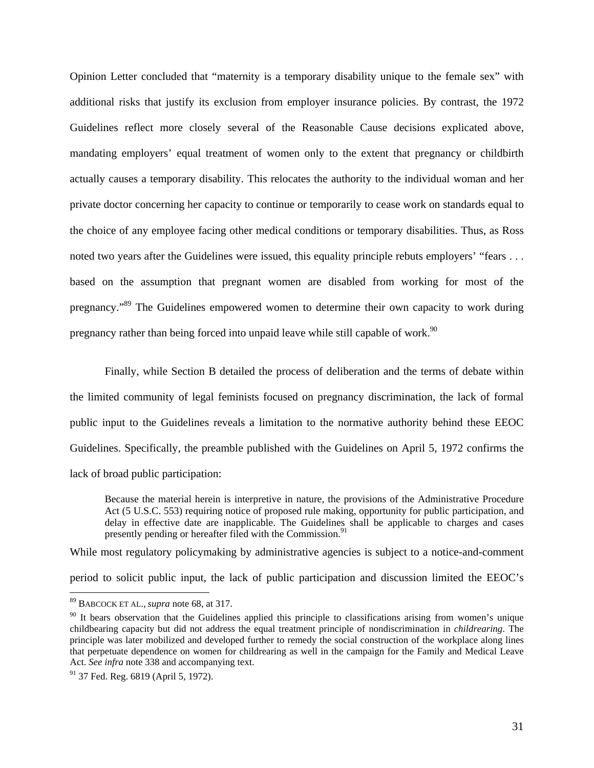Opinion Letter concluded that "maternity is a temporary disability unique to the female sex" with additional risks that justify its exclusion from employer insurance policies. By contrast, the 1972 Guidelines reflect more closely several of the Reasonable Cause decisions explicated above, mandating employers' equal treatment of women only to the extent that pregnancy or childbirth actually causes a temporary disability. This relocates the authority to the individual woman and her private doctor concerning her capacity to continue or temporarily to cease work on standards equal to the choice of any employee facing other medical conditions or temporary disabilities. Thus, as Ross noted two years after the Guidelines were issued, this equality principle rebuts employers' "fears . . . based on the assumption that pregnant women are disabled from working for most of the pregnancy."[89] The Guidelines empowered women to determine their own capacity to work during pregnancy rather than being forced into unpaid leave while still capable of work.[90]

Finally, while Section B detailed the process of deliberation and the terms of debate within the limited community of legal feminists focused on pregnancy discrimination, the lack of formal public input to the Guidelines reveals a limitation to the normative authority behind these EEOC Guidelines. Specifically, the preamble published with the Guidelines on April 5, 1972 confirms the lack of broad public participation:

> Because the material herein is interpretive in nature, the provisions of the Administrative Procedure Act (5 U.S.C. 553) requiring notice of proposed rule making, opportunity for public participation, and delay in effective date are inapplicable. The Guidelines shall be applicable to charges and cases presently pending or hereafter filed with the Commission.[91]

While most regulatory policymaking by administrative agencies is subject to a notice-and-comment period to solicit public input, the lack of public participation and discussion limited the EEOC's

---

[89] BABCOCK ET AL., *supra* note 68, at 317.

[90] It bears observation that the Guidelines applied this principle to classifications arising from women's unique childbearing capacity but did not address the equal treatment principle of nondiscrimination in *childrearing*. The principle was later mobilized and developed further to remedy the social construction of the workplace along lines that perpetuate dependence on women for childrearing as well in the campaign for the Family and Medical Leave Act. *See infra* note 338 and accompanying text.

[91] 37 Fed. Reg. 6819 (April 5, 1972).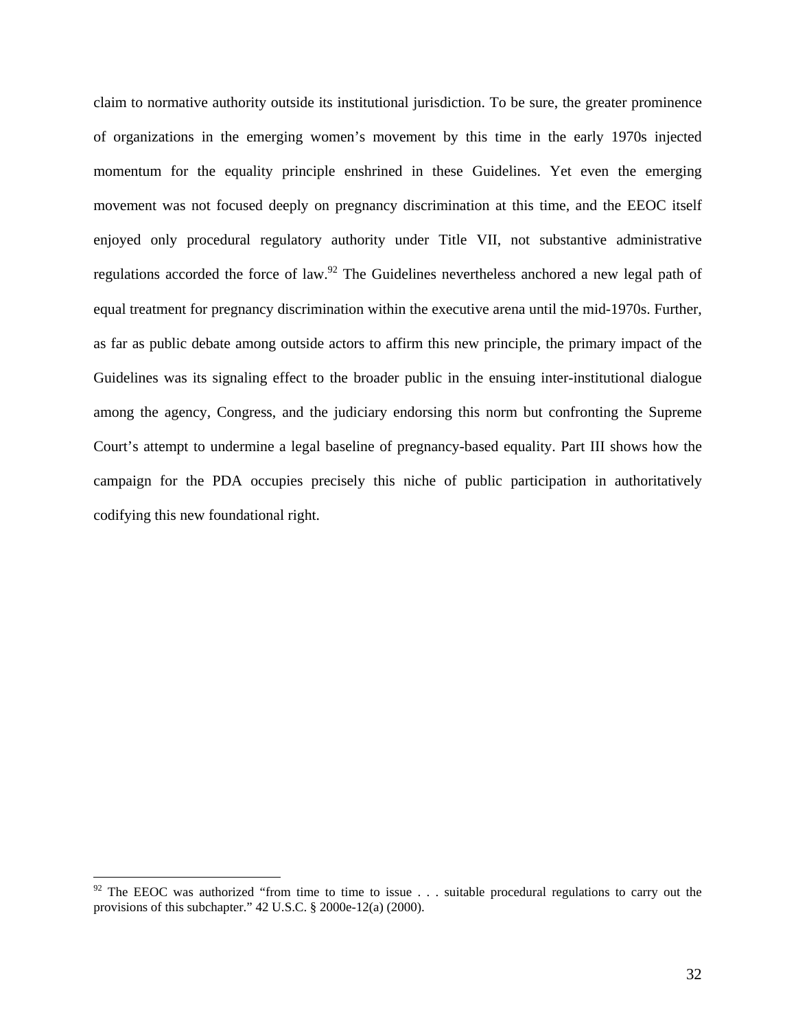claim to normative authority outside its institutional jurisdiction. To be sure, the greater prominence of organizations in the emerging women's movement by this time in the early 1970s injected momentum for the equality principle enshrined in these Guidelines. Yet even the emerging movement was not focused deeply on pregnancy discrimination at this time, and the EEOC itself enjoyed only procedural regulatory authority under Title VII, not substantive administrative regulations accorded the force of law.[92] The Guidelines nevertheless anchored a new legal path of equal treatment for pregnancy discrimination within the executive arena until the mid-1970s. Further, as far as public debate among outside actors to affirm this new principle, the primary impact of the Guidelines was its signaling effect to the broader public in the ensuing inter-institutional dialogue among the agency, Congress, and the judiciary endorsing this norm but confronting the Supreme Court's attempt to undermine a legal baseline of pregnancy-based equality. Part III shows how the campaign for the PDA occupies precisely this niche of public participation in authoritatively codifying this new foundational right.

---

[92] The EEOC was authorized "from time to time to issue . . . suitable procedural regulations to carry out the provisions of this subchapter." 42 U.S.C. § 2000e-12(a) (2000).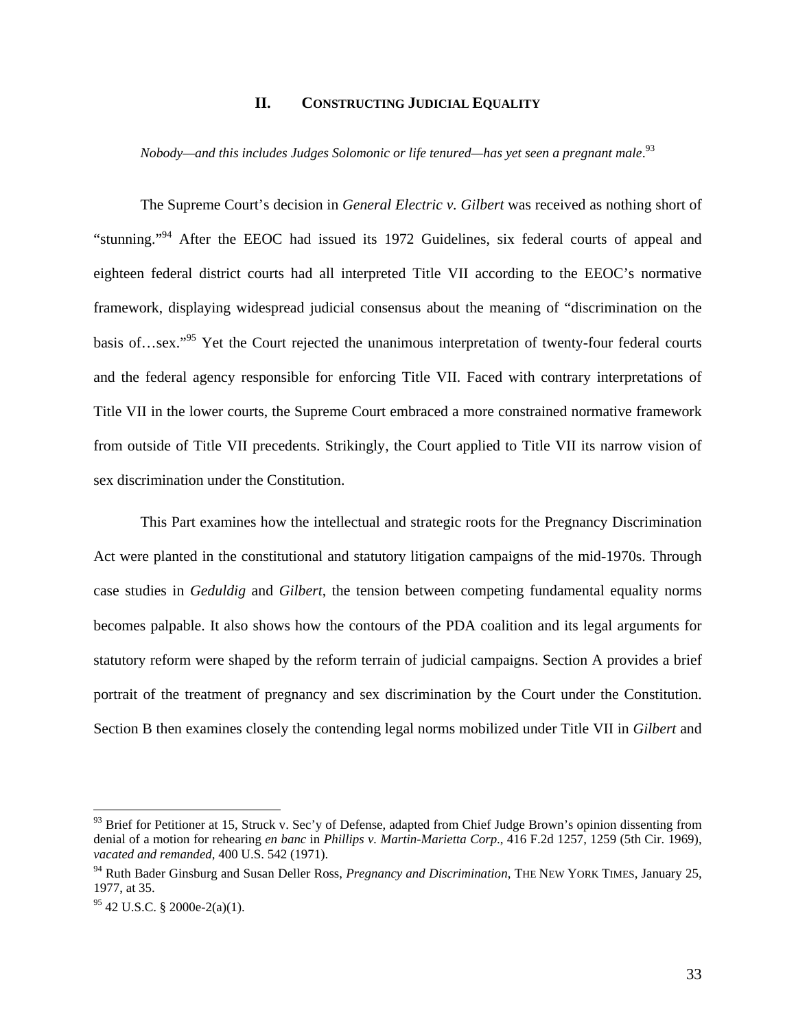## II. CONSTRUCTING JUDICIAL EQUALITY

*Nobody—and this includes Judges Solomonic or life tenured—has yet seen a pregnant male*.[93]

The Supreme Court's decision in *General Electric v. Gilbert* was received as nothing short of "stunning."[94] After the EEOC had issued its 1972 Guidelines, six federal courts of appeal and eighteen federal district courts had all interpreted Title VII according to the EEOC's normative framework, displaying widespread judicial consensus about the meaning of "discrimination on the basis of…sex."[95] Yet the Court rejected the unanimous interpretation of twenty-four federal courts and the federal agency responsible for enforcing Title VII. Faced with contrary interpretations of Title VII in the lower courts, the Supreme Court embraced a more constrained normative framework from outside of Title VII precedents. Strikingly, the Court applied to Title VII its narrow vision of sex discrimination under the Constitution.

This Part examines how the intellectual and strategic roots for the Pregnancy Discrimination Act were planted in the constitutional and statutory litigation campaigns of the mid-1970s. Through case studies in *Geduldig* and *Gilbert*, the tension between competing fundamental equality norms becomes palpable. It also shows how the contours of the PDA coalition and its legal arguments for statutory reform were shaped by the reform terrain of judicial campaigns. Section A provides a brief portrait of the treatment of pregnancy and sex discrimination by the Court under the Constitution. Section B then examines closely the contending legal norms mobilized under Title VII in *Gilbert* and

---

[93] Brief for Petitioner at 15, Struck v. Sec'y of Defense, adapted from Chief Judge Brown's opinion dissenting from denial of a motion for rehearing *en banc* in *Phillips v. Martin-Marietta Corp.*, 416 F.2d 1257, 1259 (5th Cir. 1969), *vacated and remanded*, 400 U.S. 542 (1971).

[94] Ruth Bader Ginsburg and Susan Deller Ross, *Pregnancy and Discrimination*, THE NEW YORK TIMES, January 25, 1977, at 35.

[95] 42 U.S.C. § 2000e-2(a)(1).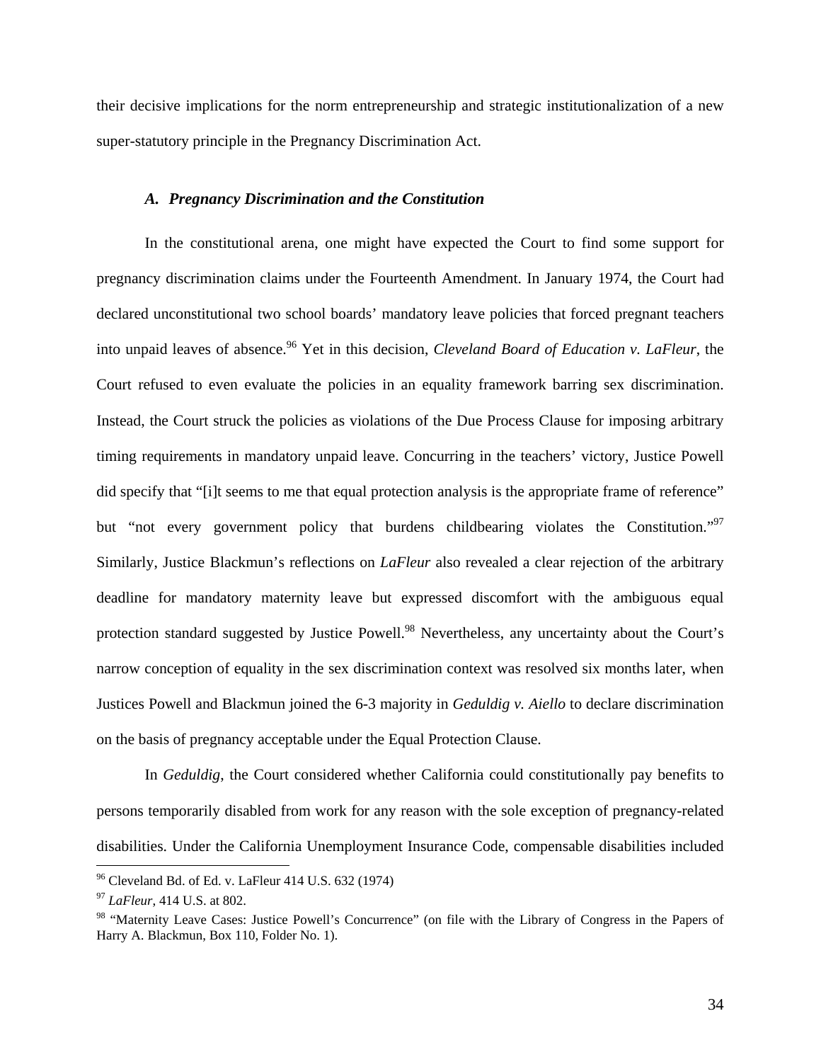their decisive implications for the norm entrepreneurship and strategic institutionalization of a new super-statutory principle in the Pregnancy Discrimination Act.

### *A. Pregnancy Discrimination and the Constitution*

In the constitutional arena, one might have expected the Court to find some support for pregnancy discrimination claims under the Fourteenth Amendment. In January 1974, the Court had declared unconstitutional two school boards' mandatory leave policies that forced pregnant teachers into unpaid leaves of absence.[96] Yet in this decision, *Cleveland Board of Education v. LaFleur*, the Court refused to even evaluate the policies in an equality framework barring sex discrimination. Instead, the Court struck the policies as violations of the Due Process Clause for imposing arbitrary timing requirements in mandatory unpaid leave. Concurring in the teachers' victory, Justice Powell did specify that "[i]t seems to me that equal protection analysis is the appropriate frame of reference" but "not every government policy that burdens childbearing violates the Constitution."[97] Similarly, Justice Blackmun's reflections on *LaFleur* also revealed a clear rejection of the arbitrary deadline for mandatory maternity leave but expressed discomfort with the ambiguous equal protection standard suggested by Justice Powell.[98] Nevertheless, any uncertainty about the Court's narrow conception of equality in the sex discrimination context was resolved six months later, when Justices Powell and Blackmun joined the 6-3 majority in *Geduldig v. Aiello* to declare discrimination on the basis of pregnancy acceptable under the Equal Protection Clause.

In *Geduldig*, the Court considered whether California could constitutionally pay benefits to persons temporarily disabled from work for any reason with the sole exception of pregnancy-related disabilities. Under the California Unemployment Insurance Code, compensable disabilities included

---

[96] Cleveland Bd. of Ed. v. LaFleur 414 U.S. 632 (1974)

[97] *LaFleur*, 414 U.S. at 802.

[98] "Maternity Leave Cases: Justice Powell's Concurrence" (on file with the Library of Congress in the Papers of Harry A. Blackmun, Box 110, Folder No. 1).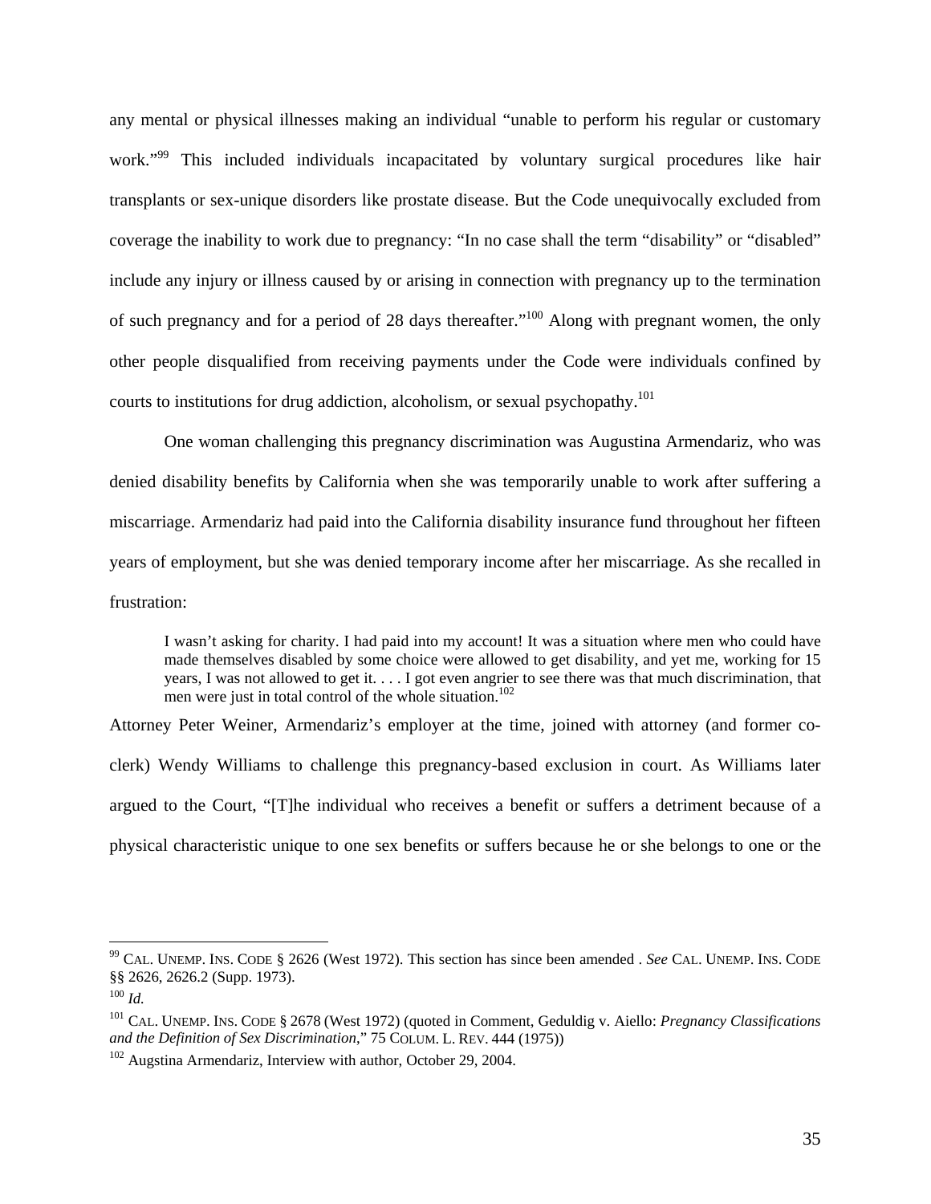any mental or physical illnesses making an individual "unable to perform his regular or customary work."[99] This included individuals incapacitated by voluntary surgical procedures like hair transplants or sex-unique disorders like prostate disease. But the Code unequivocally excluded from coverage the inability to work due to pregnancy: "In no case shall the term "disability" or "disabled" include any injury or illness caused by or arising in connection with pregnancy up to the termination of such pregnancy and for a period of 28 days thereafter."[100] Along with pregnant women, the only other people disqualified from receiving payments under the Code were individuals confined by courts to institutions for drug addiction, alcoholism, or sexual psychopathy.[101]

One woman challenging this pregnancy discrimination was Augustina Armendariz, who was denied disability benefits by California when she was temporarily unable to work after suffering a miscarriage. Armendariz had paid into the California disability insurance fund throughout her fifteen years of employment, but she was denied temporary income after her miscarriage. As she recalled in frustration:

> I wasn't asking for charity. I had paid into my account! It was a situation where men who could have made themselves disabled by some choice were allowed to get disability, and yet me, working for 15 years, I was not allowed to get it. . . . I got even angrier to see there was that much discrimination, that men were just in total control of the whole situation.[102]

Attorney Peter Weiner, Armendariz's employer at the time, joined with attorney (and former co-clerk) Wendy Williams to challenge this pregnancy-based exclusion in court. As Williams later argued to the Court, "[T]he individual who receives a benefit or suffers a detriment because of a physical characteristic unique to one sex benefits or suffers because he or she belongs to one or the

---

[99] CAL. UNEMP. INS. CODE § 2626 (West 1972). This section has since been amended . *See* CAL. UNEMP. INS. CODE §§ 2626, 2626.2 (Supp. 1973).

[100] *Id.*

[101] CAL. UNEMP. INS. CODE § 2678 (West 1972) (quoted in Comment, Geduldig v. Aiello: *Pregnancy Classifications and the Definition of Sex Discrimination*," 75 COLUM. L. REV. 444 (1975))

[102] Augstina Armendariz, Interview with author, October 29, 2004.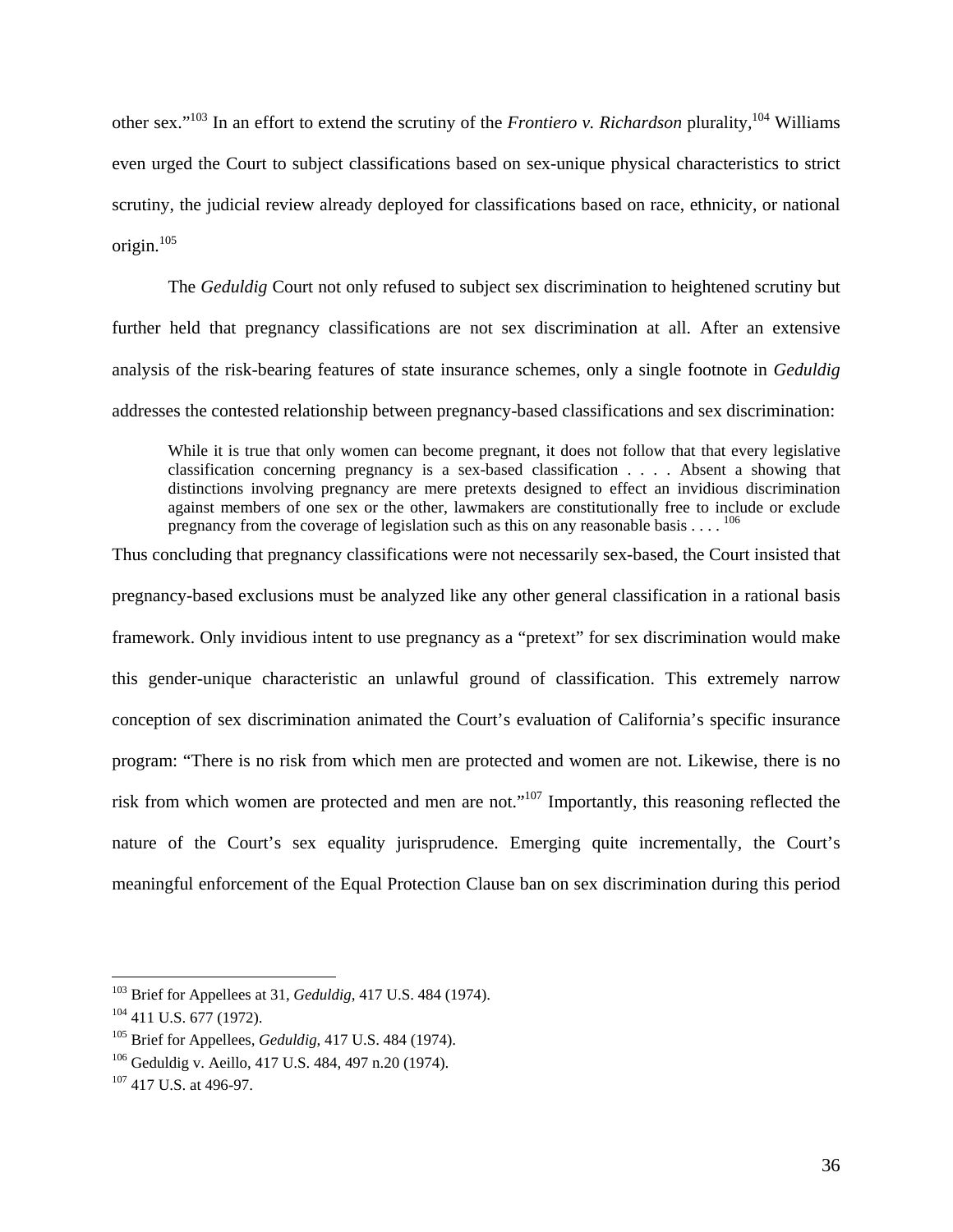other sex."[103] In an effort to extend the scrutiny of the *Frontiero v. Richardson* plurality,[104] Williams even urged the Court to subject classifications based on sex-unique physical characteristics to strict scrutiny, the judicial review already deployed for classifications based on race, ethnicity, or national origin.[105]

The *Geduldig* Court not only refused to subject sex discrimination to heightened scrutiny but further held that pregnancy classifications are not sex discrimination at all. After an extensive analysis of the risk-bearing features of state insurance schemes, only a single footnote in *Geduldig* addresses the contested relationship between pregnancy-based classifications and sex discrimination:

> While it is true that only women can become pregnant, it does not follow that that every legislative classification concerning pregnancy is a sex-based classification . . . . Absent a showing that distinctions involving pregnancy are mere pretexts designed to effect an invidious discrimination against members of one sex or the other, lawmakers are constitutionally free to include or exclude pregnancy from the coverage of legislation such as this on any reasonable basis . . . .[106]

Thus concluding that pregnancy classifications were not necessarily sex-based, the Court insisted that pregnancy-based exclusions must be analyzed like any other general classification in a rational basis framework. Only invidious intent to use pregnancy as a "pretext" for sex discrimination would make this gender-unique characteristic an unlawful ground of classification. This extremely narrow conception of sex discrimination animated the Court's evaluation of California's specific insurance program: "There is no risk from which men are protected and women are not. Likewise, there is no risk from which women are protected and men are not."[107] Importantly, this reasoning reflected the nature of the Court's sex equality jurisprudence. Emerging quite incrementally, the Court's meaningful enforcement of the Equal Protection Clause ban on sex discrimination during this period

---

[103] Brief for Appellees at 31, *Geduldig*, 417 U.S. 484 (1974).

[104] 411 U.S. 677 (1972).

[105] Brief for Appellees, *Geduldig*, 417 U.S. 484 (1974).

[106] Geduldig v. Aeillo, 417 U.S. 484, 497 n.20 (1974).

[107] 417 U.S. at 496-97.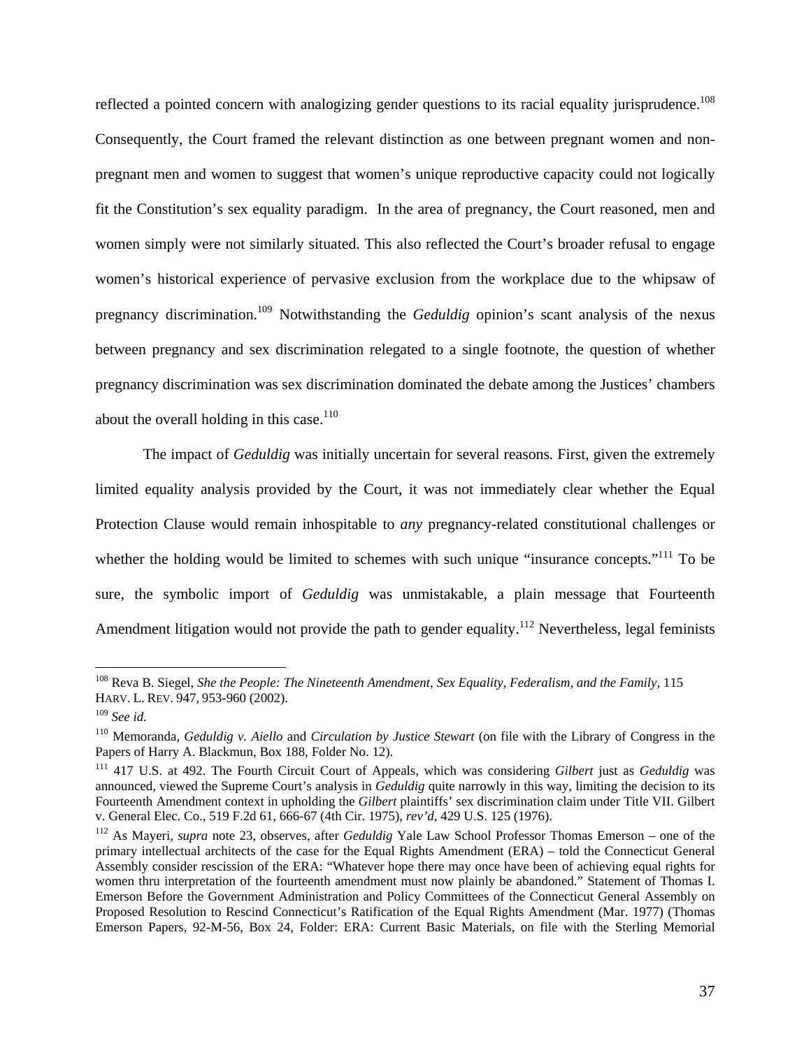reflected a pointed concern with analogizing gender questions to its racial equality jurisprudence.[108] Consequently, the Court framed the relevant distinction as one between pregnant women and non-pregnant men and women to suggest that women's unique reproductive capacity could not logically fit the Constitution's sex equality paradigm. In the area of pregnancy, the Court reasoned, men and women simply were not similarly situated. This also reflected the Court's broader refusal to engage women's historical experience of pervasive exclusion from the workplace due to the whipsaw of pregnancy discrimination.[109] Notwithstanding the *Geduldig* opinion's scant analysis of the nexus between pregnancy and sex discrimination relegated to a single footnote, the question of whether pregnancy discrimination was sex discrimination dominated the debate among the Justices' chambers about the overall holding in this case.[110]

The impact of *Geduldig* was initially uncertain for several reasons. First, given the extremely limited equality analysis provided by the Court, it was not immediately clear whether the Equal Protection Clause would remain inhospitable to *any* pregnancy-related constitutional challenges or whether the holding would be limited to schemes with such unique "insurance concepts."[111] To be sure, the symbolic import of *Geduldig* was unmistakable, a plain message that Fourteenth Amendment litigation would not provide the path to gender equality.[112] Nevertheless, legal feminists

---

[108] Reva B. Siegel, *She the People: The Nineteenth Amendment, Sex Equality, Federalism, and the Family,* 115 HARV. L. REV. 947, 953-960 (2002).

[109] *See id.*

[110] Memoranda, *Geduldig v. Aiello* and *Circulation by Justice Stewart* (on file with the Library of Congress in the Papers of Harry A. Blackmun, Box 188, Folder No. 12).

[111] 417 U.S. at 492. The Fourth Circuit Court of Appeals, which was considering *Gilbert* just as *Geduldig* was announced, viewed the Supreme Court's analysis in *Geduldig* quite narrowly in this way, limiting the decision to its Fourteenth Amendment context in upholding the *Gilbert* plaintiffs' sex discrimination claim under Title VII. Gilbert v. General Elec. Co., 519 F.2d 61, 666-67 (4th Cir. 1975), *rev'd*, 429 U.S. 125 (1976).

[112] As Mayeri, *supra* note 23, observes, after *Geduldig* Yale Law School Professor Thomas Emerson – one of the primary intellectual architects of the case for the Equal Rights Amendment (ERA) – told the Connecticut General Assembly consider rescission of the ERA: "Whatever hope there may once have been of achieving equal rights for women thru interpretation of the fourteenth amendment must now plainly be abandoned." Statement of Thomas I. Emerson Before the Government Administration and Policy Committees of the Connecticut General Assembly on Proposed Resolution to Rescind Connecticut's Ratification of the Equal Rights Amendment (Mar. 1977) (Thomas Emerson Papers, 92-M-56, Box 24, Folder: ERA: Current Basic Materials, on file with the Sterling Memorial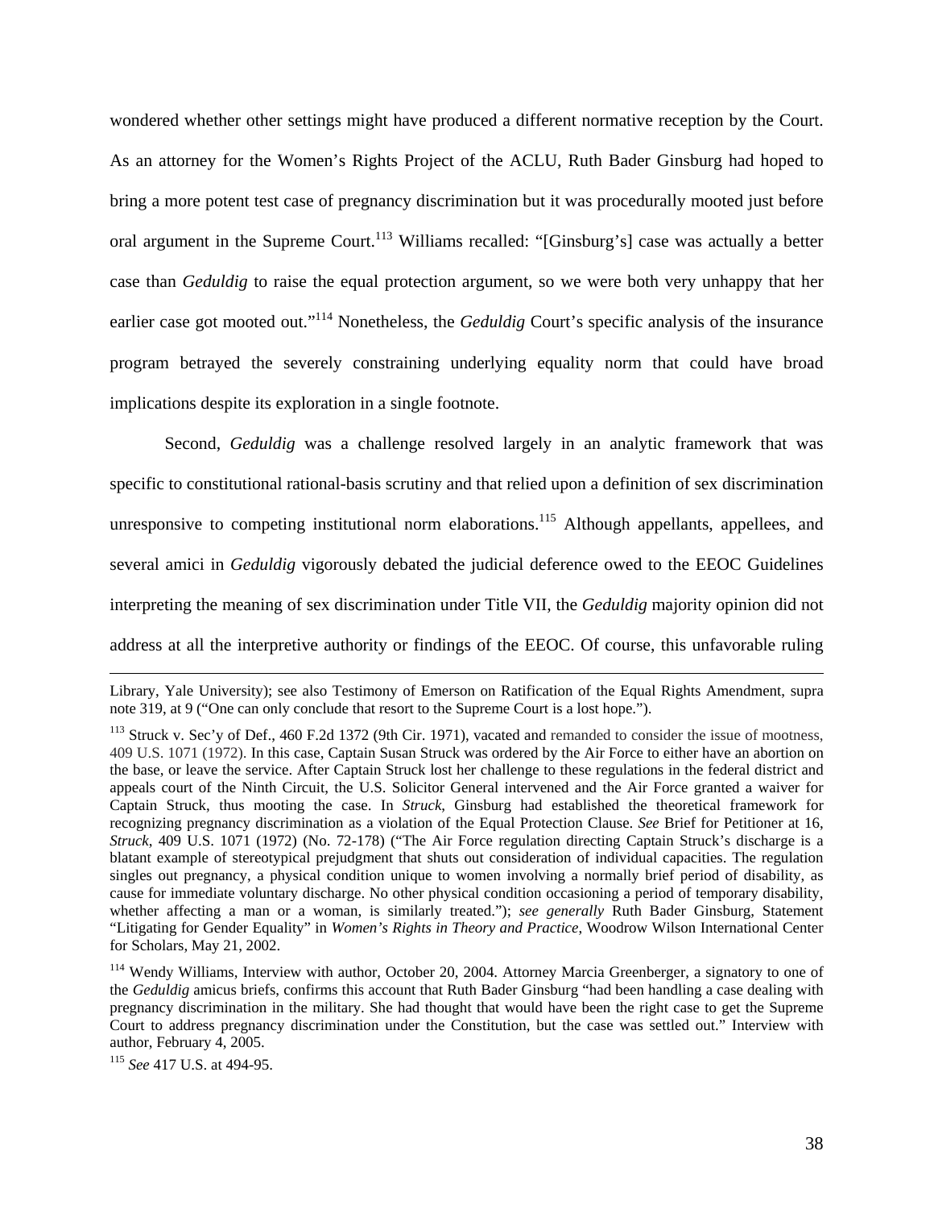wondered whether other settings might have produced a different normative reception by the Court. As an attorney for the Women's Rights Project of the ACLU, Ruth Bader Ginsburg had hoped to bring a more potent test case of pregnancy discrimination but it was procedurally mooted just before oral argument in the Supreme Court.[113] Williams recalled: "[Ginsburg's] case was actually a better case than *Geduldig* to raise the equal protection argument, so we were both very unhappy that her earlier case got mooted out."[114] Nonetheless, the *Geduldig* Court's specific analysis of the insurance program betrayed the severely constraining underlying equality norm that could have broad implications despite its exploration in a single footnote.

Second, *Geduldig* was a challenge resolved largely in an analytic framework that was specific to constitutional rational-basis scrutiny and that relied upon a definition of sex discrimination unresponsive to competing institutional norm elaborations.[115] Although appellants, appellees, and several amici in *Geduldig* vigorously debated the judicial deference owed to the EEOC Guidelines interpreting the meaning of sex discrimination under Title VII, the *Geduldig* majority opinion did not address at all the interpretive authority or findings of the EEOC. Of course, this unfavorable ruling

---

Library, Yale University); see also Testimony of Emerson on Ratification of the Equal Rights Amendment, supra note 319, at 9 ("One can only conclude that resort to the Supreme Court is a lost hope.").

[113] Struck v. Sec'y of Def., 460 F.2d 1372 (9th Cir. 1971), vacated and remanded to consider the issue of mootness, 409 U.S. 1071 (1972). In this case, Captain Susan Struck was ordered by the Air Force to either have an abortion on the base, or leave the service. After Captain Struck lost her challenge to these regulations in the federal district and appeals court of the Ninth Circuit, the U.S. Solicitor General intervened and the Air Force granted a waiver for Captain Struck, thus mooting the case. In *Struck*, Ginsburg had established the theoretical framework for recognizing pregnancy discrimination as a violation of the Equal Protection Clause. *See* Brief for Petitioner at 16, *Struck*, 409 U.S. 1071 (1972) (No. 72-178) ("The Air Force regulation directing Captain Struck's discharge is a blatant example of stereotypical prejudgment that shuts out consideration of individual capacities. The regulation singles out pregnancy, a physical condition unique to women involving a normally brief period of disability, as cause for immediate voluntary discharge. No other physical condition occasioning a period of temporary disability, whether affecting a man or a woman, is similarly treated."); *see generally* Ruth Bader Ginsburg, Statement "Litigating for Gender Equality" in *Women's Rights in Theory and Practice*, Woodrow Wilson International Center for Scholars, May 21, 2002.

[114] Wendy Williams, Interview with author, October 20, 2004. Attorney Marcia Greenberger, a signatory to one of the *Geduldig* amicus briefs, confirms this account that Ruth Bader Ginsburg "had been handling a case dealing with pregnancy discrimination in the military. She had thought that would have been the right case to get the Supreme Court to address pregnancy discrimination under the Constitution, but the case was settled out." Interview with author, February 4, 2005.

[115] *See* 417 U.S. at 494-95.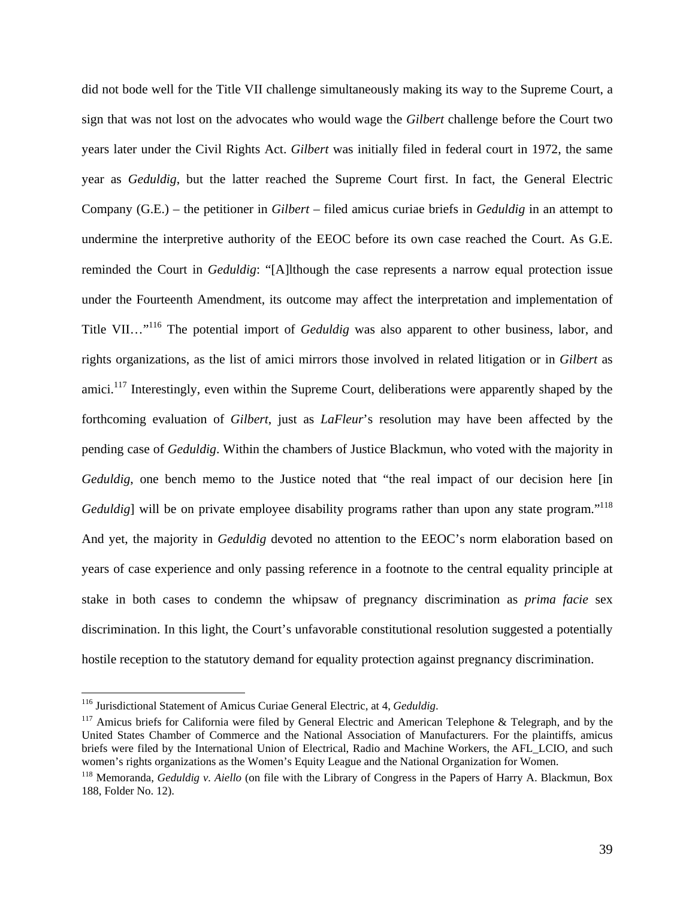did not bode well for the Title VII challenge simultaneously making its way to the Supreme Court, a sign that was not lost on the advocates who would wage the *Gilbert* challenge before the Court two years later under the Civil Rights Act. *Gilbert* was initially filed in federal court in 1972, the same year as *Geduldig*, but the latter reached the Supreme Court first. In fact, the General Electric Company (G.E.) – the petitioner in *Gilbert* – filed amicus curiae briefs in *Geduldig* in an attempt to undermine the interpretive authority of the EEOC before its own case reached the Court. As G.E. reminded the Court in *Geduldig*: "[A]lthough the case represents a narrow equal protection issue under the Fourteenth Amendment, its outcome may affect the interpretation and implementation of Title VII…"[116] The potential import of *Geduldig* was also apparent to other business, labor, and rights organizations, as the list of amici mirrors those involved in related litigation or in *Gilbert* as amici.[117] Interestingly, even within the Supreme Court, deliberations were apparently shaped by the forthcoming evaluation of *Gilbert*, just as *LaFleur*'s resolution may have been affected by the pending case of *Geduldig*. Within the chambers of Justice Blackmun, who voted with the majority in *Geduldig*, one bench memo to the Justice noted that "the real impact of our decision here [in *Geduldig*] will be on private employee disability programs rather than upon any state program."[118] And yet, the majority in *Geduldig* devoted no attention to the EEOC's norm elaboration based on years of case experience and only passing reference in a footnote to the central equality principle at stake in both cases to condemn the whipsaw of pregnancy discrimination as *prima facie* sex discrimination. In this light, the Court's unfavorable constitutional resolution suggested a potentially hostile reception to the statutory demand for equality protection against pregnancy discrimination.

---

[116] Jurisdictional Statement of Amicus Curiae General Electric, at 4, *Geduldig*.

[117] Amicus briefs for California were filed by General Electric and American Telephone & Telegraph, and by the United States Chamber of Commerce and the National Association of Manufacturers. For the plaintiffs, amicus briefs were filed by the International Union of Electrical, Radio and Machine Workers, the AFL_LCIO, and such women's rights organizations as the Women's Equity League and the National Organization for Women.

[118] Memoranda, *Geduldig v. Aiello* (on file with the Library of Congress in the Papers of Harry A. Blackmun, Box 188, Folder No. 12).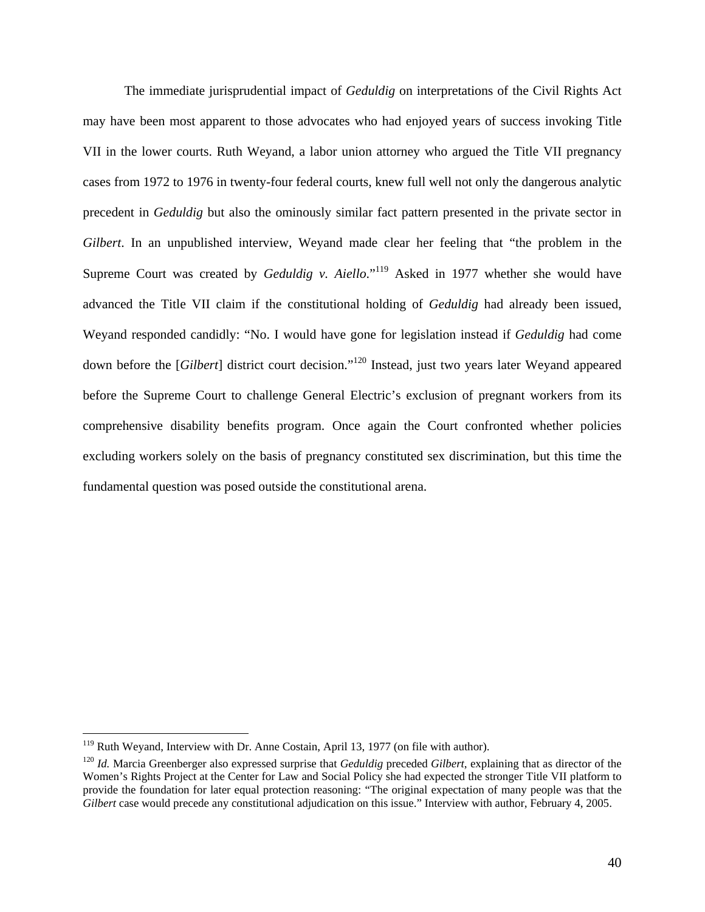The immediate jurisprudential impact of *Geduldig* on interpretations of the Civil Rights Act may have been most apparent to those advocates who had enjoyed years of success invoking Title VII in the lower courts. Ruth Weyand, a labor union attorney who argued the Title VII pregnancy cases from 1972 to 1976 in twenty-four federal courts, knew full well not only the dangerous analytic precedent in *Geduldig* but also the ominously similar fact pattern presented in the private sector in *Gilbert*. In an unpublished interview, Weyand made clear her feeling that "the problem in the Supreme Court was created by *Geduldig v. Aiello*."[119] Asked in 1977 whether she would have advanced the Title VII claim if the constitutional holding of *Geduldig* had already been issued, Weyand responded candidly: "No. I would have gone for legislation instead if *Geduldig* had come down before the [*Gilbert*] district court decision."[120] Instead, just two years later Weyand appeared before the Supreme Court to challenge General Electric's exclusion of pregnant workers from its comprehensive disability benefits program. Once again the Court confronted whether policies excluding workers solely on the basis of pregnancy constituted sex discrimination, but this time the fundamental question was posed outside the constitutional arena.

---

[119] Ruth Weyand, Interview with Dr. Anne Costain, April 13, 1977 (on file with author).

[120] *Id.* Marcia Greenberger also expressed surprise that *Geduldig* preceded *Gilbert*, explaining that as director of the Women's Rights Project at the Center for Law and Social Policy she had expected the stronger Title VII platform to provide the foundation for later equal protection reasoning: "The original expectation of many people was that the *Gilbert* case would precede any constitutional adjudication on this issue." Interview with author, February 4, 2005.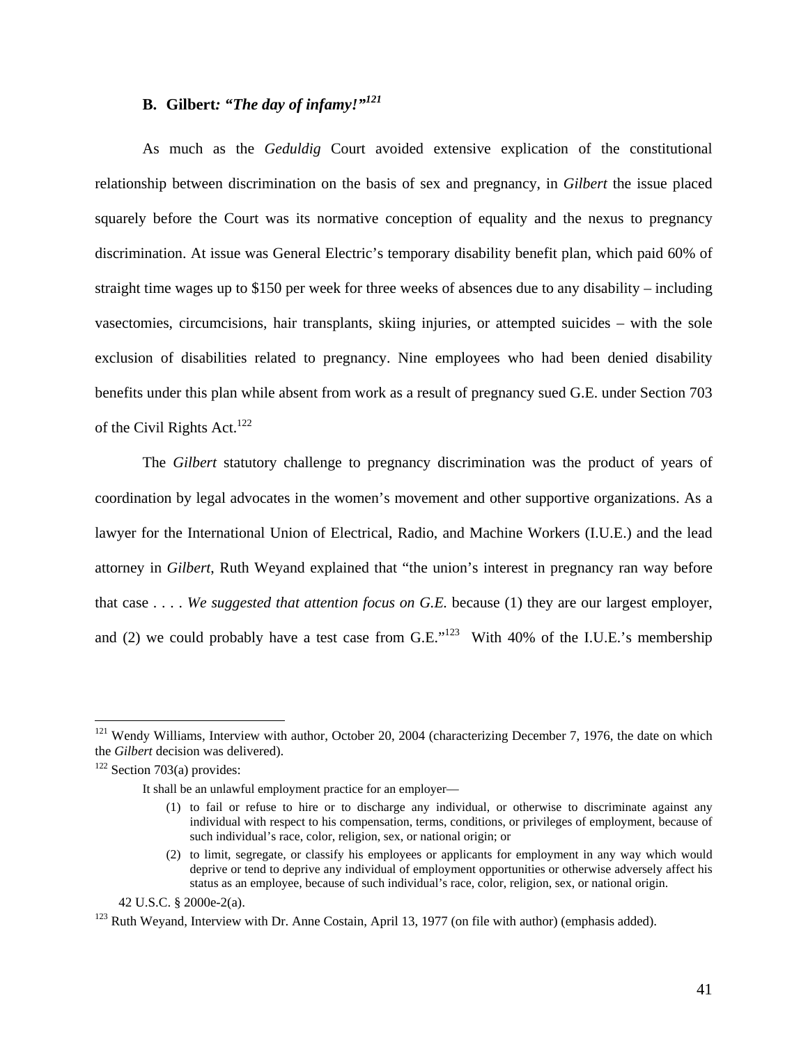### B. **Gilbert*: "The day of infamy!"*[121]**

As much as the *Geduldig* Court avoided extensive explication of the constitutional relationship between discrimination on the basis of sex and pregnancy, in *Gilbert* the issue placed squarely before the Court was its normative conception of equality and the nexus to pregnancy discrimination. At issue was General Electric's temporary disability benefit plan, which paid 60% of straight time wages up to $150 per week for three weeks of absences due to any disability – including vasectomies, circumcisions, hair transplants, skiing injuries, or attempted suicides – with the sole exclusion of disabilities related to pregnancy. Nine employees who had been denied disability benefits under this plan while absent from work as a result of pregnancy sued G.E. under Section 703 of the Civil Rights Act.[122]

The *Gilbert* statutory challenge to pregnancy discrimination was the product of years of coordination by legal advocates in the women's movement and other supportive organizations. As a lawyer for the International Union of Electrical, Radio, and Machine Workers (I.U.E.) and the lead attorney in *Gilbert*, Ruth Weyand explained that "the union's interest in pregnancy ran way before that case . . . . *We suggested that attention focus on G.E.* because (1) they are our largest employer, and (2) we could probably have a test case from G.E."[123] With 40% of the I.U.E.'s membership

---

[121] Wendy Williams, Interview with author, October 20, 2004 (characterizing December 7, 1976, the date on which the *Gilbert* decision was delivered).

[122] Section 703(a) provides:

> It shall be an unlawful employment practice for an employer—
>
> (1) to fail or refuse to hire or to discharge any individual, or otherwise to discriminate against any individual with respect to his compensation, terms, conditions, or privileges of employment, because of such individual's race, color, religion, sex, or national origin; or
>
> (2) to limit, segregate, or classify his employees or applicants for employment in any way which would deprive or tend to deprive any individual of employment opportunities or otherwise adversely affect his status as an employee, because of such individual's race, color, religion, sex, or national origin.

42 U.S.C. § 2000e-2(a).

[123] Ruth Weyand, Interview with Dr. Anne Costain, April 13, 1977 (on file with author) (emphasis added).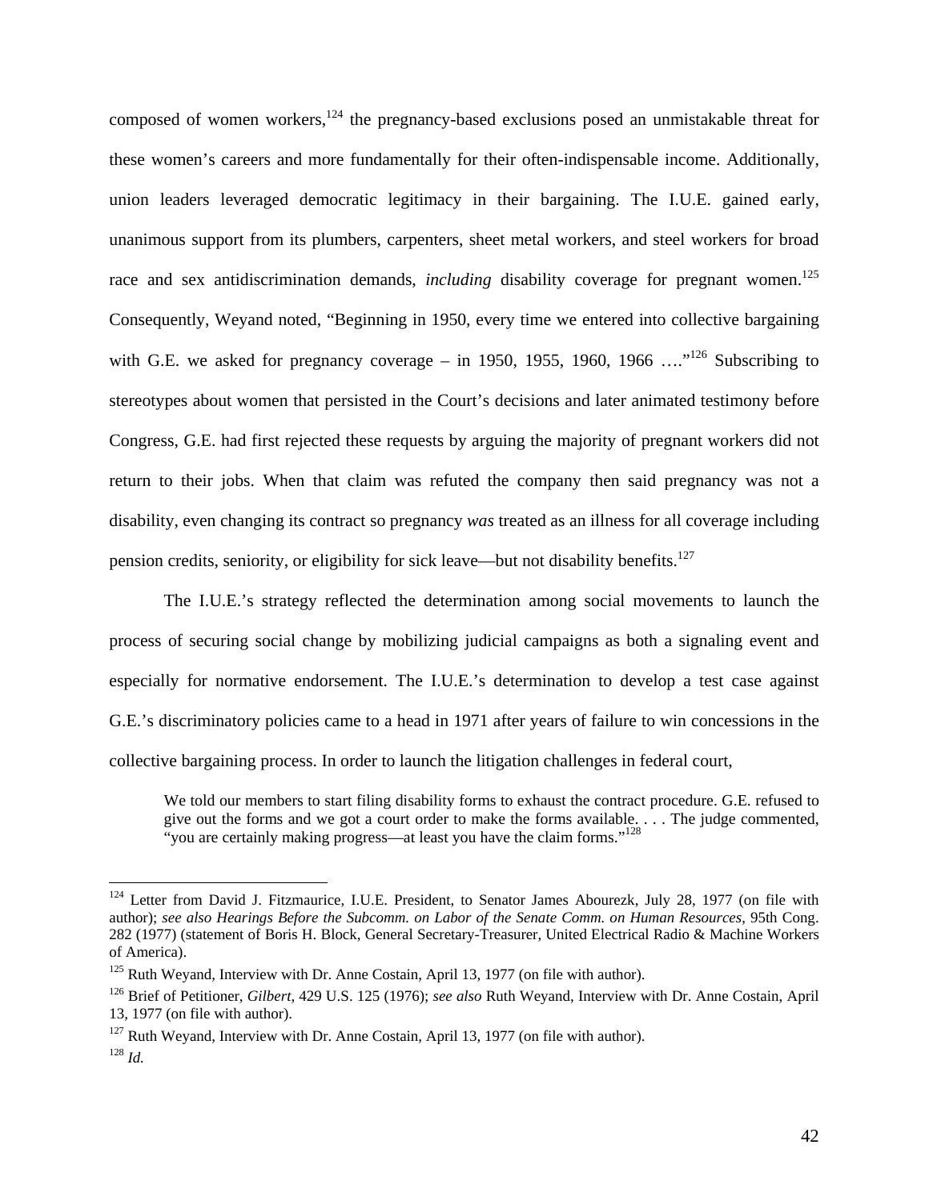composed of women workers,[124] the pregnancy-based exclusions posed an unmistakable threat for these women's careers and more fundamentally for their often-indispensable income. Additionally, union leaders leveraged democratic legitimacy in their bargaining. The I.U.E. gained early, unanimous support from its plumbers, carpenters, sheet metal workers, and steel workers for broad race and sex antidiscrimination demands, *including* disability coverage for pregnant women.[125] Consequently, Weyand noted, "Beginning in 1950, every time we entered into collective bargaining with G.E. we asked for pregnancy coverage – in 1950, 1955, 1960, 1966 …."[126] Subscribing to stereotypes about women that persisted in the Court's decisions and later animated testimony before Congress, G.E. had first rejected these requests by arguing the majority of pregnant workers did not return to their jobs. When that claim was refuted the company then said pregnancy was not a disability, even changing its contract so pregnancy *was* treated as an illness for all coverage including pension credits, seniority, or eligibility for sick leave—but not disability benefits.[127]

The I.U.E.'s strategy reflected the determination among social movements to launch the process of securing social change by mobilizing judicial campaigns as both a signaling event and especially for normative endorsement. The I.U.E.'s determination to develop a test case against G.E.'s discriminatory policies came to a head in 1971 after years of failure to win concessions in the collective bargaining process. In order to launch the litigation challenges in federal court,

> We told our members to start filing disability forms to exhaust the contract procedure. G.E. refused to give out the forms and we got a court order to make the forms available. . . . The judge commented, "you are certainly making progress—at least you have the claim forms."[128]

---

[124] Letter from David J. Fitzmaurice, I.U.E. President, to Senator James Abourezk, July 28, 1977 (on file with author); *see also Hearings Before the Subcomm. on Labor of the Senate Comm. on Human Resources*, 95th Cong. 282 (1977) (statement of Boris H. Block, General Secretary-Treasurer, United Electrical Radio & Machine Workers of America).

[125] Ruth Weyand, Interview with Dr. Anne Costain, April 13, 1977 (on file with author).

[126] Brief of Petitioner, *Gilbert*, 429 U.S. 125 (1976); *see also* Ruth Weyand, Interview with Dr. Anne Costain, April 13, 1977 (on file with author).

[127] Ruth Weyand, Interview with Dr. Anne Costain, April 13, 1977 (on file with author).

[128] *Id.*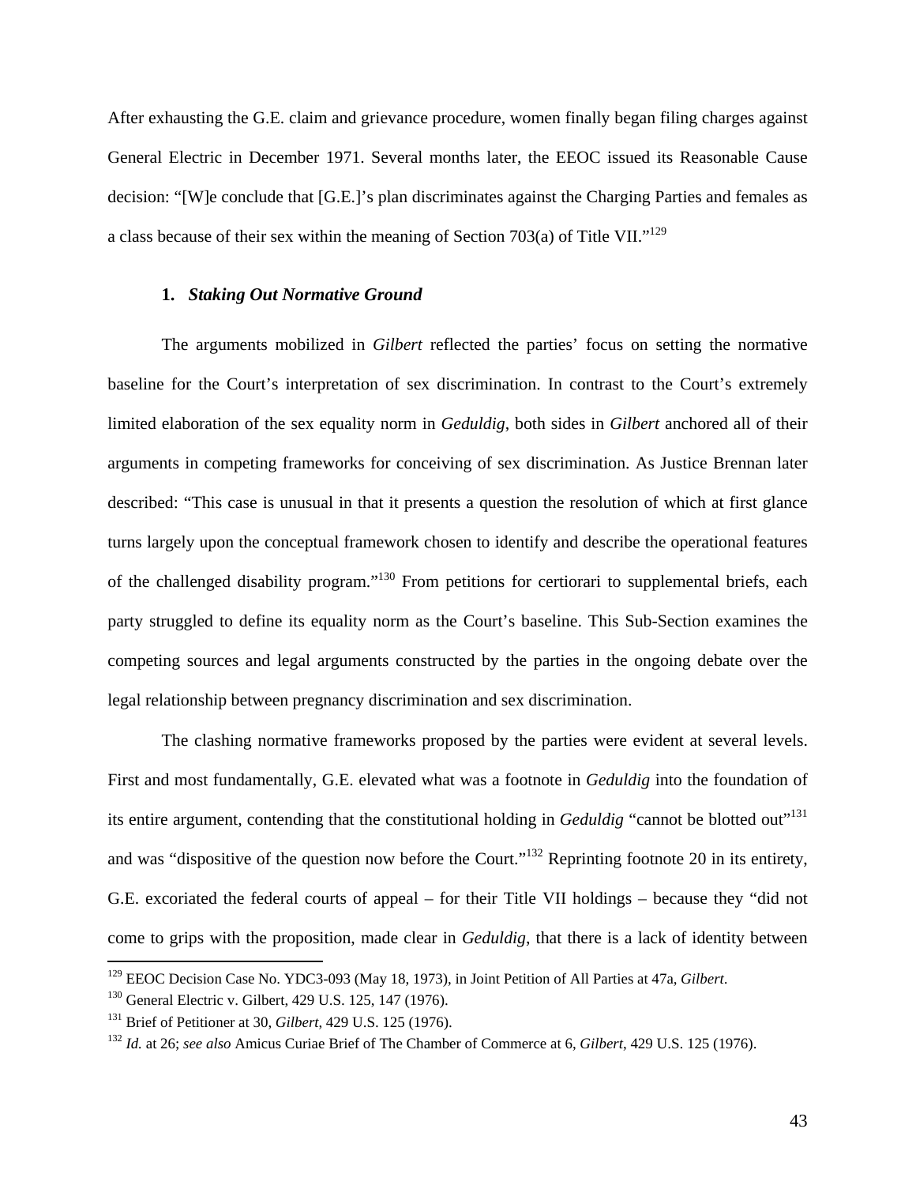After exhausting the G.E. claim and grievance procedure, women finally began filing charges against General Electric in December 1971. Several months later, the EEOC issued its Reasonable Cause decision: "[W]e conclude that [G.E.]'s plan discriminates against the Charging Parties and females as a class because of their sex within the meaning of Section 703(a) of Title VII."[129]

### 1. *Staking Out Normative Ground*

The arguments mobilized in *Gilbert* reflected the parties' focus on setting the normative baseline for the Court's interpretation of sex discrimination. In contrast to the Court's extremely limited elaboration of the sex equality norm in *Geduldig*, both sides in *Gilbert* anchored all of their arguments in competing frameworks for conceiving of sex discrimination. As Justice Brennan later described: "This case is unusual in that it presents a question the resolution of which at first glance turns largely upon the conceptual framework chosen to identify and describe the operational features of the challenged disability program."[130] From petitions for certiorari to supplemental briefs, each party struggled to define its equality norm as the Court's baseline. This Sub-Section examines the competing sources and legal arguments constructed by the parties in the ongoing debate over the legal relationship between pregnancy discrimination and sex discrimination.

The clashing normative frameworks proposed by the parties were evident at several levels. First and most fundamentally, G.E. elevated what was a footnote in *Geduldig* into the foundation of its entire argument, contending that the constitutional holding in *Geduldig* "cannot be blotted out"[131] and was "dispositive of the question now before the Court."[132] Reprinting footnote 20 in its entirety, G.E. excoriated the federal courts of appeal – for their Title VII holdings – because they "did not come to grips with the proposition, made clear in *Geduldig*, that there is a lack of identity between

---

[129] EEOC Decision Case No. YDC3-093 (May 18, 1973), in Joint Petition of All Parties at 47a, *Gilbert*.

[130] General Electric v. Gilbert, 429 U.S. 125, 147 (1976).

[131] Brief of Petitioner at 30, *Gilbert*, 429 U.S. 125 (1976).

[132] *Id.* at 26; *see also* Amicus Curiae Brief of The Chamber of Commerce at 6, *Gilbert*, 429 U.S. 125 (1976).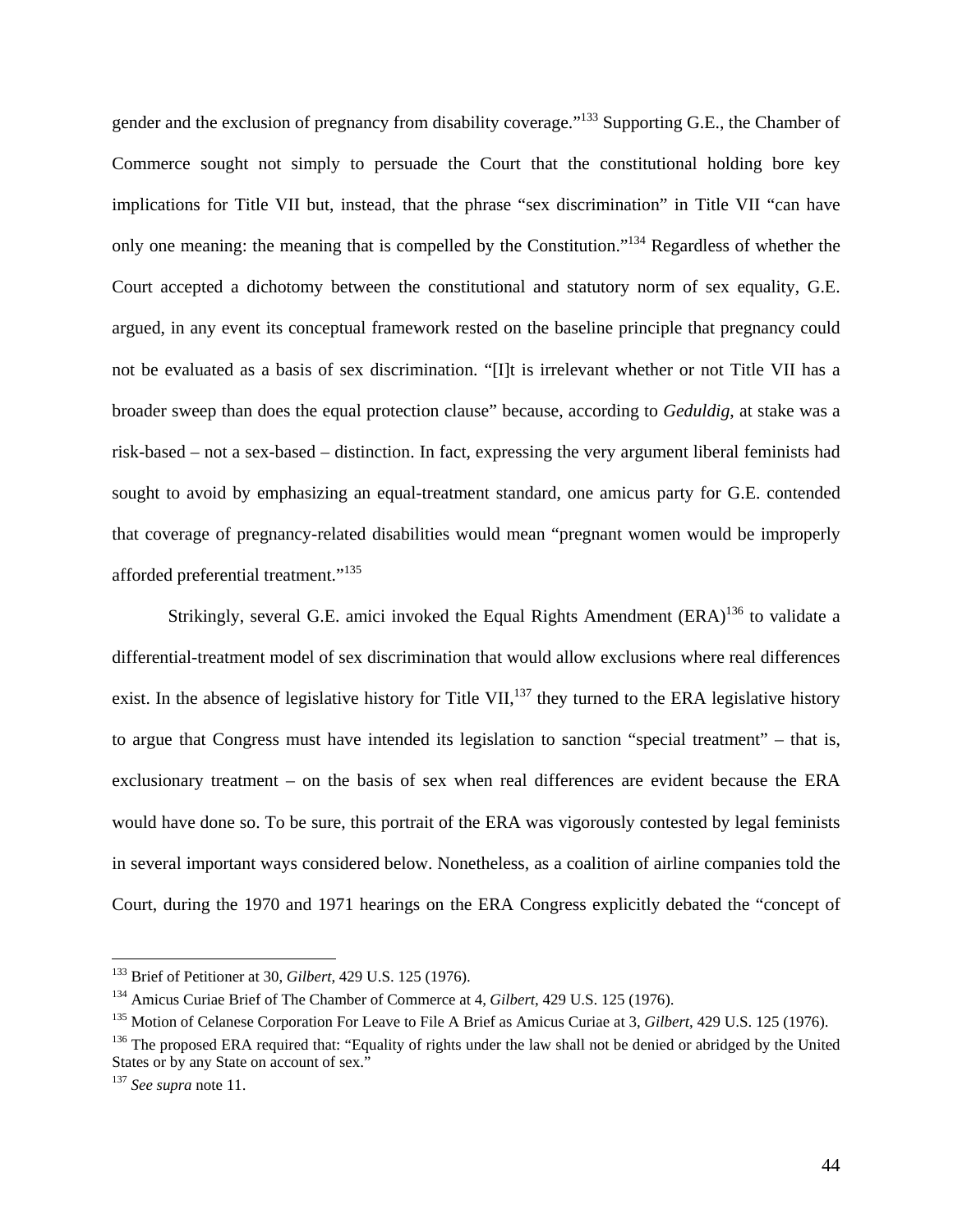gender and the exclusion of pregnancy from disability coverage."[133] Supporting G.E., the Chamber of Commerce sought not simply to persuade the Court that the constitutional holding bore key implications for Title VII but, instead, that the phrase "sex discrimination" in Title VII "can have only one meaning: the meaning that is compelled by the Constitution."[134] Regardless of whether the Court accepted a dichotomy between the constitutional and statutory norm of sex equality, G.E. argued, in any event its conceptual framework rested on the baseline principle that pregnancy could not be evaluated as a basis of sex discrimination. "[I]t is irrelevant whether or not Title VII has a broader sweep than does the equal protection clause" because, according to *Geduldig*, at stake was a risk-based – not a sex-based – distinction. In fact, expressing the very argument liberal feminists had sought to avoid by emphasizing an equal-treatment standard, one amicus party for G.E. contended that coverage of pregnancy-related disabilities would mean "pregnant women would be improperly afforded preferential treatment."[135]

Strikingly, several G.E. amici invoked the Equal Rights Amendment (ERA)[136] to validate a differential-treatment model of sex discrimination that would allow exclusions where real differences exist. In the absence of legislative history for Title VII,[137] they turned to the ERA legislative history to argue that Congress must have intended its legislation to sanction "special treatment" – that is, exclusionary treatment – on the basis of sex when real differences are evident because the ERA would have done so. To be sure, this portrait of the ERA was vigorously contested by legal feminists in several important ways considered below. Nonetheless, as a coalition of airline companies told the Court, during the 1970 and 1971 hearings on the ERA Congress explicitly debated the "concept of

---

[133] Brief of Petitioner at 30, *Gilbert*, 429 U.S. 125 (1976).

[134] Amicus Curiae Brief of The Chamber of Commerce at 4, *Gilbert*, 429 U.S. 125 (1976).

[135] Motion of Celanese Corporation For Leave to File A Brief as Amicus Curiae at 3, *Gilbert*, 429 U.S. 125 (1976).

[136] The proposed ERA required that: "Equality of rights under the law shall not be denied or abridged by the United States or by any State on account of sex."

[137] *See supra* note 11.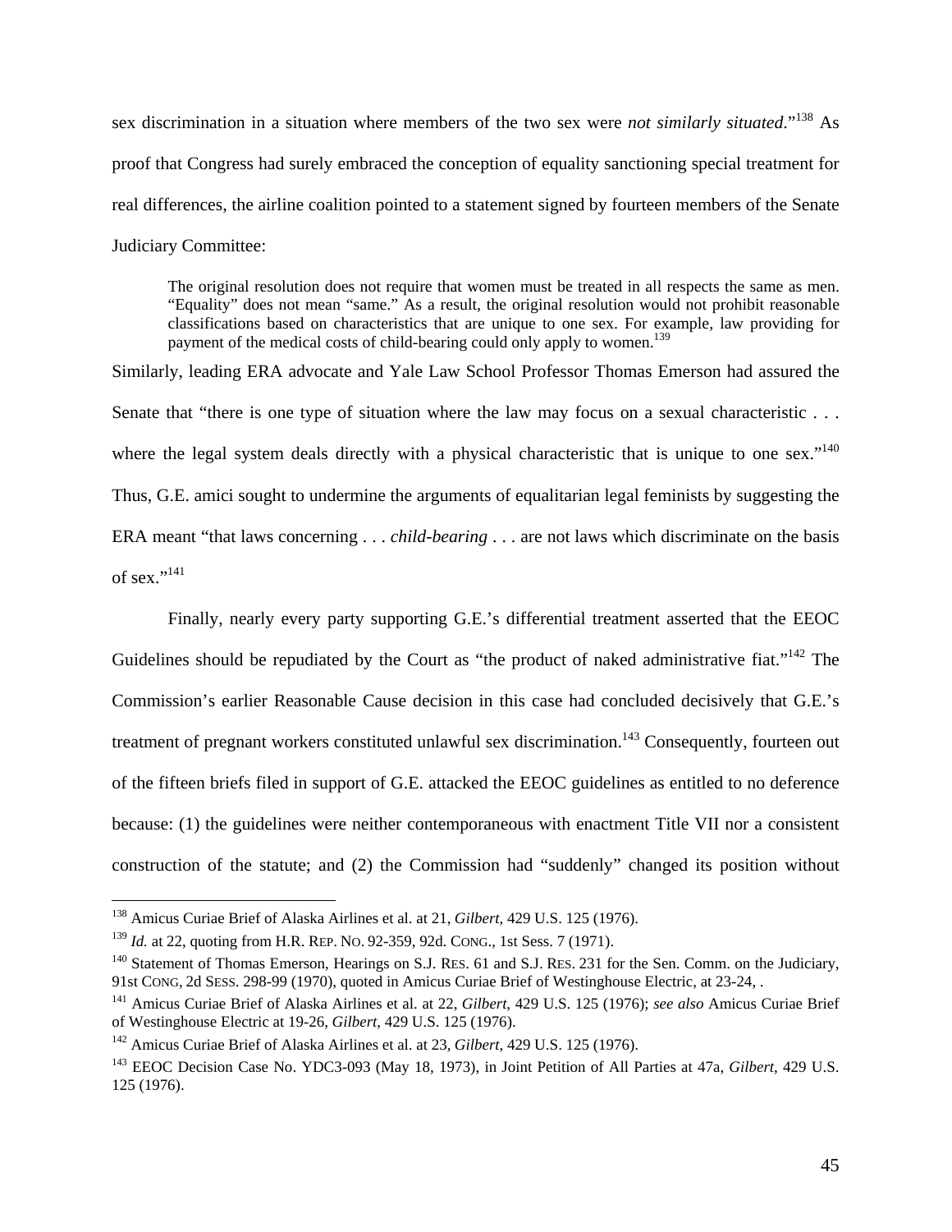sex discrimination in a situation where members of the two sex were *not similarly situated*."[138] As proof that Congress had surely embraced the conception of equality sanctioning special treatment for real differences, the airline coalition pointed to a statement signed by fourteen members of the Senate Judiciary Committee:

> The original resolution does not require that women must be treated in all respects the same as men. "Equality" does not mean "same." As a result, the original resolution would not prohibit reasonable classifications based on characteristics that are unique to one sex. For example, law providing for payment of the medical costs of child-bearing could only apply to women.[139]

Similarly, leading ERA advocate and Yale Law School Professor Thomas Emerson had assured the Senate that "there is one type of situation where the law may focus on a sexual characteristic . . . where the legal system deals directly with a physical characteristic that is unique to one sex."[140] Thus, G.E. amici sought to undermine the arguments of equalitarian legal feminists by suggesting the ERA meant "that laws concerning . . . *child-bearing* . . . are not laws which discriminate on the basis of sex."[141]

Finally, nearly every party supporting G.E.'s differential treatment asserted that the EEOC Guidelines should be repudiated by the Court as "the product of naked administrative fiat."[142] The Commission's earlier Reasonable Cause decision in this case had concluded decisively that G.E.'s treatment of pregnant workers constituted unlawful sex discrimination.[143] Consequently, fourteen out of the fifteen briefs filed in support of G.E. attacked the EEOC guidelines as entitled to no deference because: (1) the guidelines were neither contemporaneous with enactment Title VII nor a consistent construction of the statute; and (2) the Commission had "suddenly" changed its position without

---

[138] Amicus Curiae Brief of Alaska Airlines et al. at 21, *Gilbert*, 429 U.S. 125 (1976).

[139] *Id.* at 22, quoting from H.R. REP. NO. 92-359, 92d. CONG., 1st Sess. 7 (1971).

[140] Statement of Thomas Emerson, Hearings on S.J. RES. 61 and S.J. RES. 231 for the Sen. Comm. on the Judiciary, 91st CONG, 2d SESS. 298-99 (1970), quoted in Amicus Curiae Brief of Westinghouse Electric, at 23-24, .

[141] Amicus Curiae Brief of Alaska Airlines et al. at 22, *Gilbert*, 429 U.S. 125 (1976); *see also* Amicus Curiae Brief of Westinghouse Electric at 19-26, *Gilbert*, 429 U.S. 125 (1976).

[142] Amicus Curiae Brief of Alaska Airlines et al. at 23, *Gilbert*, 429 U.S. 125 (1976).

[143] EEOC Decision Case No. YDC3-093 (May 18, 1973), in Joint Petition of All Parties at 47a, *Gilbert*, 429 U.S. 125 (1976).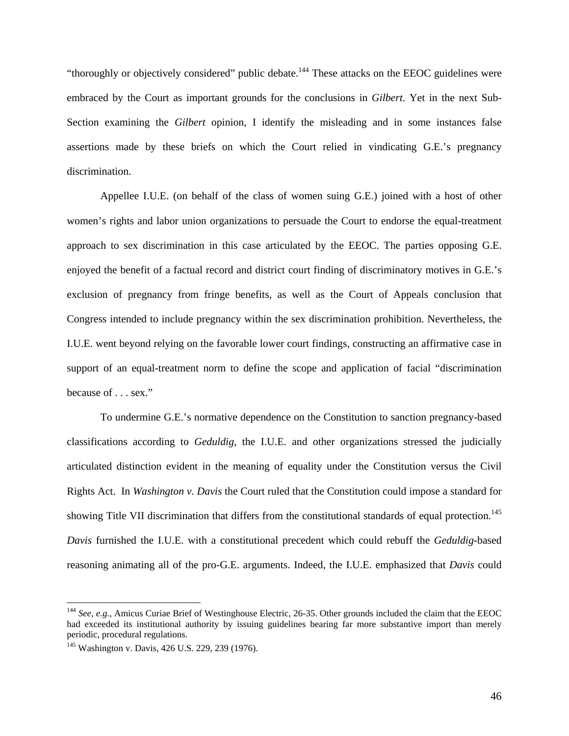"thoroughly or objectively considered" public debate.[144] These attacks on the EEOC guidelines were embraced by the Court as important grounds for the conclusions in *Gilbert*. Yet in the next Sub-Section examining the *Gilbert* opinion, I identify the misleading and in some instances false assertions made by these briefs on which the Court relied in vindicating G.E.'s pregnancy discrimination.

Appellee I.U.E. (on behalf of the class of women suing G.E.) joined with a host of other women's rights and labor union organizations to persuade the Court to endorse the equal-treatment approach to sex discrimination in this case articulated by the EEOC. The parties opposing G.E. enjoyed the benefit of a factual record and district court finding of discriminatory motives in G.E.'s exclusion of pregnancy from fringe benefits, as well as the Court of Appeals conclusion that Congress intended to include pregnancy within the sex discrimination prohibition. Nevertheless, the I.U.E. went beyond relying on the favorable lower court findings, constructing an affirmative case in support of an equal-treatment norm to define the scope and application of facial "discrimination because of . . . sex."

To undermine G.E.'s normative dependence on the Constitution to sanction pregnancy-based classifications according to *Geduldig*, the I.U.E. and other organizations stressed the judicially articulated distinction evident in the meaning of equality under the Constitution versus the Civil Rights Act. In *Washington v. Davis* the Court ruled that the Constitution could impose a standard for showing Title VII discrimination that differs from the constitutional standards of equal protection.[145] *Davis* furnished the I.U.E. with a constitutional precedent which could rebuff the *Geduldig*-based reasoning animating all of the pro-G.E. arguments. Indeed, the I.U.E. emphasized that *Davis* could

---

[144] *See, e.g.*, Amicus Curiae Brief of Westinghouse Electric, 26-35. Other grounds included the claim that the EEOC had exceeded its institutional authority by issuing guidelines bearing far more substantive import than merely periodic, procedural regulations.

[145] Washington v. Davis, 426 U.S. 229, 239 (1976).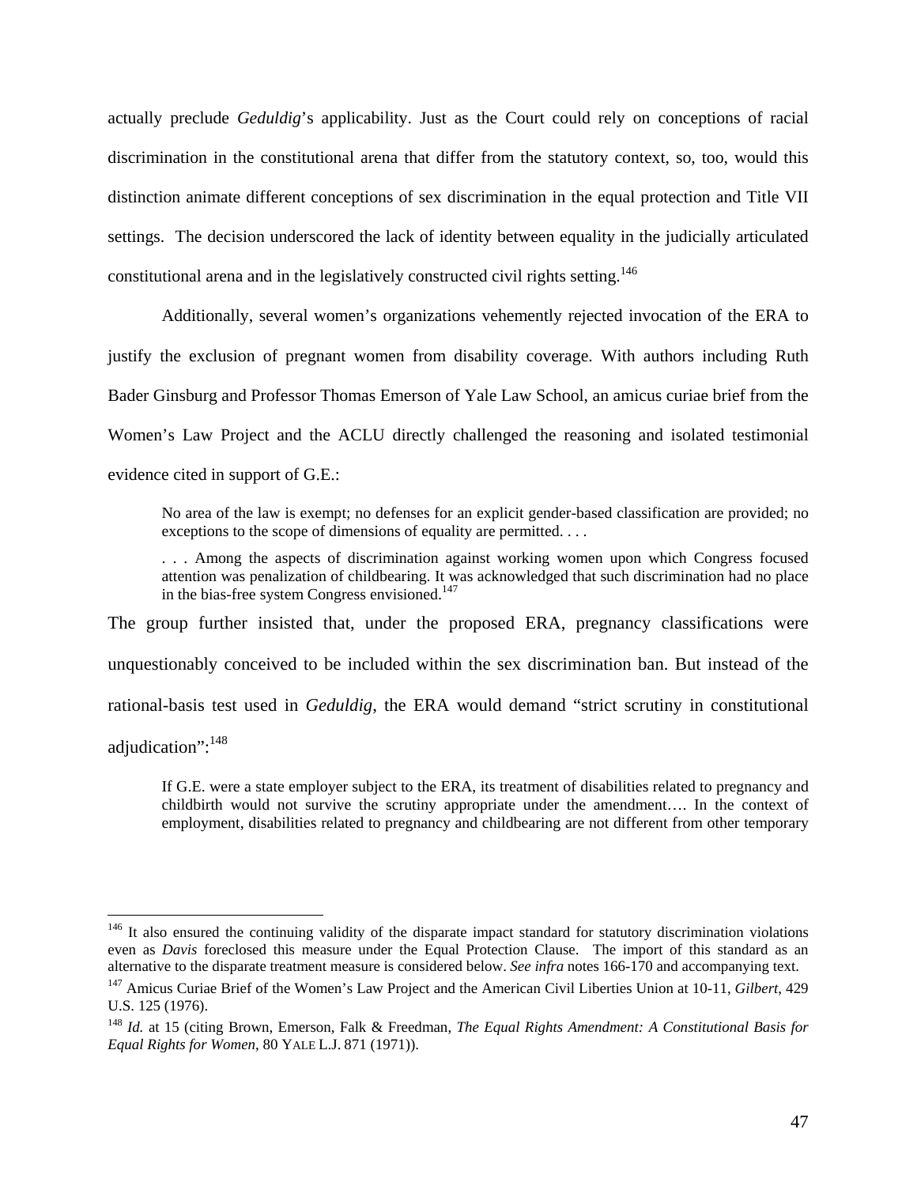actually preclude *Geduldig*'s applicability. Just as the Court could rely on conceptions of racial discrimination in the constitutional arena that differ from the statutory context, so, too, would this distinction animate different conceptions of sex discrimination in the equal protection and Title VII settings. The decision underscored the lack of identity between equality in the judicially articulated constitutional arena and in the legislatively constructed civil rights setting.[146]

Additionally, several women's organizations vehemently rejected invocation of the ERA to justify the exclusion of pregnant women from disability coverage. With authors including Ruth Bader Ginsburg and Professor Thomas Emerson of Yale Law School, an amicus curiae brief from the Women's Law Project and the ACLU directly challenged the reasoning and isolated testimonial evidence cited in support of G.E.:

> No area of the law is exempt; no defenses for an explicit gender-based classification are provided; no exceptions to the scope of dimensions of equality are permitted. . . .
>
> . . . Among the aspects of discrimination against working women upon which Congress focused attention was penalization of childbearing. It was acknowledged that such discrimination had no place in the bias-free system Congress envisioned.[147]

The group further insisted that, under the proposed ERA, pregnancy classifications were unquestionably conceived to be included within the sex discrimination ban. But instead of the rational-basis test used in *Geduldig*, the ERA would demand "strict scrutiny in constitutional adjudication":[148]

> If G.E. were a state employer subject to the ERA, its treatment of disabilities related to pregnancy and childbirth would not survive the scrutiny appropriate under the amendment…. In the context of employment, disabilities related to pregnancy and childbearing are not different from other temporary

---

[146] It also ensured the continuing validity of the disparate impact standard for statutory discrimination violations even as *Davis* foreclosed this measure under the Equal Protection Clause. The import of this standard as an alternative to the disparate treatment measure is considered below. *See infra* notes 166-170 and accompanying text.

[147] Amicus Curiae Brief of the Women's Law Project and the American Civil Liberties Union at 10-11, *Gilbert*, 429 U.S. 125 (1976).

[148] *Id.* at 15 (citing Brown, Emerson, Falk & Freedman, *The Equal Rights Amendment: A Constitutional Basis for Equal Rights for Women*, 80 YALE L.J. 871 (1971)).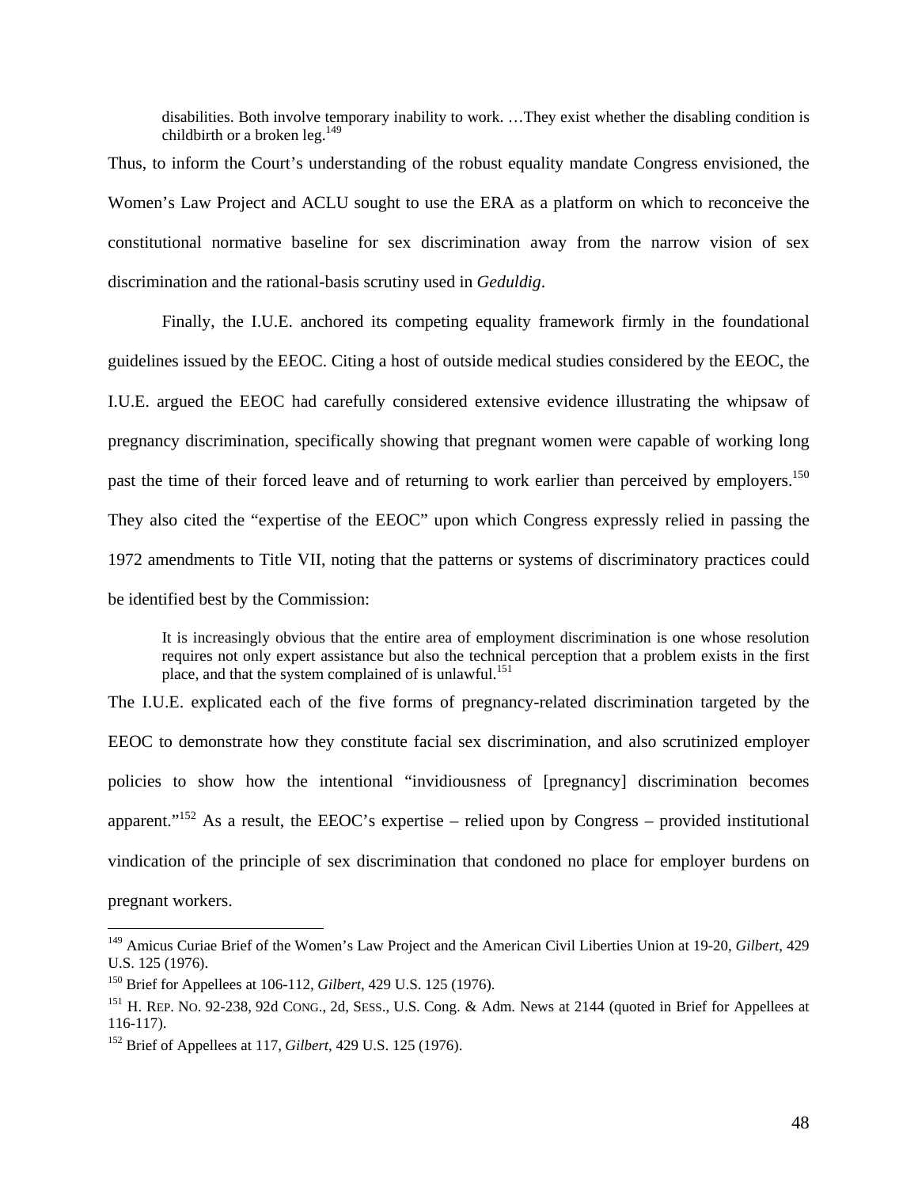> disabilities. Both involve temporary inability to work. …They exist whether the disabling condition is childbirth or a broken leg.[149]

Thus, to inform the Court's understanding of the robust equality mandate Congress envisioned, the Women's Law Project and ACLU sought to use the ERA as a platform on which to reconceive the constitutional normative baseline for sex discrimination away from the narrow vision of sex discrimination and the rational-basis scrutiny used in *Geduldig*.

Finally, the I.U.E. anchored its competing equality framework firmly in the foundational guidelines issued by the EEOC. Citing a host of outside medical studies considered by the EEOC, the I.U.E. argued the EEOC had carefully considered extensive evidence illustrating the whipsaw of pregnancy discrimination, specifically showing that pregnant women were capable of working long past the time of their forced leave and of returning to work earlier than perceived by employers.[150] They also cited the "expertise of the EEOC" upon which Congress expressly relied in passing the 1972 amendments to Title VII, noting that the patterns or systems of discriminatory practices could be identified best by the Commission:

> It is increasingly obvious that the entire area of employment discrimination is one whose resolution requires not only expert assistance but also the technical perception that a problem exists in the first place, and that the system complained of is unlawful.[151]

The I.U.E. explicated each of the five forms of pregnancy-related discrimination targeted by the EEOC to demonstrate how they constitute facial sex discrimination, and also scrutinized employer policies to show how the intentional "invidiousness of [pregnancy] discrimination becomes apparent."[152] As a result, the EEOC's expertise – relied upon by Congress – provided institutional vindication of the principle of sex discrimination that condoned no place for employer burdens on pregnant workers.

---

[149] Amicus Curiae Brief of the Women's Law Project and the American Civil Liberties Union at 19-20, *Gilbert*, 429 U.S. 125 (1976).

[150] Brief for Appellees at 106-112, *Gilbert*, 429 U.S. 125 (1976).

[151] H. REP. NO. 92-238, 92d CONG., 2d, SESS., U.S. Cong. & Adm. News at 2144 (quoted in Brief for Appellees at 116-117).

[152] Brief of Appellees at 117, *Gilbert*, 429 U.S. 125 (1976).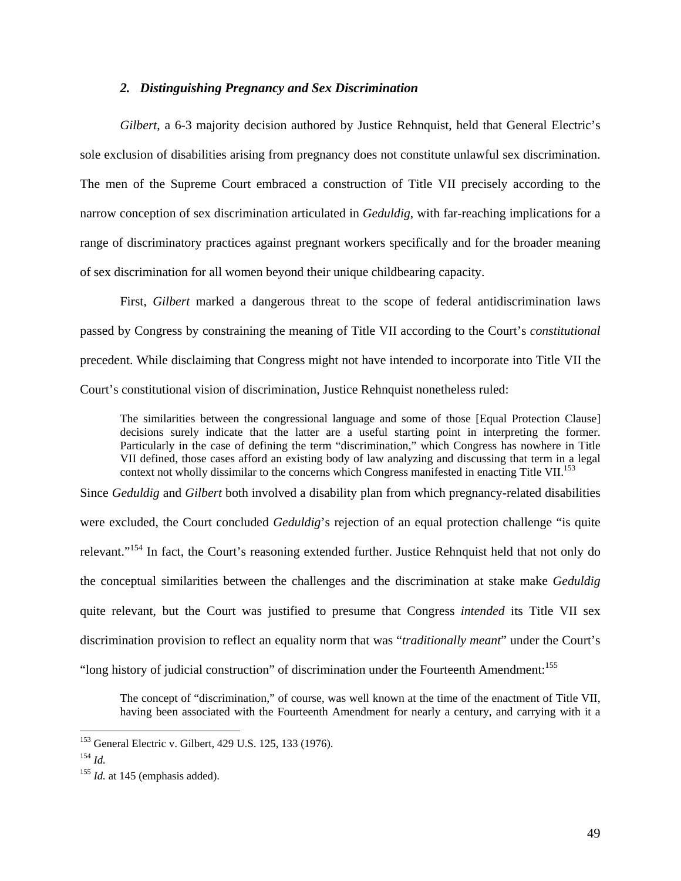### *2. Distinguishing Pregnancy and Sex Discrimination*

*Gilbert*, a 6-3 majority decision authored by Justice Rehnquist, held that General Electric's sole exclusion of disabilities arising from pregnancy does not constitute unlawful sex discrimination. The men of the Supreme Court embraced a construction of Title VII precisely according to the narrow conception of sex discrimination articulated in *Geduldig*, with far-reaching implications for a range of discriminatory practices against pregnant workers specifically and for the broader meaning of sex discrimination for all women beyond their unique childbearing capacity.

First, *Gilbert* marked a dangerous threat to the scope of federal antidiscrimination laws passed by Congress by constraining the meaning of Title VII according to the Court's *constitutional* precedent. While disclaiming that Congress might not have intended to incorporate into Title VII the Court's constitutional vision of discrimination, Justice Rehnquist nonetheless ruled:

> The similarities between the congressional language and some of those [Equal Protection Clause] decisions surely indicate that the latter are a useful starting point in interpreting the former. Particularly in the case of defining the term "discrimination," which Congress has nowhere in Title VII defined, those cases afford an existing body of law analyzing and discussing that term in a legal context not wholly dissimilar to the concerns which Congress manifested in enacting Title VII.[153]

Since *Geduldig* and *Gilbert* both involved a disability plan from which pregnancy-related disabilities were excluded, the Court concluded *Geduldig*'s rejection of an equal protection challenge "is quite relevant."[154] In fact, the Court's reasoning extended further. Justice Rehnquist held that not only do the conceptual similarities between the challenges and the discrimination at stake make *Geduldig* quite relevant, but the Court was justified to presume that Congress *intended* its Title VII sex discrimination provision to reflect an equality norm that was "*traditionally meant*" under the Court's "long history of judicial construction" of discrimination under the Fourteenth Amendment:[155]

> The concept of "discrimination," of course, was well known at the time of the enactment of Title VII, having been associated with the Fourteenth Amendment for nearly a century, and carrying with it a

---

[153] General Electric v. Gilbert, 429 U.S. 125, 133 (1976).

[154] *Id.*

[155] *Id.* at 145 (emphasis added).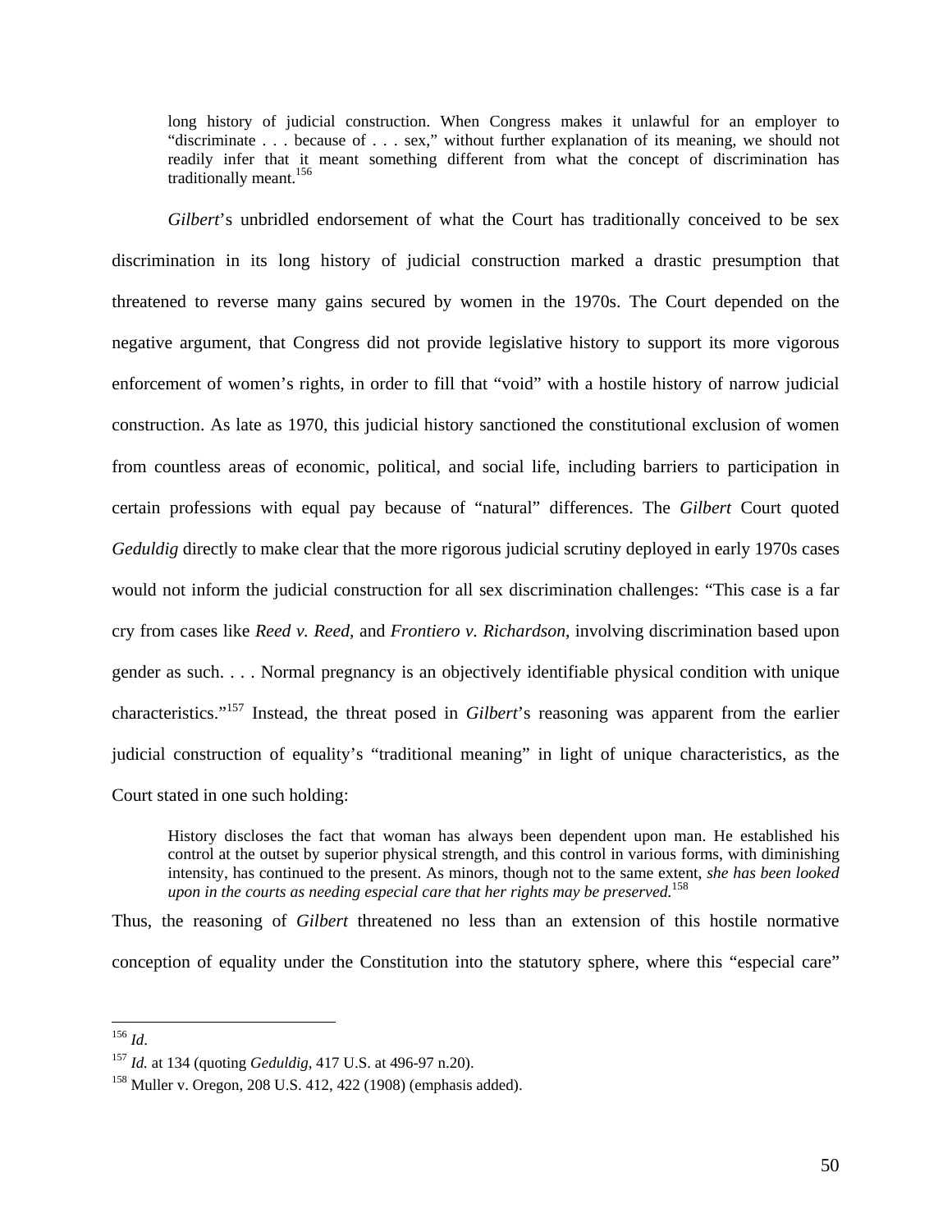> long history of judicial construction. When Congress makes it unlawful for an employer to "discriminate . . . because of . . . sex," without further explanation of its meaning, we should not readily infer that it meant something different from what the concept of discrimination has traditionally meant.[156]

*Gilbert*'s unbridled endorsement of what the Court has traditionally conceived to be sex discrimination in its long history of judicial construction marked a drastic presumption that threatened to reverse many gains secured by women in the 1970s. The Court depended on the negative argument, that Congress did not provide legislative history to support its more vigorous enforcement of women's rights, in order to fill that "void" with a hostile history of narrow judicial construction. As late as 1970, this judicial history sanctioned the constitutional exclusion of women from countless areas of economic, political, and social life, including barriers to participation in certain professions with equal pay because of "natural" differences. The *Gilbert* Court quoted *Geduldig* directly to make clear that the more rigorous judicial scrutiny deployed in early 1970s cases would not inform the judicial construction for all sex discrimination challenges: "This case is a far cry from cases like *Reed v. Reed*, and *Frontiero v. Richardson*, involving discrimination based upon gender as such. . . . Normal pregnancy is an objectively identifiable physical condition with unique characteristics."[157] Instead, the threat posed in *Gilbert*'s reasoning was apparent from the earlier judicial construction of equality's "traditional meaning" in light of unique characteristics, as the Court stated in one such holding:

> History discloses the fact that woman has always been dependent upon man. He established his control at the outset by superior physical strength, and this control in various forms, with diminishing intensity, has continued to the present. As minors, though not to the same extent, *she has been looked upon in the courts as needing especial care that her rights may be preserved.*[158]

Thus, the reasoning of *Gilbert* threatened no less than an extension of this hostile normative conception of equality under the Constitution into the statutory sphere, where this "especial care"

---

[156] *Id*.

[157] *Id.* at 134 (quoting *Geduldig*, 417 U.S. at 496-97 n.20).

[158] Muller v. Oregon, 208 U.S. 412, 422 (1908) (emphasis added).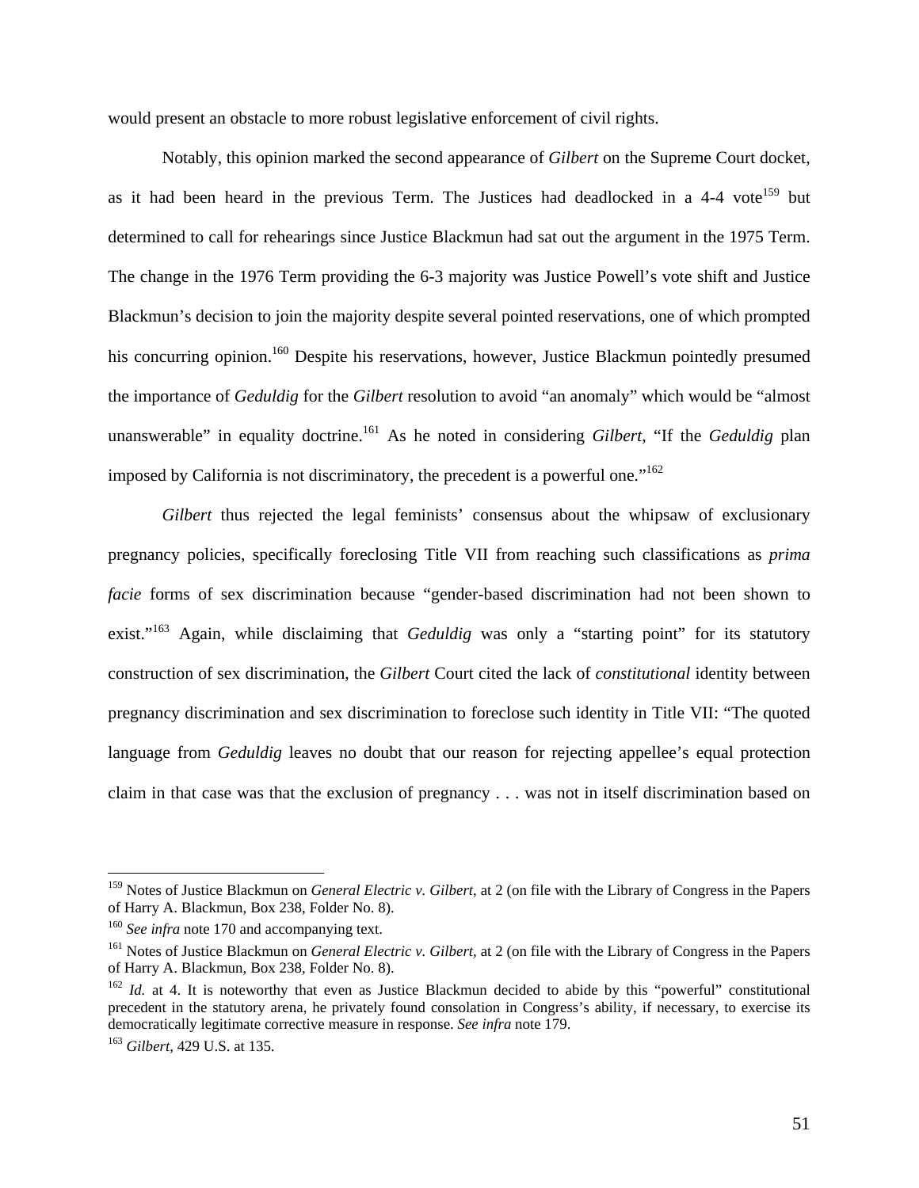would present an obstacle to more robust legislative enforcement of civil rights.

Notably, this opinion marked the second appearance of *Gilbert* on the Supreme Court docket, as it had been heard in the previous Term. The Justices had deadlocked in a 4-4 vote[159] but determined to call for rehearings since Justice Blackmun had sat out the argument in the 1975 Term. The change in the 1976 Term providing the 6-3 majority was Justice Powell's vote shift and Justice Blackmun's decision to join the majority despite several pointed reservations, one of which prompted his concurring opinion.[160] Despite his reservations, however, Justice Blackmun pointedly presumed the importance of *Geduldig* for the *Gilbert* resolution to avoid "an anomaly" which would be "almost unanswerable" in equality doctrine.[161] As he noted in considering *Gilbert*, "If the *Geduldig* plan imposed by California is not discriminatory, the precedent is a powerful one."[162]

*Gilbert* thus rejected the legal feminists' consensus about the whipsaw of exclusionary pregnancy policies, specifically foreclosing Title VII from reaching such classifications as *prima facie* forms of sex discrimination because "gender-based discrimination had not been shown to exist."[163] Again, while disclaiming that *Geduldig* was only a "starting point" for its statutory construction of sex discrimination, the *Gilbert* Court cited the lack of *constitutional* identity between pregnancy discrimination and sex discrimination to foreclose such identity in Title VII: "The quoted language from *Geduldig* leaves no doubt that our reason for rejecting appellee's equal protection claim in that case was that the exclusion of pregnancy . . . was not in itself discrimination based on

---

[159] Notes of Justice Blackmun on *General Electric v. Gilbert*, at 2 (on file with the Library of Congress in the Papers of Harry A. Blackmun, Box 238, Folder No. 8).

[160] *See infra* note 170 and accompanying text.

[161] Notes of Justice Blackmun on *General Electric v. Gilbert*, at 2 (on file with the Library of Congress in the Papers of Harry A. Blackmun, Box 238, Folder No. 8).

[162] *Id.* at 4. It is noteworthy that even as Justice Blackmun decided to abide by this "powerful" constitutional precedent in the statutory arena, he privately found consolation in Congress's ability, if necessary, to exercise its democratically legitimate corrective measure in response. *See infra* note 179.

[163] *Gilbert*, 429 U.S. at 135.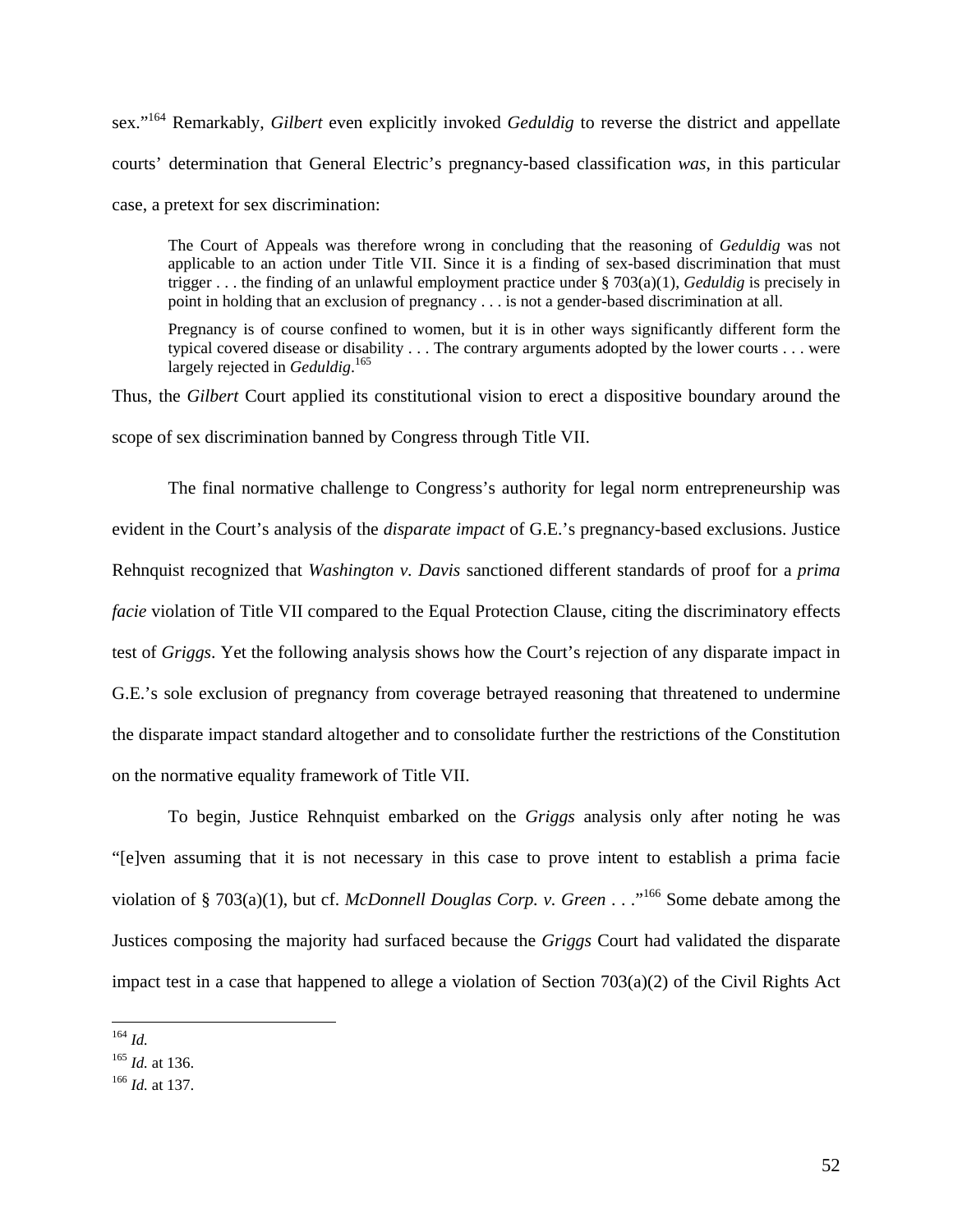sex."[164] Remarkably, *Gilbert* even explicitly invoked *Geduldig* to reverse the district and appellate courts' determination that General Electric's pregnancy-based classification *was*, in this particular case, a pretext for sex discrimination:

> The Court of Appeals was therefore wrong in concluding that the reasoning of *Geduldig* was not applicable to an action under Title VII. Since it is a finding of sex-based discrimination that must trigger . . . the finding of an unlawful employment practice under § 703(a)(1), *Geduldig* is precisely in point in holding that an exclusion of pregnancy . . . is not a gender-based discrimination at all.
>
> Pregnancy is of course confined to women, but it is in other ways significantly different form the typical covered disease or disability . . . The contrary arguments adopted by the lower courts . . . were largely rejected in *Geduldig*.[165]

Thus, the *Gilbert* Court applied its constitutional vision to erect a dispositive boundary around the scope of sex discrimination banned by Congress through Title VII.

The final normative challenge to Congress's authority for legal norm entrepreneurship was evident in the Court's analysis of the *disparate impact* of G.E.'s pregnancy-based exclusions. Justice Rehnquist recognized that *Washington v. Davis* sanctioned different standards of proof for a *prima facie* violation of Title VII compared to the Equal Protection Clause, citing the discriminatory effects test of *Griggs*. Yet the following analysis shows how the Court's rejection of any disparate impact in G.E.'s sole exclusion of pregnancy from coverage betrayed reasoning that threatened to undermine the disparate impact standard altogether and to consolidate further the restrictions of the Constitution on the normative equality framework of Title VII.

To begin, Justice Rehnquist embarked on the *Griggs* analysis only after noting he was "[e]ven assuming that it is not necessary in this case to prove intent to establish a prima facie violation of § 703(a)(1), but cf. *McDonnell Douglas Corp. v. Green* . . ."[166] Some debate among the Justices composing the majority had surfaced because the *Griggs* Court had validated the disparate impact test in a case that happened to allege a violation of Section 703(a)(2) of the Civil Rights Act

---

[164] *Id.*

[165] *Id.* at 136.

[166] *Id.* at 137.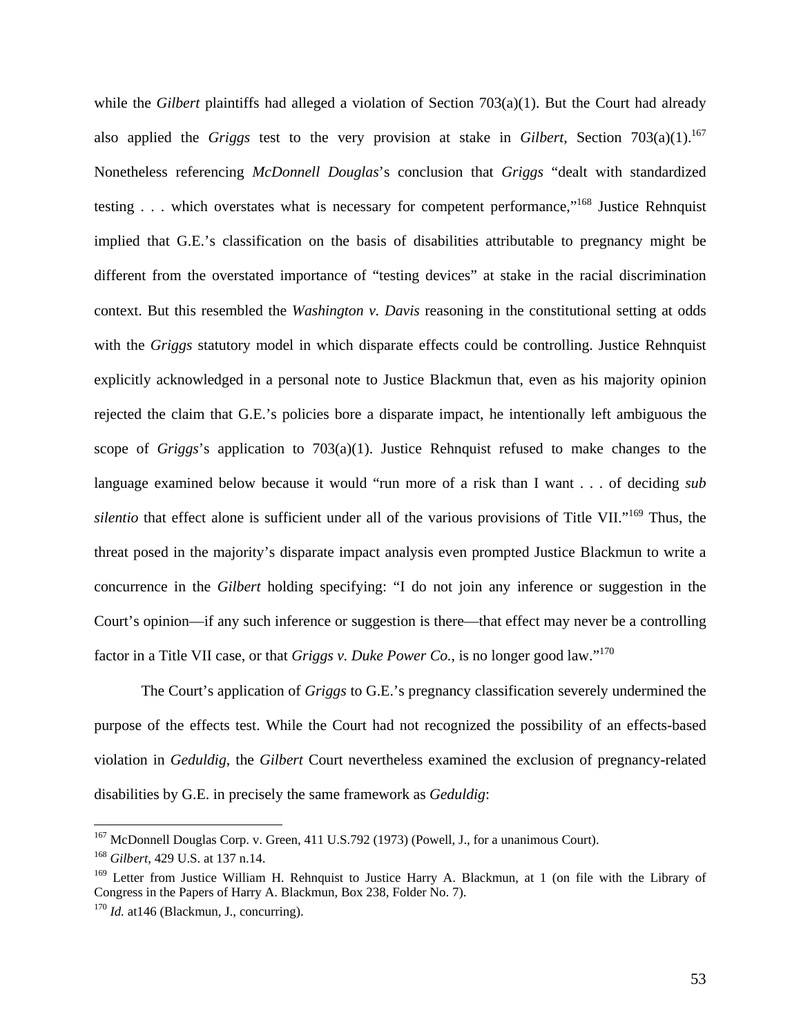while the *Gilbert* plaintiffs had alleged a violation of Section 703(a)(1). But the Court had already also applied the *Griggs* test to the very provision at stake in *Gilbert*, Section 703(a)(1).[167] Nonetheless referencing *McDonnell Douglas*'s conclusion that *Griggs* "dealt with standardized testing . . . which overstates what is necessary for competent performance,"[168] Justice Rehnquist implied that G.E.'s classification on the basis of disabilities attributable to pregnancy might be different from the overstated importance of "testing devices" at stake in the racial discrimination context. But this resembled the *Washington v. Davis* reasoning in the constitutional setting at odds with the *Griggs* statutory model in which disparate effects could be controlling. Justice Rehnquist explicitly acknowledged in a personal note to Justice Blackmun that, even as his majority opinion rejected the claim that G.E.'s policies bore a disparate impact, he intentionally left ambiguous the scope of *Griggs*'s application to 703(a)(1). Justice Rehnquist refused to make changes to the language examined below because it would "run more of a risk than I want . . . of deciding *sub silentio* that effect alone is sufficient under all of the various provisions of Title VII."[169] Thus, the threat posed in the majority's disparate impact analysis even prompted Justice Blackmun to write a concurrence in the *Gilbert* holding specifying: "I do not join any inference or suggestion in the Court's opinion—if any such inference or suggestion is there—that effect may never be a controlling factor in a Title VII case, or that *Griggs v. Duke Power Co.*, is no longer good law."[170]

The Court's application of *Griggs* to G.E.'s pregnancy classification severely undermined the purpose of the effects test. While the Court had not recognized the possibility of an effects-based violation in *Geduldig*, the *Gilbert* Court nevertheless examined the exclusion of pregnancy-related disabilities by G.E. in precisely the same framework as *Geduldig*:

---

[167] McDonnell Douglas Corp. v. Green, 411 U.S.792 (1973) (Powell, J., for a unanimous Court).

[168] *Gilbert*, 429 U.S. at 137 n.14.

[169] Letter from Justice William H. Rehnquist to Justice Harry A. Blackmun, at 1 (on file with the Library of Congress in the Papers of Harry A. Blackmun, Box 238, Folder No. 7).

[170] *Id.* at146 (Blackmun, J., concurring).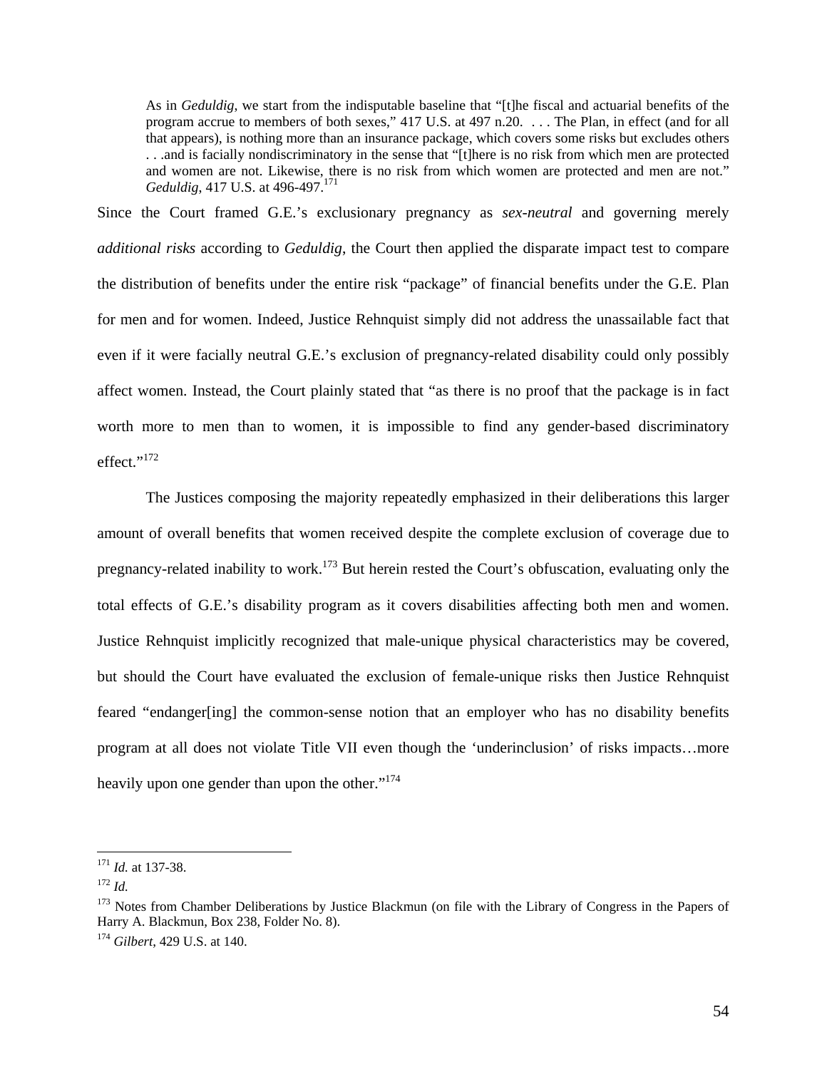> As in *Geduldig*, we start from the indisputable baseline that "[t]he fiscal and actuarial benefits of the program accrue to members of both sexes," 417 U.S. at 497 n.20. . . . The Plan, in effect (and for all that appears), is nothing more than an insurance package, which covers some risks but excludes others . . .and is facially nondiscriminatory in the sense that "[t]here is no risk from which men are protected and women are not. Likewise, there is no risk from which women are protected and men are not." *Geduldig*, 417 U.S. at 496-497.[171]

Since the Court framed G.E.'s exclusionary pregnancy as *sex-neutral* and governing merely *additional risks* according to *Geduldig*, the Court then applied the disparate impact test to compare the distribution of benefits under the entire risk "package" of financial benefits under the G.E. Plan for men and for women. Indeed, Justice Rehnquist simply did not address the unassailable fact that even if it were facially neutral G.E.'s exclusion of pregnancy-related disability could only possibly affect women. Instead, the Court plainly stated that "as there is no proof that the package is in fact worth more to men than to women, it is impossible to find any gender-based discriminatory effect."[172]

The Justices composing the majority repeatedly emphasized in their deliberations this larger amount of overall benefits that women received despite the complete exclusion of coverage due to pregnancy-related inability to work.[173] But herein rested the Court's obfuscation, evaluating only the total effects of G.E.'s disability program as it covers disabilities affecting both men and women. Justice Rehnquist implicitly recognized that male-unique physical characteristics may be covered, but should the Court have evaluated the exclusion of female-unique risks then Justice Rehnquist feared "endanger[ing] the common-sense notion that an employer who has no disability benefits program at all does not violate Title VII even though the 'underinclusion' of risks impacts…more heavily upon one gender than upon the other."[174]

---

[171] *Id.* at 137-38.

[172] *Id.*

[173] Notes from Chamber Deliberations by Justice Blackmun (on file with the Library of Congress in the Papers of Harry A. Blackmun, Box 238, Folder No. 8).

[174] *Gilbert*, 429 U.S. at 140.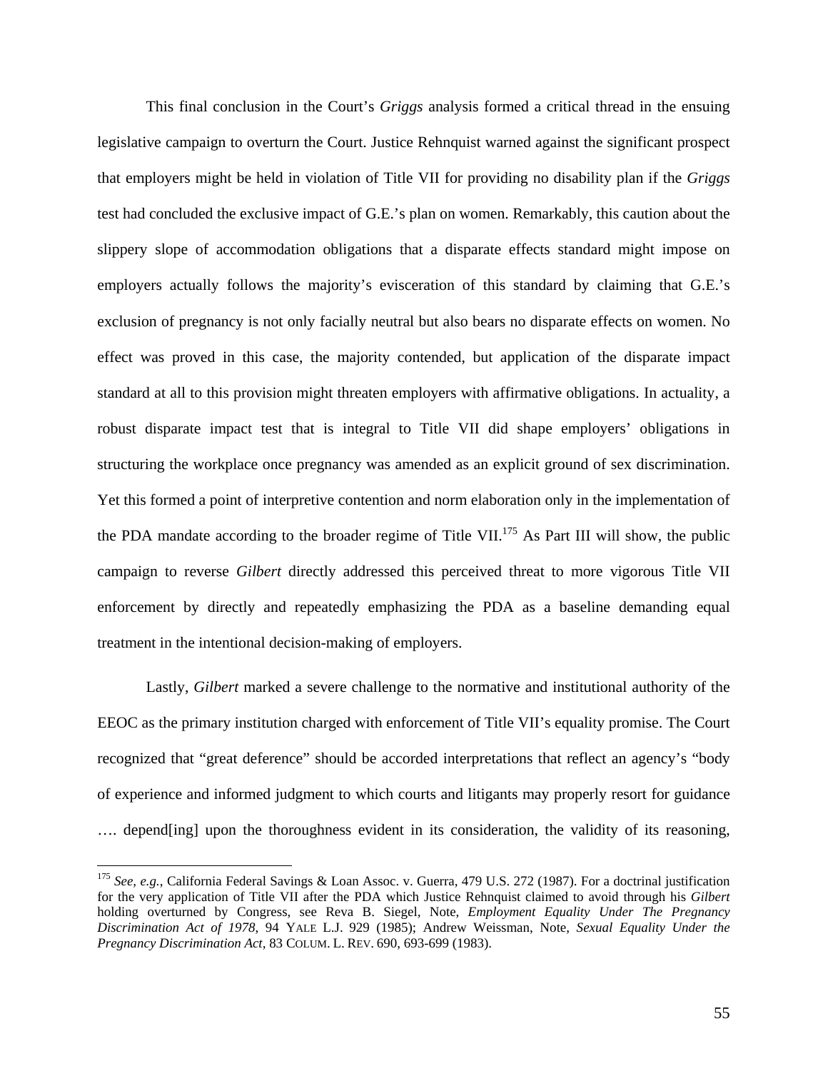This final conclusion in the Court's *Griggs* analysis formed a critical thread in the ensuing legislative campaign to overturn the Court. Justice Rehnquist warned against the significant prospect that employers might be held in violation of Title VII for providing no disability plan if the *Griggs* test had concluded the exclusive impact of G.E.'s plan on women. Remarkably, this caution about the slippery slope of accommodation obligations that a disparate effects standard might impose on employers actually follows the majority's evisceration of this standard by claiming that G.E.'s exclusion of pregnancy is not only facially neutral but also bears no disparate effects on women. No effect was proved in this case, the majority contended, but application of the disparate impact standard at all to this provision might threaten employers with affirmative obligations. In actuality, a robust disparate impact test that is integral to Title VII did shape employers' obligations in structuring the workplace once pregnancy was amended as an explicit ground of sex discrimination. Yet this formed a point of interpretive contention and norm elaboration only in the implementation of the PDA mandate according to the broader regime of Title VII.[175] As Part III will show, the public campaign to reverse *Gilbert* directly addressed this perceived threat to more vigorous Title VII enforcement by directly and repeatedly emphasizing the PDA as a baseline demanding equal treatment in the intentional decision-making of employers.

Lastly, *Gilbert* marked a severe challenge to the normative and institutional authority of the EEOC as the primary institution charged with enforcement of Title VII's equality promise. The Court recognized that "great deference" should be accorded interpretations that reflect an agency's "body of experience and informed judgment to which courts and litigants may properly resort for guidance …. depend[ing] upon the thoroughness evident in its consideration, the validity of its reasoning,

[175] *See, e.g.*, California Federal Savings & Loan Assoc. v. Guerra, 479 U.S. 272 (1987). For a doctrinal justification for the very application of Title VII after the PDA which Justice Rehnquist claimed to avoid through his *Gilbert* holding overturned by Congress, see Reva B. Siegel, Note, *Employment Equality Under The Pregnancy Discrimination Act of 1978*, 94 YALE L.J. 929 (1985); Andrew Weissman, Note, *Sexual Equality Under the Pregnancy Discrimination Act*, 83 COLUM. L. REV. 690, 693-699 (1983).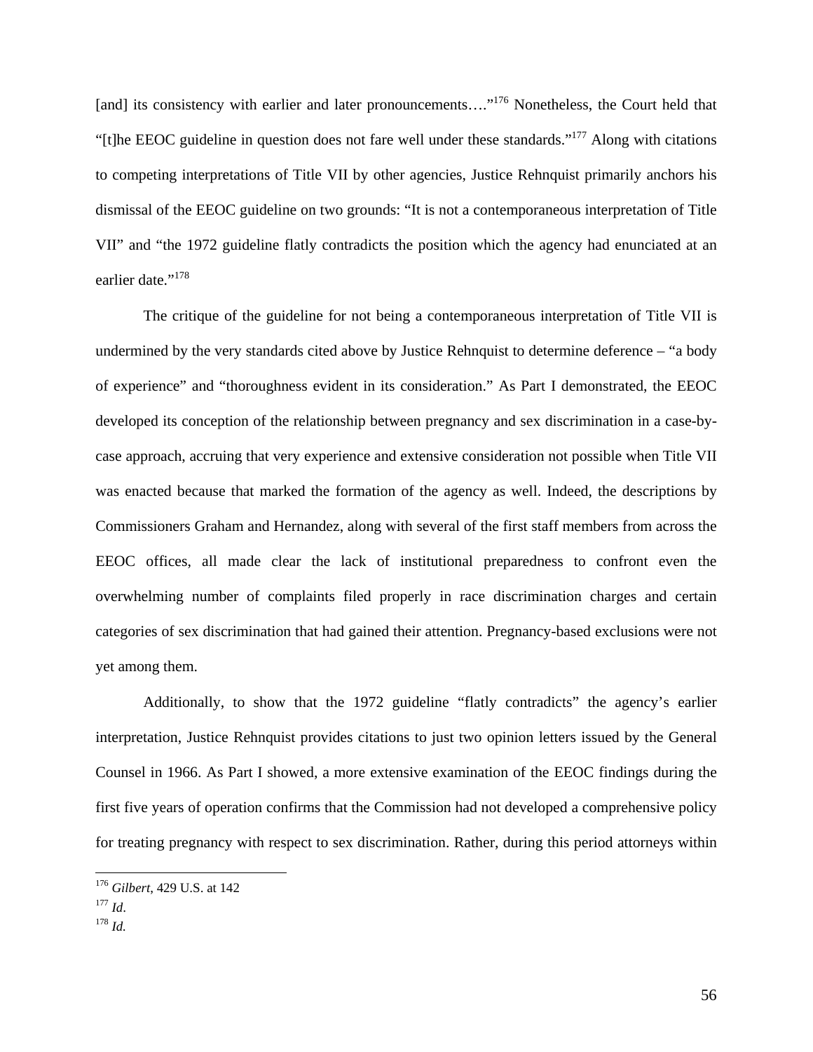[and] its consistency with earlier and later pronouncements…."[176] Nonetheless, the Court held that "[t]he EEOC guideline in question does not fare well under these standards."[177] Along with citations to competing interpretations of Title VII by other agencies, Justice Rehnquist primarily anchors his dismissal of the EEOC guideline on two grounds: "It is not a contemporaneous interpretation of Title VII" and "the 1972 guideline flatly contradicts the position which the agency had enunciated at an earlier date."[178]

The critique of the guideline for not being a contemporaneous interpretation of Title VII is undermined by the very standards cited above by Justice Rehnquist to determine deference – "a body of experience" and "thoroughness evident in its consideration." As Part I demonstrated, the EEOC developed its conception of the relationship between pregnancy and sex discrimination in a case-by-case approach, accruing that very experience and extensive consideration not possible when Title VII was enacted because that marked the formation of the agency as well. Indeed, the descriptions by Commissioners Graham and Hernandez, along with several of the first staff members from across the EEOC offices, all made clear the lack of institutional preparedness to confront even the overwhelming number of complaints filed properly in race discrimination charges and certain categories of sex discrimination that had gained their attention. Pregnancy-based exclusions were not yet among them.

Additionally, to show that the 1972 guideline "flatly contradicts" the agency's earlier interpretation, Justice Rehnquist provides citations to just two opinion letters issued by the General Counsel in 1966. As Part I showed, a more extensive examination of the EEOC findings during the first five years of operation confirms that the Commission had not developed a comprehensive policy for treating pregnancy with respect to sex discrimination. Rather, during this period attorneys within

---

[176] *Gilbert*, 429 U.S. at 142

[177] *Id*.

[178] *Id.*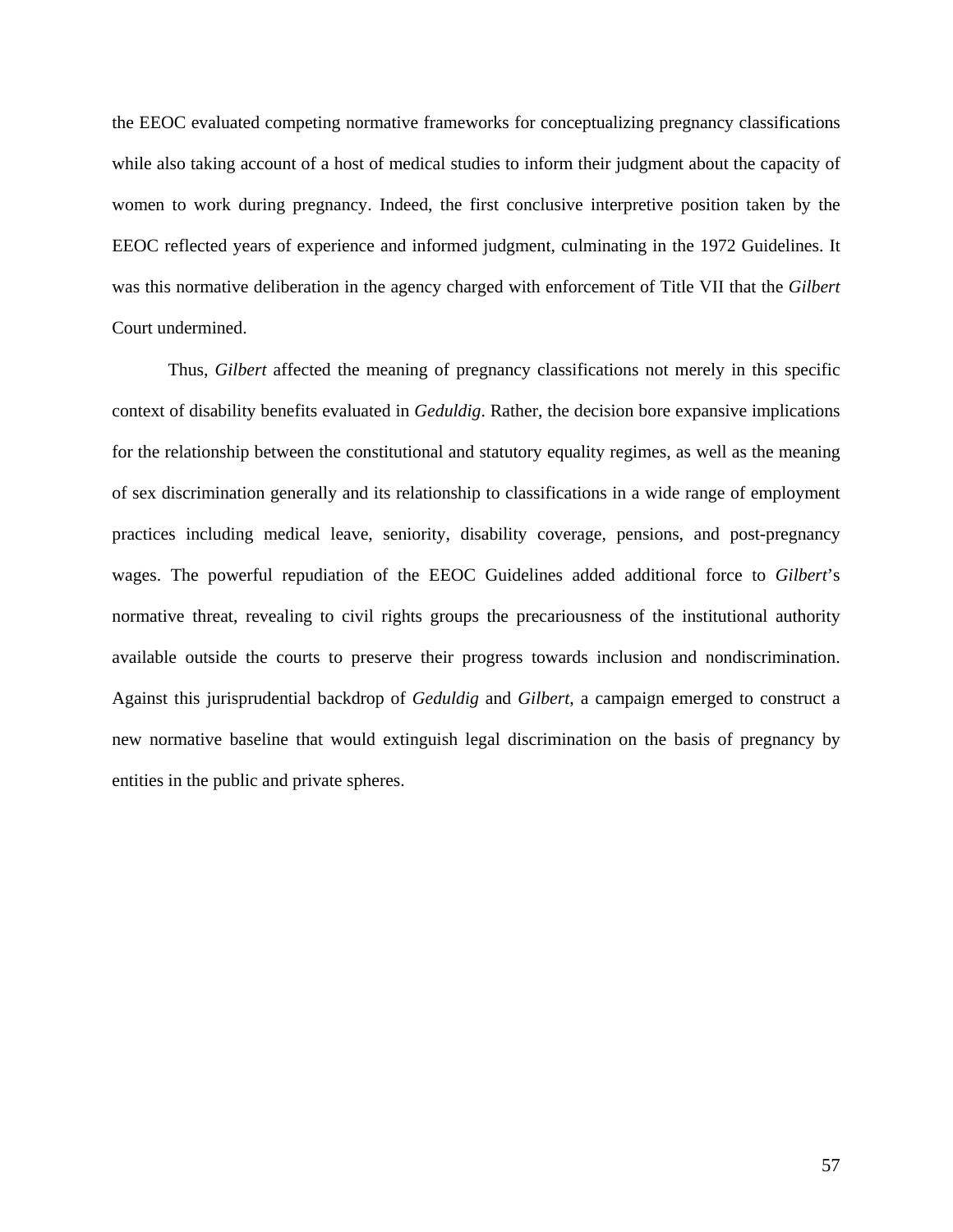the EEOC evaluated competing normative frameworks for conceptualizing pregnancy classifications while also taking account of a host of medical studies to inform their judgment about the capacity of women to work during pregnancy. Indeed, the first conclusive interpretive position taken by the EEOC reflected years of experience and informed judgment, culminating in the 1972 Guidelines. It was this normative deliberation in the agency charged with enforcement of Title VII that the *Gilbert* Court undermined.

Thus, *Gilbert* affected the meaning of pregnancy classifications not merely in this specific context of disability benefits evaluated in *Geduldig*. Rather, the decision bore expansive implications for the relationship between the constitutional and statutory equality regimes, as well as the meaning of sex discrimination generally and its relationship to classifications in a wide range of employment practices including medical leave, seniority, disability coverage, pensions, and post-pregnancy wages. The powerful repudiation of the EEOC Guidelines added additional force to *Gilbert*'s normative threat, revealing to civil rights groups the precariousness of the institutional authority available outside the courts to preserve their progress towards inclusion and nondiscrimination. Against this jurisprudential backdrop of *Geduldig* and *Gilbert*, a campaign emerged to construct a new normative baseline that would extinguish legal discrimination on the basis of pregnancy by entities in the public and private spheres.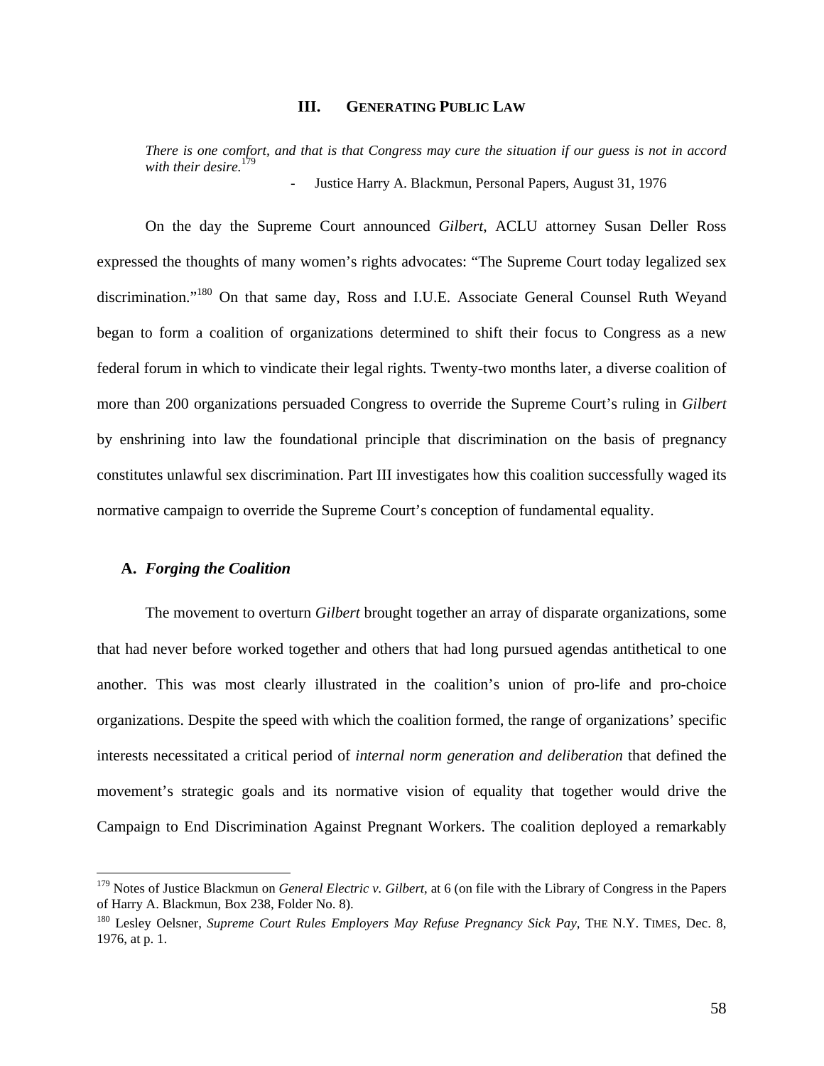## III. GENERATING PUBLIC LAW

> *There is one comfort, and that is that Congress may cure the situation if our guess is not in accord with their desire.*[179]
>
> - Justice Harry A. Blackmun, Personal Papers, August 31, 1976

On the day the Supreme Court announced *Gilbert*, ACLU attorney Susan Deller Ross expressed the thoughts of many women's rights advocates: "The Supreme Court today legalized sex discrimination."[180] On that same day, Ross and I.U.E. Associate General Counsel Ruth Weyand began to form a coalition of organizations determined to shift their focus to Congress as a new federal forum in which to vindicate their legal rights. Twenty-two months later, a diverse coalition of more than 200 organizations persuaded Congress to override the Supreme Court's ruling in *Gilbert* by enshrining into law the foundational principle that discrimination on the basis of pregnancy constitutes unlawful sex discrimination. Part III investigates how this coalition successfully waged its normative campaign to override the Supreme Court's conception of fundamental equality.

### A. *Forging the Coalition*

The movement to overturn *Gilbert* brought together an array of disparate organizations, some that had never before worked together and others that had long pursued agendas antithetical to one another. This was most clearly illustrated in the coalition's union of pro-life and pro-choice organizations. Despite the speed with which the coalition formed, the range of organizations' specific interests necessitated a critical period of *internal norm generation and deliberation* that defined the movement's strategic goals and its normative vision of equality that together would drive the Campaign to End Discrimination Against Pregnant Workers. The coalition deployed a remarkably

---

[179] Notes of Justice Blackmun on *General Electric v. Gilbert*, at 6 (on file with the Library of Congress in the Papers of Harry A. Blackmun, Box 238, Folder No. 8).

[180] Lesley Oelsner, *Supreme Court Rules Employers May Refuse Pregnancy Sick Pay*, THE N.Y. TIMES, Dec. 8, 1976, at p. 1.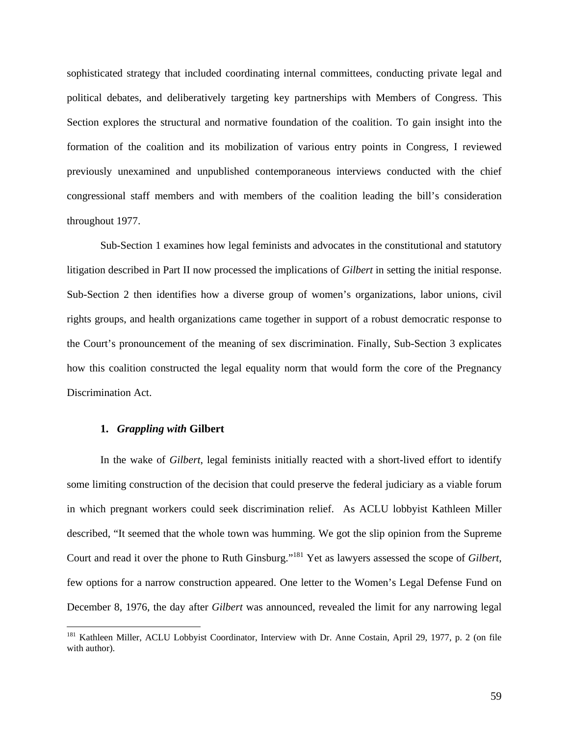sophisticated strategy that included coordinating internal committees, conducting private legal and political debates, and deliberatively targeting key partnerships with Members of Congress. This Section explores the structural and normative foundation of the coalition. To gain insight into the formation of the coalition and its mobilization of various entry points in Congress, I reviewed previously unexamined and unpublished contemporaneous interviews conducted with the chief congressional staff members and with members of the coalition leading the bill's consideration throughout 1977.

Sub-Section 1 examines how legal feminists and advocates in the constitutional and statutory litigation described in Part II now processed the implications of *Gilbert* in setting the initial response. Sub-Section 2 then identifies how a diverse group of women's organizations, labor unions, civil rights groups, and health organizations came together in support of a robust democratic response to the Court's pronouncement of the meaning of sex discrimination. Finally, Sub-Section 3 explicates how this coalition constructed the legal equality norm that would form the core of the Pregnancy Discrimination Act.

### 1. *Grappling with* Gilbert

In the wake of *Gilbert*, legal feminists initially reacted with a short-lived effort to identify some limiting construction of the decision that could preserve the federal judiciary as a viable forum in which pregnant workers could seek discrimination relief. As ACLU lobbyist Kathleen Miller described, "It seemed that the whole town was humming. We got the slip opinion from the Supreme Court and read it over the phone to Ruth Ginsburg."[181] Yet as lawyers assessed the scope of *Gilbert,* few options for a narrow construction appeared. One letter to the Women's Legal Defense Fund on December 8, 1976, the day after *Gilbert* was announced, revealed the limit for any narrowing legal

---

[181] Kathleen Miller, ACLU Lobbyist Coordinator, Interview with Dr. Anne Costain, April 29, 1977, p. 2 (on file with author).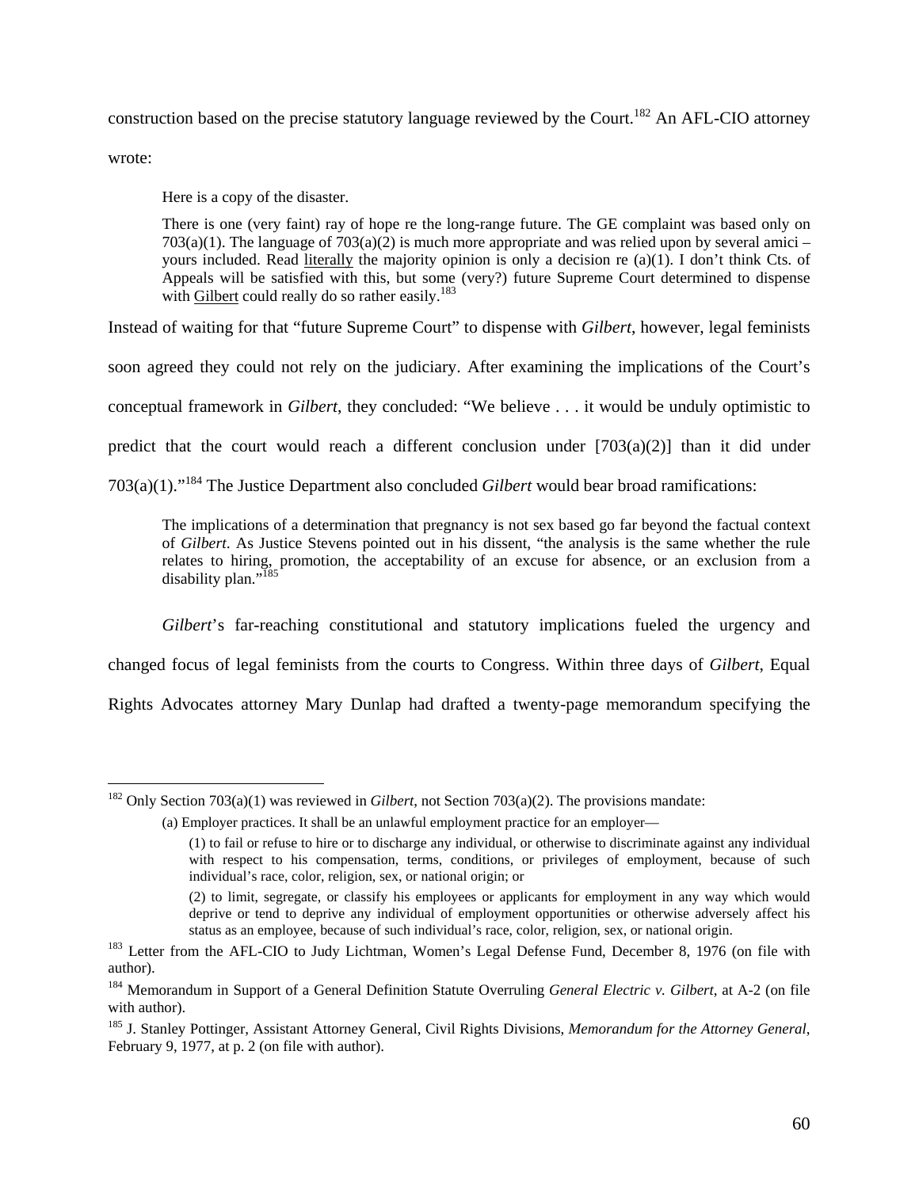construction based on the precise statutory language reviewed by the Court.[182] An AFL-CIO attorney wrote:

> Here is a copy of the disaster.
>
> There is one (very faint) ray of hope re the long-range future. The GE complaint was based only on 703(a)(1). The language of 703(a)(2) is much more appropriate and was relied upon by several amici – yours included. Read literally the majority opinion is only a decision re (a)(1). I don't think Cts. of Appeals will be satisfied with this, but some (very?) future Supreme Court determined to dispense with Gilbert could really do so rather easily.[183]

Instead of waiting for that "future Supreme Court" to dispense with *Gilbert*, however, legal feminists soon agreed they could not rely on the judiciary. After examining the implications of the Court's conceptual framework in *Gilbert*, they concluded: "We believe . . . it would be unduly optimistic to predict that the court would reach a different conclusion under [703(a)(2)] than it did under 703(a)(1)."[184] The Justice Department also concluded *Gilbert* would bear broad ramifications:

> The implications of a determination that pregnancy is not sex based go far beyond the factual context of *Gilbert*. As Justice Stevens pointed out in his dissent, "the analysis is the same whether the rule relates to hiring, promotion, the acceptability of an excuse for absence, or an exclusion from a disability plan."[185]

*Gilbert*'s far-reaching constitutional and statutory implications fueled the urgency and changed focus of legal feminists from the courts to Congress. Within three days of *Gilbert*, Equal Rights Advocates attorney Mary Dunlap had drafted a twenty-page memorandum specifying the

---

[182] Only Section 703(a)(1) was reviewed in *Gilbert*, not Section 703(a)(2). The provisions mandate:

> (a) Employer practices. It shall be an unlawful employment practice for an employer—
>
> (1) to fail or refuse to hire or to discharge any individual, or otherwise to discriminate against any individual with respect to his compensation, terms, conditions, or privileges of employment, because of such individual's race, color, religion, sex, or national origin; or
>
> (2) to limit, segregate, or classify his employees or applicants for employment in any way which would deprive or tend to deprive any individual of employment opportunities or otherwise adversely affect his status as an employee, because of such individual's race, color, religion, sex, or national origin.

[183] Letter from the AFL-CIO to Judy Lichtman, Women's Legal Defense Fund, December 8, 1976 (on file with author).

[184] Memorandum in Support of a General Definition Statute Overruling *General Electric v. Gilbert*, at A-2 (on file with author).

[185] J. Stanley Pottinger, Assistant Attorney General, Civil Rights Divisions, *Memorandum for the Attorney General*, February 9, 1977, at p. 2 (on file with author).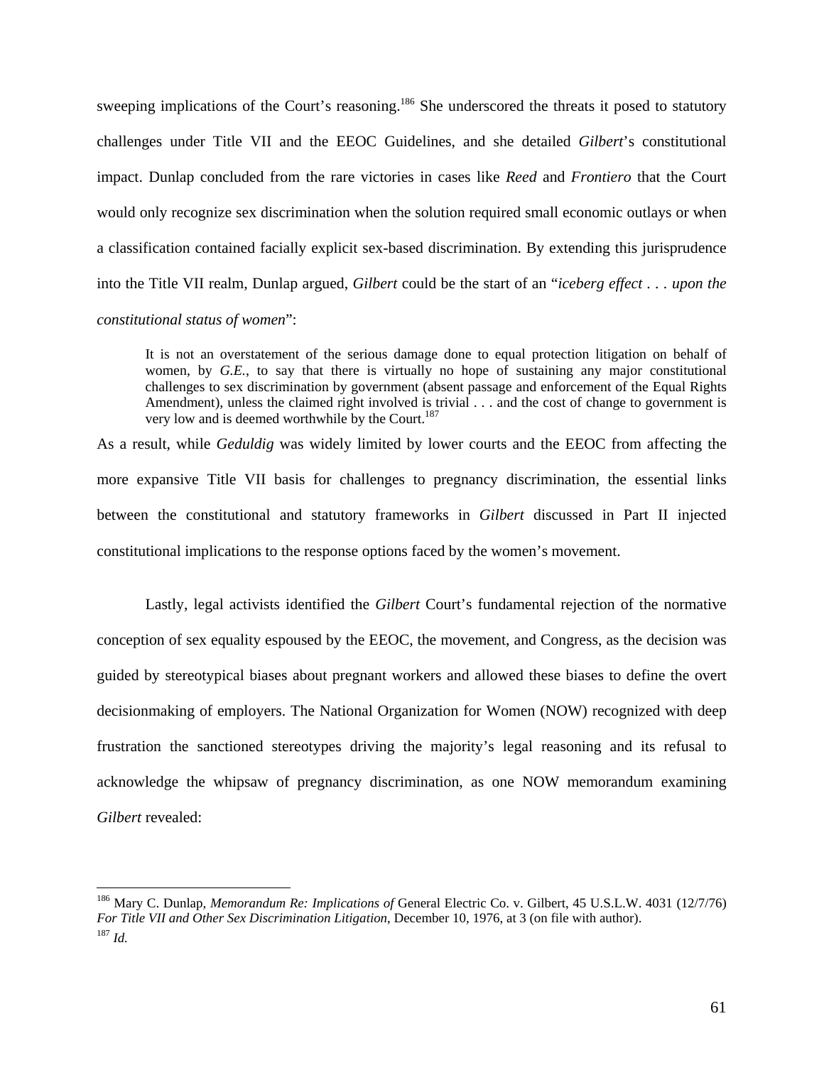sweeping implications of the Court's reasoning.[186] She underscored the threats it posed to statutory challenges under Title VII and the EEOC Guidelines, and she detailed *Gilbert*'s constitutional impact. Dunlap concluded from the rare victories in cases like *Reed* and *Frontiero* that the Court would only recognize sex discrimination when the solution required small economic outlays or when a classification contained facially explicit sex-based discrimination. By extending this jurisprudence into the Title VII realm, Dunlap argued, *Gilbert* could be the start of an "*iceberg effect . . . upon the constitutional status of women*":

> It is not an overstatement of the serious damage done to equal protection litigation on behalf of women, by *G.E.*, to say that there is virtually no hope of sustaining any major constitutional challenges to sex discrimination by government (absent passage and enforcement of the Equal Rights Amendment), unless the claimed right involved is trivial . . . and the cost of change to government is very low and is deemed worthwhile by the Court.[187]

As a result, while *Geduldig* was widely limited by lower courts and the EEOC from affecting the more expansive Title VII basis for challenges to pregnancy discrimination, the essential links between the constitutional and statutory frameworks in *Gilbert* discussed in Part II injected constitutional implications to the response options faced by the women's movement.

Lastly, legal activists identified the *Gilbert* Court's fundamental rejection of the normative conception of sex equality espoused by the EEOC, the movement, and Congress, as the decision was guided by stereotypical biases about pregnant workers and allowed these biases to define the overt decisionmaking of employers. The National Organization for Women (NOW) recognized with deep frustration the sanctioned stereotypes driving the majority's legal reasoning and its refusal to acknowledge the whipsaw of pregnancy discrimination, as one NOW memorandum examining *Gilbert* revealed:

---

[186] Mary C. Dunlap, *Memorandum Re: Implications of* General Electric Co. v. Gilbert, 45 U.S.L.W. 4031 (12/7/76) *For Title VII and Other Sex Discrimination Litigation*, December 10, 1976, at 3 (on file with author).

[187] *Id.*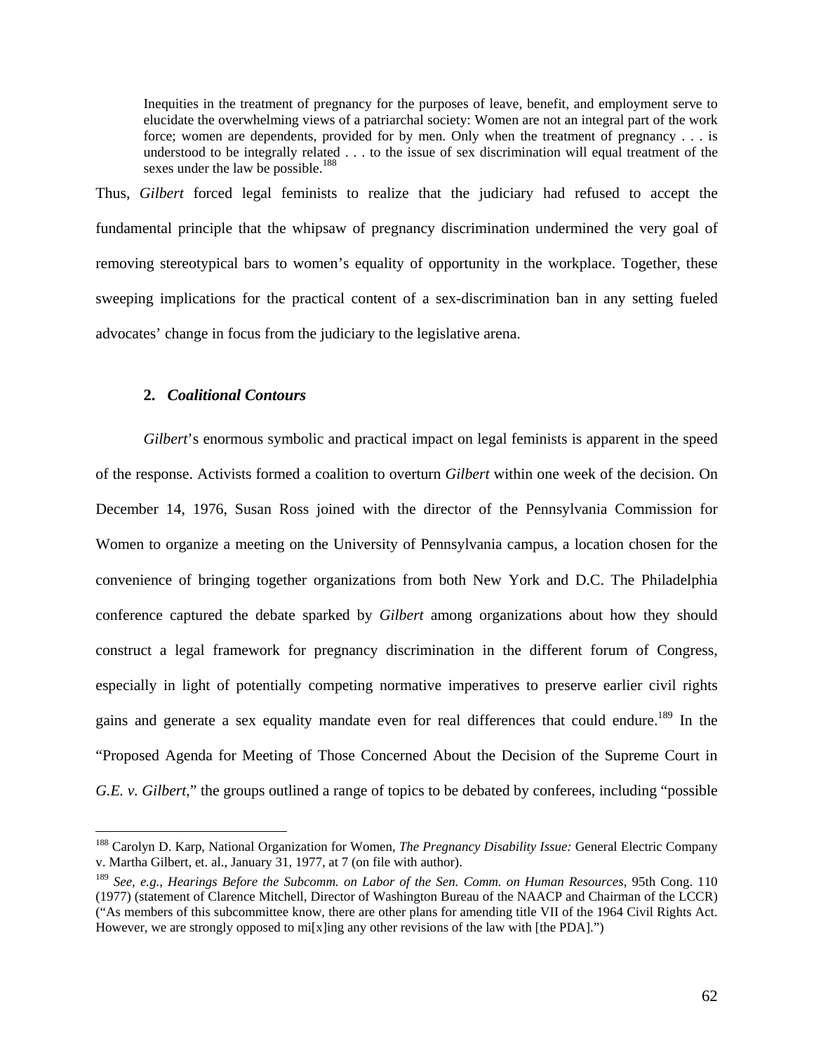> Inequities in the treatment of pregnancy for the purposes of leave, benefit, and employment serve to elucidate the overwhelming views of a patriarchal society: Women are not an integral part of the work force; women are dependents, provided for by men. Only when the treatment of pregnancy . . . is understood to be integrally related . . . to the issue of sex discrimination will equal treatment of the sexes under the law be possible.[188]

Thus, *Gilbert* forced legal feminists to realize that the judiciary had refused to accept the fundamental principle that the whipsaw of pregnancy discrimination undermined the very goal of removing stereotypical bars to women's equality of opportunity in the workplace. Together, these sweeping implications for the practical content of a sex-discrimination ban in any setting fueled advocates' change in focus from the judiciary to the legislative arena.

### 2. *Coalitional Contours*

*Gilbert*'s enormous symbolic and practical impact on legal feminists is apparent in the speed of the response. Activists formed a coalition to overturn *Gilbert* within one week of the decision. On December 14, 1976, Susan Ross joined with the director of the Pennsylvania Commission for Women to organize a meeting on the University of Pennsylvania campus, a location chosen for the convenience of bringing together organizations from both New York and D.C. The Philadelphia conference captured the debate sparked by *Gilbert* among organizations about how they should construct a legal framework for pregnancy discrimination in the different forum of Congress, especially in light of potentially competing normative imperatives to preserve earlier civil rights gains and generate a sex equality mandate even for real differences that could endure.[189] In the "Proposed Agenda for Meeting of Those Concerned About the Decision of the Supreme Court in *G.E. v. Gilbert*," the groups outlined a range of topics to be debated by conferees, including "possible

---

[188] Carolyn D. Karp, National Organization for Women, *The Pregnancy Disability Issue:* General Electric Company v. Martha Gilbert, et. al., January 31, 1977, at 7 (on file with author).

[189] *See, e.g.*, *Hearings Before the Subcomm. on Labor of the Sen. Comm. on Human Resources*, 95th Cong. 110 (1977) (statement of Clarence Mitchell, Director of Washington Bureau of the NAACP and Chairman of the LCCR) ("As members of this subcommittee know, there are other plans for amending title VII of the 1964 Civil Rights Act. However, we are strongly opposed to mi[x]ing any other revisions of the law with [the PDA].")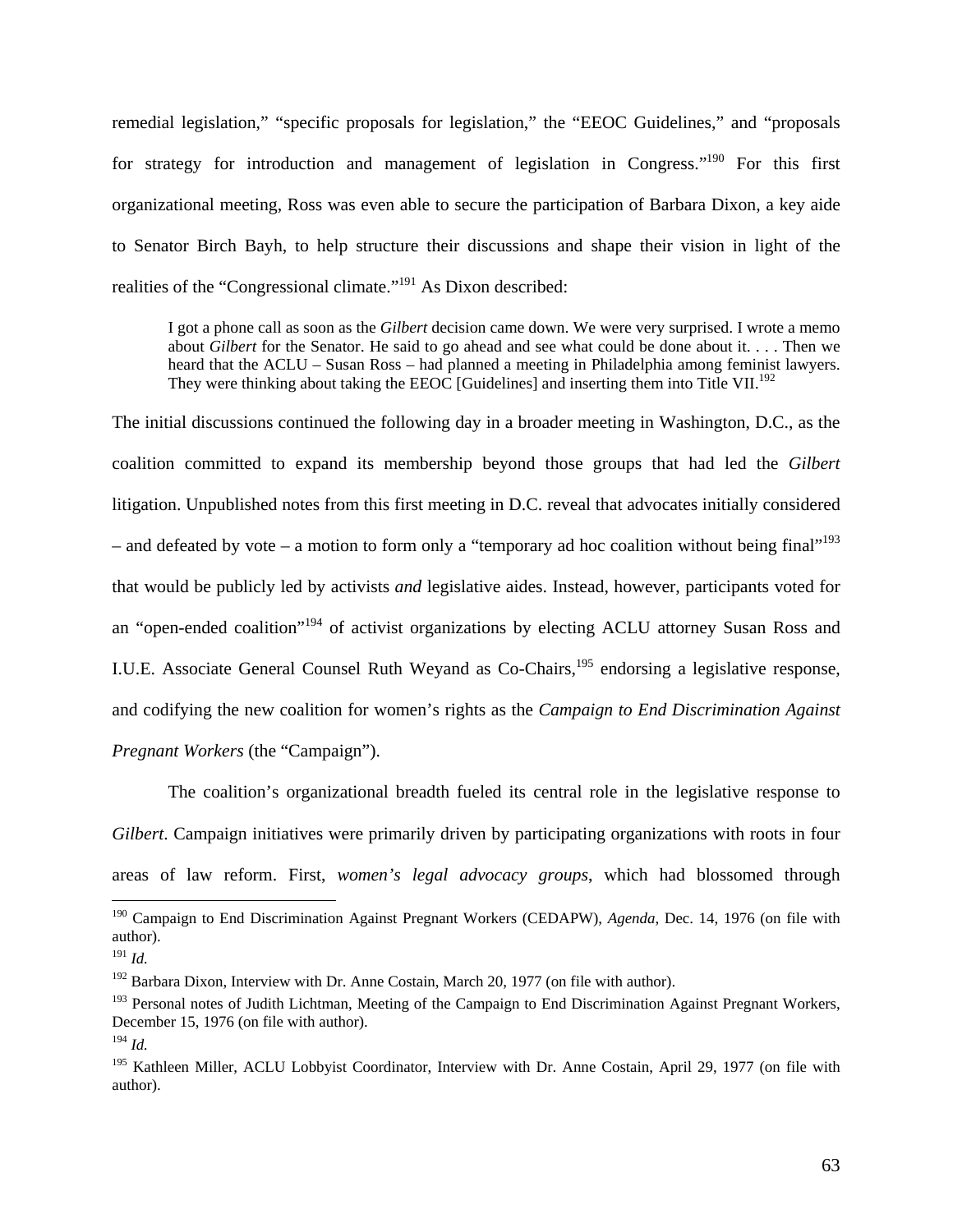remedial legislation," "specific proposals for legislation," the "EEOC Guidelines," and "proposals for strategy for introduction and management of legislation in Congress."[190] For this first organizational meeting, Ross was even able to secure the participation of Barbara Dixon, a key aide to Senator Birch Bayh, to help structure their discussions and shape their vision in light of the realities of the "Congressional climate."[191] As Dixon described:

> I got a phone call as soon as the *Gilbert* decision came down. We were very surprised. I wrote a memo about *Gilbert* for the Senator. He said to go ahead and see what could be done about it. . . . Then we heard that the ACLU – Susan Ross – had planned a meeting in Philadelphia among feminist lawyers. They were thinking about taking the EEOC [Guidelines] and inserting them into Title VII.[192]

The initial discussions continued the following day in a broader meeting in Washington, D.C., as the coalition committed to expand its membership beyond those groups that had led the *Gilbert* litigation. Unpublished notes from this first meeting in D.C. reveal that advocates initially considered – and defeated by vote – a motion to form only a "temporary ad hoc coalition without being final"[193] that would be publicly led by activists *and* legislative aides. Instead, however, participants voted for an "open-ended coalition"[194] of activist organizations by electing ACLU attorney Susan Ross and I.U.E. Associate General Counsel Ruth Weyand as Co-Chairs,[195] endorsing a legislative response, and codifying the new coalition for women's rights as the *Campaign to End Discrimination Against Pregnant Workers* (the "Campaign").

The coalition's organizational breadth fueled its central role in the legislative response to *Gilbert*. Campaign initiatives were primarily driven by participating organizations with roots in four areas of law reform. First, *women's legal advocacy groups*, which had blossomed through

---

[190] Campaign to End Discrimination Against Pregnant Workers (CEDAPW), *Agenda*, Dec. 14, 1976 (on file with author).

[191] *Id.*

[192] Barbara Dixon, Interview with Dr. Anne Costain, March 20, 1977 (on file with author).

[193] Personal notes of Judith Lichtman, Meeting of the Campaign to End Discrimination Against Pregnant Workers, December 15, 1976 (on file with author).

[194] *Id.*

[195] Kathleen Miller, ACLU Lobbyist Coordinator, Interview with Dr. Anne Costain, April 29, 1977 (on file with author).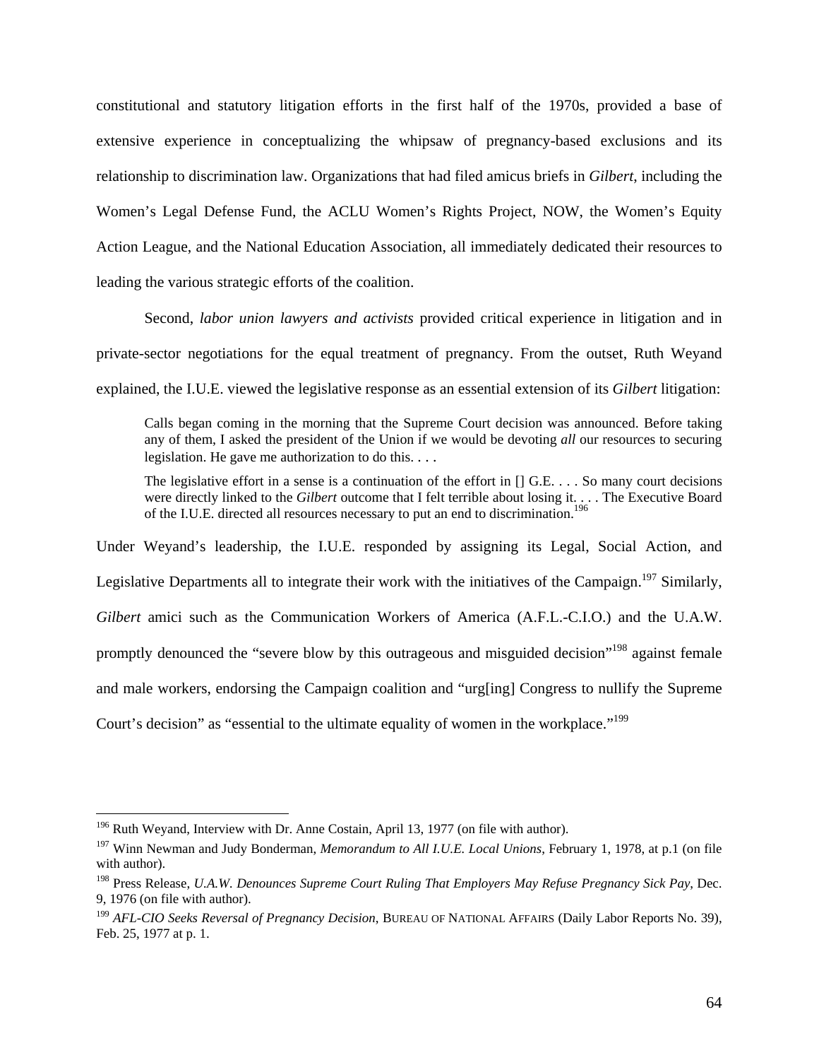constitutional and statutory litigation efforts in the first half of the 1970s, provided a base of extensive experience in conceptualizing the whipsaw of pregnancy-based exclusions and its relationship to discrimination law. Organizations that had filed amicus briefs in *Gilbert*, including the Women's Legal Defense Fund, the ACLU Women's Rights Project, NOW, the Women's Equity Action League, and the National Education Association, all immediately dedicated their resources to leading the various strategic efforts of the coalition.

Second, *labor union lawyers and activists* provided critical experience in litigation and in private-sector negotiations for the equal treatment of pregnancy. From the outset, Ruth Weyand explained, the I.U.E. viewed the legislative response as an essential extension of its *Gilbert* litigation:

> Calls began coming in the morning that the Supreme Court decision was announced. Before taking any of them, I asked the president of the Union if we would be devoting *all* our resources to securing legislation. He gave me authorization to do this. . . .
>
> The legislative effort in a sense is a continuation of the effort in [] G.E. . . . So many court decisions were directly linked to the *Gilbert* outcome that I felt terrible about losing it. . . . The Executive Board of the I.U.E. directed all resources necessary to put an end to discrimination.[196]

Under Weyand's leadership, the I.U.E. responded by assigning its Legal, Social Action, and Legislative Departments all to integrate their work with the initiatives of the Campaign.[197] Similarly, *Gilbert* amici such as the Communication Workers of America (A.F.L.-C.I.O.) and the U.A.W. promptly denounced the "severe blow by this outrageous and misguided decision"[198] against female and male workers, endorsing the Campaign coalition and "urg[ing] Congress to nullify the Supreme Court's decision" as "essential to the ultimate equality of women in the workplace."[199]

---

[196] Ruth Weyand, Interview with Dr. Anne Costain, April 13, 1977 (on file with author).

[197] Winn Newman and Judy Bonderman, *Memorandum to All I.U.E. Local Unions*, February 1, 1978, at p.1 (on file with author).

[198] Press Release, *U.A.W. Denounces Supreme Court Ruling That Employers May Refuse Pregnancy Sick Pay*, Dec. 9, 1976 (on file with author).

[199] *AFL-CIO Seeks Reversal of Pregnancy Decision*, BUREAU OF NATIONAL AFFAIRS (Daily Labor Reports No. 39), Feb. 25, 1977 at p. 1.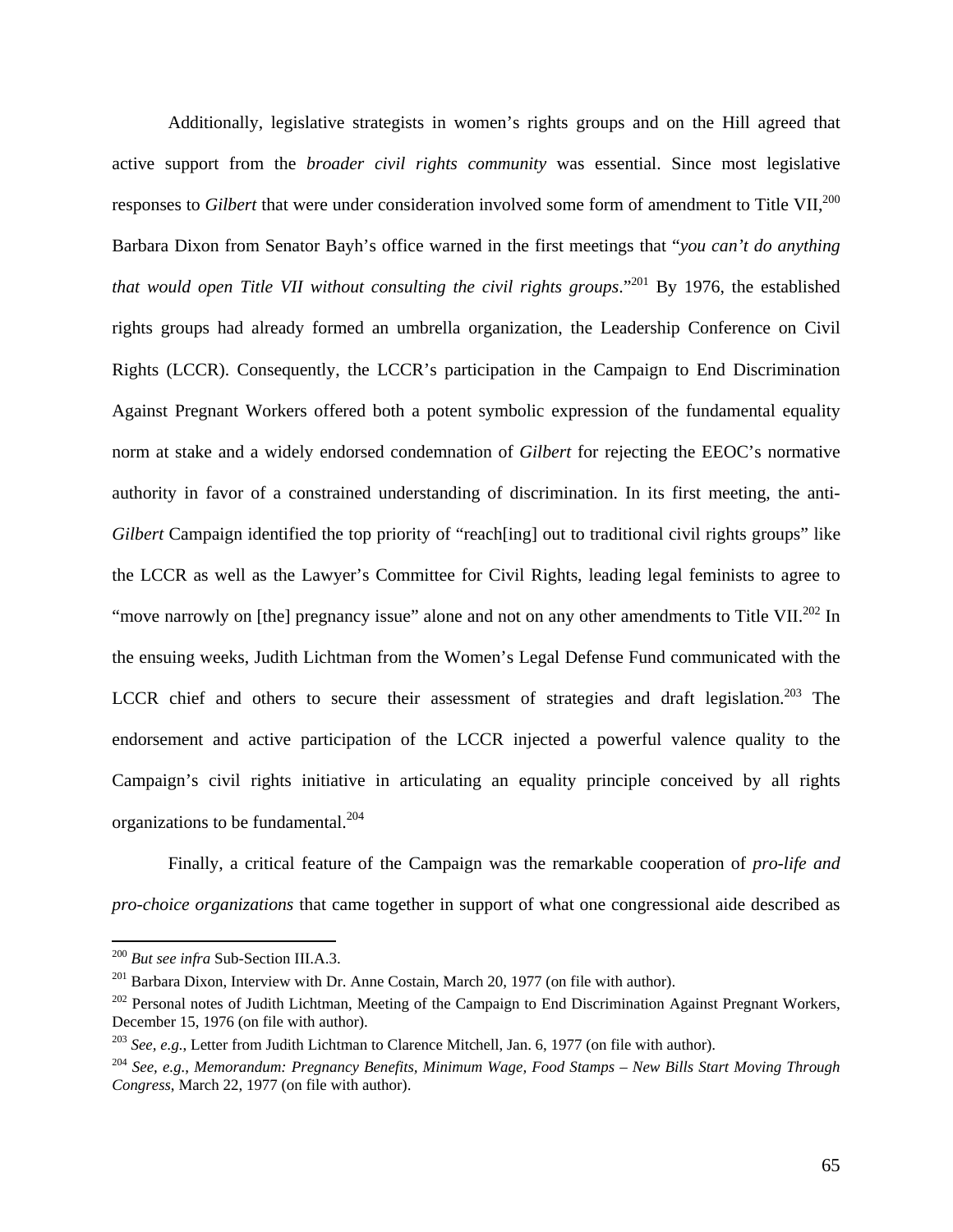Additionally, legislative strategists in women's rights groups and on the Hill agreed that active support from the *broader civil rights community* was essential. Since most legislative responses to *Gilbert* that were under consideration involved some form of amendment to Title VII,[200] Barbara Dixon from Senator Bayh's office warned in the first meetings that "*you can't do anything that would open Title VII without consulting the civil rights groups*."[201] By 1976, the established rights groups had already formed an umbrella organization, the Leadership Conference on Civil Rights (LCCR). Consequently, the LCCR's participation in the Campaign to End Discrimination Against Pregnant Workers offered both a potent symbolic expression of the fundamental equality norm at stake and a widely endorsed condemnation of *Gilbert* for rejecting the EEOC's normative authority in favor of a constrained understanding of discrimination. In its first meeting, the anti-*Gilbert* Campaign identified the top priority of "reach[ing] out to traditional civil rights groups" like the LCCR as well as the Lawyer's Committee for Civil Rights, leading legal feminists to agree to "move narrowly on [the] pregnancy issue" alone and not on any other amendments to Title VII.[202] In the ensuing weeks, Judith Lichtman from the Women's Legal Defense Fund communicated with the LCCR chief and others to secure their assessment of strategies and draft legislation.[203] The endorsement and active participation of the LCCR injected a powerful valence quality to the Campaign's civil rights initiative in articulating an equality principle conceived by all rights organizations to be fundamental.[204]

Finally, a critical feature of the Campaign was the remarkable cooperation of *pro-life and pro-choice organizations* that came together in support of what one congressional aide described as

---

[200] *But see infra* Sub-Section III.A.3.

[201] Barbara Dixon, Interview with Dr. Anne Costain, March 20, 1977 (on file with author).

[202] Personal notes of Judith Lichtman, Meeting of the Campaign to End Discrimination Against Pregnant Workers, December 15, 1976 (on file with author).

[203] *See, e.g.*, Letter from Judith Lichtman to Clarence Mitchell, Jan. 6, 1977 (on file with author).

[204] *See, e.g.*, *Memorandum: Pregnancy Benefits, Minimum Wage, Food Stamps – New Bills Start Moving Through Congress*, March 22, 1977 (on file with author).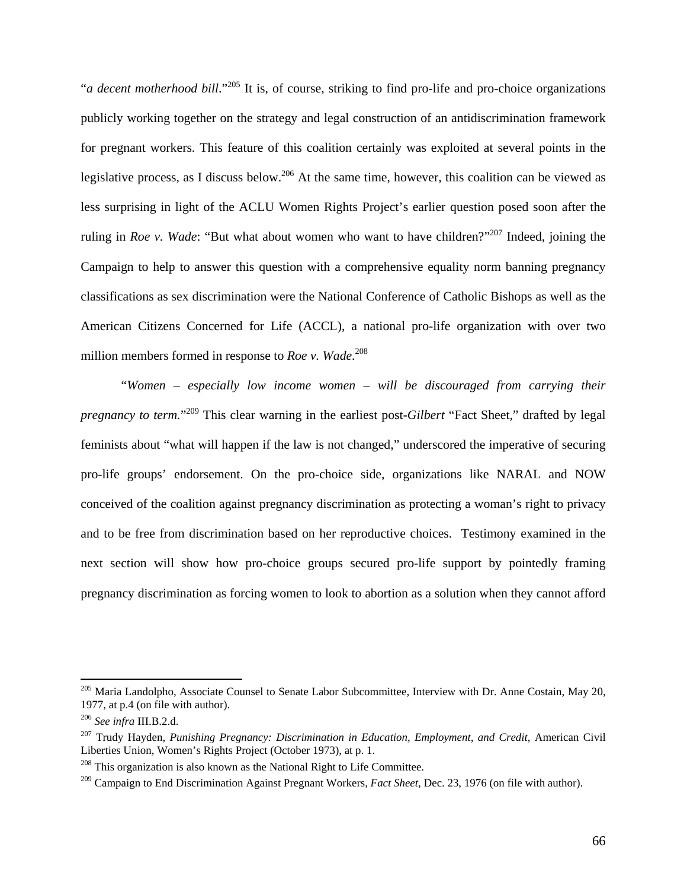"*a decent motherhood bill*."[205] It is, of course, striking to find pro-life and pro-choice organizations publicly working together on the strategy and legal construction of an antidiscrimination framework for pregnant workers. This feature of this coalition certainly was exploited at several points in the legislative process, as I discuss below.[206] At the same time, however, this coalition can be viewed as less surprising in light of the ACLU Women Rights Project's earlier question posed soon after the ruling in *Roe v. Wade*: "But what about women who want to have children?"[207] Indeed, joining the Campaign to help to answer this question with a comprehensive equality norm banning pregnancy classifications as sex discrimination were the National Conference of Catholic Bishops as well as the American Citizens Concerned for Life (ACCL), a national pro-life organization with over two million members formed in response to *Roe v. Wade*.[208]

"*Women – especially low income women – will be discouraged from carrying their pregnancy to term.*"[209] This clear warning in the earliest post-*Gilbert* "Fact Sheet," drafted by legal feminists about "what will happen if the law is not changed," underscored the imperative of securing pro-life groups' endorsement. On the pro-choice side, organizations like NARAL and NOW conceived of the coalition against pregnancy discrimination as protecting a woman's right to privacy and to be free from discrimination based on her reproductive choices. Testimony examined in the next section will show how pro-choice groups secured pro-life support by pointedly framing pregnancy discrimination as forcing women to look to abortion as a solution when they cannot afford

---

[205] Maria Landolpho, Associate Counsel to Senate Labor Subcommittee, Interview with Dr. Anne Costain, May 20, 1977, at p.4 (on file with author).

[206] *See infra* III.B.2.d.

[207] Trudy Hayden, *Punishing Pregnancy: Discrimination in Education, Employment, and Credit*, American Civil Liberties Union, Women's Rights Project (October 1973), at p. 1.

[208] This organization is also known as the National Right to Life Committee.

[209] Campaign to End Discrimination Against Pregnant Workers, *Fact Sheet*, Dec. 23, 1976 (on file with author).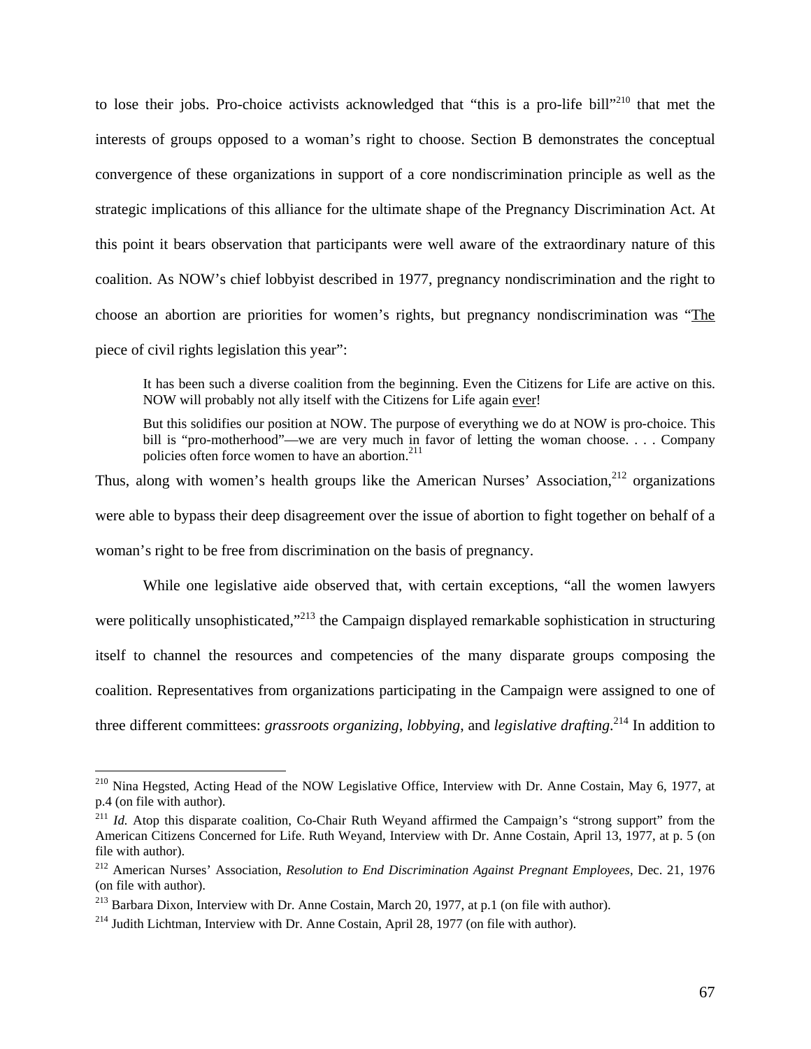to lose their jobs. Pro-choice activists acknowledged that "this is a pro-life bill"[210] that met the interests of groups opposed to a woman's right to choose. Section B demonstrates the conceptual convergence of these organizations in support of a core nondiscrimination principle as well as the strategic implications of this alliance for the ultimate shape of the Pregnancy Discrimination Act. At this point it bears observation that participants were well aware of the extraordinary nature of this coalition. As NOW's chief lobbyist described in 1977, pregnancy nondiscrimination and the right to choose an abortion are priorities for women's rights, but pregnancy nondiscrimination was "<u>The</u> piece of civil rights legislation this year":

> It has been such a diverse coalition from the beginning. Even the Citizens for Life are active on this. NOW will probably not ally itself with the Citizens for Life again <u>ever</u>!
>
> But this solidifies our position at NOW. The purpose of everything we do at NOW is pro-choice. This bill is "pro-motherhood"—we are very much in favor of letting the woman choose. . . . Company policies often force women to have an abortion.[211]

Thus, along with women's health groups like the American Nurses' Association,[212] organizations were able to bypass their deep disagreement over the issue of abortion to fight together on behalf of a woman's right to be free from discrimination on the basis of pregnancy.

While one legislative aide observed that, with certain exceptions, "all the women lawyers were politically unsophisticated,"[213] the Campaign displayed remarkable sophistication in structuring itself to channel the resources and competencies of the many disparate groups composing the coalition. Representatives from organizations participating in the Campaign were assigned to one of three different committees: *grassroots organizing*, *lobbying*, and *legislative drafting*.[214] In addition to

---

[210] Nina Hegsted, Acting Head of the NOW Legislative Office, Interview with Dr. Anne Costain, May 6, 1977, at p.4 (on file with author).

[211] *Id.* Atop this disparate coalition, Co-Chair Ruth Weyand affirmed the Campaign's "strong support" from the American Citizens Concerned for Life. Ruth Weyand, Interview with Dr. Anne Costain, April 13, 1977, at p. 5 (on file with author).

[212] American Nurses' Association, *Resolution to End Discrimination Against Pregnant Employees*, Dec. 21, 1976 (on file with author).

[213] Barbara Dixon, Interview with Dr. Anne Costain, March 20, 1977, at p.1 (on file with author).

[214] Judith Lichtman, Interview with Dr. Anne Costain, April 28, 1977 (on file with author).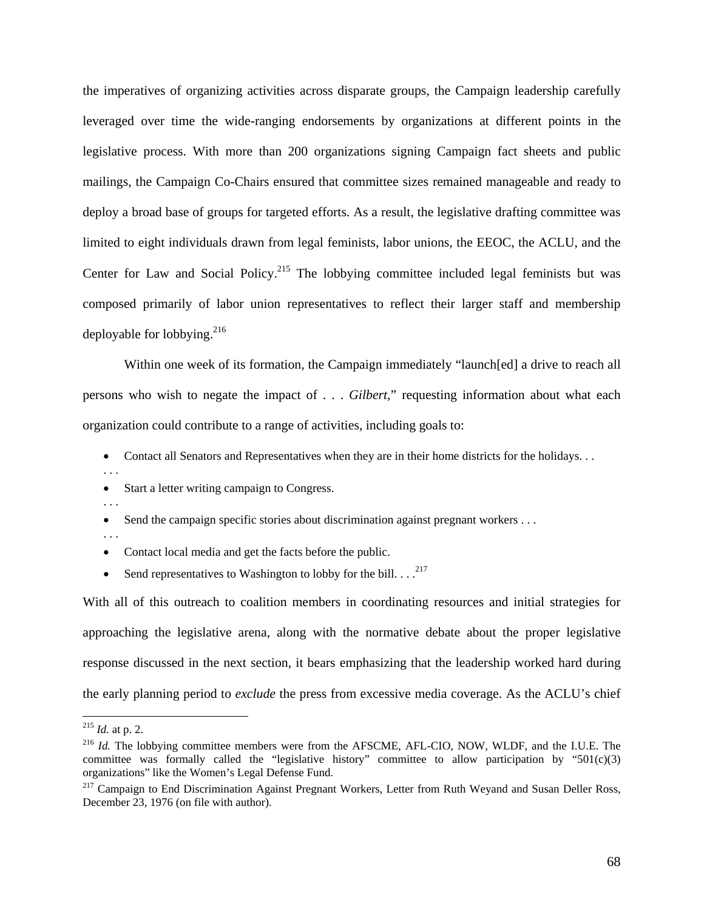the imperatives of organizing activities across disparate groups, the Campaign leadership carefully leveraged over time the wide-ranging endorsements by organizations at different points in the legislative process. With more than 200 organizations signing Campaign fact sheets and public mailings, the Campaign Co-Chairs ensured that committee sizes remained manageable and ready to deploy a broad base of groups for targeted efforts. As a result, the legislative drafting committee was limited to eight individuals drawn from legal feminists, labor unions, the EEOC, the ACLU, and the Center for Law and Social Policy.[215] The lobbying committee included legal feminists but was composed primarily of labor union representatives to reflect their larger staff and membership deployable for lobbying.[216]

Within one week of its formation, the Campaign immediately "launch[ed] a drive to reach all persons who wish to negate the impact of . . . *Gilbert*," requesting information about what each organization could contribute to a range of activities, including goals to:

- Contact all Senators and Representatives when they are in their home districts for the holidays. . .

. . .

- Start a letter writing campaign to Congress.

. . .

- Send the campaign specific stories about discrimination against pregnant workers . . .

. . .

- Contact local media and get the facts before the public.
- Send representatives to Washington to lobby for the bill. . . .[217]

With all of this outreach to coalition members in coordinating resources and initial strategies for approaching the legislative arena, along with the normative debate about the proper legislative response discussed in the next section, it bears emphasizing that the leadership worked hard during the early planning period to *exclude* the press from excessive media coverage. As the ACLU's chief

---

[215] *Id.* at p. 2.

[216] *Id.* The lobbying committee members were from the AFSCME, AFL-CIO, NOW, WLDF, and the I.U.E. The committee was formally called the "legislative history" committee to allow participation by "501(c)(3) organizations" like the Women's Legal Defense Fund.

[217] Campaign to End Discrimination Against Pregnant Workers, Letter from Ruth Weyand and Susan Deller Ross, December 23, 1976 (on file with author).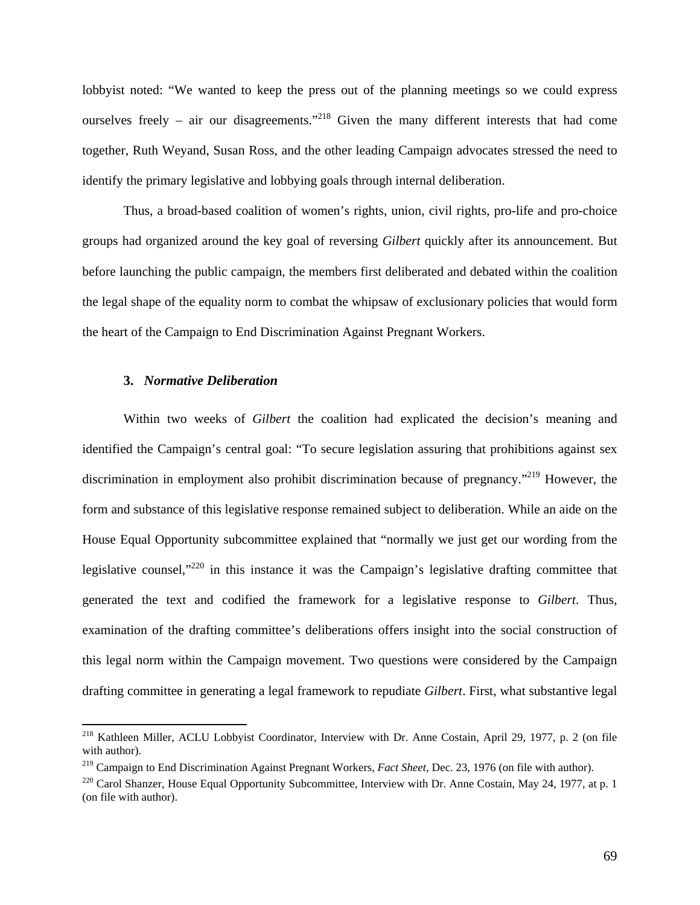lobbyist noted: "We wanted to keep the press out of the planning meetings so we could express ourselves freely – air our disagreements."[218] Given the many different interests that had come together, Ruth Weyand, Susan Ross, and the other leading Campaign advocates stressed the need to identify the primary legislative and lobbying goals through internal deliberation.

Thus, a broad-based coalition of women's rights, union, civil rights, pro-life and pro-choice groups had organized around the key goal of reversing *Gilbert* quickly after its announcement. But before launching the public campaign, the members first deliberated and debated within the coalition the legal shape of the equality norm to combat the whipsaw of exclusionary policies that would form the heart of the Campaign to End Discrimination Against Pregnant Workers.

### 3. *Normative Deliberation*

Within two weeks of *Gilbert* the coalition had explicated the decision's meaning and identified the Campaign's central goal: "To secure legislation assuring that prohibitions against sex discrimination in employment also prohibit discrimination because of pregnancy."[219] However, the form and substance of this legislative response remained subject to deliberation. While an aide on the House Equal Opportunity subcommittee explained that "normally we just get our wording from the legislative counsel,"[220] in this instance it was the Campaign's legislative drafting committee that generated the text and codified the framework for a legislative response to *Gilbert*. Thus, examination of the drafting committee's deliberations offers insight into the social construction of this legal norm within the Campaign movement. Two questions were considered by the Campaign drafting committee in generating a legal framework to repudiate *Gilbert*. First, what substantive legal

---

[218] Kathleen Miller, ACLU Lobbyist Coordinator, Interview with Dr. Anne Costain, April 29, 1977, p. 2 (on file with author).

[219] Campaign to End Discrimination Against Pregnant Workers, *Fact Sheet*, Dec. 23, 1976 (on file with author).

[220] Carol Shanzer, House Equal Opportunity Subcommittee, Interview with Dr. Anne Costain, May 24, 1977, at p. 1 (on file with author).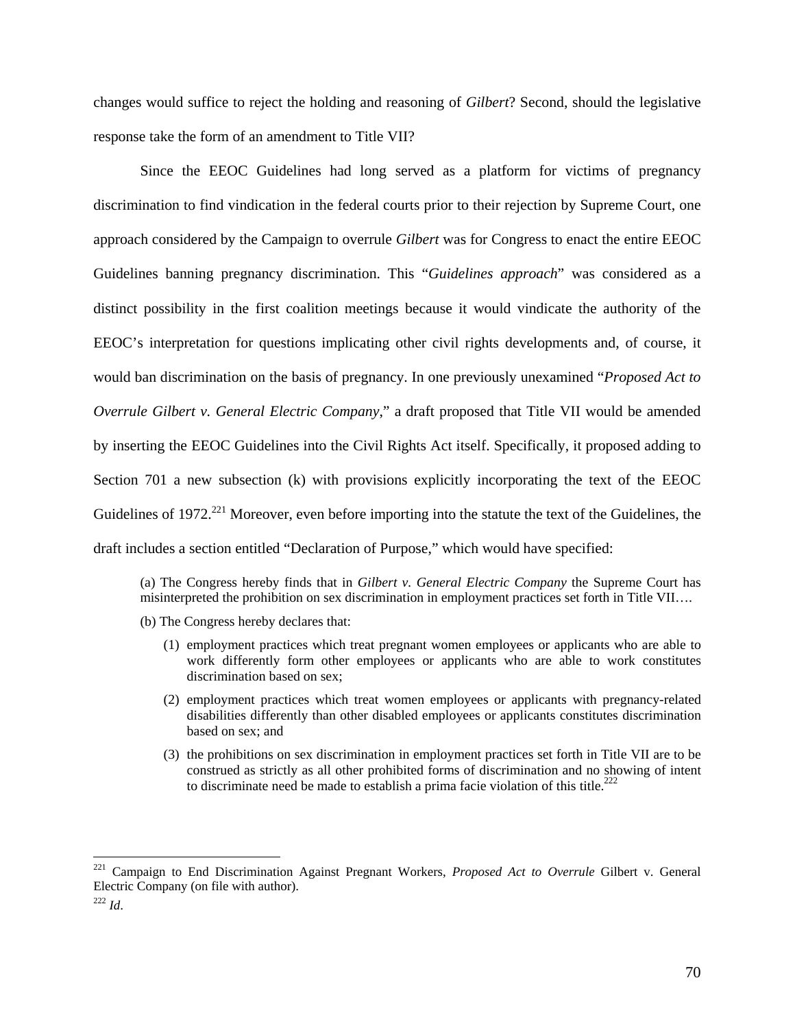changes would suffice to reject the holding and reasoning of *Gilbert*? Second, should the legislative response take the form of an amendment to Title VII?

Since the EEOC Guidelines had long served as a platform for victims of pregnancy discrimination to find vindication in the federal courts prior to their rejection by Supreme Court, one approach considered by the Campaign to overrule *Gilbert* was for Congress to enact the entire EEOC Guidelines banning pregnancy discrimination. This "*Guidelines approach*" was considered as a distinct possibility in the first coalition meetings because it would vindicate the authority of the EEOC's interpretation for questions implicating other civil rights developments and, of course, it would ban discrimination on the basis of pregnancy. In one previously unexamined "*Proposed Act to Overrule Gilbert v. General Electric Company*," a draft proposed that Title VII would be amended by inserting the EEOC Guidelines into the Civil Rights Act itself. Specifically, it proposed adding to Section 701 a new subsection (k) with provisions explicitly incorporating the text of the EEOC Guidelines of 1972.[221] Moreover, even before importing into the statute the text of the Guidelines, the draft includes a section entitled "Declaration of Purpose," which would have specified:

> (a) The Congress hereby finds that in *Gilbert v. General Electric Company* the Supreme Court has misinterpreted the prohibition on sex discrimination in employment practices set forth in Title VII….
>
> (b) The Congress hereby declares that:
>
> (1) employment practices which treat pregnant women employees or applicants who are able to work differently form other employees or applicants who are able to work constitutes discrimination based on sex;
>
> (2) employment practices which treat women employees or applicants with pregnancy-related disabilities differently than other disabled employees or applicants constitutes discrimination based on sex; and
>
> (3) the prohibitions on sex discrimination in employment practices set forth in Title VII are to be construed as strictly as all other prohibited forms of discrimination and no showing of intent to discriminate need be made to establish a prima facie violation of this title.[222]

---

[221] Campaign to End Discrimination Against Pregnant Workers, *Proposed Act to Overrule* Gilbert v. General Electric Company (on file with author).

[222] *Id*.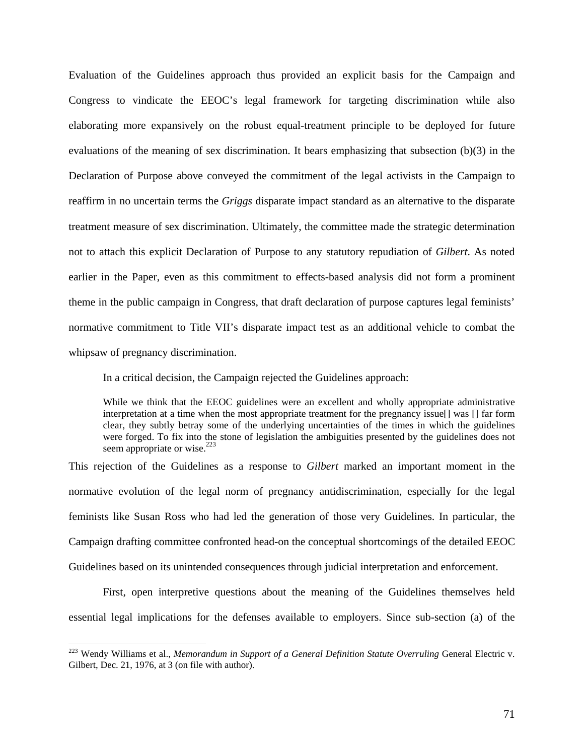Evaluation of the Guidelines approach thus provided an explicit basis for the Campaign and Congress to vindicate the EEOC's legal framework for targeting discrimination while also elaborating more expansively on the robust equal-treatment principle to be deployed for future evaluations of the meaning of sex discrimination. It bears emphasizing that subsection (b)(3) in the Declaration of Purpose above conveyed the commitment of the legal activists in the Campaign to reaffirm in no uncertain terms the *Griggs* disparate impact standard as an alternative to the disparate treatment measure of sex discrimination. Ultimately, the committee made the strategic determination not to attach this explicit Declaration of Purpose to any statutory repudiation of *Gilbert*. As noted earlier in the Paper, even as this commitment to effects-based analysis did not form a prominent theme in the public campaign in Congress, that draft declaration of purpose captures legal feminists' normative commitment to Title VII's disparate impact test as an additional vehicle to combat the whipsaw of pregnancy discrimination.

In a critical decision, the Campaign rejected the Guidelines approach:

> While we think that the EEOC guidelines were an excellent and wholly appropriate administrative interpretation at a time when the most appropriate treatment for the pregnancy issue[] was [] far form clear, they subtly betray some of the underlying uncertainties of the times in which the guidelines were forged. To fix into the stone of legislation the ambiguities presented by the guidelines does not seem appropriate or wise.[223]

This rejection of the Guidelines as a response to *Gilbert* marked an important moment in the normative evolution of the legal norm of pregnancy antidiscrimination, especially for the legal feminists like Susan Ross who had led the generation of those very Guidelines. In particular, the Campaign drafting committee confronted head-on the conceptual shortcomings of the detailed EEOC Guidelines based on its unintended consequences through judicial interpretation and enforcement.

First, open interpretive questions about the meaning of the Guidelines themselves held essential legal implications for the defenses available to employers. Since sub-section (a) of the

---

[223] Wendy Williams et al., *Memorandum in Support of a General Definition Statute Overruling* General Electric v. Gilbert, Dec. 21, 1976, at 3 (on file with author).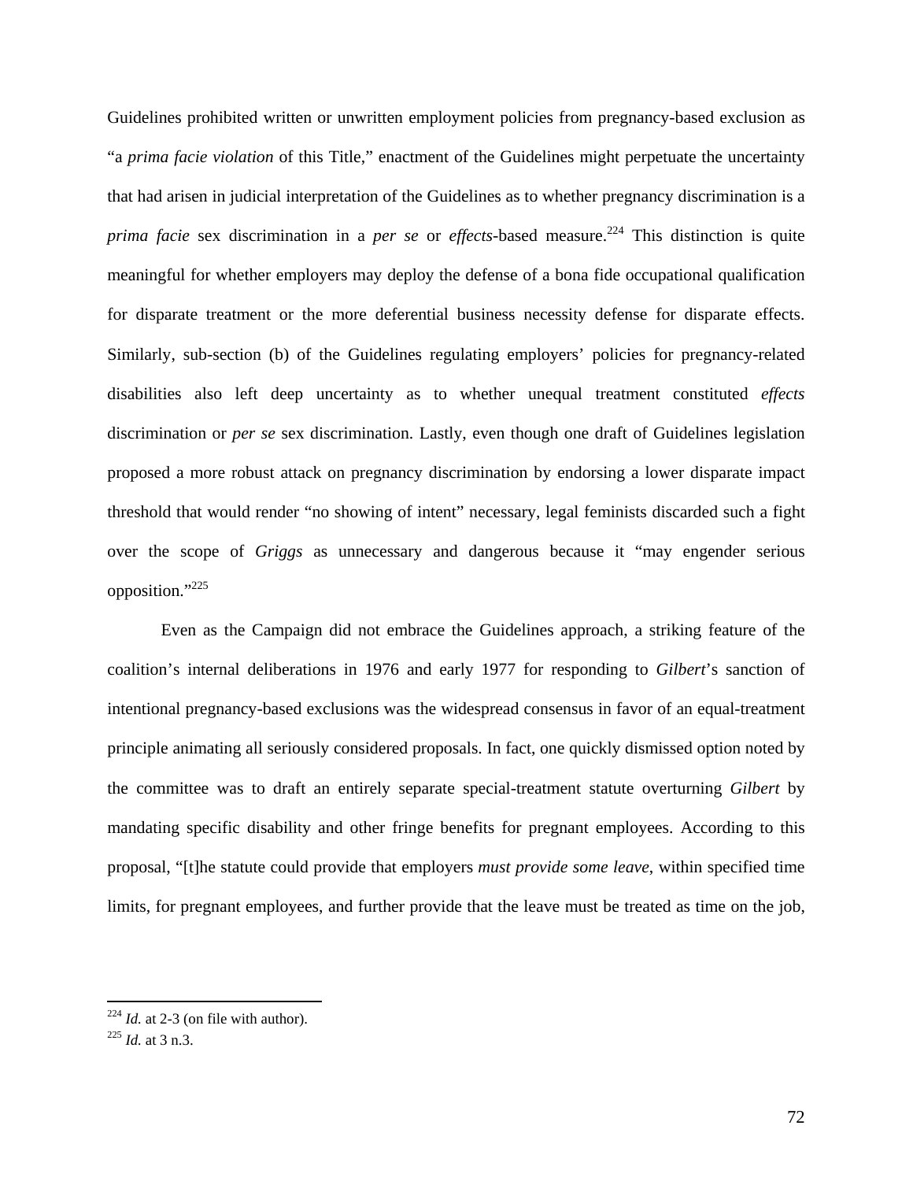Guidelines prohibited written or unwritten employment policies from pregnancy-based exclusion as "a *prima facie violation* of this Title," enactment of the Guidelines might perpetuate the uncertainty that had arisen in judicial interpretation of the Guidelines as to whether pregnancy discrimination is a *prima facie* sex discrimination in a *per se* or *effects*-based measure.[224] This distinction is quite meaningful for whether employers may deploy the defense of a bona fide occupational qualification for disparate treatment or the more deferential business necessity defense for disparate effects. Similarly, sub-section (b) of the Guidelines regulating employers' policies for pregnancy-related disabilities also left deep uncertainty as to whether unequal treatment constituted *effects* discrimination or *per se* sex discrimination. Lastly, even though one draft of Guidelines legislation proposed a more robust attack on pregnancy discrimination by endorsing a lower disparate impact threshold that would render "no showing of intent" necessary, legal feminists discarded such a fight over the scope of *Griggs* as unnecessary and dangerous because it "may engender serious opposition."[225]

Even as the Campaign did not embrace the Guidelines approach, a striking feature of the coalition's internal deliberations in 1976 and early 1977 for responding to *Gilbert*'s sanction of intentional pregnancy-based exclusions was the widespread consensus in favor of an equal-treatment principle animating all seriously considered proposals. In fact, one quickly dismissed option noted by the committee was to draft an entirely separate special-treatment statute overturning *Gilbert* by mandating specific disability and other fringe benefits for pregnant employees. According to this proposal, "[t]he statute could provide that employers *must provide some leave*, within specified time limits, for pregnant employees, and further provide that the leave must be treated as time on the job,

---

[224] *Id.* at 2-3 (on file with author).

[225] *Id.* at 3 n.3.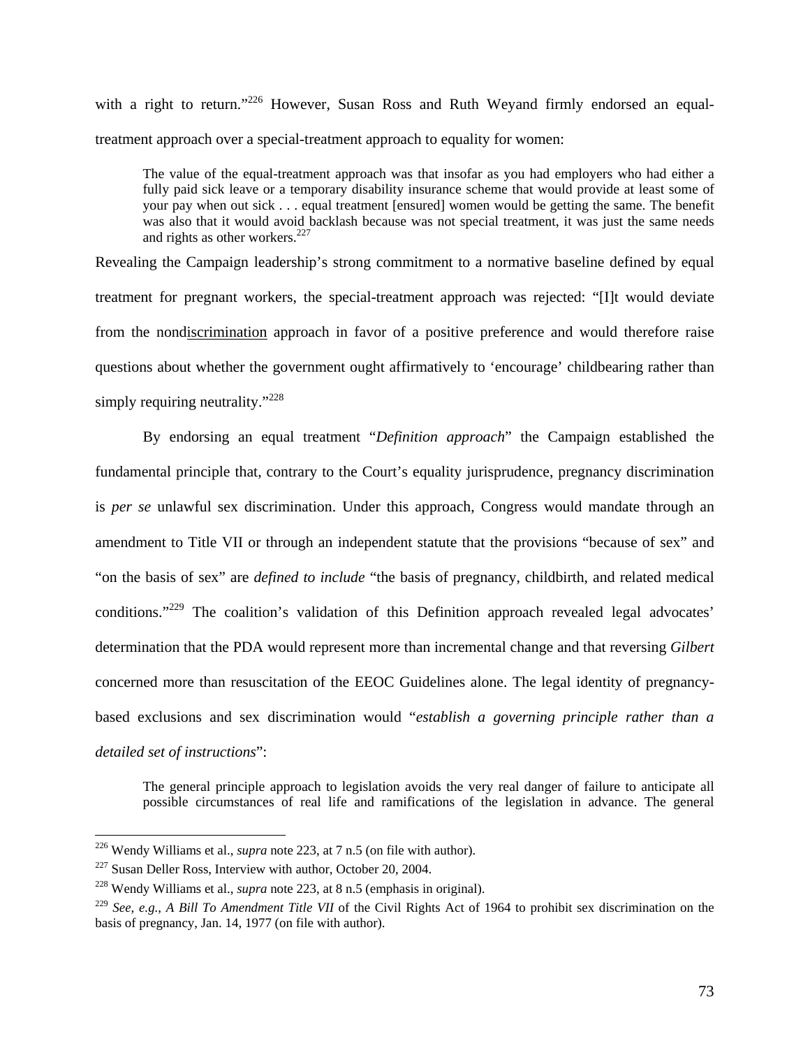with a right to return."[226] However, Susan Ross and Ruth Weyand firmly endorsed an equal-treatment approach over a special-treatment approach to equality for women:

> The value of the equal-treatment approach was that insofar as you had employers who had either a fully paid sick leave or a temporary disability insurance scheme that would provide at least some of your pay when out sick . . . equal treatment [ensured] women would be getting the same. The benefit was also that it would avoid backlash because was not special treatment, it was just the same needs and rights as other workers.[227]

Revealing the Campaign leadership's strong commitment to a normative baseline defined by equal treatment for pregnant workers, the special-treatment approach was rejected: "[I]t would deviate from the non<u>discrimination</u> approach in favor of a positive preference and would therefore raise questions about whether the government ought affirmatively to 'encourage' childbearing rather than simply requiring neutrality."[228]

By endorsing an equal treatment "*Definition approach*" the Campaign established the fundamental principle that, contrary to the Court's equality jurisprudence, pregnancy discrimination is *per se* unlawful sex discrimination. Under this approach, Congress would mandate through an amendment to Title VII or through an independent statute that the provisions "because of sex" and "on the basis of sex" are *defined to include* "the basis of pregnancy, childbirth, and related medical conditions."[229] The coalition's validation of this Definition approach revealed legal advocates' determination that the PDA would represent more than incremental change and that reversing *Gilbert* concerned more than resuscitation of the EEOC Guidelines alone. The legal identity of pregnancy-based exclusions and sex discrimination would "*establish a governing principle rather than a detailed set of instructions*":

> The general principle approach to legislation avoids the very real danger of failure to anticipate all possible circumstances of real life and ramifications of the legislation in advance. The general

---

[226] Wendy Williams et al., *supra* note 223, at 7 n.5 (on file with author).

[227] Susan Deller Ross, Interview with author, October 20, 2004.

[228] Wendy Williams et al., *supra* note 223, at 8 n.5 (emphasis in original).

[229] *See, e.g.*, *A Bill To Amendment Title VII* of the Civil Rights Act of 1964 to prohibit sex discrimination on the basis of pregnancy, Jan. 14, 1977 (on file with author).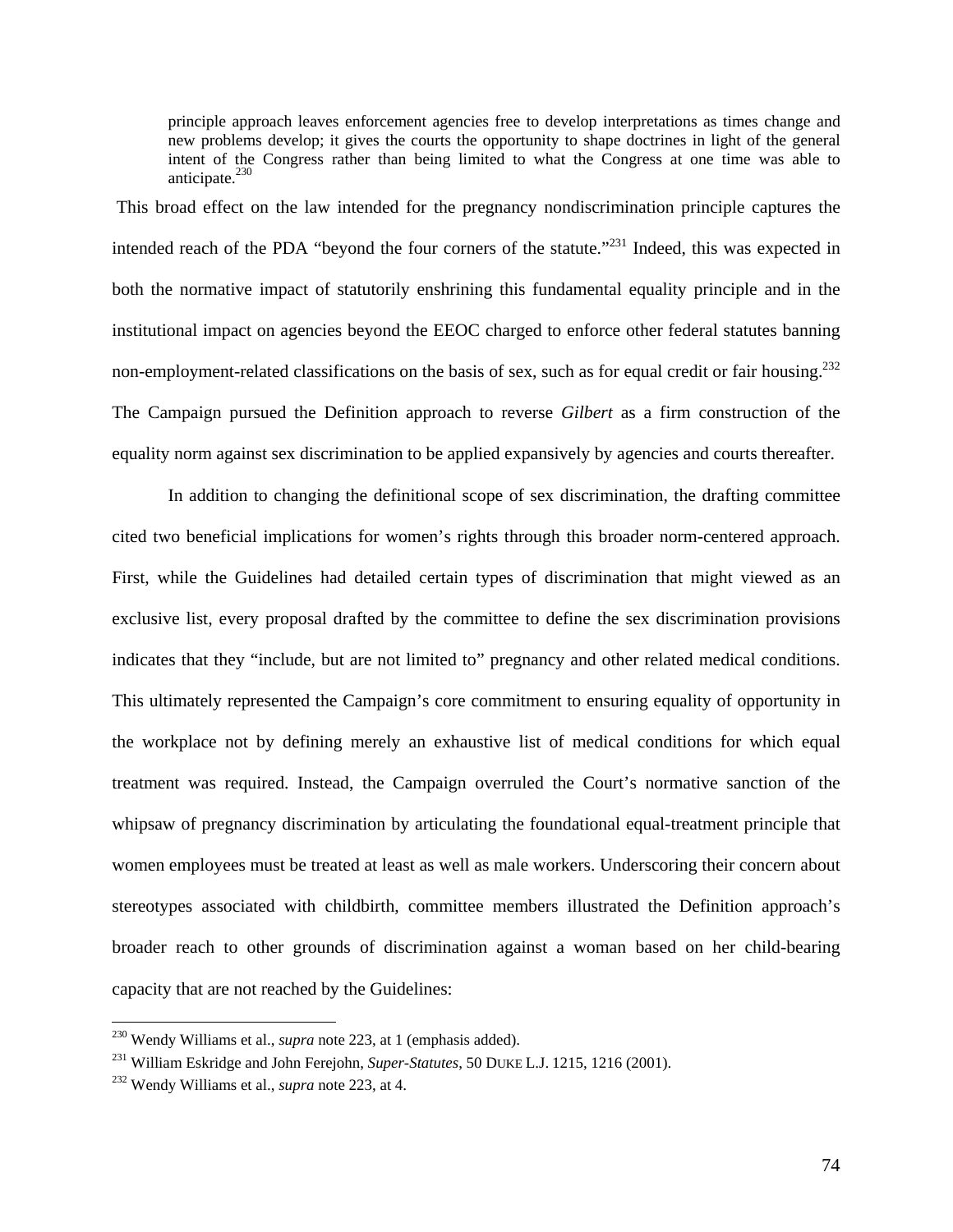> principle approach leaves enforcement agencies free to develop interpretations as times change and new problems develop; it gives the courts the opportunity to shape doctrines in light of the general intent of the Congress rather than being limited to what the Congress at one time was able to anticipate.[230]

This broad effect on the law intended for the pregnancy nondiscrimination principle captures the intended reach of the PDA "beyond the four corners of the statute."[231] Indeed, this was expected in both the normative impact of statutorily enshrining this fundamental equality principle and in the institutional impact on agencies beyond the EEOC charged to enforce other federal statutes banning non-employment-related classifications on the basis of sex, such as for equal credit or fair housing.[232] The Campaign pursued the Definition approach to reverse *Gilbert* as a firm construction of the equality norm against sex discrimination to be applied expansively by agencies and courts thereafter.

In addition to changing the definitional scope of sex discrimination, the drafting committee cited two beneficial implications for women's rights through this broader norm-centered approach. First, while the Guidelines had detailed certain types of discrimination that might viewed as an exclusive list, every proposal drafted by the committee to define the sex discrimination provisions indicates that they "include, but are not limited to" pregnancy and other related medical conditions. This ultimately represented the Campaign's core commitment to ensuring equality of opportunity in the workplace not by defining merely an exhaustive list of medical conditions for which equal treatment was required. Instead, the Campaign overruled the Court's normative sanction of the whipsaw of pregnancy discrimination by articulating the foundational equal-treatment principle that women employees must be treated at least as well as male workers. Underscoring their concern about stereotypes associated with childbirth, committee members illustrated the Definition approach's broader reach to other grounds of discrimination against a woman based on her child-bearing capacity that are not reached by the Guidelines:

---

[230] Wendy Williams et al., *supra* note 223, at 1 (emphasis added).

[231] William Eskridge and John Ferejohn, *Super-Statutes*, 50 DUKE L.J. 1215, 1216 (2001).

[232] Wendy Williams et al., *supra* note 223, at 4.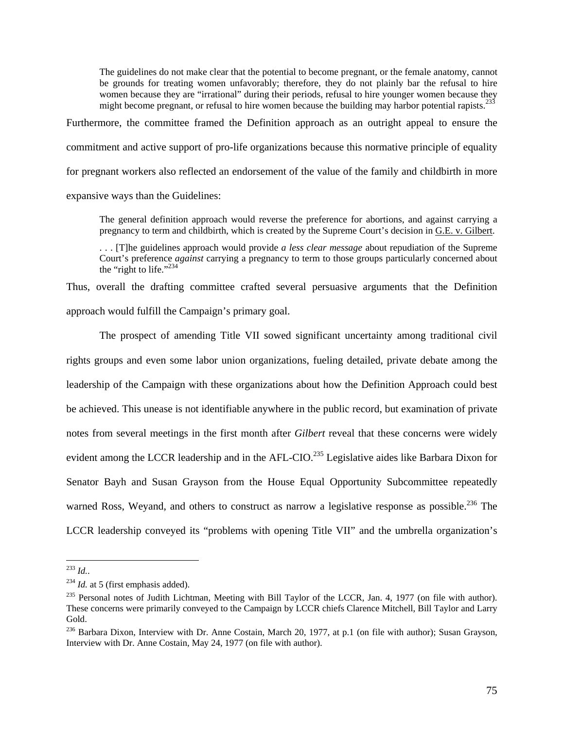> The guidelines do not make clear that the potential to become pregnant, or the female anatomy, cannot be grounds for treating women unfavorably; therefore, they do not plainly bar the refusal to hire women because they are "irrational" during their periods, refusal to hire younger women because they might become pregnant, or refusal to hire women because the building may harbor potential rapists.[233]

Furthermore, the committee framed the Definition approach as an outright appeal to ensure the commitment and active support of pro-life organizations because this normative principle of equality for pregnant workers also reflected an endorsement of the value of the family and childbirth in more expansive ways than the Guidelines:

> The general definition approach would reverse the preference for abortions, and against carrying a pregnancy to term and childbirth, which is created by the Supreme Court's decision in G.E. v. Gilbert.
>
> . . . [T]he guidelines approach would provide *a less clear message* about repudiation of the Supreme Court's preference *against* carrying a pregnancy to term to those groups particularly concerned about the "right to life."[234]

Thus, overall the drafting committee crafted several persuasive arguments that the Definition approach would fulfill the Campaign's primary goal.

The prospect of amending Title VII sowed significant uncertainty among traditional civil rights groups and even some labor union organizations, fueling detailed, private debate among the leadership of the Campaign with these organizations about how the Definition Approach could best be achieved. This unease is not identifiable anywhere in the public record, but examination of private notes from several meetings in the first month after *Gilbert* reveal that these concerns were widely evident among the LCCR leadership and in the AFL-CIO.[235] Legislative aides like Barbara Dixon for Senator Bayh and Susan Grayson from the House Equal Opportunity Subcommittee repeatedly warned Ross, Weyand, and others to construct as narrow a legislative response as possible.[236] The LCCR leadership conveyed its "problems with opening Title VII" and the umbrella organization's

---

[233] *Id.*.

[234] *Id.* at 5 (first emphasis added).

[235] Personal notes of Judith Lichtman, Meeting with Bill Taylor of the LCCR, Jan. 4, 1977 (on file with author). These concerns were primarily conveyed to the Campaign by LCCR chiefs Clarence Mitchell, Bill Taylor and Larry Gold.

[236] Barbara Dixon, Interview with Dr. Anne Costain, March 20, 1977, at p.1 (on file with author); Susan Grayson, Interview with Dr. Anne Costain, May 24, 1977 (on file with author).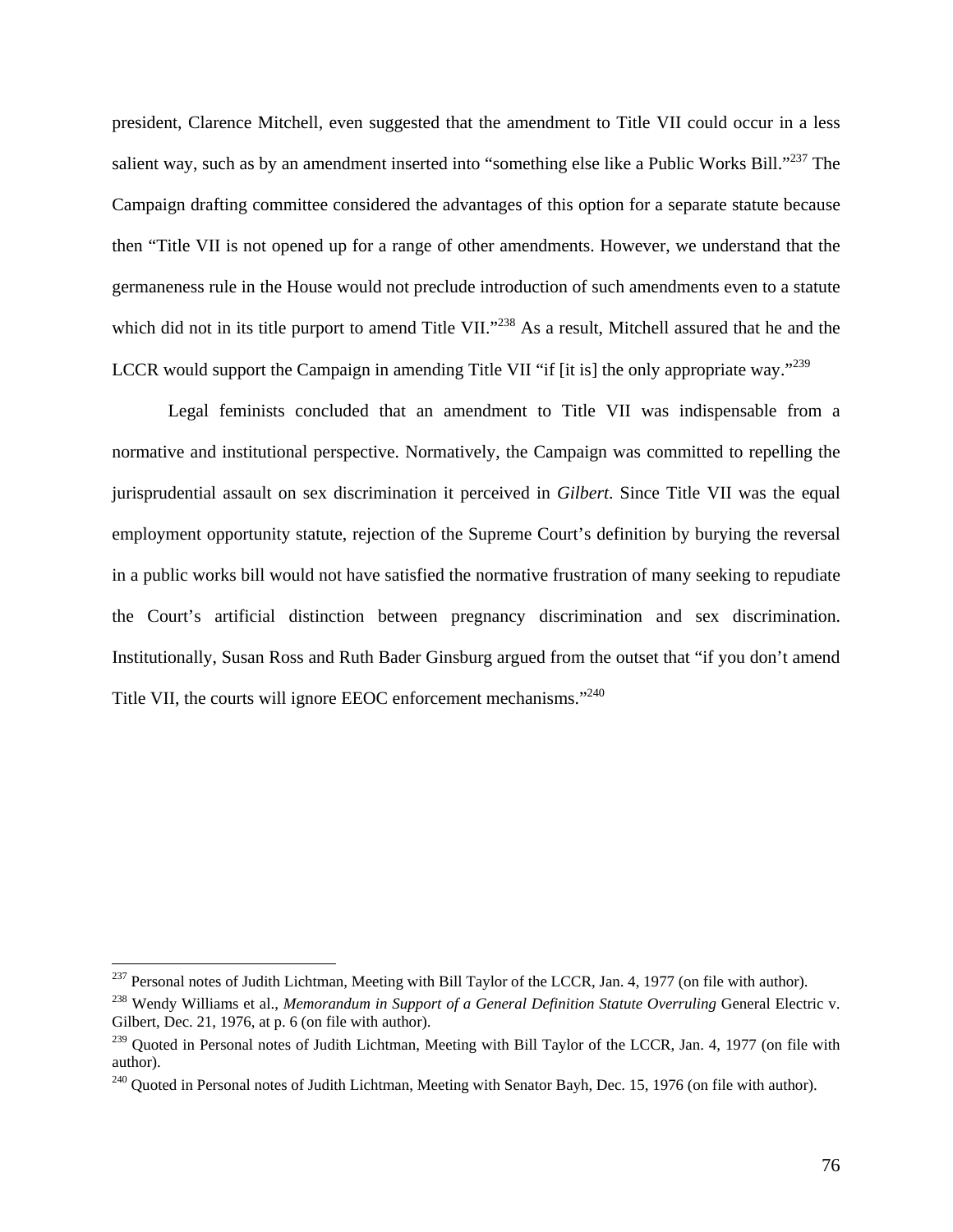president, Clarence Mitchell, even suggested that the amendment to Title VII could occur in a less salient way, such as by an amendment inserted into "something else like a Public Works Bill."[237] The Campaign drafting committee considered the advantages of this option for a separate statute because then "Title VII is not opened up for a range of other amendments. However, we understand that the germaneness rule in the House would not preclude introduction of such amendments even to a statute which did not in its title purport to amend Title VII."[238] As a result, Mitchell assured that he and the LCCR would support the Campaign in amending Title VII "if [it is] the only appropriate way."[239]

Legal feminists concluded that an amendment to Title VII was indispensable from a normative and institutional perspective. Normatively, the Campaign was committed to repelling the jurisprudential assault on sex discrimination it perceived in *Gilbert*. Since Title VII was the equal employment opportunity statute, rejection of the Supreme Court's definition by burying the reversal in a public works bill would not have satisfied the normative frustration of many seeking to repudiate the Court's artificial distinction between pregnancy discrimination and sex discrimination. Institutionally, Susan Ross and Ruth Bader Ginsburg argued from the outset that "if you don't amend Title VII, the courts will ignore EEOC enforcement mechanisms."[240]

---

[237] Personal notes of Judith Lichtman, Meeting with Bill Taylor of the LCCR, Jan. 4, 1977 (on file with author).

[238] Wendy Williams et al., *Memorandum in Support of a General Definition Statute Overruling* General Electric v. Gilbert, Dec. 21, 1976, at p. 6 (on file with author).

[239] Quoted in Personal notes of Judith Lichtman, Meeting with Bill Taylor of the LCCR, Jan. 4, 1977 (on file with author).

[240] Quoted in Personal notes of Judith Lichtman, Meeting with Senator Bayh, Dec. 15, 1976 (on file with author).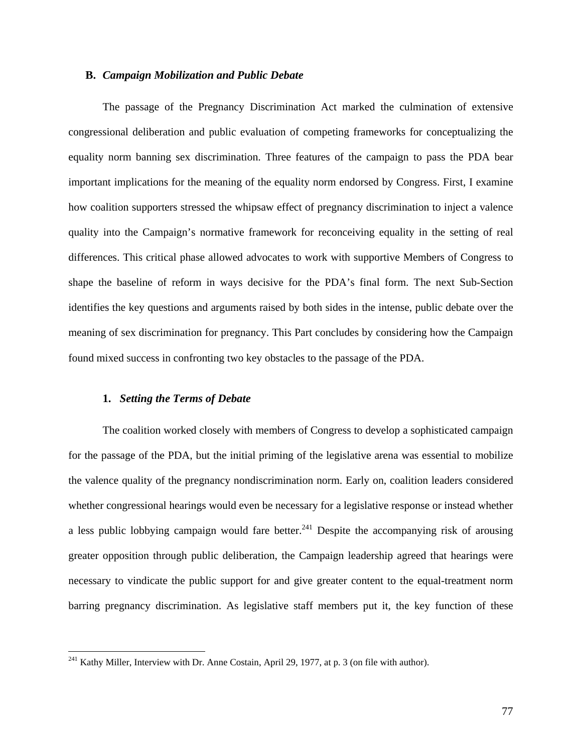## B. *Campaign Mobilization and Public Debate*

The passage of the Pregnancy Discrimination Act marked the culmination of extensive congressional deliberation and public evaluation of competing frameworks for conceptualizing the equality norm banning sex discrimination. Three features of the campaign to pass the PDA bear important implications for the meaning of the equality norm endorsed by Congress. First, I examine how coalition supporters stressed the whipsaw effect of pregnancy discrimination to inject a valence quality into the Campaign's normative framework for reconceiving equality in the setting of real differences. This critical phase allowed advocates to work with supportive Members of Congress to shape the baseline of reform in ways decisive for the PDA's final form. The next Sub-Section identifies the key questions and arguments raised by both sides in the intense, public debate over the meaning of sex discrimination for pregnancy. This Part concludes by considering how the Campaign found mixed success in confronting two key obstacles to the passage of the PDA.

### 1. *Setting the Terms of Debate*

The coalition worked closely with members of Congress to develop a sophisticated campaign for the passage of the PDA, but the initial priming of the legislative arena was essential to mobilize the valence quality of the pregnancy nondiscrimination norm. Early on, coalition leaders considered whether congressional hearings would even be necessary for a legislative response or instead whether a less public lobbying campaign would fare better.[241] Despite the accompanying risk of arousing greater opposition through public deliberation, the Campaign leadership agreed that hearings were necessary to vindicate the public support for and give greater content to the equal-treatment norm barring pregnancy discrimination. As legislative staff members put it, the key function of these

---

[241] Kathy Miller, Interview with Dr. Anne Costain, April 29, 1977, at p. 3 (on file with author).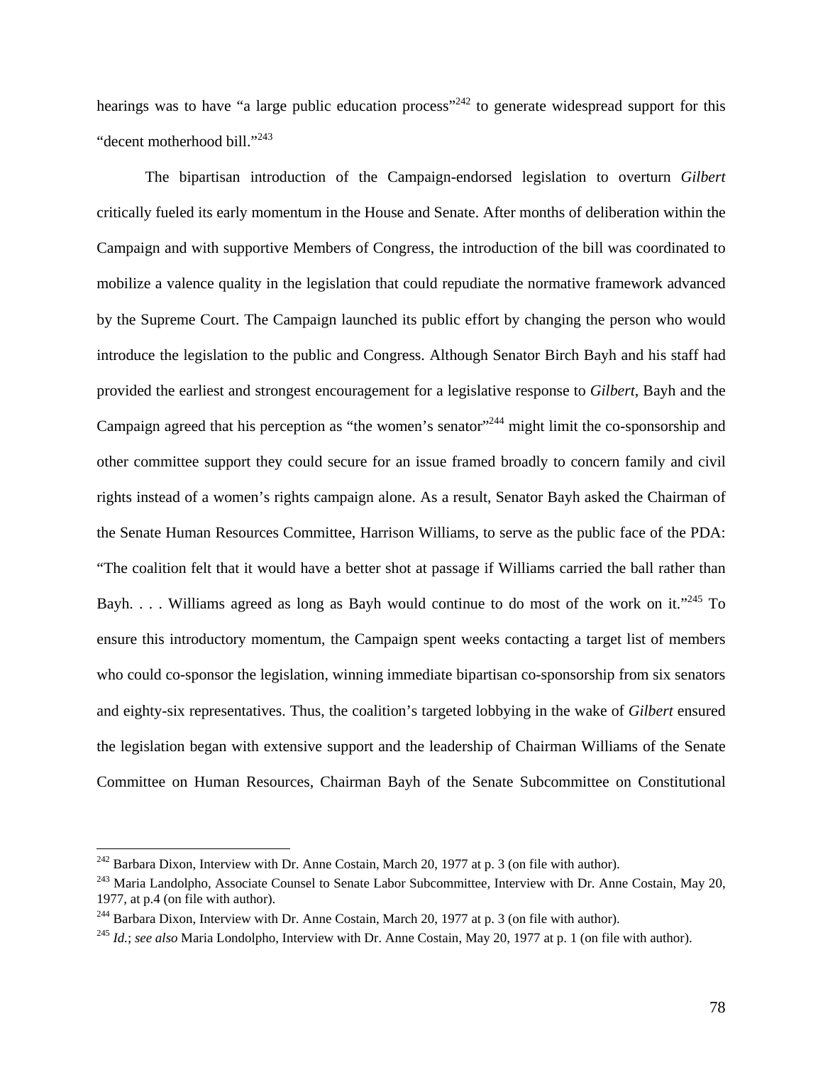hearings was to have "a large public education process"[242] to generate widespread support for this "decent motherhood bill."[243]

The bipartisan introduction of the Campaign-endorsed legislation to overturn *Gilbert* critically fueled its early momentum in the House and Senate. After months of deliberation within the Campaign and with supportive Members of Congress, the introduction of the bill was coordinated to mobilize a valence quality in the legislation that could repudiate the normative framework advanced by the Supreme Court. The Campaign launched its public effort by changing the person who would introduce the legislation to the public and Congress. Although Senator Birch Bayh and his staff had provided the earliest and strongest encouragement for a legislative response to *Gilbert*, Bayh and the Campaign agreed that his perception as "the women's senator"[244] might limit the co-sponsorship and other committee support they could secure for an issue framed broadly to concern family and civil rights instead of a women's rights campaign alone. As a result, Senator Bayh asked the Chairman of the Senate Human Resources Committee, Harrison Williams, to serve as the public face of the PDA: "The coalition felt that it would have a better shot at passage if Williams carried the ball rather than Bayh. . . . Williams agreed as long as Bayh would continue to do most of the work on it."[245] To ensure this introductory momentum, the Campaign spent weeks contacting a target list of members who could co-sponsor the legislation, winning immediate bipartisan co-sponsorship from six senators and eighty-six representatives. Thus, the coalition's targeted lobbying in the wake of *Gilbert* ensured the legislation began with extensive support and the leadership of Chairman Williams of the Senate Committee on Human Resources, Chairman Bayh of the Senate Subcommittee on Constitutional

---

[242] Barbara Dixon, Interview with Dr. Anne Costain, March 20, 1977 at p. 3 (on file with author).

[243] Maria Landolpho, Associate Counsel to Senate Labor Subcommittee, Interview with Dr. Anne Costain, May 20, 1977, at p.4 (on file with author).

[244] Barbara Dixon, Interview with Dr. Anne Costain, March 20, 1977 at p. 3 (on file with author).

[245] *Id.*; *see also* Maria Londolpho, Interview with Dr. Anne Costain, May 20, 1977 at p. 1 (on file with author).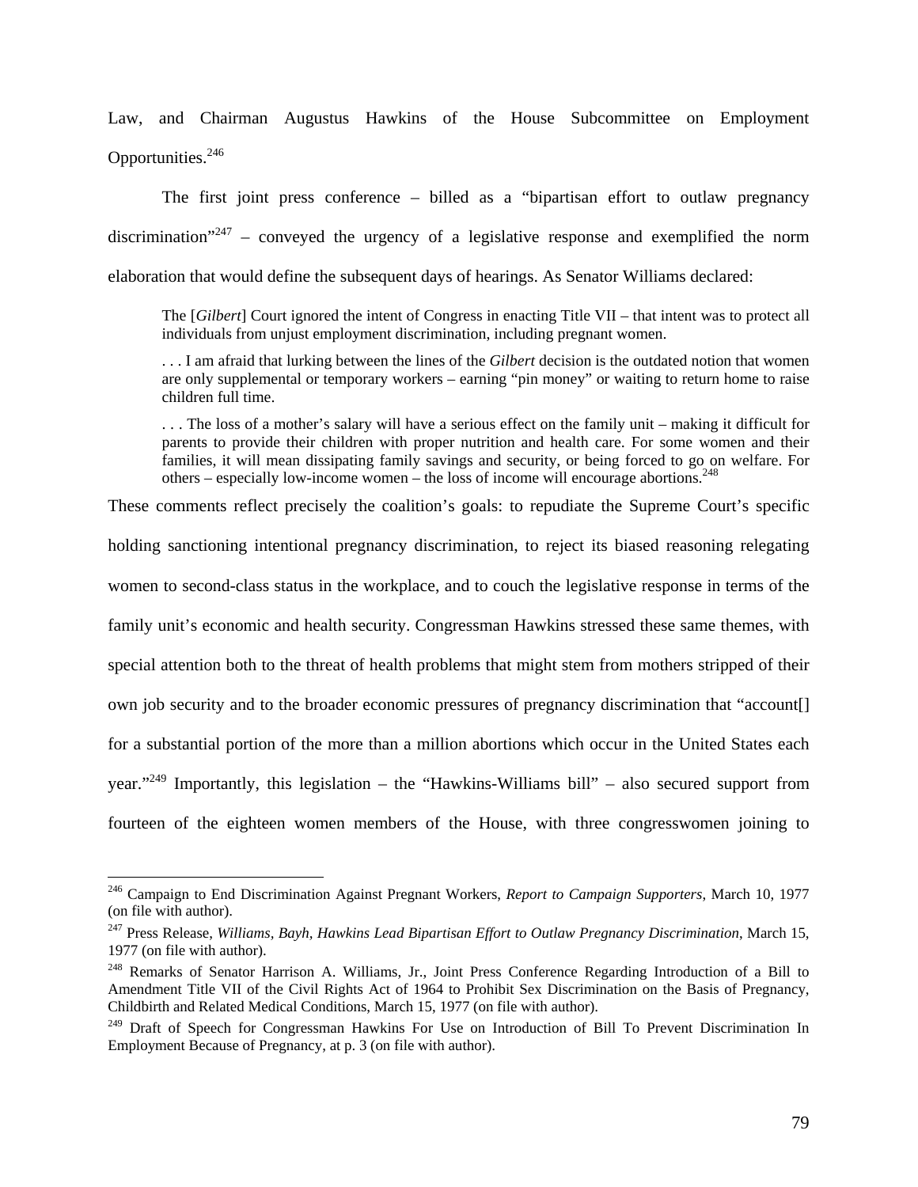Law, and Chairman Augustus Hawkins of the House Subcommittee on Employment Opportunities.[246]

The first joint press conference – billed as a "bipartisan effort to outlaw pregnancy discrimination"[247] – conveyed the urgency of a legislative response and exemplified the norm elaboration that would define the subsequent days of hearings. As Senator Williams declared:

> The [*Gilbert*] Court ignored the intent of Congress in enacting Title VII – that intent was to protect all individuals from unjust employment discrimination, including pregnant women.
>
> . . . I am afraid that lurking between the lines of the *Gilbert* decision is the outdated notion that women are only supplemental or temporary workers – earning "pin money" or waiting to return home to raise children full time.
>
> . . . The loss of a mother's salary will have a serious effect on the family unit – making it difficult for parents to provide their children with proper nutrition and health care. For some women and their families, it will mean dissipating family savings and security, or being forced to go on welfare. For others – especially low-income women – the loss of income will encourage abortions.[248]

These comments reflect precisely the coalition's goals: to repudiate the Supreme Court's specific holding sanctioning intentional pregnancy discrimination, to reject its biased reasoning relegating women to second-class status in the workplace, and to couch the legislative response in terms of the family unit's economic and health security. Congressman Hawkins stressed these same themes, with special attention both to the threat of health problems that might stem from mothers stripped of their own job security and to the broader economic pressures of pregnancy discrimination that "account[] for a substantial portion of the more than a million abortions which occur in the United States each year."[249] Importantly, this legislation – the "Hawkins-Williams bill" – also secured support from fourteen of the eighteen women members of the House, with three congresswomen joining to

---

[246] Campaign to End Discrimination Against Pregnant Workers, *Report to Campaign Supporters*, March 10, 1977 (on file with author).

[247] Press Release, *Williams, Bayh, Hawkins Lead Bipartisan Effort to Outlaw Pregnancy Discrimination*, March 15, 1977 (on file with author).

[248] Remarks of Senator Harrison A. Williams, Jr., Joint Press Conference Regarding Introduction of a Bill to Amendment Title VII of the Civil Rights Act of 1964 to Prohibit Sex Discrimination on the Basis of Pregnancy, Childbirth and Related Medical Conditions, March 15, 1977 (on file with author).

[249] Draft of Speech for Congressman Hawkins For Use on Introduction of Bill To Prevent Discrimination In Employment Because of Pregnancy, at p. 3 (on file with author).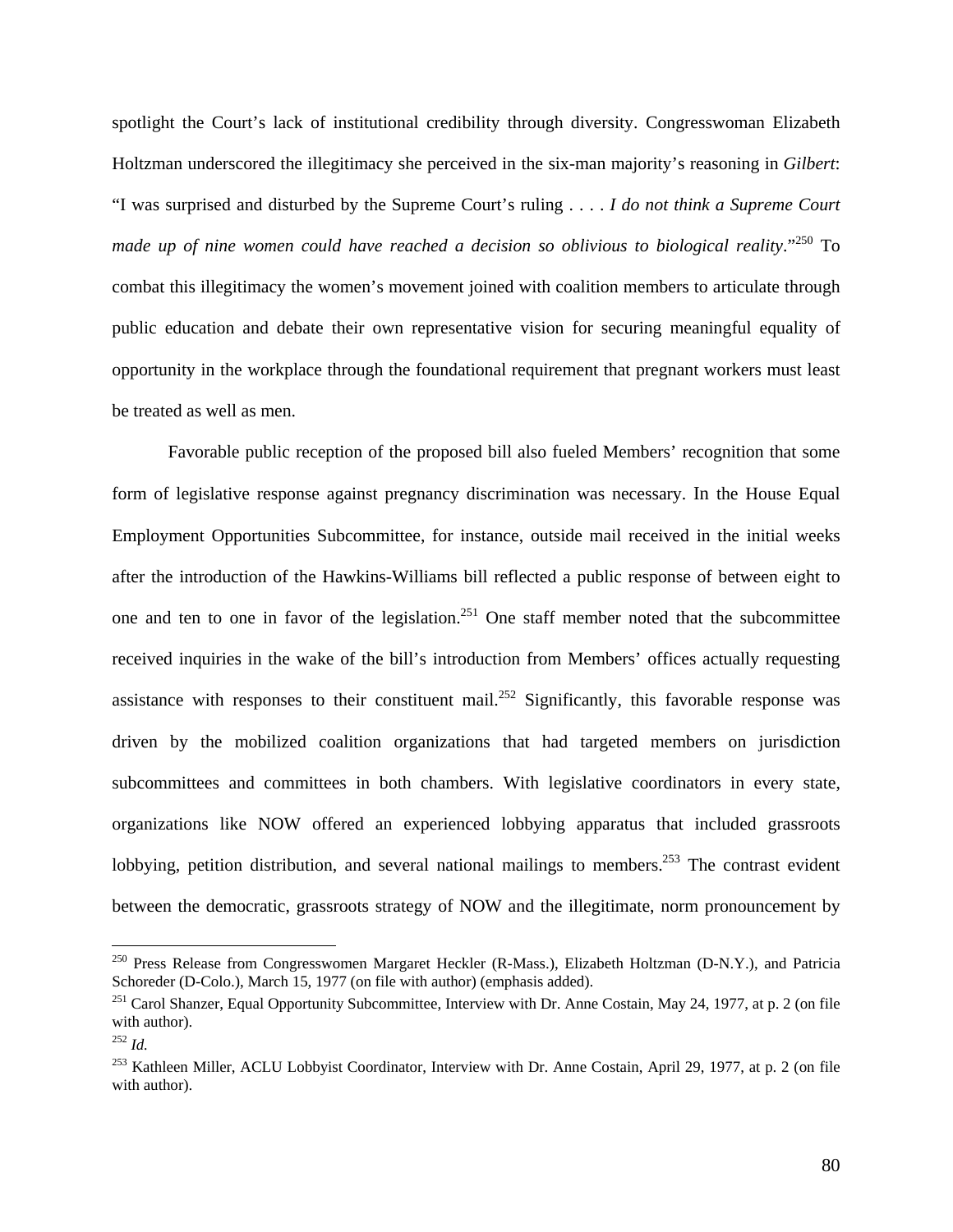spotlight the Court's lack of institutional credibility through diversity. Congresswoman Elizabeth Holtzman underscored the illegitimacy she perceived in the six-man majority's reasoning in *Gilbert*: "I was surprised and disturbed by the Supreme Court's ruling . . . . *I do not think a Supreme Court made up of nine women could have reached a decision so oblivious to biological reality*."[250] To combat this illegitimacy the women's movement joined with coalition members to articulate through public education and debate their own representative vision for securing meaningful equality of opportunity in the workplace through the foundational requirement that pregnant workers must least be treated as well as men.

Favorable public reception of the proposed bill also fueled Members' recognition that some form of legislative response against pregnancy discrimination was necessary. In the House Equal Employment Opportunities Subcommittee, for instance, outside mail received in the initial weeks after the introduction of the Hawkins-Williams bill reflected a public response of between eight to one and ten to one in favor of the legislation.[251] One staff member noted that the subcommittee received inquiries in the wake of the bill's introduction from Members' offices actually requesting assistance with responses to their constituent mail.[252] Significantly, this favorable response was driven by the mobilized coalition organizations that had targeted members on jurisdiction subcommittees and committees in both chambers. With legislative coordinators in every state, organizations like NOW offered an experienced lobbying apparatus that included grassroots lobbying, petition distribution, and several national mailings to members.[253] The contrast evident between the democratic, grassroots strategy of NOW and the illegitimate, norm pronouncement by

---

[250] Press Release from Congresswomen Margaret Heckler (R-Mass.), Elizabeth Holtzman (D-N.Y.), and Patricia Schoreder (D-Colo.), March 15, 1977 (on file with author) (emphasis added).

[251] Carol Shanzer, Equal Opportunity Subcommittee, Interview with Dr. Anne Costain, May 24, 1977, at p. 2 (on file with author).

[252] *Id.*

[253] Kathleen Miller, ACLU Lobbyist Coordinator, Interview with Dr. Anne Costain, April 29, 1977, at p. 2 (on file with author).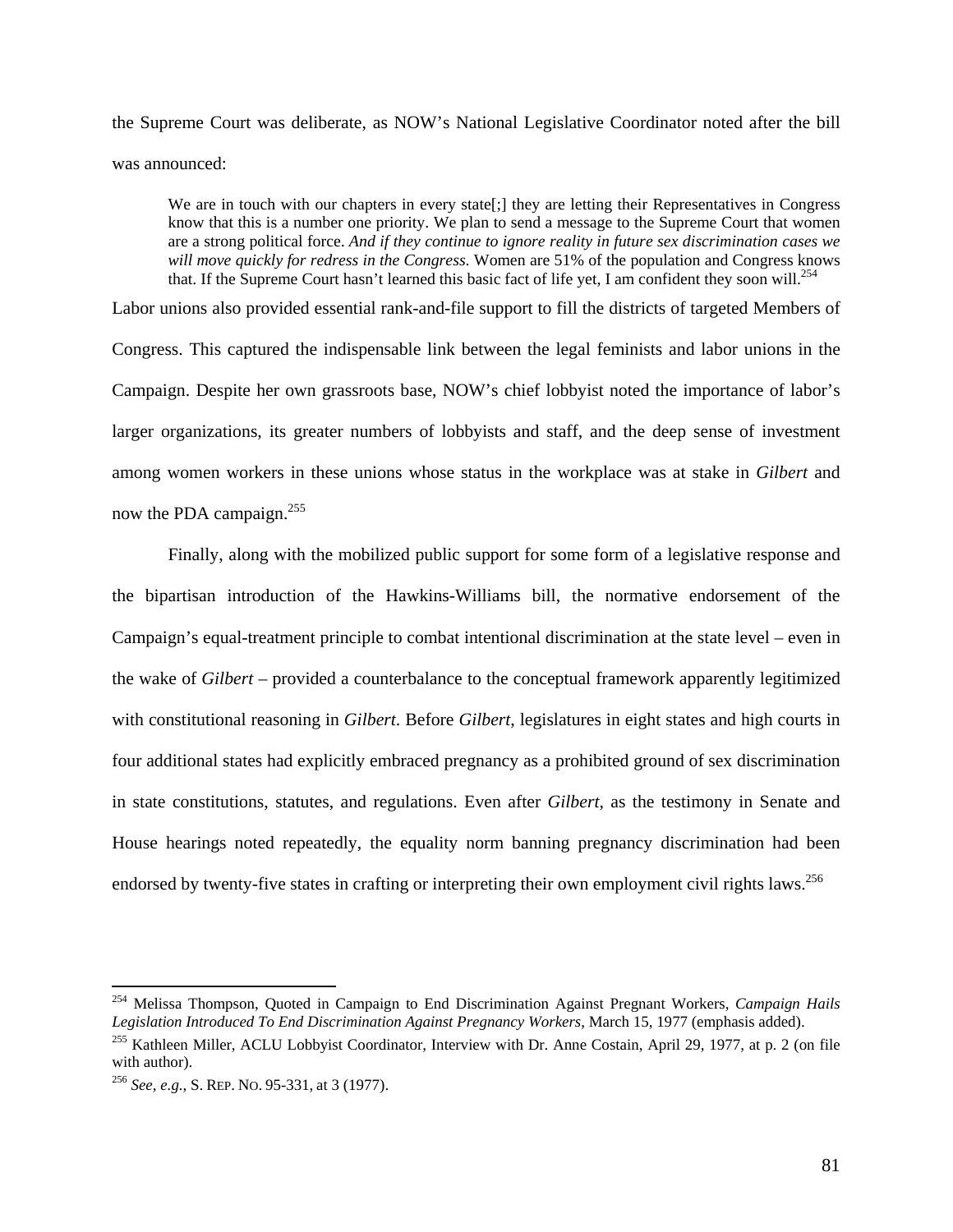the Supreme Court was deliberate, as NOW's National Legislative Coordinator noted after the bill was announced:

> We are in touch with our chapters in every state[;] they are letting their Representatives in Congress know that this is a number one priority. We plan to send a message to the Supreme Court that women are a strong political force. *And if they continue to ignore reality in future sex discrimination cases we will move quickly for redress in the Congress*. Women are 51% of the population and Congress knows that. If the Supreme Court hasn't learned this basic fact of life yet, I am confident they soon will.[254]

Labor unions also provided essential rank-and-file support to fill the districts of targeted Members of Congress. This captured the indispensable link between the legal feminists and labor unions in the Campaign. Despite her own grassroots base, NOW's chief lobbyist noted the importance of labor's larger organizations, its greater numbers of lobbyists and staff, and the deep sense of investment among women workers in these unions whose status in the workplace was at stake in *Gilbert* and now the PDA campaign.[255]

Finally, along with the mobilized public support for some form of a legislative response and the bipartisan introduction of the Hawkins-Williams bill, the normative endorsement of the Campaign's equal-treatment principle to combat intentional discrimination at the state level – even in the wake of *Gilbert* – provided a counterbalance to the conceptual framework apparently legitimized with constitutional reasoning in *Gilbert*. Before *Gilbert*, legislatures in eight states and high courts in four additional states had explicitly embraced pregnancy as a prohibited ground of sex discrimination in state constitutions, statutes, and regulations. Even after *Gilbert*, as the testimony in Senate and House hearings noted repeatedly, the equality norm banning pregnancy discrimination had been endorsed by twenty-five states in crafting or interpreting their own employment civil rights laws.[256]

---

[254] Melissa Thompson, Quoted in Campaign to End Discrimination Against Pregnant Workers, *Campaign Hails Legislation Introduced To End Discrimination Against Pregnancy Workers*, March 15, 1977 (emphasis added).

[255] Kathleen Miller, ACLU Lobbyist Coordinator, Interview with Dr. Anne Costain, April 29, 1977, at p. 2 (on file with author).

[256] *See, e.g.*, S. REP. NO. 95-331, at 3 (1977).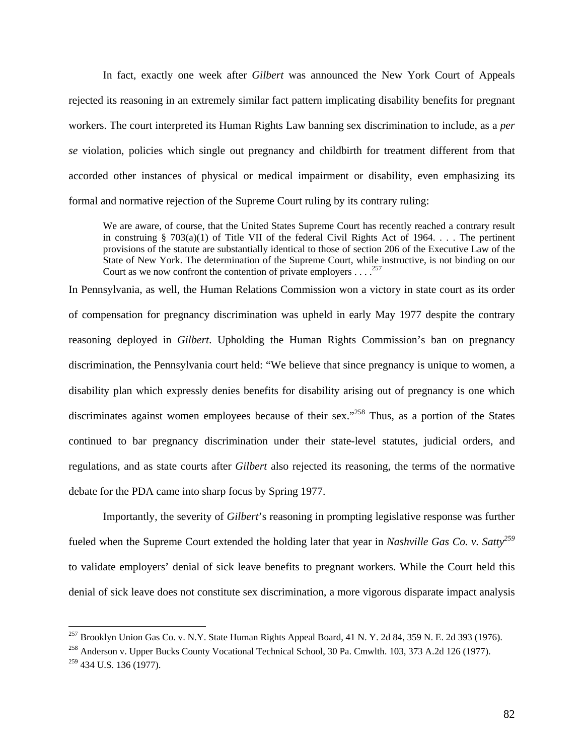In fact, exactly one week after *Gilbert* was announced the New York Court of Appeals rejected its reasoning in an extremely similar fact pattern implicating disability benefits for pregnant workers. The court interpreted its Human Rights Law banning sex discrimination to include, as a *per se* violation, policies which single out pregnancy and childbirth for treatment different from that accorded other instances of physical or medical impairment or disability, even emphasizing its formal and normative rejection of the Supreme Court ruling by its contrary ruling:

> We are aware, of course, that the United States Supreme Court has recently reached a contrary result in construing § 703(a)(1) of Title VII of the federal Civil Rights Act of 1964. . . . The pertinent provisions of the statute are substantially identical to those of section 206 of the Executive Law of the State of New York. The determination of the Supreme Court, while instructive, is not binding on our Court as we now confront the contention of private employers . . . .[257]

In Pennsylvania, as well, the Human Relations Commission won a victory in state court as its order of compensation for pregnancy discrimination was upheld in early May 1977 despite the contrary reasoning deployed in *Gilbert*. Upholding the Human Rights Commission's ban on pregnancy discrimination, the Pennsylvania court held: "We believe that since pregnancy is unique to women, a disability plan which expressly denies benefits for disability arising out of pregnancy is one which discriminates against women employees because of their sex."[258] Thus, as a portion of the States continued to bar pregnancy discrimination under their state-level statutes, judicial orders, and regulations, and as state courts after *Gilbert* also rejected its reasoning, the terms of the normative debate for the PDA came into sharp focus by Spring 1977.

Importantly, the severity of *Gilbert*'s reasoning in prompting legislative response was further fueled when the Supreme Court extended the holding later that year in *Nashville Gas Co. v. Satty*[259] to validate employers' denial of sick leave benefits to pregnant workers. While the Court held this denial of sick leave does not constitute sex discrimination, a more vigorous disparate impact analysis

---

[257] Brooklyn Union Gas Co. v. N.Y. State Human Rights Appeal Board, 41 N. Y. 2d 84, 359 N. E. 2d 393 (1976).

[258] Anderson v. Upper Bucks County Vocational Technical School, 30 Pa. Cmwlth. 103, 373 A.2d 126 (1977).

[259] 434 U.S. 136 (1977).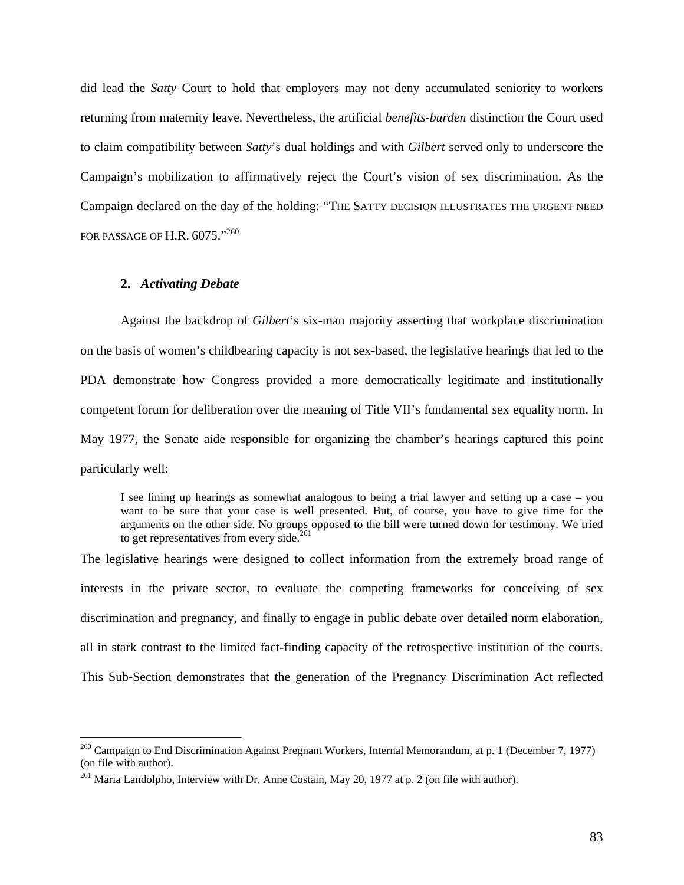did lead the *Satty* Court to hold that employers may not deny accumulated seniority to workers returning from maternity leave. Nevertheless, the artificial *benefits-burden* distinction the Court used to claim compatibility between *Satty*'s dual holdings and with *Gilbert* served only to underscore the Campaign's mobilization to affirmatively reject the Court's vision of sex discrimination. As the Campaign declared on the day of the holding: "THE SATTY DECISION ILLUSTRATES THE URGENT NEED FOR PASSAGE OF H.R. 6075."[260]

### 2. *Activating Debate*

Against the backdrop of *Gilbert*'s six-man majority asserting that workplace discrimination on the basis of women's childbearing capacity is not sex-based, the legislative hearings that led to the PDA demonstrate how Congress provided a more democratically legitimate and institutionally competent forum for deliberation over the meaning of Title VII's fundamental sex equality norm. In May 1977, the Senate aide responsible for organizing the chamber's hearings captured this point particularly well:

> I see lining up hearings as somewhat analogous to being a trial lawyer and setting up a case – you want to be sure that your case is well presented. But, of course, you have to give time for the arguments on the other side. No groups opposed to the bill were turned down for testimony. We tried to get representatives from every side.[261]

The legislative hearings were designed to collect information from the extremely broad range of interests in the private sector, to evaluate the competing frameworks for conceiving of sex discrimination and pregnancy, and finally to engage in public debate over detailed norm elaboration, all in stark contrast to the limited fact-finding capacity of the retrospective institution of the courts. This Sub-Section demonstrates that the generation of the Pregnancy Discrimination Act reflected

---

[260] Campaign to End Discrimination Against Pregnant Workers, Internal Memorandum, at p. 1 (December 7, 1977) (on file with author).

[261] Maria Landolpho, Interview with Dr. Anne Costain, May 20, 1977 at p. 2 (on file with author).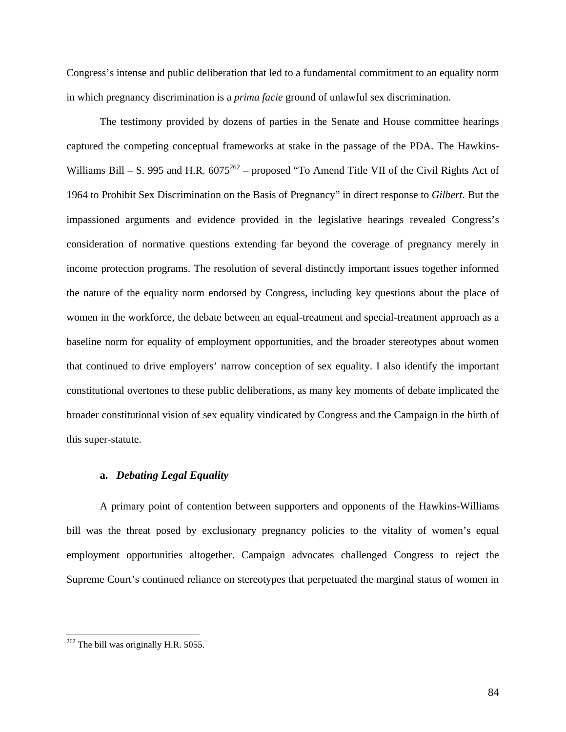Congress's intense and public deliberation that led to a fundamental commitment to an equality norm in which pregnancy discrimination is a *prima facie* ground of unlawful sex discrimination.

The testimony provided by dozens of parties in the Senate and House committee hearings captured the competing conceptual frameworks at stake in the passage of the PDA. The Hawkins-Williams Bill – S. 995 and H.R. 6075[262] – proposed "To Amend Title VII of the Civil Rights Act of 1964 to Prohibit Sex Discrimination on the Basis of Pregnancy" in direct response to *Gilbert*. But the impassioned arguments and evidence provided in the legislative hearings revealed Congress's consideration of normative questions extending far beyond the coverage of pregnancy merely in income protection programs. The resolution of several distinctly important issues together informed the nature of the equality norm endorsed by Congress, including key questions about the place of women in the workforce, the debate between an equal-treatment and special-treatment approach as a baseline norm for equality of employment opportunities, and the broader stereotypes about women that continued to drive employers' narrow conception of sex equality. I also identify the important constitutional overtones to these public deliberations, as many key moments of debate implicated the broader constitutional vision of sex equality vindicated by Congress and the Campaign in the birth of this super-statute.

**a. *Debating Legal Equality***

A primary point of contention between supporters and opponents of the Hawkins-Williams bill was the threat posed by exclusionary pregnancy policies to the vitality of women's equal employment opportunities altogether. Campaign advocates challenged Congress to reject the Supreme Court's continued reliance on stereotypes that perpetuated the marginal status of women in

[262] The bill was originally H.R. 5055.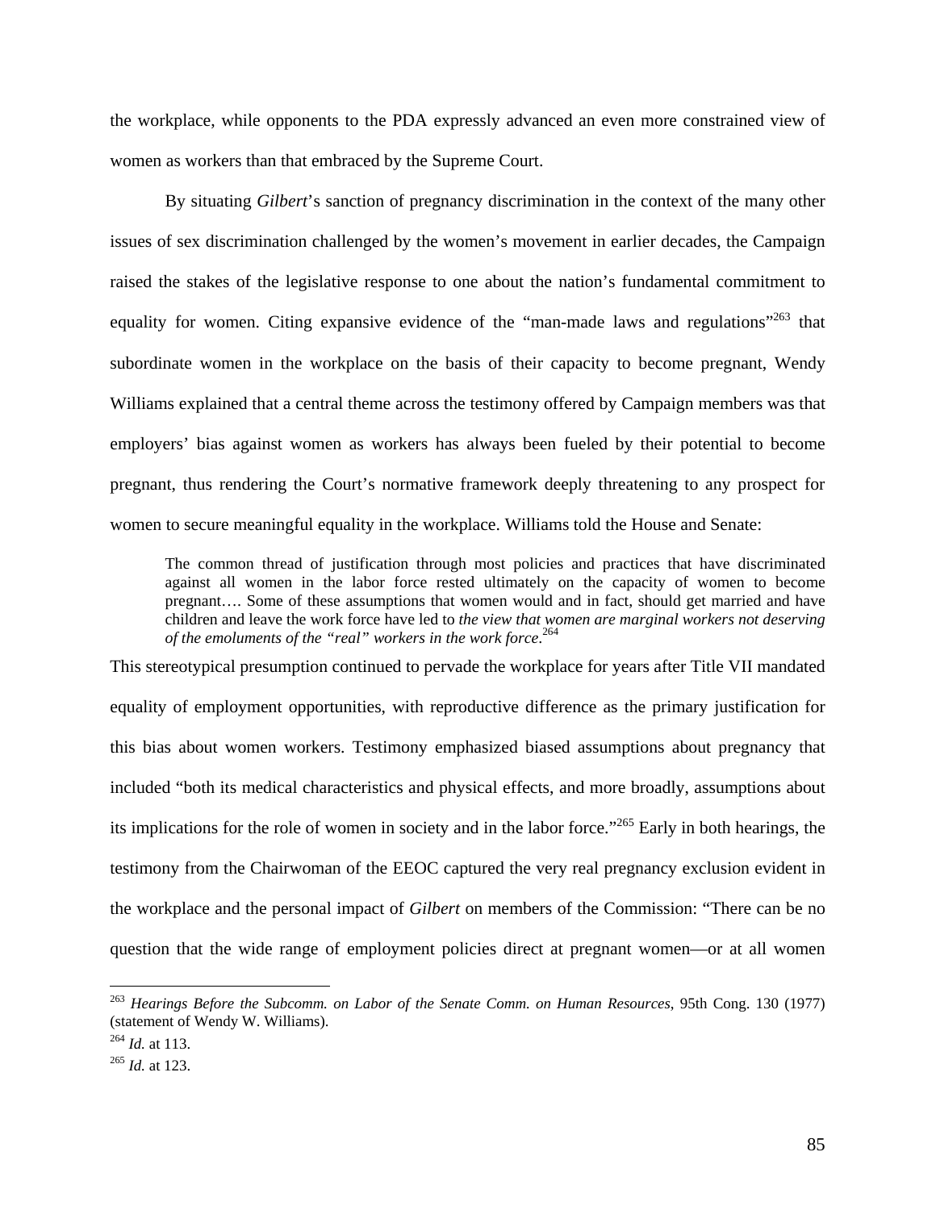the workplace, while opponents to the PDA expressly advanced an even more constrained view of women as workers than that embraced by the Supreme Court.

By situating *Gilbert*'s sanction of pregnancy discrimination in the context of the many other issues of sex discrimination challenged by the women's movement in earlier decades, the Campaign raised the stakes of the legislative response to one about the nation's fundamental commitment to equality for women. Citing expansive evidence of the "man-made laws and regulations"[263] that subordinate women in the workplace on the basis of their capacity to become pregnant, Wendy Williams explained that a central theme across the testimony offered by Campaign members was that employers' bias against women as workers has always been fueled by their potential to become pregnant, thus rendering the Court's normative framework deeply threatening to any prospect for women to secure meaningful equality in the workplace. Williams told the House and Senate:

> The common thread of justification through most policies and practices that have discriminated against all women in the labor force rested ultimately on the capacity of women to become pregnant…. Some of these assumptions that women would and in fact, should get married and have children and leave the work force have led to *the view that women are marginal workers not deserving of the emoluments of the "real" workers in the work force*.[264]

This stereotypical presumption continued to pervade the workplace for years after Title VII mandated equality of employment opportunities, with reproductive difference as the primary justification for this bias about women workers. Testimony emphasized biased assumptions about pregnancy that included "both its medical characteristics and physical effects, and more broadly, assumptions about its implications for the role of women in society and in the labor force."[265] Early in both hearings, the testimony from the Chairwoman of the EEOC captured the very real pregnancy exclusion evident in the workplace and the personal impact of *Gilbert* on members of the Commission: "There can be no question that the wide range of employment policies direct at pregnant women—or at all women

---

[263] *Hearings Before the Subcomm. on Labor of the Senate Comm. on Human Resources*, 95th Cong. 130 (1977) (statement of Wendy W. Williams).

[264] *Id.* at 113.

[265] *Id.* at 123.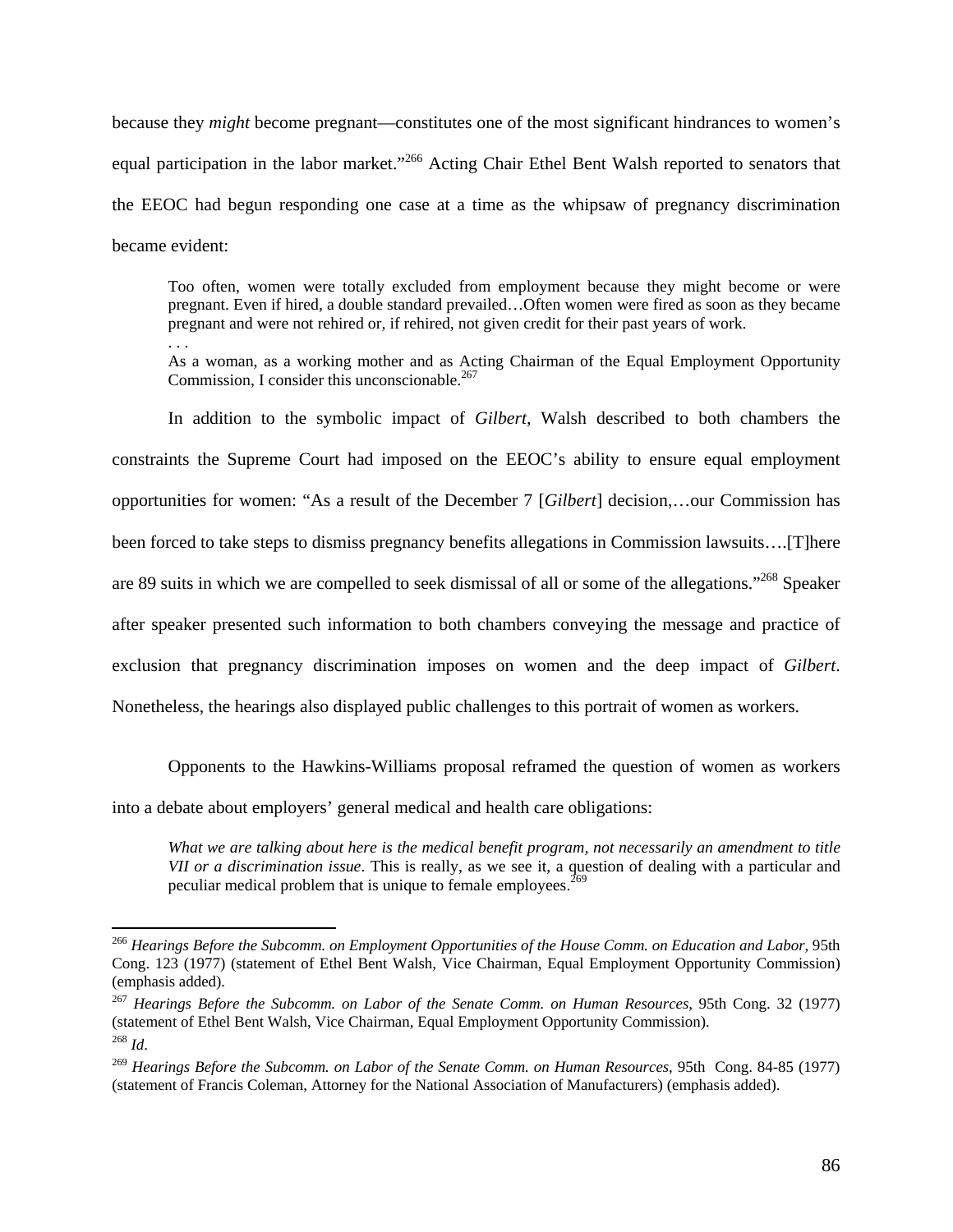because they *might* become pregnant—constitutes one of the most significant hindrances to women's equal participation in the labor market."[266] Acting Chair Ethel Bent Walsh reported to senators that the EEOC had begun responding one case at a time as the whipsaw of pregnancy discrimination became evident:

> Too often, women were totally excluded from employment because they might become or were pregnant. Even if hired, a double standard prevailed…Often women were fired as soon as they became pregnant and were not rehired or, if rehired, not given credit for their past years of work.
>
> . . .
>
> As a woman, as a working mother and as Acting Chairman of the Equal Employment Opportunity Commission, I consider this unconscionable.[267]

In addition to the symbolic impact of *Gilbert*, Walsh described to both chambers the constraints the Supreme Court had imposed on the EEOC's ability to ensure equal employment opportunities for women: "As a result of the December 7 [*Gilbert*] decision,…our Commission has been forced to take steps to dismiss pregnancy benefits allegations in Commission lawsuits….[T]here are 89 suits in which we are compelled to seek dismissal of all or some of the allegations."[268] Speaker after speaker presented such information to both chambers conveying the message and practice of exclusion that pregnancy discrimination imposes on women and the deep impact of *Gilbert*. Nonetheless, the hearings also displayed public challenges to this portrait of women as workers.

Opponents to the Hawkins-Williams proposal reframed the question of women as workers into a debate about employers' general medical and health care obligations:

> *What we are talking about here is the medical benefit program, not necessarily an amendment to title VII or a discrimination issue*. This is really, as we see it, a question of dealing with a particular and peculiar medical problem that is unique to female employees.[269]

---

[266] *Hearings Before the Subcomm. on Employment Opportunities of the House Comm. on Education and Labor*, 95th Cong. 123 (1977) (statement of Ethel Bent Walsh, Vice Chairman, Equal Employment Opportunity Commission) (emphasis added).

[267] *Hearings Before the Subcomm. on Labor of the Senate Comm. on Human Resources*, 95th Cong. 32 (1977) (statement of Ethel Bent Walsh, Vice Chairman, Equal Employment Opportunity Commission).

[268] *Id*.

[269] *Hearings Before the Subcomm. on Labor of the Senate Comm. on Human Resources*, 95th Cong. 84-85 (1977) (statement of Francis Coleman, Attorney for the National Association of Manufacturers) (emphasis added).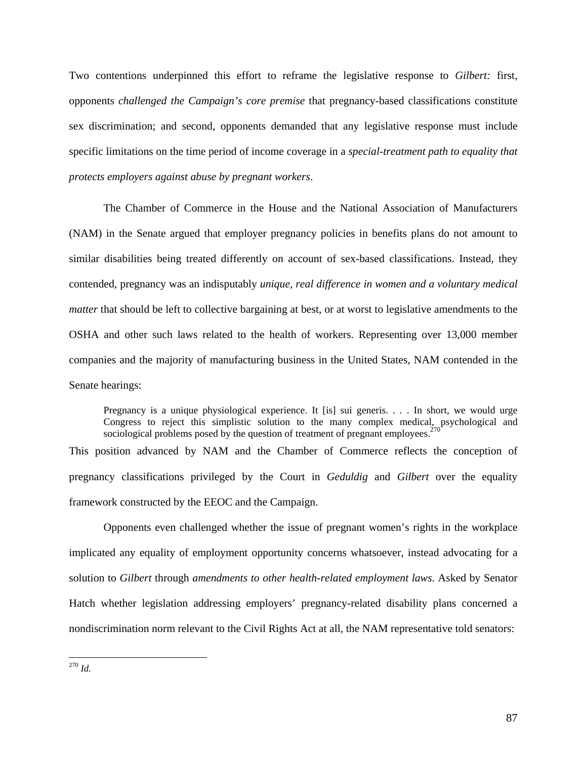Two contentions underpinned this effort to reframe the legislative response to *Gilbert:* first, opponents *challenged the Campaign's core premise* that pregnancy-based classifications constitute sex discrimination; and second, opponents demanded that any legislative response must include specific limitations on the time period of income coverage in a *special-treatment path to equality that protects employers against abuse by pregnant workers*.

The Chamber of Commerce in the House and the National Association of Manufacturers (NAM) in the Senate argued that employer pregnancy policies in benefits plans do not amount to similar disabilities being treated differently on account of sex-based classifications. Instead, they contended, pregnancy was an indisputably *unique, real difference in women and a voluntary medical matter* that should be left to collective bargaining at best, or at worst to legislative amendments to the OSHA and other such laws related to the health of workers. Representing over 13,000 member companies and the majority of manufacturing business in the United States, NAM contended in the Senate hearings:

> Pregnancy is a unique physiological experience. It [is] sui generis. . . . In short, we would urge Congress to reject this simplistic solution to the many complex medical, psychological and sociological problems posed by the question of treatment of pregnant employees.[270]

This position advanced by NAM and the Chamber of Commerce reflects the conception of pregnancy classifications privileged by the Court in *Geduldig* and *Gilbert* over the equality framework constructed by the EEOC and the Campaign.

Opponents even challenged whether the issue of pregnant women's rights in the workplace implicated any equality of employment opportunity concerns whatsoever, instead advocating for a solution to *Gilbert* through *amendments to other health-related employment laws*. Asked by Senator Hatch whether legislation addressing employers' pregnancy-related disability plans concerned a nondiscrimination norm relevant to the Civil Rights Act at all, the NAM representative told senators:

---

[270] *Id.*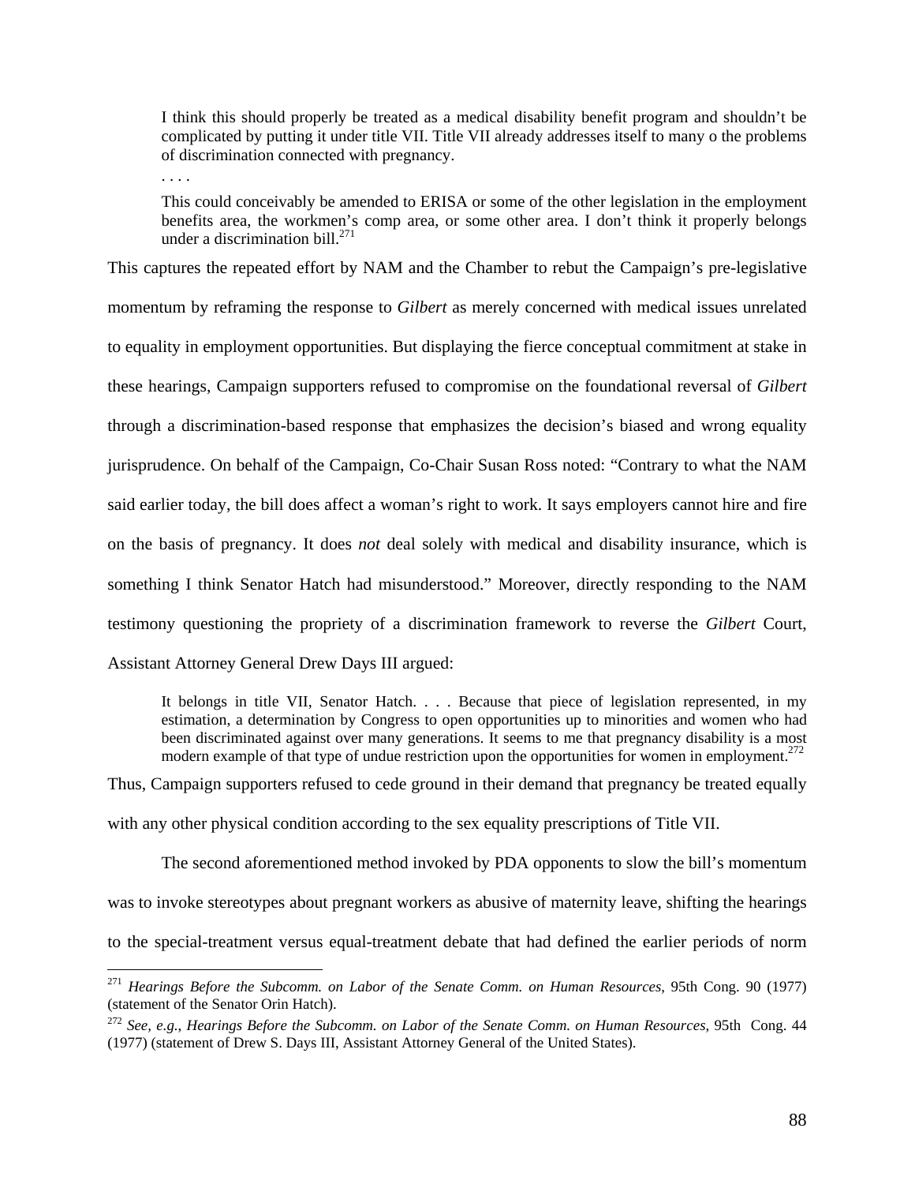> I think this should properly be treated as a medical disability benefit program and shouldn't be complicated by putting it under title VII. Title VII already addresses itself to many o the problems of discrimination connected with pregnancy.
>
> . . . .
>
> This could conceivably be amended to ERISA or some of the other legislation in the employment benefits area, the workmen's comp area, or some other area. I don't think it properly belongs under a discrimination bill.[271]

This captures the repeated effort by NAM and the Chamber to rebut the Campaign's pre-legislative momentum by reframing the response to *Gilbert* as merely concerned with medical issues unrelated to equality in employment opportunities. But displaying the fierce conceptual commitment at stake in these hearings, Campaign supporters refused to compromise on the foundational reversal of *Gilbert* through a discrimination-based response that emphasizes the decision's biased and wrong equality jurisprudence. On behalf of the Campaign, Co-Chair Susan Ross noted: "Contrary to what the NAM said earlier today, the bill does affect a woman's right to work. It says employers cannot hire and fire on the basis of pregnancy. It does *not* deal solely with medical and disability insurance, which is something I think Senator Hatch had misunderstood." Moreover, directly responding to the NAM testimony questioning the propriety of a discrimination framework to reverse the *Gilbert* Court, Assistant Attorney General Drew Days III argued:

> It belongs in title VII, Senator Hatch. . . . Because that piece of legislation represented, in my estimation, a determination by Congress to open opportunities up to minorities and women who had been discriminated against over many generations. It seems to me that pregnancy disability is a most modern example of that type of undue restriction upon the opportunities for women in employment.[272]

Thus, Campaign supporters refused to cede ground in their demand that pregnancy be treated equally with any other physical condition according to the sex equality prescriptions of Title VII.

The second aforementioned method invoked by PDA opponents to slow the bill's momentum was to invoke stereotypes about pregnant workers as abusive of maternity leave, shifting the hearings to the special-treatment versus equal-treatment debate that had defined the earlier periods of norm

---

[271] *Hearings Before the Subcomm. on Labor of the Senate Comm. on Human Resources*, 95th Cong. 90 (1977) (statement of the Senator Orin Hatch).

[272] *See, e.g.*, *Hearings Before the Subcomm. on Labor of the Senate Comm. on Human Resources*, 95th Cong. 44 (1977) (statement of Drew S. Days III, Assistant Attorney General of the United States).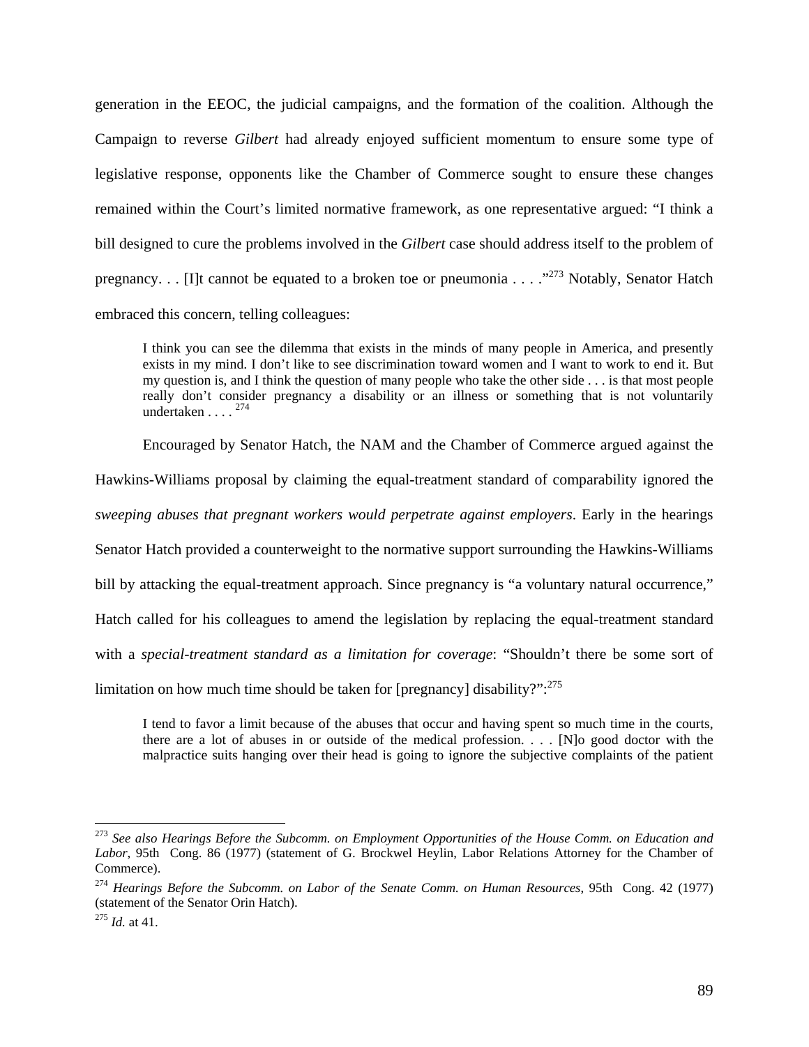generation in the EEOC, the judicial campaigns, and the formation of the coalition. Although the Campaign to reverse *Gilbert* had already enjoyed sufficient momentum to ensure some type of legislative response, opponents like the Chamber of Commerce sought to ensure these changes remained within the Court's limited normative framework, as one representative argued: "I think a bill designed to cure the problems involved in the *Gilbert* case should address itself to the problem of pregnancy. . . [I]t cannot be equated to a broken toe or pneumonia . . . ."[273] Notably, Senator Hatch embraced this concern, telling colleagues:

> I think you can see the dilemma that exists in the minds of many people in America, and presently exists in my mind. I don't like to see discrimination toward women and I want to work to end it. But my question is, and I think the question of many people who take the other side . . . is that most people really don't consider pregnancy a disability or an illness or something that is not voluntarily undertaken . . . . [274]

Encouraged by Senator Hatch, the NAM and the Chamber of Commerce argued against the Hawkins-Williams proposal by claiming the equal-treatment standard of comparability ignored the *sweeping abuses that pregnant workers would perpetrate against employers*. Early in the hearings Senator Hatch provided a counterweight to the normative support surrounding the Hawkins-Williams bill by attacking the equal-treatment approach. Since pregnancy is "a voluntary natural occurrence," Hatch called for his colleagues to amend the legislation by replacing the equal-treatment standard with a *special-treatment standard as a limitation for coverage*: "Shouldn't there be some sort of limitation on how much time should be taken for [pregnancy] disability?":[275]

> I tend to favor a limit because of the abuses that occur and having spent so much time in the courts, there are a lot of abuses in or outside of the medical profession. . . . [N]o good doctor with the malpractice suits hanging over their head is going to ignore the subjective complaints of the patient

---

[273] *See also Hearings Before the Subcomm. on Employment Opportunities of the House Comm. on Education and Labor*, 95th Cong. 86 (1977) (statement of G. Brockwel Heylin, Labor Relations Attorney for the Chamber of Commerce).

[274] *Hearings Before the Subcomm. on Labor of the Senate Comm. on Human Resources*, 95th Cong. 42 (1977) (statement of the Senator Orin Hatch).

[275] *Id.* at 41.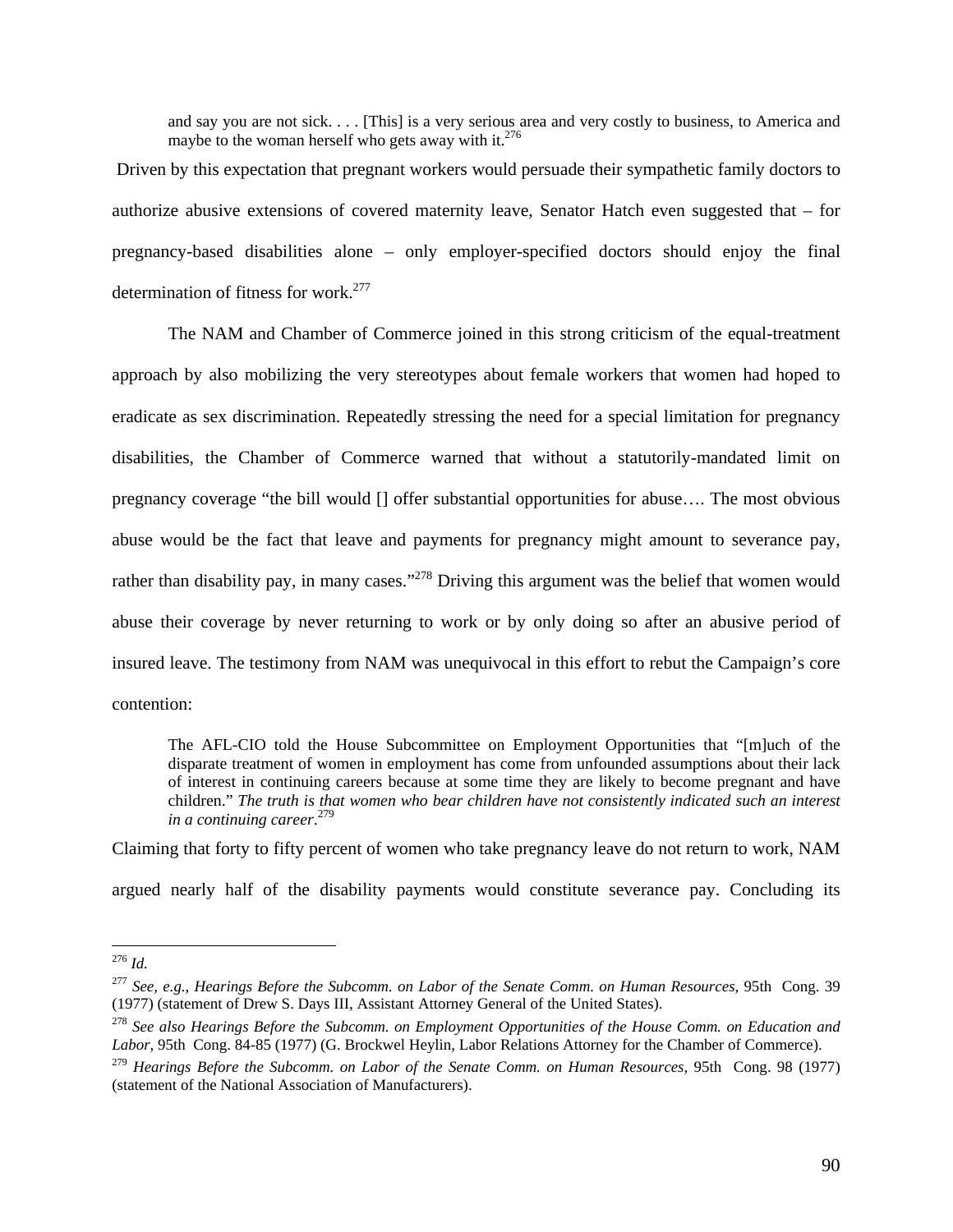> and say you are not sick. . . . [This] is a very serious area and very costly to business, to America and maybe to the woman herself who gets away with it.[276]

Driven by this expectation that pregnant workers would persuade their sympathetic family doctors to authorize abusive extensions of covered maternity leave, Senator Hatch even suggested that – for pregnancy-based disabilities alone – only employer-specified doctors should enjoy the final determination of fitness for work.[277]

The NAM and Chamber of Commerce joined in this strong criticism of the equal-treatment approach by also mobilizing the very stereotypes about female workers that women had hoped to eradicate as sex discrimination. Repeatedly stressing the need for a special limitation for pregnancy disabilities, the Chamber of Commerce warned that without a statutorily-mandated limit on pregnancy coverage "the bill would [] offer substantial opportunities for abuse…. The most obvious abuse would be the fact that leave and payments for pregnancy might amount to severance pay, rather than disability pay, in many cases."[278] Driving this argument was the belief that women would abuse their coverage by never returning to work or by only doing so after an abusive period of insured leave. The testimony from NAM was unequivocal in this effort to rebut the Campaign's core contention:

> The AFL-CIO told the House Subcommittee on Employment Opportunities that "[m]uch of the disparate treatment of women in employment has come from unfounded assumptions about their lack of interest in continuing careers because at some time they are likely to become pregnant and have children." *The truth is that women who bear children have not consistently indicated such an interest in a continuing career.*[279]

Claiming that forty to fifty percent of women who take pregnancy leave do not return to work, NAM argued nearly half of the disability payments would constitute severance pay. Concluding its

---

[276] *Id.*

[277] *See, e.g., Hearings Before the Subcomm. on Labor of the Senate Comm. on Human Resources,* 95th Cong. 39 (1977) (statement of Drew S. Days III, Assistant Attorney General of the United States).

[278] *See also Hearings Before the Subcomm. on Employment Opportunities of the House Comm. on Education and Labor*, 95th Cong. 84-85 (1977) (G. Brockwel Heylin, Labor Relations Attorney for the Chamber of Commerce).

[279] *Hearings Before the Subcomm. on Labor of the Senate Comm. on Human Resources,* 95th Cong. 98 (1977) (statement of the National Association of Manufacturers).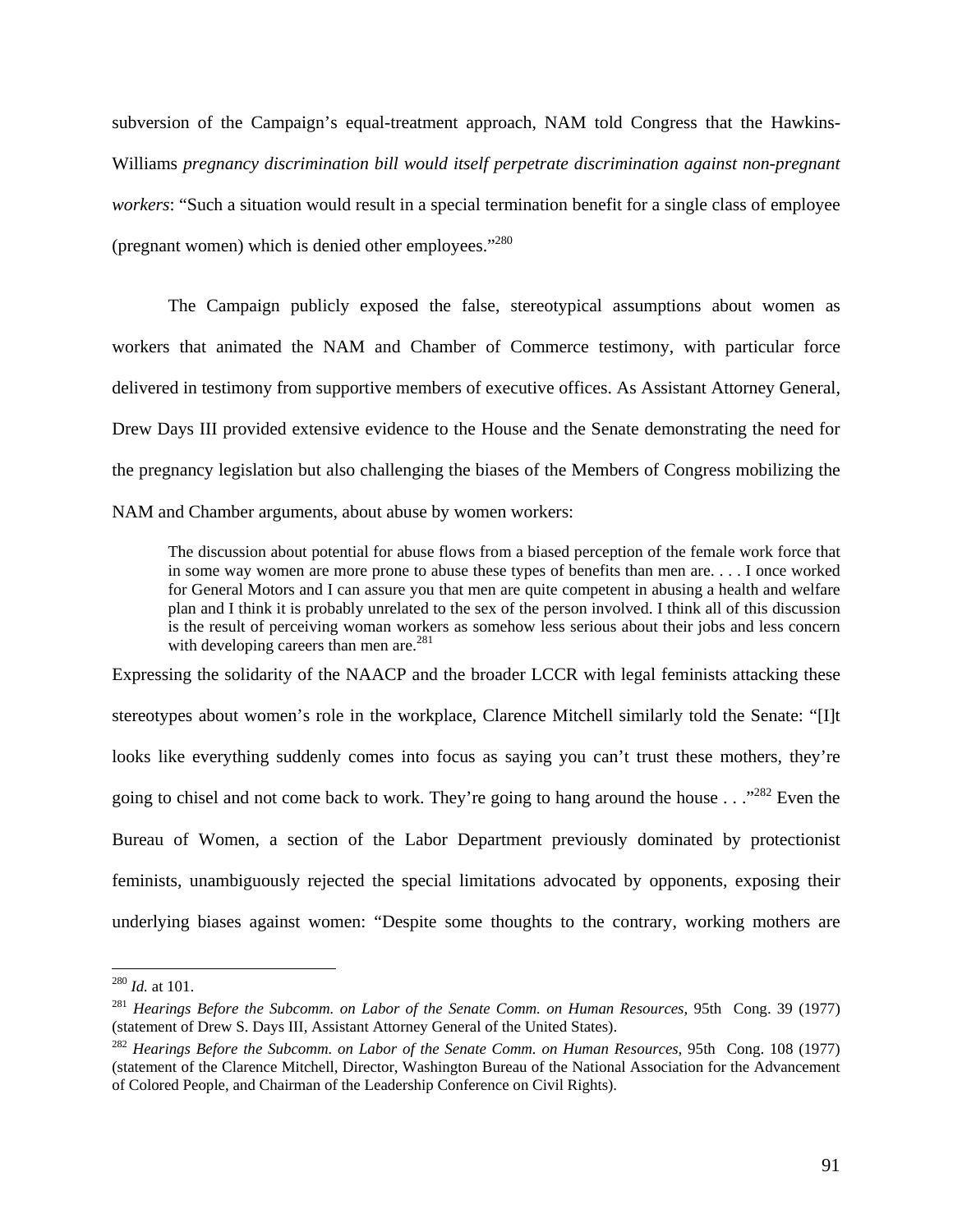subversion of the Campaign's equal-treatment approach, NAM told Congress that the Hawkins-Williams *pregnancy discrimination bill would itself perpetrate discrimination against non-pregnant workers*: "Such a situation would result in a special termination benefit for a single class of employee (pregnant women) which is denied other employees."[280]

The Campaign publicly exposed the false, stereotypical assumptions about women as workers that animated the NAM and Chamber of Commerce testimony, with particular force delivered in testimony from supportive members of executive offices. As Assistant Attorney General, Drew Days III provided extensive evidence to the House and the Senate demonstrating the need for the pregnancy legislation but also challenging the biases of the Members of Congress mobilizing the NAM and Chamber arguments, about abuse by women workers:

> The discussion about potential for abuse flows from a biased perception of the female work force that in some way women are more prone to abuse these types of benefits than men are. . . . I once worked for General Motors and I can assure you that men are quite competent in abusing a health and welfare plan and I think it is probably unrelated to the sex of the person involved. I think all of this discussion is the result of perceiving woman workers as somehow less serious about their jobs and less concern with developing careers than men are.[281]

Expressing the solidarity of the NAACP and the broader LCCR with legal feminists attacking these stereotypes about women's role in the workplace, Clarence Mitchell similarly told the Senate: "[I]t looks like everything suddenly comes into focus as saying you can't trust these mothers, they're going to chisel and not come back to work. They're going to hang around the house . . ."[282] Even the Bureau of Women, a section of the Labor Department previously dominated by protectionist feminists, unambiguously rejected the special limitations advocated by opponents, exposing their underlying biases against women: "Despite some thoughts to the contrary, working mothers are

---

[280] *Id.* at 101.

[281] *Hearings Before the Subcomm. on Labor of the Senate Comm. on Human Resources*, 95th Cong. 39 (1977) (statement of Drew S. Days III, Assistant Attorney General of the United States).

[282] *Hearings Before the Subcomm. on Labor of the Senate Comm. on Human Resources*, 95th Cong. 108 (1977) (statement of the Clarence Mitchell, Director, Washington Bureau of the National Association for the Advancement of Colored People, and Chairman of the Leadership Conference on Civil Rights).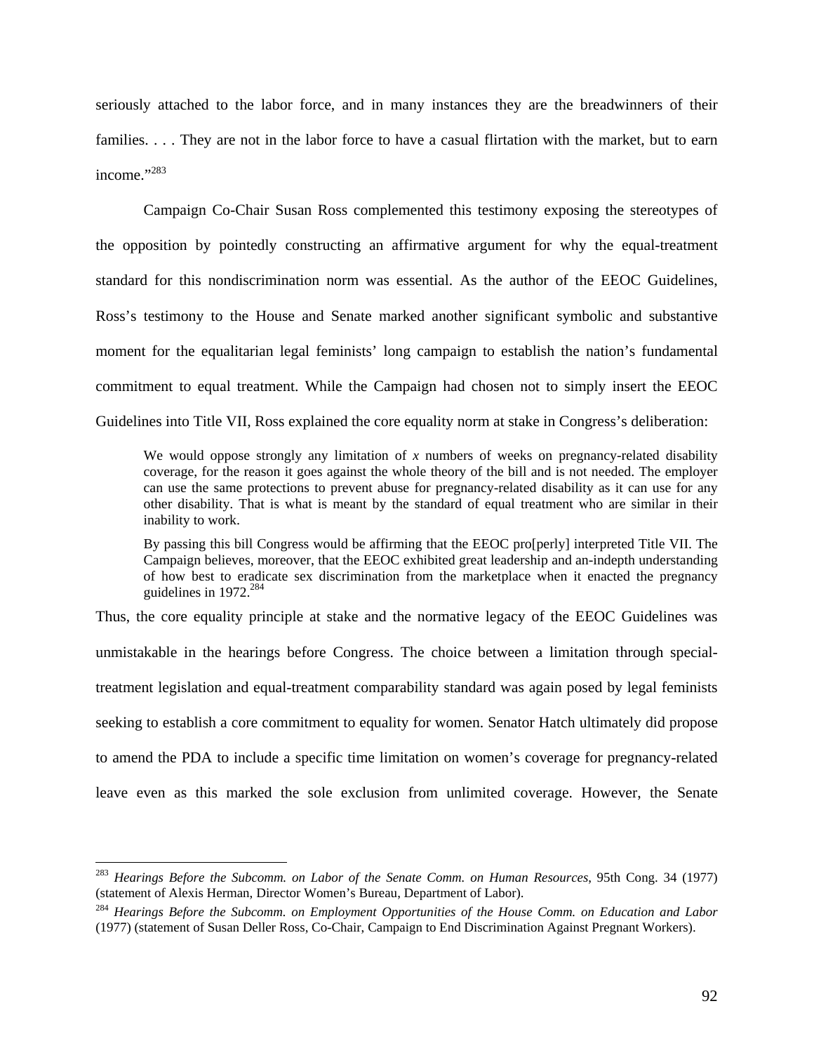seriously attached to the labor force, and in many instances they are the breadwinners of their families. . . . They are not in the labor force to have a casual flirtation with the market, but to earn income."[283]

Campaign Co-Chair Susan Ross complemented this testimony exposing the stereotypes of the opposition by pointedly constructing an affirmative argument for why the equal-treatment standard for this nondiscrimination norm was essential. As the author of the EEOC Guidelines, Ross's testimony to the House and Senate marked another significant symbolic and substantive moment for the equalitarian legal feminists' long campaign to establish the nation's fundamental commitment to equal treatment. While the Campaign had chosen not to simply insert the EEOC Guidelines into Title VII, Ross explained the core equality norm at stake in Congress's deliberation:

> We would oppose strongly any limitation of *x* numbers of weeks on pregnancy-related disability coverage, for the reason it goes against the whole theory of the bill and is not needed. The employer can use the same protections to prevent abuse for pregnancy-related disability as it can use for any other disability. That is what is meant by the standard of equal treatment who are similar in their inability to work.
>
> By passing this bill Congress would be affirming that the EEOC pro[perly] interpreted Title VII. The Campaign believes, moreover, that the EEOC exhibited great leadership and an-indepth understanding of how best to eradicate sex discrimination from the marketplace when it enacted the pregnancy guidelines in 1972.[284]

Thus, the core equality principle at stake and the normative legacy of the EEOC Guidelines was unmistakable in the hearings before Congress. The choice between a limitation through special-treatment legislation and equal-treatment comparability standard was again posed by legal feminists seeking to establish a core commitment to equality for women. Senator Hatch ultimately did propose to amend the PDA to include a specific time limitation on women's coverage for pregnancy-related leave even as this marked the sole exclusion from unlimited coverage. However, the Senate

---

[283] *Hearings Before the Subcomm. on Labor of the Senate Comm. on Human Resources*, 95th Cong. 34 (1977) (statement of Alexis Herman, Director Women's Bureau, Department of Labor).

[284] *Hearings Before the Subcomm. on Employment Opportunities of the House Comm. on Education and Labor* (1977) (statement of Susan Deller Ross, Co-Chair, Campaign to End Discrimination Against Pregnant Workers).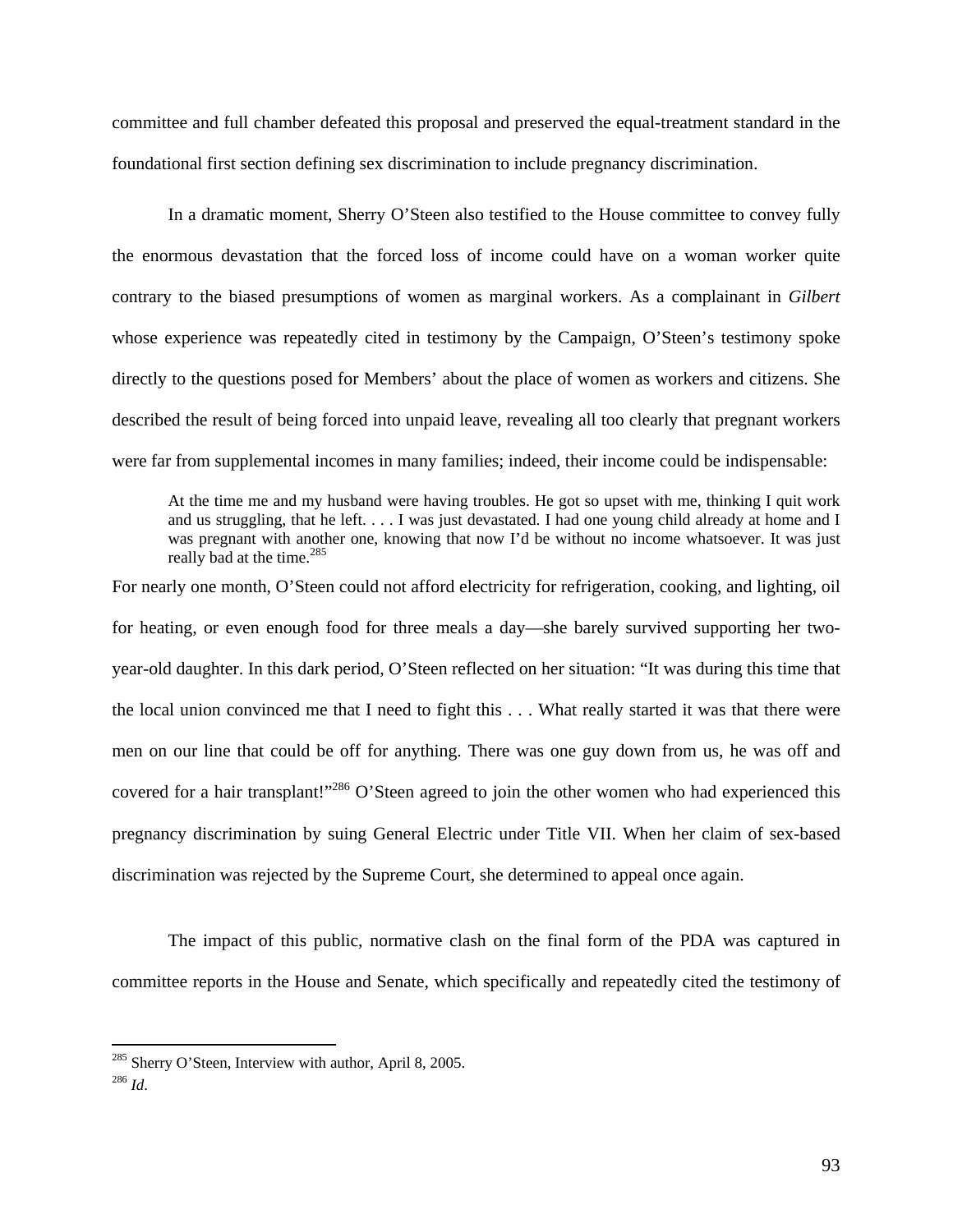committee and full chamber defeated this proposal and preserved the equal-treatment standard in the foundational first section defining sex discrimination to include pregnancy discrimination.

In a dramatic moment, Sherry O'Steen also testified to the House committee to convey fully the enormous devastation that the forced loss of income could have on a woman worker quite contrary to the biased presumptions of women as marginal workers. As a complainant in *Gilbert* whose experience was repeatedly cited in testimony by the Campaign, O'Steen's testimony spoke directly to the questions posed for Members' about the place of women as workers and citizens. She described the result of being forced into unpaid leave, revealing all too clearly that pregnant workers were far from supplemental incomes in many families; indeed, their income could be indispensable:

> At the time me and my husband were having troubles. He got so upset with me, thinking I quit work and us struggling, that he left. . . . I was just devastated. I had one young child already at home and I was pregnant with another one, knowing that now I'd be without no income whatsoever. It was just really bad at the time.[285]

For nearly one month, O'Steen could not afford electricity for refrigeration, cooking, and lighting, oil for heating, or even enough food for three meals a day—she barely survived supporting her two-year-old daughter. In this dark period, O'Steen reflected on her situation: "It was during this time that the local union convinced me that I need to fight this . . . What really started it was that there were men on our line that could be off for anything. There was one guy down from us, he was off and covered for a hair transplant!"[286] O'Steen agreed to join the other women who had experienced this pregnancy discrimination by suing General Electric under Title VII. When her claim of sex-based discrimination was rejected by the Supreme Court, she determined to appeal once again.

The impact of this public, normative clash on the final form of the PDA was captured in committee reports in the House and Senate, which specifically and repeatedly cited the testimony of

---

[285] Sherry O'Steen, Interview with author, April 8, 2005.

[286] *Id*.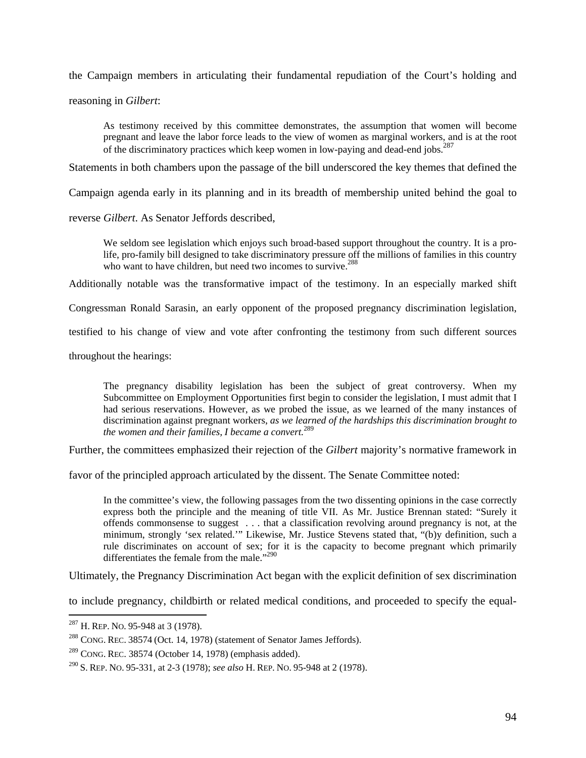the Campaign members in articulating their fundamental repudiation of the Court's holding and reasoning in *Gilbert*:

> As testimony received by this committee demonstrates, the assumption that women will become pregnant and leave the labor force leads to the view of women as marginal workers, and is at the root of the discriminatory practices which keep women in low-paying and dead-end jobs.[287]

Statements in both chambers upon the passage of the bill underscored the key themes that defined the Campaign agenda early in its planning and in its breadth of membership united behind the goal to reverse *Gilbert*. As Senator Jeffords described,

> We seldom see legislation which enjoys such broad-based support throughout the country. It is a pro-life, pro-family bill designed to take discriminatory pressure off the millions of families in this country who want to have children, but need two incomes to survive.[288]

Additionally notable was the transformative impact of the testimony. In an especially marked shift Congressman Ronald Sarasin, an early opponent of the proposed pregnancy discrimination legislation, testified to his change of view and vote after confronting the testimony from such different sources throughout the hearings:

> The pregnancy disability legislation has been the subject of great controversy. When my Subcommittee on Employment Opportunities first begin to consider the legislation, I must admit that I had serious reservations. However, as we probed the issue, as we learned of the many instances of discrimination against pregnant workers, *as we learned of the hardships this discrimination brought to the women and their families, I became a convert.*[289]

Further, the committees emphasized their rejection of the *Gilbert* majority's normative framework in favor of the principled approach articulated by the dissent. The Senate Committee noted:

> In the committee's view, the following passages from the two dissenting opinions in the case correctly express both the principle and the meaning of title VII. As Mr. Justice Brennan stated: "Surely it offends commonsense to suggest . . . that a classification revolving around pregnancy is not, at the minimum, strongly 'sex related.'" Likewise, Mr. Justice Stevens stated that, "(b)y definition, such a rule discriminates on account of sex; for it is the capacity to become pregnant which primarily differentiates the female from the male."[290]

Ultimately, the Pregnancy Discrimination Act began with the explicit definition of sex discrimination to include pregnancy, childbirth or related medical conditions, and proceeded to specify the equal-

---

[287] H. REP. NO. 95-948 at 3 (1978).

[288] CONG. REC. 38574 (Oct. 14, 1978) (statement of Senator James Jeffords).

[289] CONG. REC. 38574 (October 14, 1978) (emphasis added).

[290] S. REP. NO. 95-331, at 2-3 (1978); *see also* H. REP. NO. 95-948 at 2 (1978).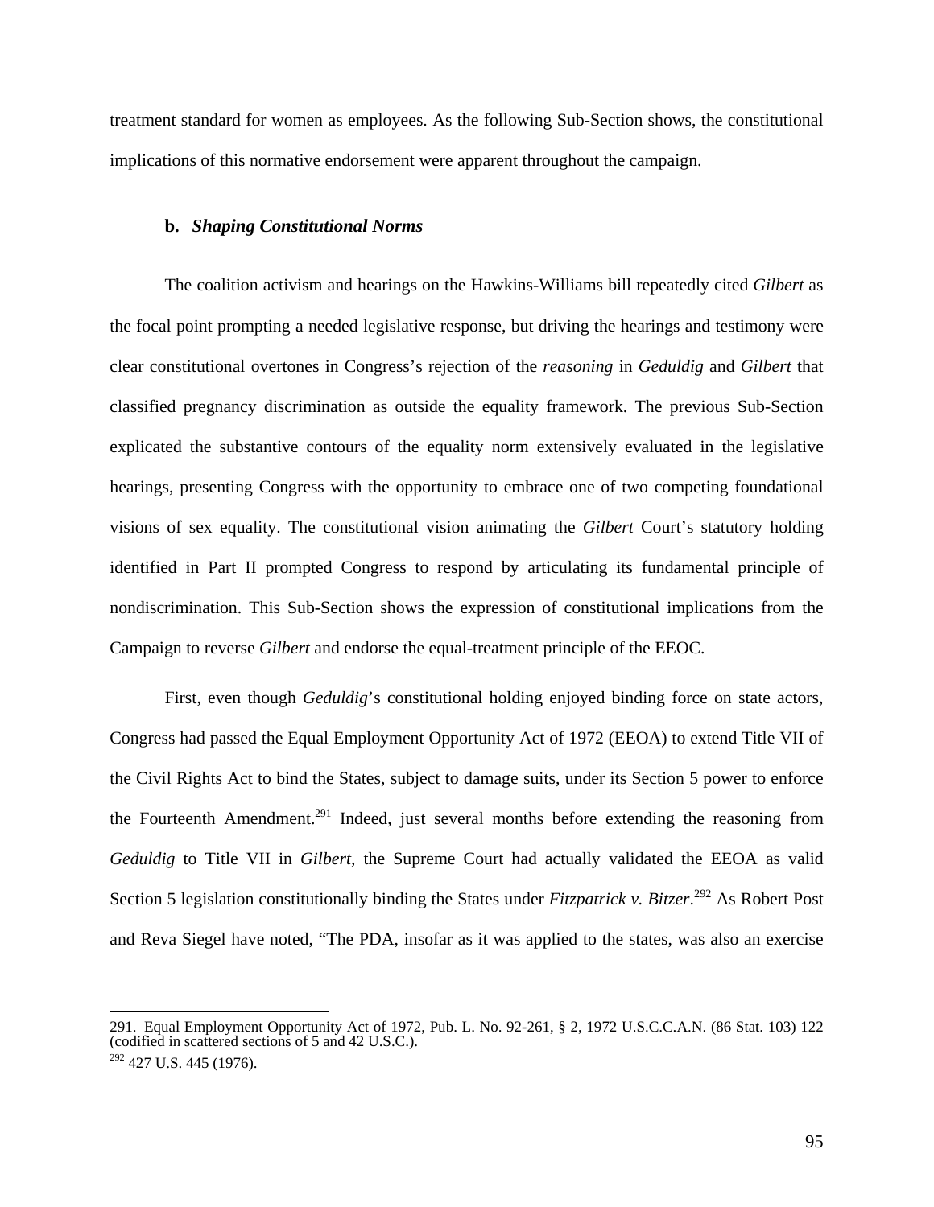treatment standard for women as employees. As the following Sub-Section shows, the constitutional implications of this normative endorsement were apparent throughout the campaign.

### b. *Shaping Constitutional Norms*

The coalition activism and hearings on the Hawkins-Williams bill repeatedly cited *Gilbert* as the focal point prompting a needed legislative response, but driving the hearings and testimony were clear constitutional overtones in Congress's rejection of the *reasoning* in *Geduldig* and *Gilbert* that classified pregnancy discrimination as outside the equality framework. The previous Sub-Section explicated the substantive contours of the equality norm extensively evaluated in the legislative hearings, presenting Congress with the opportunity to embrace one of two competing foundational visions of sex equality. The constitutional vision animating the *Gilbert* Court's statutory holding identified in Part II prompted Congress to respond by articulating its fundamental principle of nondiscrimination. This Sub-Section shows the expression of constitutional implications from the Campaign to reverse *Gilbert* and endorse the equal-treatment principle of the EEOC.

First, even though *Geduldig*'s constitutional holding enjoyed binding force on state actors, Congress had passed the Equal Employment Opportunity Act of 1972 (EEOA) to extend Title VII of the Civil Rights Act to bind the States, subject to damage suits, under its Section 5 power to enforce the Fourteenth Amendment.[291] Indeed, just several months before extending the reasoning from *Geduldig* to Title VII in *Gilbert*, the Supreme Court had actually validated the EEOA as valid Section 5 legislation constitutionally binding the States under *Fitzpatrick v. Bitzer*.[292] As Robert Post and Reva Siegel have noted, "The PDA, insofar as it was applied to the states, was also an exercise

---

291. Equal Employment Opportunity Act of 1972, Pub. L. No. 92-261, § 2, 1972 U.S.C.C.A.N. (86 Stat. 103) 122 (codified in scattered sections of 5 and 42 U.S.C.).

292 427 U.S. 445 (1976).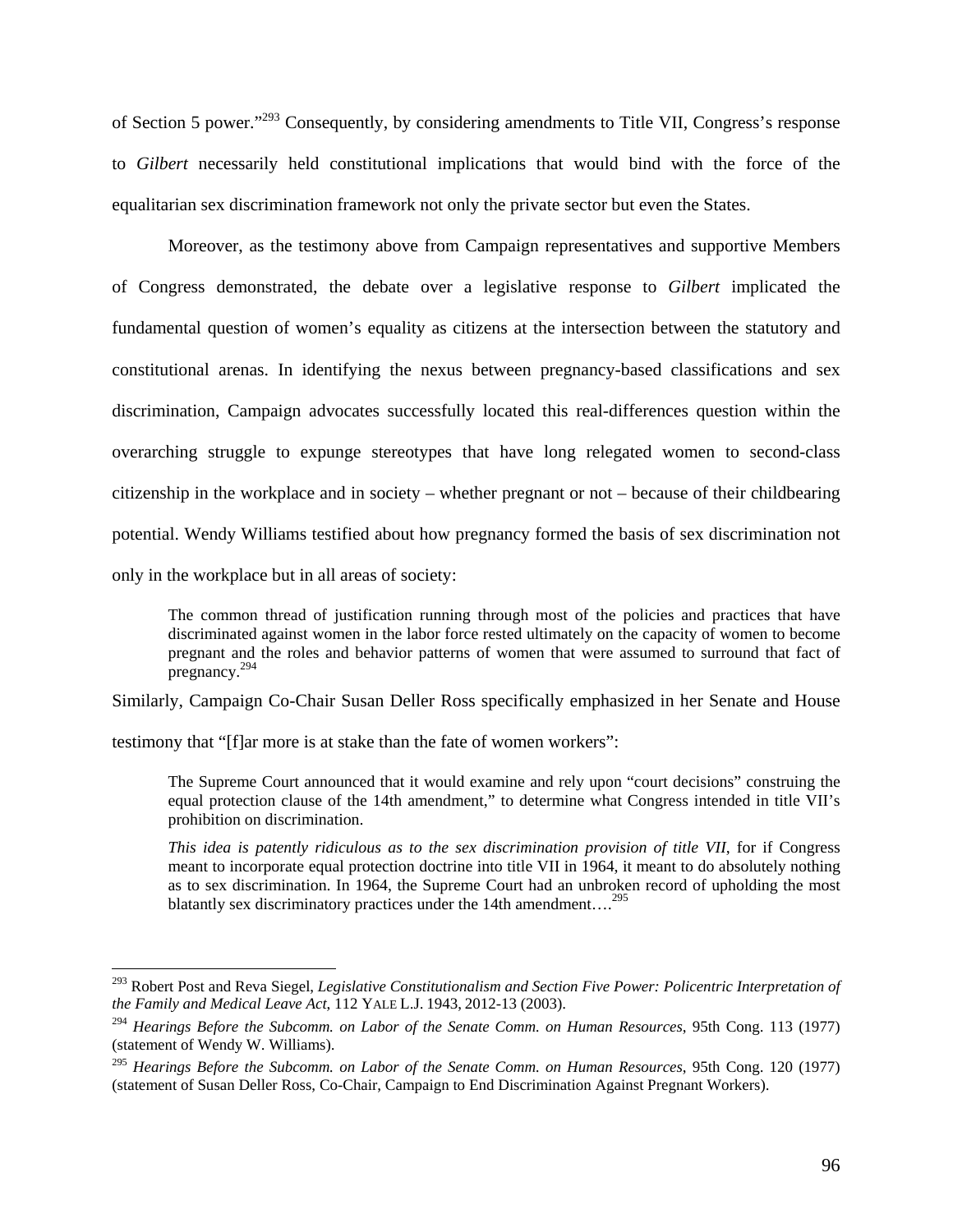of Section 5 power."[293] Consequently, by considering amendments to Title VII, Congress's response to *Gilbert* necessarily held constitutional implications that would bind with the force of the equalitarian sex discrimination framework not only the private sector but even the States.

Moreover, as the testimony above from Campaign representatives and supportive Members of Congress demonstrated, the debate over a legislative response to *Gilbert* implicated the fundamental question of women's equality as citizens at the intersection between the statutory and constitutional arenas. In identifying the nexus between pregnancy-based classifications and sex discrimination, Campaign advocates successfully located this real-differences question within the overarching struggle to expunge stereotypes that have long relegated women to second-class citizenship in the workplace and in society – whether pregnant or not – because of their childbearing potential. Wendy Williams testified about how pregnancy formed the basis of sex discrimination not only in the workplace but in all areas of society:

> The common thread of justification running through most of the policies and practices that have discriminated against women in the labor force rested ultimately on the capacity of women to become pregnant and the roles and behavior patterns of women that were assumed to surround that fact of pregnancy.[294]

Similarly, Campaign Co-Chair Susan Deller Ross specifically emphasized in her Senate and House testimony that "[f]ar more is at stake than the fate of women workers":

> The Supreme Court announced that it would examine and rely upon "court decisions" construing the equal protection clause of the 14th amendment," to determine what Congress intended in title VII's prohibition on discrimination.
>
> *This idea is patently ridiculous as to the sex discrimination provision of title VII*, for if Congress meant to incorporate equal protection doctrine into title VII in 1964, it meant to do absolutely nothing as to sex discrimination. In 1964, the Supreme Court had an unbroken record of upholding the most blatantly sex discriminatory practices under the 14th amendment….[295]

---

[293] Robert Post and Reva Siegel, *Legislative Constitutionalism and Section Five Power: Policentric Interpretation of the Family and Medical Leave Act*, 112 YALE L.J. 1943, 2012-13 (2003).

[294] *Hearings Before the Subcomm. on Labor of the Senate Comm. on Human Resources*, 95th Cong. 113 (1977) (statement of Wendy W. Williams).

[295] *Hearings Before the Subcomm. on Labor of the Senate Comm. on Human Resources*, 95th Cong. 120 (1977) (statement of Susan Deller Ross, Co-Chair, Campaign to End Discrimination Against Pregnant Workers).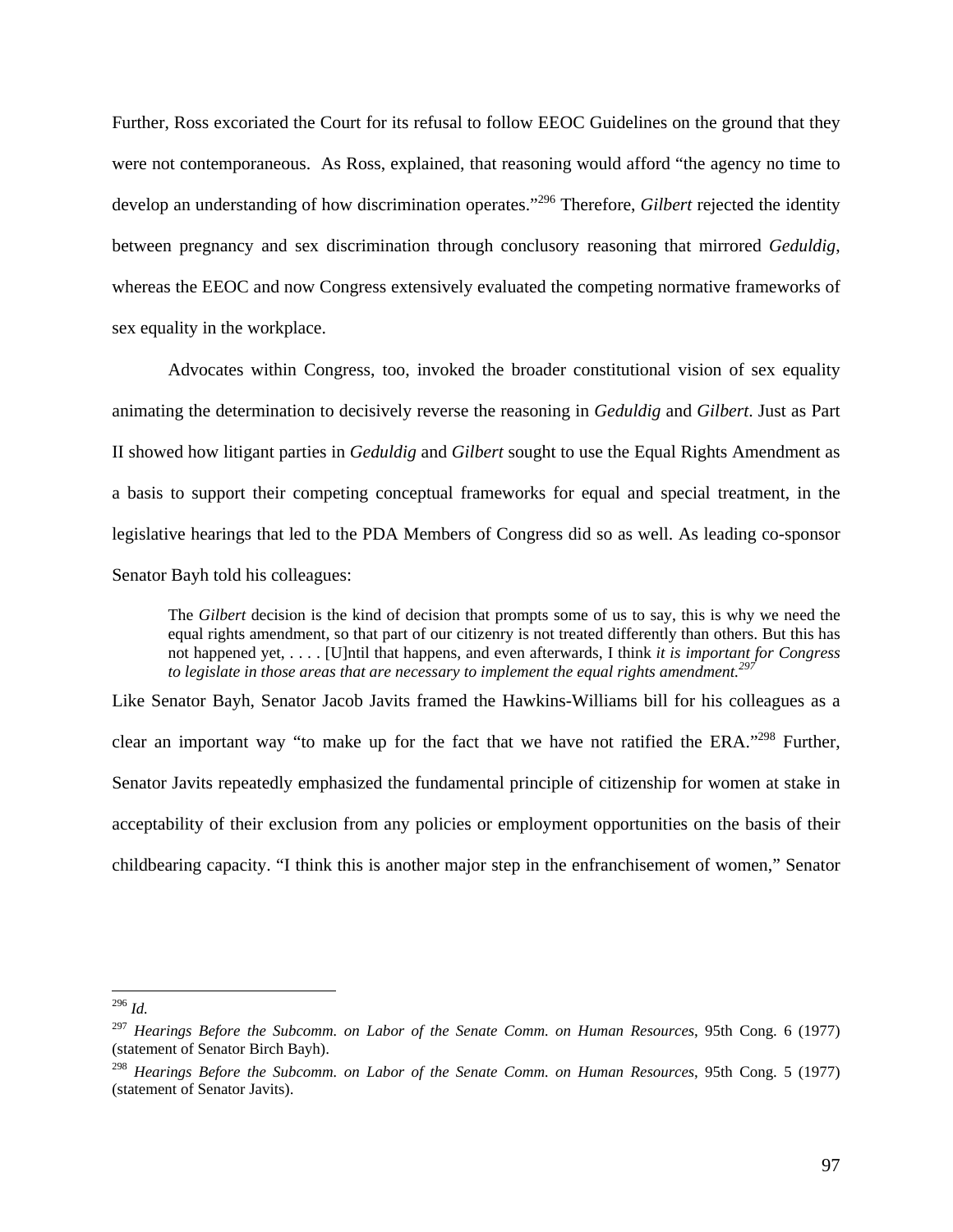Further, Ross excoriated the Court for its refusal to follow EEOC Guidelines on the ground that they were not contemporaneous. As Ross, explained, that reasoning would afford "the agency no time to develop an understanding of how discrimination operates."[296] Therefore, *Gilbert* rejected the identity between pregnancy and sex discrimination through conclusory reasoning that mirrored *Geduldig*, whereas the EEOC and now Congress extensively evaluated the competing normative frameworks of sex equality in the workplace.

Advocates within Congress, too, invoked the broader constitutional vision of sex equality animating the determination to decisively reverse the reasoning in *Geduldig* and *Gilbert*. Just as Part II showed how litigant parties in *Geduldig* and *Gilbert* sought to use the Equal Rights Amendment as a basis to support their competing conceptual frameworks for equal and special treatment, in the legislative hearings that led to the PDA Members of Congress did so as well. As leading co-sponsor Senator Bayh told his colleagues:

> The *Gilbert* decision is the kind of decision that prompts some of us to say, this is why we need the equal rights amendment, so that part of our citizenry is not treated differently than others. But this has not happened yet, . . . . [U]ntil that happens, and even afterwards, I think *it is important for Congress to legislate in those areas that are necessary to implement the equal rights amendment.*[297]

Like Senator Bayh, Senator Jacob Javits framed the Hawkins-Williams bill for his colleagues as a clear an important way "to make up for the fact that we have not ratified the ERA."[298] Further, Senator Javits repeatedly emphasized the fundamental principle of citizenship for women at stake in acceptability of their exclusion from any policies or employment opportunities on the basis of their childbearing capacity. "I think this is another major step in the enfranchisement of women," Senator

---

[296] *Id.*

[297] *Hearings Before the Subcomm. on Labor of the Senate Comm. on Human Resources*, 95th Cong. 6 (1977) (statement of Senator Birch Bayh).

[298] *Hearings Before the Subcomm. on Labor of the Senate Comm. on Human Resources*, 95th Cong. 5 (1977) (statement of Senator Javits).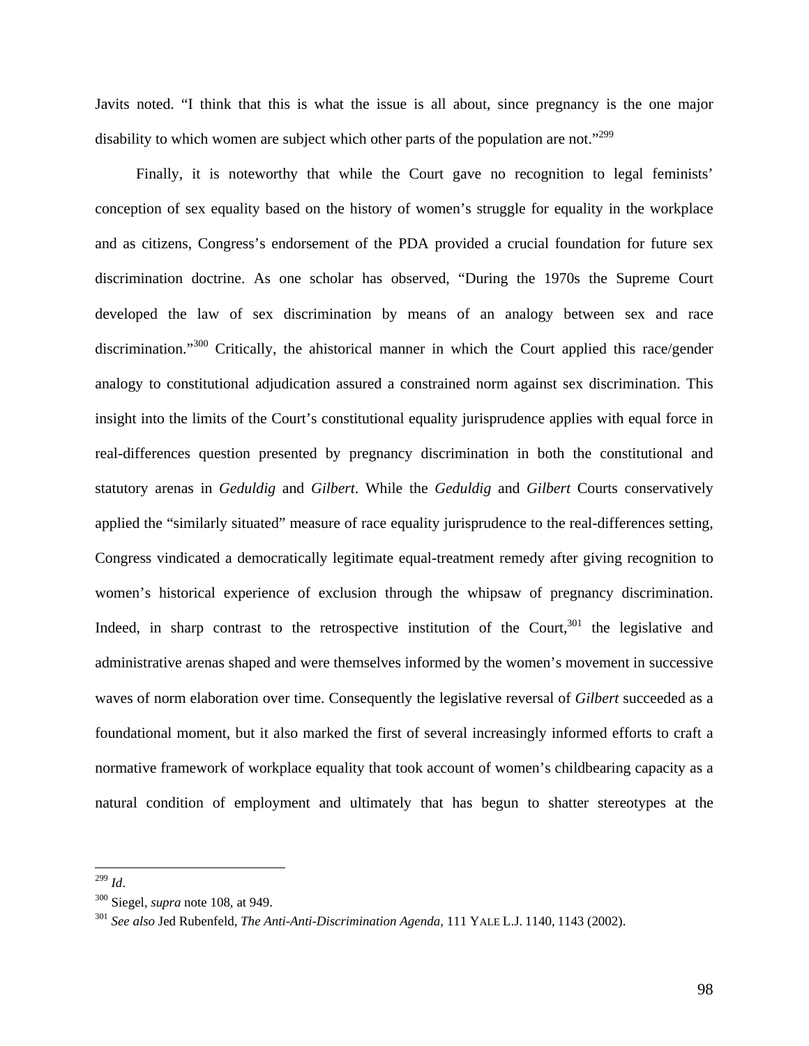Javits noted. "I think that this is what the issue is all about, since pregnancy is the one major disability to which women are subject which other parts of the population are not."[299]

Finally, it is noteworthy that while the Court gave no recognition to legal feminists' conception of sex equality based on the history of women's struggle for equality in the workplace and as citizens, Congress's endorsement of the PDA provided a crucial foundation for future sex discrimination doctrine. As one scholar has observed, "During the 1970s the Supreme Court developed the law of sex discrimination by means of an analogy between sex and race discrimination."[300] Critically, the ahistorical manner in which the Court applied this race/gender analogy to constitutional adjudication assured a constrained norm against sex discrimination. This insight into the limits of the Court's constitutional equality jurisprudence applies with equal force in real-differences question presented by pregnancy discrimination in both the constitutional and statutory arenas in *Geduldig* and *Gilbert*. While the *Geduldig* and *Gilbert* Courts conservatively applied the "similarly situated" measure of race equality jurisprudence to the real-differences setting, Congress vindicated a democratically legitimate equal-treatment remedy after giving recognition to women's historical experience of exclusion through the whipsaw of pregnancy discrimination. Indeed, in sharp contrast to the retrospective institution of the Court,[301] the legislative and administrative arenas shaped and were themselves informed by the women's movement in successive waves of norm elaboration over time. Consequently the legislative reversal of *Gilbert* succeeded as a foundational moment, but it also marked the first of several increasingly informed efforts to craft a normative framework of workplace equality that took account of women's childbearing capacity as a natural condition of employment and ultimately that has begun to shatter stereotypes at the

---

[299] *Id*.

[300] Siegel, *supra* note 108, at 949.

[301] *See also* Jed Rubenfeld, *The Anti-Anti-Discrimination Agenda*, 111 YALE L.J. 1140, 1143 (2002).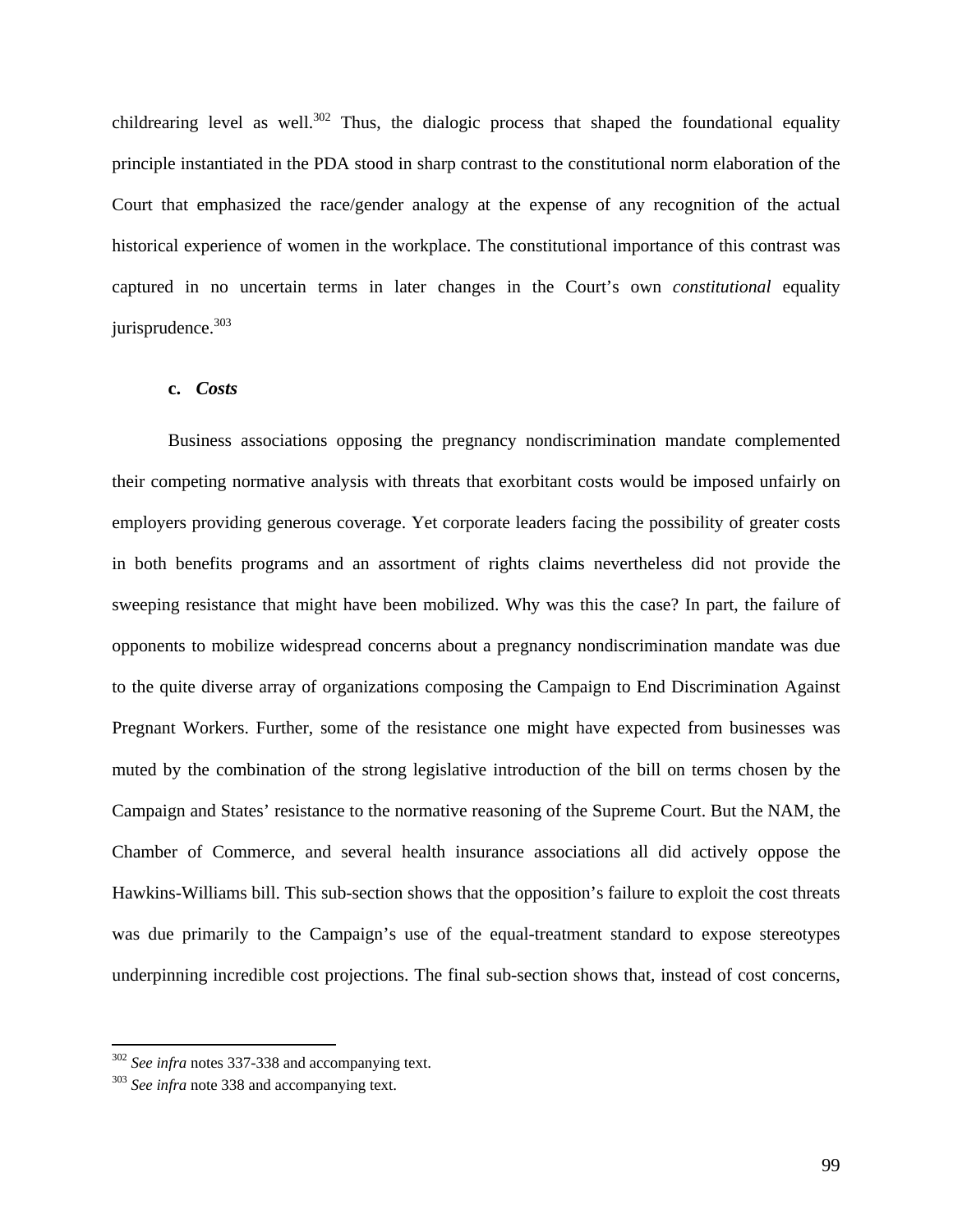childrearing level as well.[302] Thus, the dialogic process that shaped the foundational equality principle instantiated in the PDA stood in sharp contrast to the constitutional norm elaboration of the Court that emphasized the race/gender analogy at the expense of any recognition of the actual historical experience of women in the workplace. The constitutional importance of this contrast was captured in no uncertain terms in later changes in the Court's own *constitutional* equality jurisprudence.[303]

**c. *Costs***

Business associations opposing the pregnancy nondiscrimination mandate complemented their competing normative analysis with threats that exorbitant costs would be imposed unfairly on employers providing generous coverage. Yet corporate leaders facing the possibility of greater costs in both benefits programs and an assortment of rights claims nevertheless did not provide the sweeping resistance that might have been mobilized. Why was this the case? In part, the failure of opponents to mobilize widespread concerns about a pregnancy nondiscrimination mandate was due to the quite diverse array of organizations composing the Campaign to End Discrimination Against Pregnant Workers. Further, some of the resistance one might have expected from businesses was muted by the combination of the strong legislative introduction of the bill on terms chosen by the Campaign and States' resistance to the normative reasoning of the Supreme Court. But the NAM, the Chamber of Commerce, and several health insurance associations all did actively oppose the Hawkins-Williams bill. This sub-section shows that the opposition's failure to exploit the cost threats was due primarily to the Campaign's use of the equal-treatment standard to expose stereotypes underpinning incredible cost projections. The final sub-section shows that, instead of cost concerns,

---

[302] *See infra* notes 337-338 and accompanying text.

[303] *See infra* note 338 and accompanying text.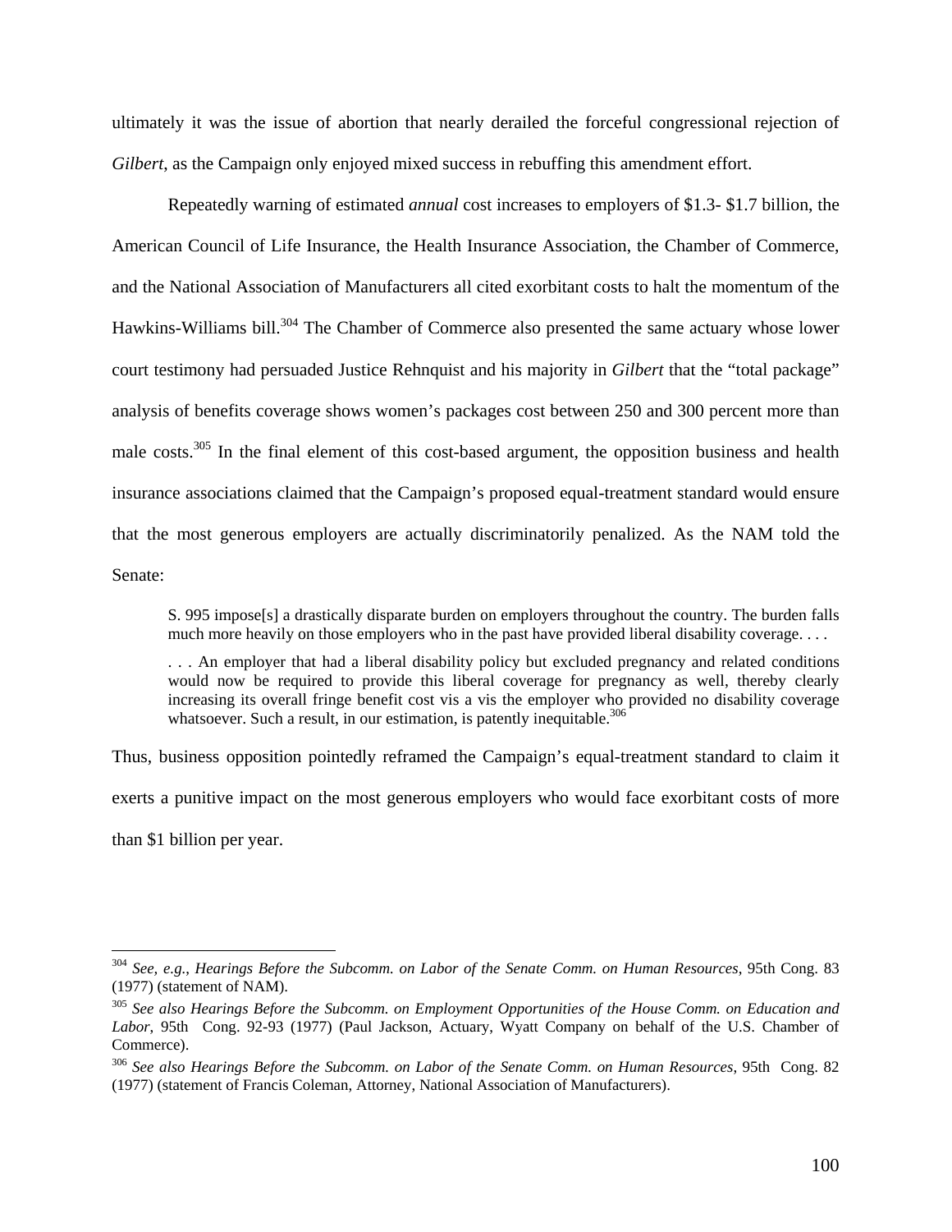ultimately it was the issue of abortion that nearly derailed the forceful congressional rejection of *Gilbert*, as the Campaign only enjoyed mixed success in rebuffing this amendment effort.

Repeatedly warning of estimated *annual* cost increases to employers of $1.3- $1.7 billion, the American Council of Life Insurance, the Health Insurance Association, the Chamber of Commerce, and the National Association of Manufacturers all cited exorbitant costs to halt the momentum of the Hawkins-Williams bill.[304] The Chamber of Commerce also presented the same actuary whose lower court testimony had persuaded Justice Rehnquist and his majority in *Gilbert* that the "total package" analysis of benefits coverage shows women's packages cost between 250 and 300 percent more than male costs.[305] In the final element of this cost-based argument, the opposition business and health insurance associations claimed that the Campaign's proposed equal-treatment standard would ensure that the most generous employers are actually discriminatorily penalized. As the NAM told the Senate:

> S. 995 impose[s] a drastically disparate burden on employers throughout the country. The burden falls much more heavily on those employers who in the past have provided liberal disability coverage. . . .
>
> . . . An employer that had a liberal disability policy but excluded pregnancy and related conditions would now be required to provide this liberal coverage for pregnancy as well, thereby clearly increasing its overall fringe benefit cost vis a vis the employer who provided no disability coverage whatsoever. Such a result, in our estimation, is patently inequitable.[306]

Thus, business opposition pointedly reframed the Campaign's equal-treatment standard to claim it exerts a punitive impact on the most generous employers who would face exorbitant costs of more than $1 billion per year.

---

[304] *See, e.g.*, *Hearings Before the Subcomm. on Labor of the Senate Comm. on Human Resources*, 95th Cong. 83 (1977) (statement of NAM).

[305] *See also Hearings Before the Subcomm. on Employment Opportunities of the House Comm. on Education and Labor,* 95th Cong. 92-93 (1977) (Paul Jackson, Actuary, Wyatt Company on behalf of the U.S. Chamber of Commerce).

[306] *See also Hearings Before the Subcomm. on Labor of the Senate Comm. on Human Resources*, 95th Cong. 82 (1977) (statement of Francis Coleman, Attorney, National Association of Manufacturers).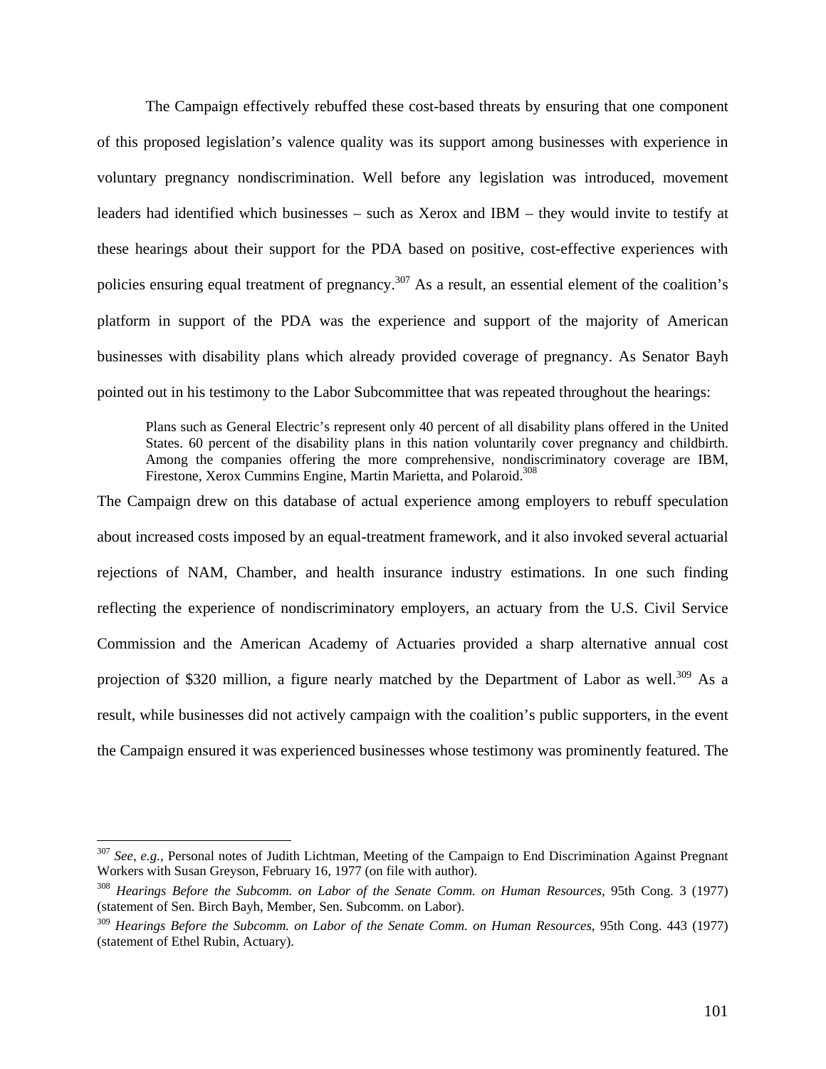The Campaign effectively rebuffed these cost-based threats by ensuring that one component of this proposed legislation's valence quality was its support among businesses with experience in voluntary pregnancy nondiscrimination. Well before any legislation was introduced, movement leaders had identified which businesses – such as Xerox and IBM – they would invite to testify at these hearings about their support for the PDA based on positive, cost-effective experiences with policies ensuring equal treatment of pregnancy.[307] As a result, an essential element of the coalition's platform in support of the PDA was the experience and support of the majority of American businesses with disability plans which already provided coverage of pregnancy. As Senator Bayh pointed out in his testimony to the Labor Subcommittee that was repeated throughout the hearings:

> Plans such as General Electric's represent only 40 percent of all disability plans offered in the United States. 60 percent of the disability plans in this nation voluntarily cover pregnancy and childbirth. Among the companies offering the more comprehensive, nondiscriminatory coverage are IBM, Firestone, Xerox Cummins Engine, Martin Marietta, and Polaroid.[308]

The Campaign drew on this database of actual experience among employers to rebuff speculation about increased costs imposed by an equal-treatment framework, and it also invoked several actuarial rejections of NAM, Chamber, and health insurance industry estimations. In one such finding reflecting the experience of nondiscriminatory employers, an actuary from the U.S. Civil Service Commission and the American Academy of Actuaries provided a sharp alternative annual cost projection of $320 million, a figure nearly matched by the Department of Labor as well.[309] As a result, while businesses did not actively campaign with the coalition's public supporters, in the event the Campaign ensured it was experienced businesses whose testimony was prominently featured. The

---

[307] *See, e.g.*, Personal notes of Judith Lichtman, Meeting of the Campaign to End Discrimination Against Pregnant Workers with Susan Greyson, February 16, 1977 (on file with author).

[308] *Hearings Before the Subcomm. on Labor of the Senate Comm. on Human Resources*, 95th Cong. 3 (1977) (statement of Sen. Birch Bayh, Member, Sen. Subcomm. on Labor).

[309] *Hearings Before the Subcomm. on Labor of the Senate Comm. on Human Resources*, 95th Cong. 443 (1977) (statement of Ethel Rubin, Actuary).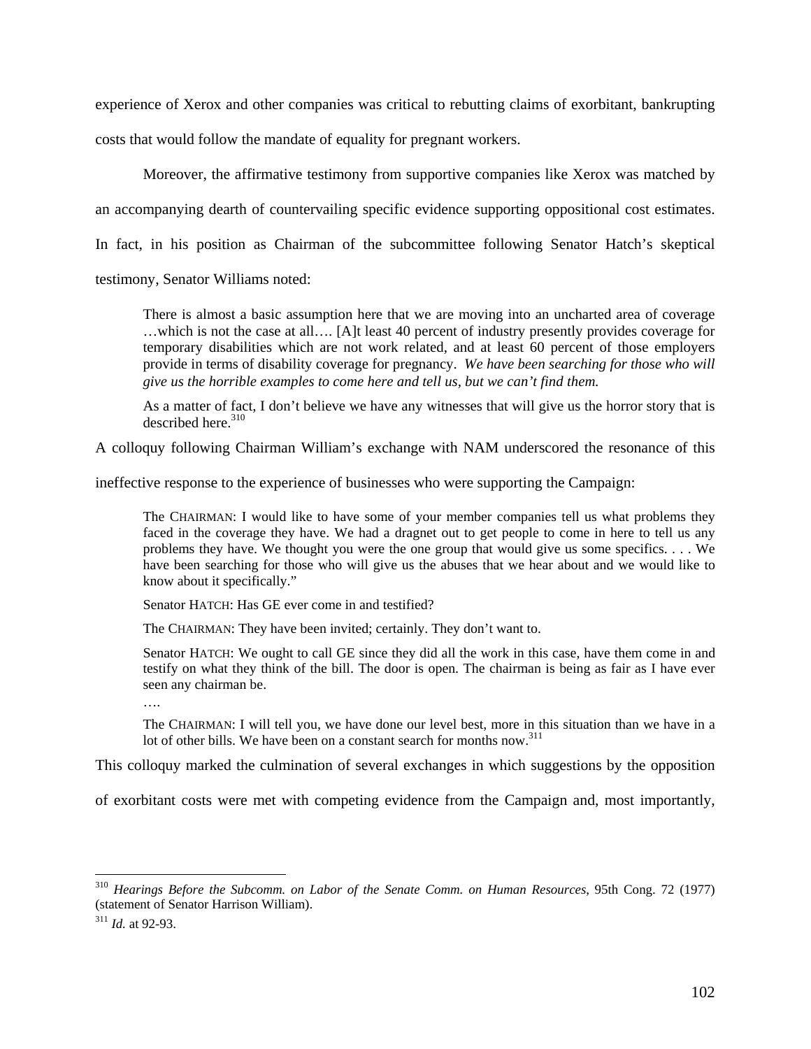experience of Xerox and other companies was critical to rebutting claims of exorbitant, bankrupting costs that would follow the mandate of equality for pregnant workers.

Moreover, the affirmative testimony from supportive companies like Xerox was matched by an accompanying dearth of countervailing specific evidence supporting oppositional cost estimates. In fact, in his position as Chairman of the subcommittee following Senator Hatch's skeptical testimony, Senator Williams noted:

> There is almost a basic assumption here that we are moving into an uncharted area of coverage …which is not the case at all…. [A]t least 40 percent of industry presently provides coverage for temporary disabilities which are not work related, and at least 60 percent of those employers provide in terms of disability coverage for pregnancy. *We have been searching for those who will give us the horrible examples to come here and tell us, but we can't find them.*
>
> As a matter of fact, I don't believe we have any witnesses that will give us the horror story that is described here.[310]

A colloquy following Chairman William's exchange with NAM underscored the resonance of this ineffective response to the experience of businesses who were supporting the Campaign:

> The CHAIRMAN: I would like to have some of your member companies tell us what problems they faced in the coverage they have. We had a dragnet out to get people to come in here to tell us any problems they have. We thought you were the one group that would give us some specifics. . . . We have been searching for those who will give us the abuses that we hear about and we would like to know about it specifically."
>
> Senator HATCH: Has GE ever come in and testified?
>
> The CHAIRMAN: They have been invited; certainly. They don't want to.
>
> Senator HATCH: We ought to call GE since they did all the work in this case, have them come in and testify on what they think of the bill. The door is open. The chairman is being as fair as I have ever seen any chairman be.
>
> ….
>
> The CHAIRMAN: I will tell you, we have done our level best, more in this situation than we have in a lot of other bills. We have been on a constant search for months now.[311]

This colloquy marked the culmination of several exchanges in which suggestions by the opposition of exorbitant costs were met with competing evidence from the Campaign and, most importantly,

---

[310] *Hearings Before the Subcomm. on Labor of the Senate Comm. on Human Resources*, 95th Cong. 72 (1977) (statement of Senator Harrison William).

[311] *Id.* at 92-93.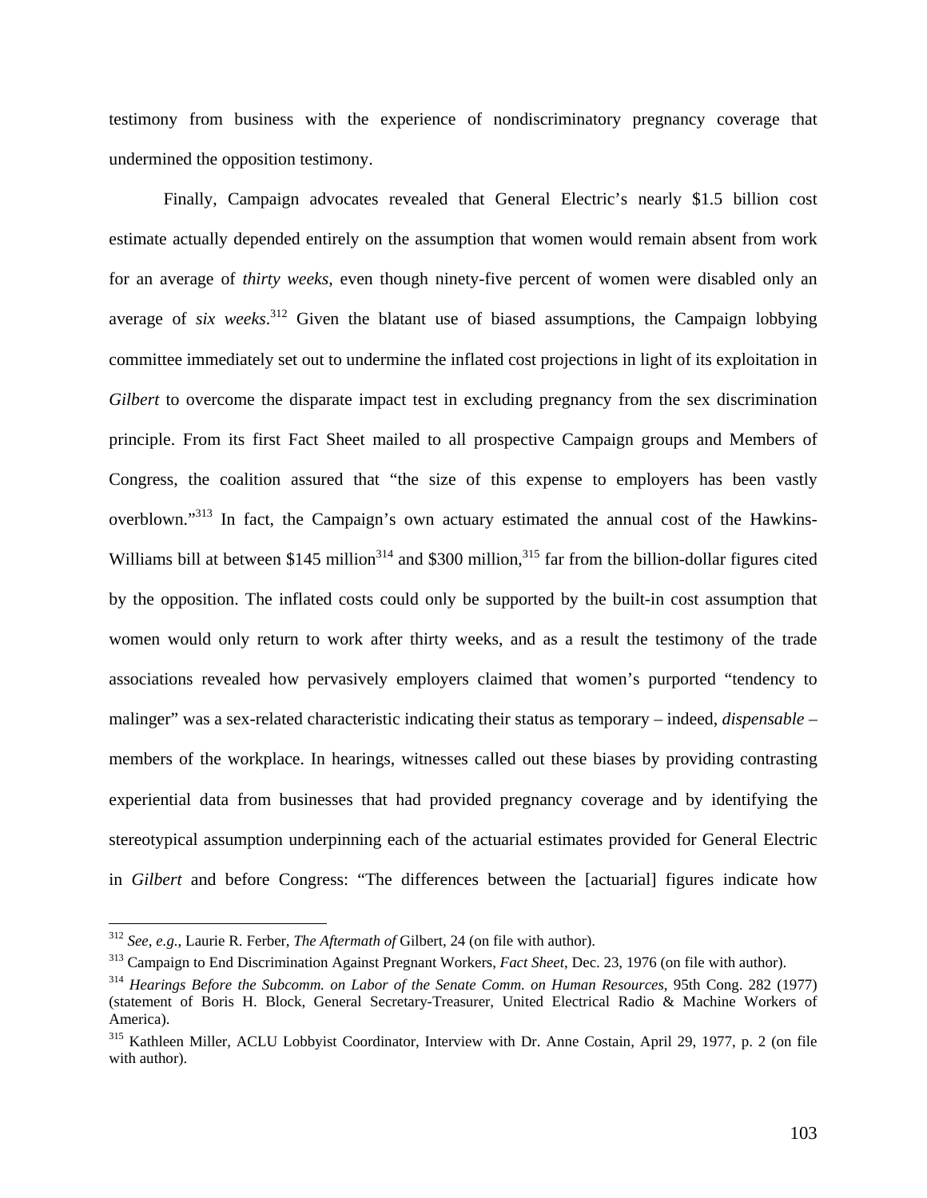testimony from business with the experience of nondiscriminatory pregnancy coverage that undermined the opposition testimony.

Finally, Campaign advocates revealed that General Electric's nearly $1.5 billion cost estimate actually depended entirely on the assumption that women would remain absent from work for an average of *thirty weeks*, even though ninety-five percent of women were disabled only an average of *six weeks*.[312] Given the blatant use of biased assumptions, the Campaign lobbying committee immediately set out to undermine the inflated cost projections in light of its exploitation in *Gilbert* to overcome the disparate impact test in excluding pregnancy from the sex discrimination principle. From its first Fact Sheet mailed to all prospective Campaign groups and Members of Congress, the coalition assured that "the size of this expense to employers has been vastly overblown."[313] In fact, the Campaign's own actuary estimated the annual cost of the Hawkins-Williams bill at between $145 million[314] and $300 million,[315] far from the billion-dollar figures cited by the opposition. The inflated costs could only be supported by the built-in cost assumption that women would only return to work after thirty weeks, and as a result the testimony of the trade associations revealed how pervasively employers claimed that women's purported "tendency to malinger" was a sex-related characteristic indicating their status as temporary – indeed, *dispensable* – members of the workplace. In hearings, witnesses called out these biases by providing contrasting experiential data from businesses that had provided pregnancy coverage and by identifying the stereotypical assumption underpinning each of the actuarial estimates provided for General Electric in *Gilbert* and before Congress: "The differences between the [actuarial] figures indicate how

---

[312] *See, e.g.*, Laurie R. Ferber, *The Aftermath of* Gilbert, 24 (on file with author).

[313] Campaign to End Discrimination Against Pregnant Workers, *Fact Sheet*, Dec. 23, 1976 (on file with author).

[314] *Hearings Before the Subcomm. on Labor of the Senate Comm. on Human Resources*, 95th Cong. 282 (1977) (statement of Boris H. Block, General Secretary-Treasurer, United Electrical Radio & Machine Workers of America).

[315] Kathleen Miller, ACLU Lobbyist Coordinator, Interview with Dr. Anne Costain, April 29, 1977, p. 2 (on file with author).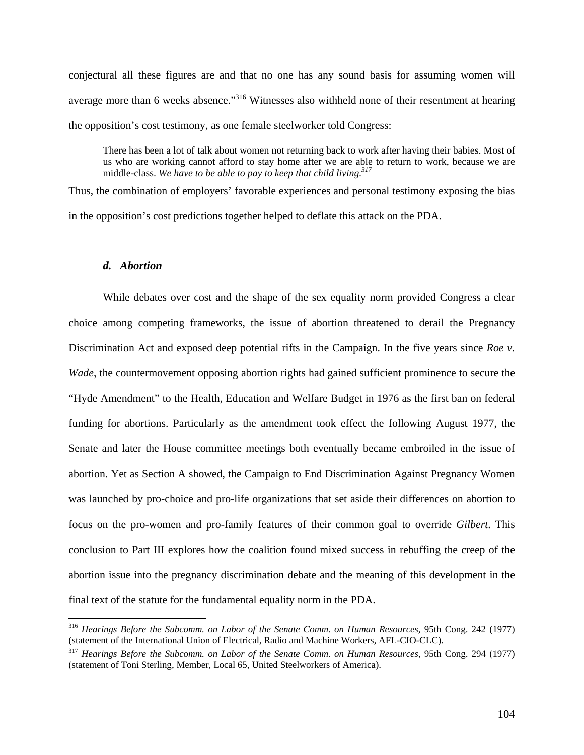conjectural all these figures are and that no one has any sound basis for assuming women will average more than 6 weeks absence."[316] Witnesses also withheld none of their resentment at hearing the opposition's cost testimony, as one female steelworker told Congress:

> There has been a lot of talk about women not returning back to work after having their babies. Most of us who are working cannot afford to stay home after we are able to return to work, because we are middle-class. *We have to be able to pay to keep that child living.*[317]

Thus, the combination of employers' favorable experiences and personal testimony exposing the bias in the opposition's cost predictions together helped to deflate this attack on the PDA.

#### *d. Abortion*

While debates over cost and the shape of the sex equality norm provided Congress a clear choice among competing frameworks, the issue of abortion threatened to derail the Pregnancy Discrimination Act and exposed deep potential rifts in the Campaign. In the five years since *Roe v. Wade*, the countermovement opposing abortion rights had gained sufficient prominence to secure the "Hyde Amendment" to the Health, Education and Welfare Budget in 1976 as the first ban on federal funding for abortions. Particularly as the amendment took effect the following August 1977, the Senate and later the House committee meetings both eventually became embroiled in the issue of abortion. Yet as Section A showed, the Campaign to End Discrimination Against Pregnancy Women was launched by pro-choice and pro-life organizations that set aside their differences on abortion to focus on the pro-women and pro-family features of their common goal to override *Gilbert*. This conclusion to Part III explores how the coalition found mixed success in rebuffing the creep of the abortion issue into the pregnancy discrimination debate and the meaning of this development in the final text of the statute for the fundamental equality norm in the PDA.

---

[316] *Hearings Before the Subcomm. on Labor of the Senate Comm. on Human Resources*, 95th Cong. 242 (1977) (statement of the International Union of Electrical, Radio and Machine Workers, AFL-CIO-CLC).

[317] *Hearings Before the Subcomm. on Labor of the Senate Comm. on Human Resources*, 95th Cong. 294 (1977) (statement of Toni Sterling, Member, Local 65, United Steelworkers of America).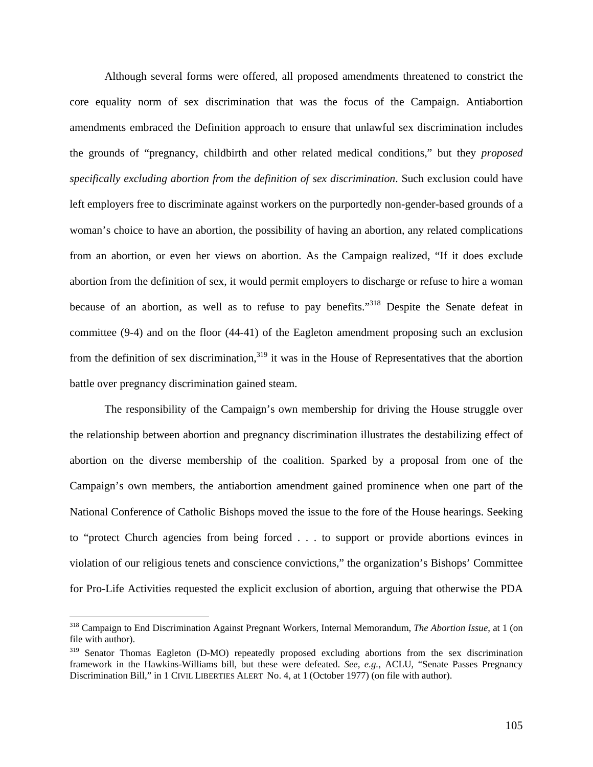Although several forms were offered, all proposed amendments threatened to constrict the core equality norm of sex discrimination that was the focus of the Campaign. Antiabortion amendments embraced the Definition approach to ensure that unlawful sex discrimination includes the grounds of "pregnancy, childbirth and other related medical conditions," but they *proposed specifically excluding abortion from the definition of sex discrimination*. Such exclusion could have left employers free to discriminate against workers on the purportedly non-gender-based grounds of a woman's choice to have an abortion, the possibility of having an abortion, any related complications from an abortion, or even her views on abortion. As the Campaign realized, "If it does exclude abortion from the definition of sex, it would permit employers to discharge or refuse to hire a woman because of an abortion, as well as to refuse to pay benefits."[318] Despite the Senate defeat in committee (9-4) and on the floor (44-41) of the Eagleton amendment proposing such an exclusion from the definition of sex discrimination,[319] it was in the House of Representatives that the abortion battle over pregnancy discrimination gained steam.

The responsibility of the Campaign's own membership for driving the House struggle over the relationship between abortion and pregnancy discrimination illustrates the destabilizing effect of abortion on the diverse membership of the coalition. Sparked by a proposal from one of the Campaign's own members, the antiabortion amendment gained prominence when one part of the National Conference of Catholic Bishops moved the issue to the fore of the House hearings. Seeking to "protect Church agencies from being forced . . . to support or provide abortions evinces in violation of our religious tenets and conscience convictions," the organization's Bishops' Committee for Pro-Life Activities requested the explicit exclusion of abortion, arguing that otherwise the PDA

---

[318] Campaign to End Discrimination Against Pregnant Workers, Internal Memorandum, *The Abortion Issue*, at 1 (on file with author).

[319] Senator Thomas Eagleton (D-MO) repeatedly proposed excluding abortions from the sex discrimination framework in the Hawkins-Williams bill, but these were defeated. *See, e.g.*, ACLU, "Senate Passes Pregnancy Discrimination Bill," in 1 CIVIL LIBERTIES ALERT No. 4, at 1 (October 1977) (on file with author).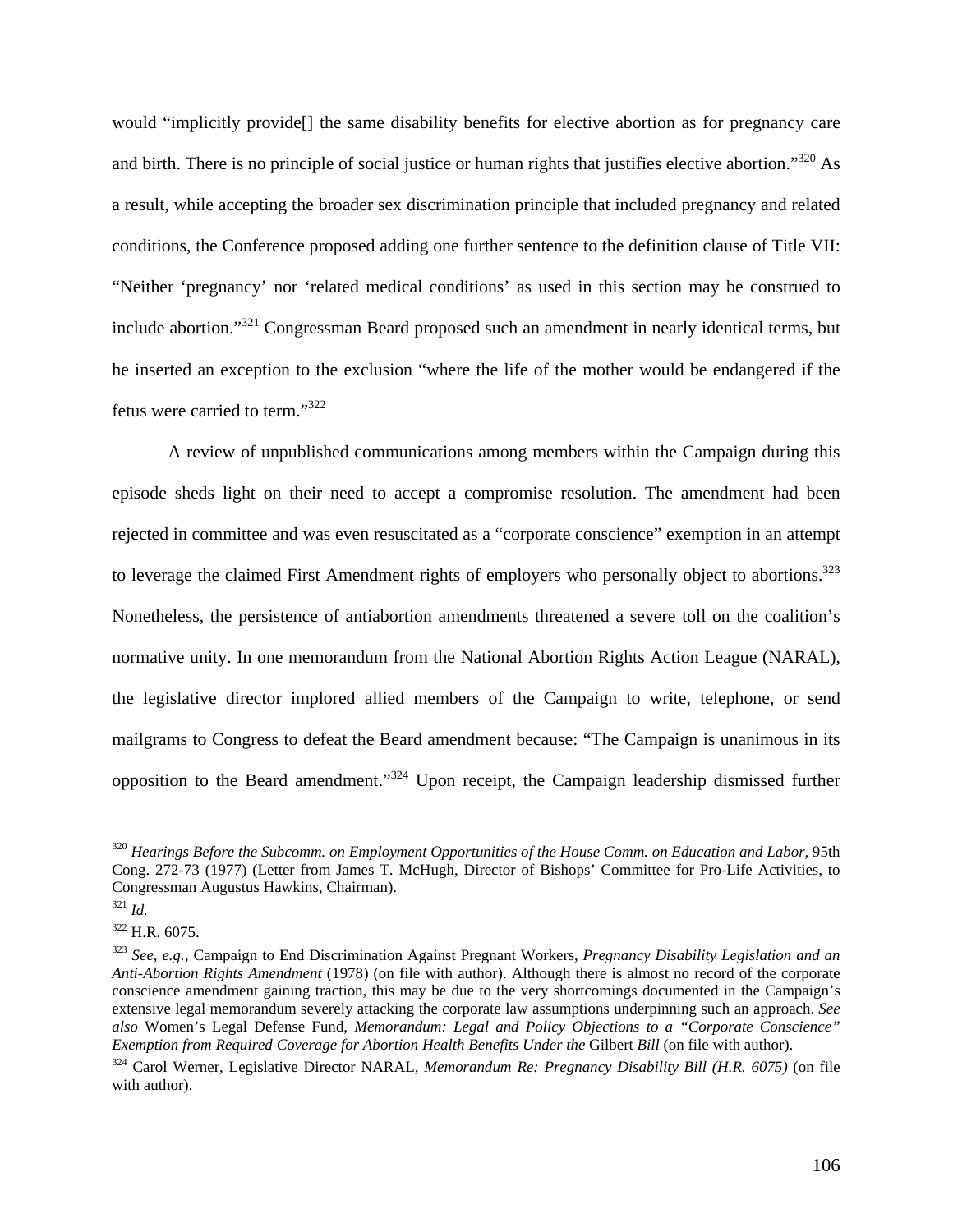would "implicitly provide[] the same disability benefits for elective abortion as for pregnancy care and birth. There is no principle of social justice or human rights that justifies elective abortion."[320] As a result, while accepting the broader sex discrimination principle that included pregnancy and related conditions, the Conference proposed adding one further sentence to the definition clause of Title VII: "Neither 'pregnancy' nor 'related medical conditions' as used in this section may be construed to include abortion."[321] Congressman Beard proposed such an amendment in nearly identical terms, but he inserted an exception to the exclusion "where the life of the mother would be endangered if the fetus were carried to term."[322]

A review of unpublished communications among members within the Campaign during this episode sheds light on their need to accept a compromise resolution. The amendment had been rejected in committee and was even resuscitated as a "corporate conscience" exemption in an attempt to leverage the claimed First Amendment rights of employers who personally object to abortions.[323] Nonetheless, the persistence of antiabortion amendments threatened a severe toll on the coalition's normative unity. In one memorandum from the National Abortion Rights Action League (NARAL), the legislative director implored allied members of the Campaign to write, telephone, or send mailgrams to Congress to defeat the Beard amendment because: "The Campaign is unanimous in its opposition to the Beard amendment."[324] Upon receipt, the Campaign leadership dismissed further

---

[320] *Hearings Before the Subcomm. on Employment Opportunities of the House Comm. on Education and Labor*, 95th Cong. 272-73 (1977) (Letter from James T. McHugh, Director of Bishops' Committee for Pro-Life Activities, to Congressman Augustus Hawkins, Chairman).

[321] *Id.*

[322] H.R. 6075.

[323] *See, e.g.*, Campaign to End Discrimination Against Pregnant Workers, *Pregnancy Disability Legislation and an Anti-Abortion Rights Amendment* (1978) (on file with author). Although there is almost no record of the corporate conscience amendment gaining traction, this may be due to the very shortcomings documented in the Campaign's extensive legal memorandum severely attacking the corporate law assumptions underpinning such an approach. *See also* Women's Legal Defense Fund, *Memorandum: Legal and Policy Objections to a "Corporate Conscience" Exemption from Required Coverage for Abortion Health Benefits Under the* Gilbert *Bill* (on file with author).

[324] Carol Werner, Legislative Director NARAL, *Memorandum Re: Pregnancy Disability Bill (H.R. 6075)* (on file with author).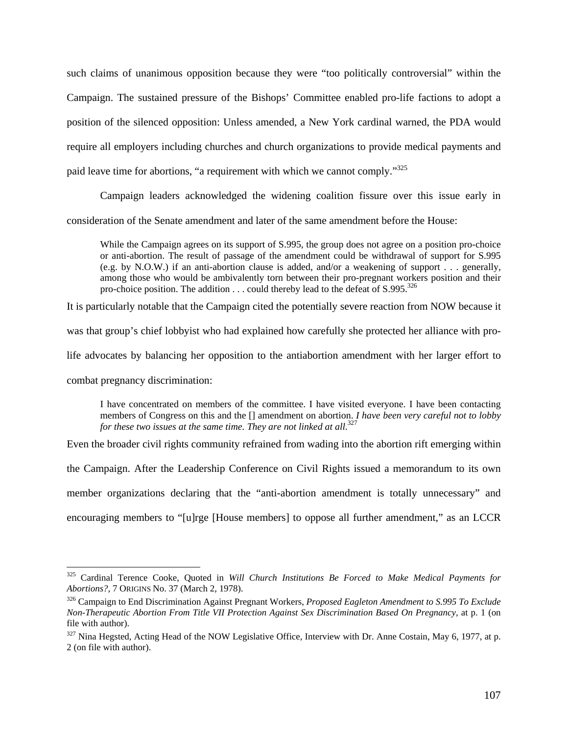such claims of unanimous opposition because they were "too politically controversial" within the Campaign. The sustained pressure of the Bishops' Committee enabled pro-life factions to adopt a position of the silenced opposition: Unless amended, a New York cardinal warned, the PDA would require all employers including churches and church organizations to provide medical payments and paid leave time for abortions, "a requirement with which we cannot comply."[325]

Campaign leaders acknowledged the widening coalition fissure over this issue early in consideration of the Senate amendment and later of the same amendment before the House:

> While the Campaign agrees on its support of S.995, the group does not agree on a position pro-choice or anti-abortion. The result of passage of the amendment could be withdrawal of support for S.995 (e.g. by N.O.W.) if an anti-abortion clause is added, and/or a weakening of support . . . generally, among those who would be ambivalently torn between their pro-pregnant workers position and their pro-choice position. The addition . . . could thereby lead to the defeat of S.995.[326]

It is particularly notable that the Campaign cited the potentially severe reaction from NOW because it was that group's chief lobbyist who had explained how carefully she protected her alliance with pro-life advocates by balancing her opposition to the antiabortion amendment with her larger effort to combat pregnancy discrimination:

> I have concentrated on members of the committee. I have visited everyone. I have been contacting members of Congress on this and the [] amendment on abortion. *I have been very careful not to lobby for these two issues at the same time. They are not linked at all.*[327]

Even the broader civil rights community refrained from wading into the abortion rift emerging within the Campaign. After the Leadership Conference on Civil Rights issued a memorandum to its own member organizations declaring that the "anti-abortion amendment is totally unnecessary" and encouraging members to "[u]rge [House members] to oppose all further amendment," as an LCCR

---

[325] Cardinal Terence Cooke, Quoted in *Will Church Institutions Be Forced to Make Medical Payments for Abortions?*, 7 ORIGINS No. 37 (March 2, 1978).

[326] Campaign to End Discrimination Against Pregnant Workers, *Proposed Eagleton Amendment to S.995 To Exclude Non-Therapeutic Abortion From Title VII Protection Against Sex Discrimination Based On Pregnancy*, at p. 1 (on file with author).

[327] Nina Hegsted, Acting Head of the NOW Legislative Office, Interview with Dr. Anne Costain, May 6, 1977, at p. 2 (on file with author).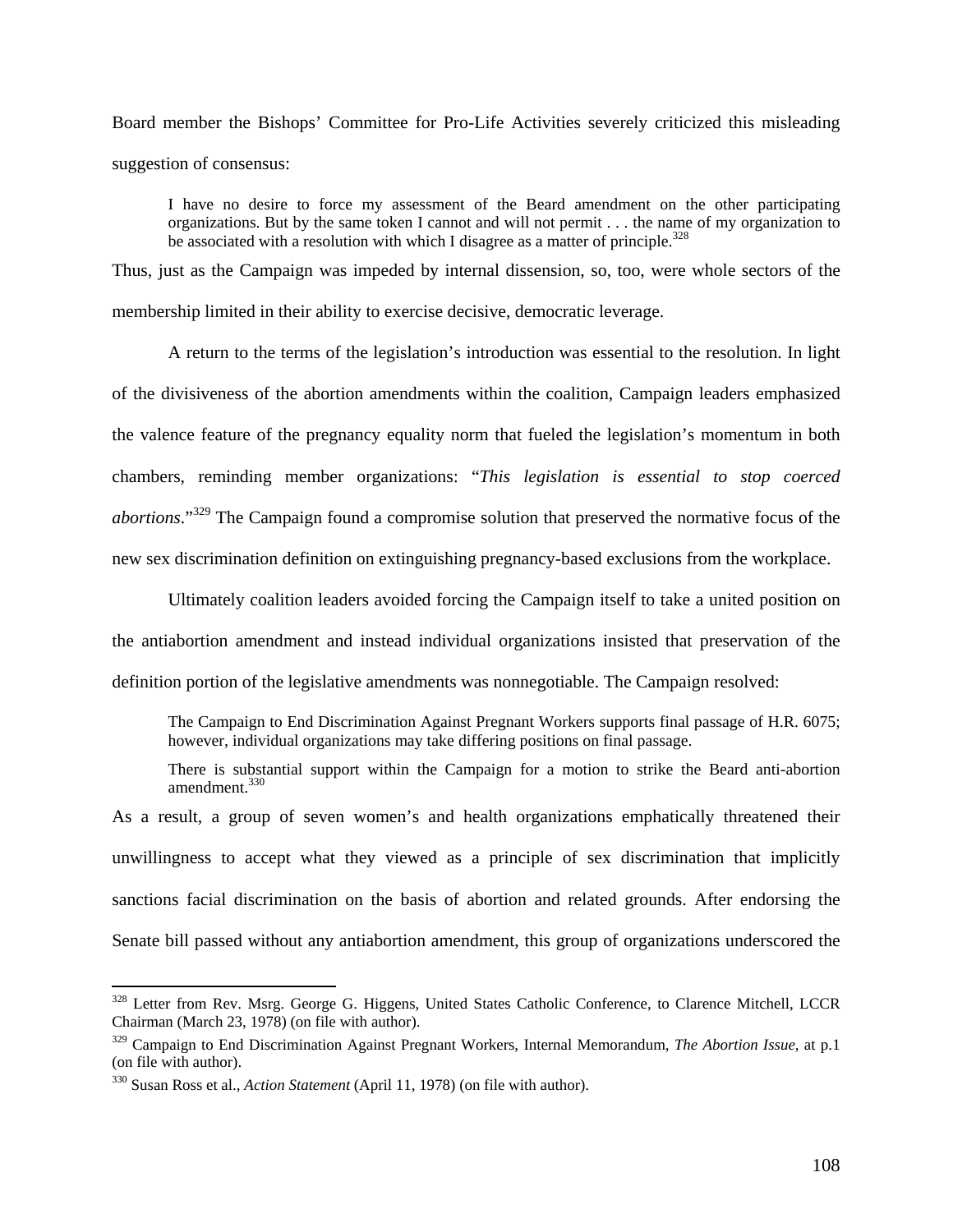Board member the Bishops' Committee for Pro-Life Activities severely criticized this misleading suggestion of consensus:

> I have no desire to force my assessment of the Beard amendment on the other participating organizations. But by the same token I cannot and will not permit . . . the name of my organization to be associated with a resolution with which I disagree as a matter of principle.[328]

Thus, just as the Campaign was impeded by internal dissension, so, too, were whole sectors of the membership limited in their ability to exercise decisive, democratic leverage.

A return to the terms of the legislation's introduction was essential to the resolution. In light of the divisiveness of the abortion amendments within the coalition, Campaign leaders emphasized the valence feature of the pregnancy equality norm that fueled the legislation's momentum in both chambers, reminding member organizations: "*This legislation is essential to stop coerced abortions*."[329] The Campaign found a compromise solution that preserved the normative focus of the new sex discrimination definition on extinguishing pregnancy-based exclusions from the workplace.

Ultimately coalition leaders avoided forcing the Campaign itself to take a united position on the antiabortion amendment and instead individual organizations insisted that preservation of the definition portion of the legislative amendments was nonnegotiable. The Campaign resolved:

> The Campaign to End Discrimination Against Pregnant Workers supports final passage of H.R. 6075; however, individual organizations may take differing positions on final passage.
>
> There is substantial support within the Campaign for a motion to strike the Beard anti-abortion amendment.[330]

As a result, a group of seven women's and health organizations emphatically threatened their unwillingness to accept what they viewed as a principle of sex discrimination that implicitly sanctions facial discrimination on the basis of abortion and related grounds. After endorsing the Senate bill passed without any antiabortion amendment, this group of organizations underscored the

---

[328] Letter from Rev. Msrg. George G. Higgens, United States Catholic Conference, to Clarence Mitchell, LCCR Chairman (March 23, 1978) (on file with author).

[329] Campaign to End Discrimination Against Pregnant Workers, Internal Memorandum, *The Abortion Issue*, at p.1 (on file with author).

[330] Susan Ross et al., *Action Statement* (April 11, 1978) (on file with author).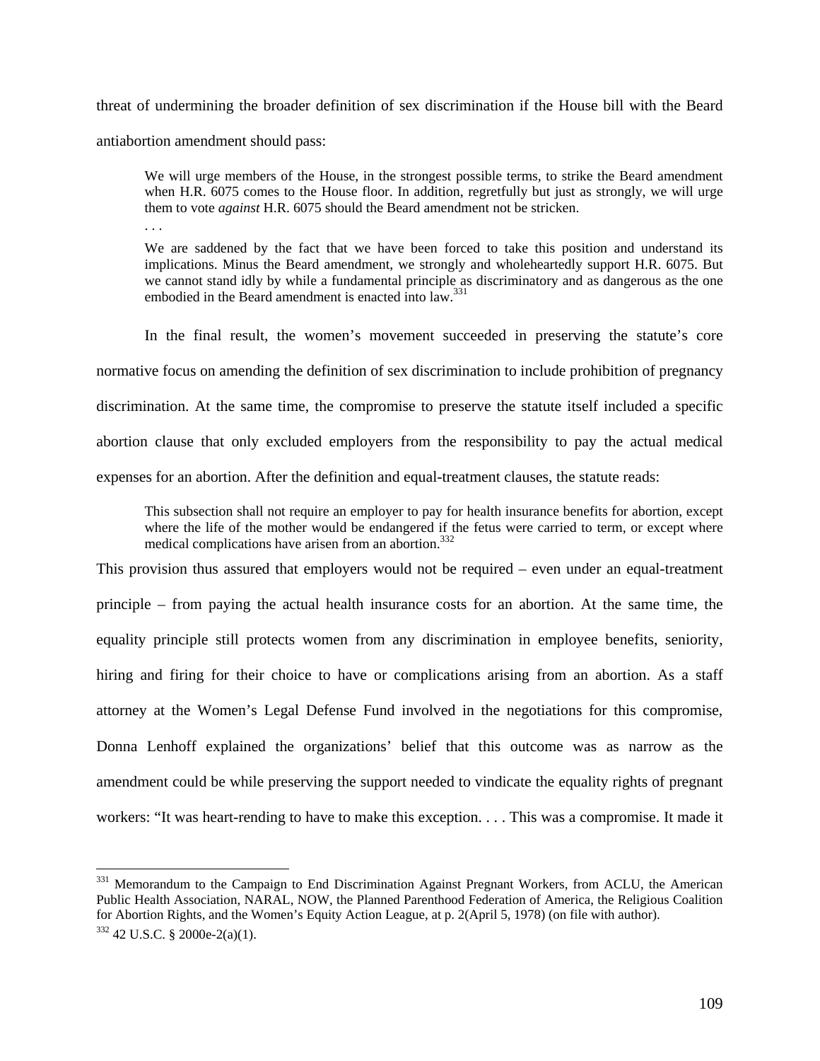threat of undermining the broader definition of sex discrimination if the House bill with the Beard antiabortion amendment should pass:

> We will urge members of the House, in the strongest possible terms, to strike the Beard amendment when H.R. 6075 comes to the House floor. In addition, regretfully but just as strongly, we will urge them to vote *against* H.R. 6075 should the Beard amendment not be stricken.
>
> . . .
>
> We are saddened by the fact that we have been forced to take this position and understand its implications. Minus the Beard amendment, we strongly and wholeheartedly support H.R. 6075. But we cannot stand idly by while a fundamental principle as discriminatory and as dangerous as the one embodied in the Beard amendment is enacted into law.[331]

In the final result, the women's movement succeeded in preserving the statute's core normative focus on amending the definition of sex discrimination to include prohibition of pregnancy discrimination. At the same time, the compromise to preserve the statute itself included a specific abortion clause that only excluded employers from the responsibility to pay the actual medical expenses for an abortion. After the definition and equal-treatment clauses, the statute reads:

> This subsection shall not require an employer to pay for health insurance benefits for abortion, except where the life of the mother would be endangered if the fetus were carried to term, or except where medical complications have arisen from an abortion.[332]

This provision thus assured that employers would not be required – even under an equal-treatment principle – from paying the actual health insurance costs for an abortion. At the same time, the equality principle still protects women from any discrimination in employee benefits, seniority, hiring and firing for their choice to have or complications arising from an abortion. As a staff attorney at the Women's Legal Defense Fund involved in the negotiations for this compromise, Donna Lenhoff explained the organizations' belief that this outcome was as narrow as the amendment could be while preserving the support needed to vindicate the equality rights of pregnant workers: "It was heart-rending to have to make this exception. . . . This was a compromise. It made it

---

[331] Memorandum to the Campaign to End Discrimination Against Pregnant Workers, from ACLU, the American Public Health Association, NARAL, NOW, the Planned Parenthood Federation of America, the Religious Coalition for Abortion Rights, and the Women's Equity Action League, at p. 2(April 5, 1978) (on file with author).

[332] 42 U.S.C. § 2000e-2(a)(1).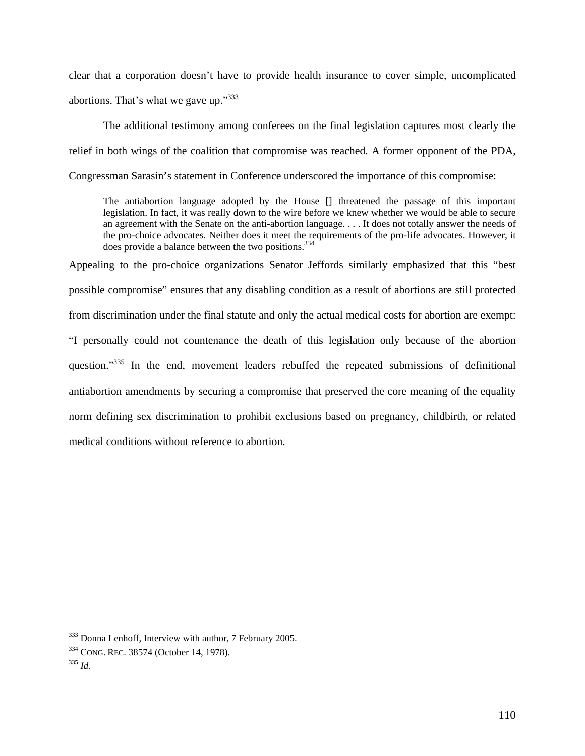clear that a corporation doesn't have to provide health insurance to cover simple, uncomplicated abortions. That's what we gave up."[333]

The additional testimony among conferees on the final legislation captures most clearly the relief in both wings of the coalition that compromise was reached. A former opponent of the PDA, Congressman Sarasin's statement in Conference underscored the importance of this compromise:

> The antiabortion language adopted by the House [] threatened the passage of this important legislation. In fact, it was really down to the wire before we knew whether we would be able to secure an agreement with the Senate on the anti-abortion language. . . . It does not totally answer the needs of the pro-choice advocates. Neither does it meet the requirements of the pro-life advocates. However, it does provide a balance between the two positions.[334]

Appealing to the pro-choice organizations Senator Jeffords similarly emphasized that this "best possible compromise" ensures that any disabling condition as a result of abortions are still protected from discrimination under the final statute and only the actual medical costs for abortion are exempt: "I personally could not countenance the death of this legislation only because of the abortion question."[335] In the end, movement leaders rebuffed the repeated submissions of definitional antiabortion amendments by securing a compromise that preserved the core meaning of the equality norm defining sex discrimination to prohibit exclusions based on pregnancy, childbirth, or related medical conditions without reference to abortion.

---

[333] Donna Lenhoff, Interview with author, 7 February 2005.

[334] CONG. REC. 38574 (October 14, 1978).

[335] *Id.*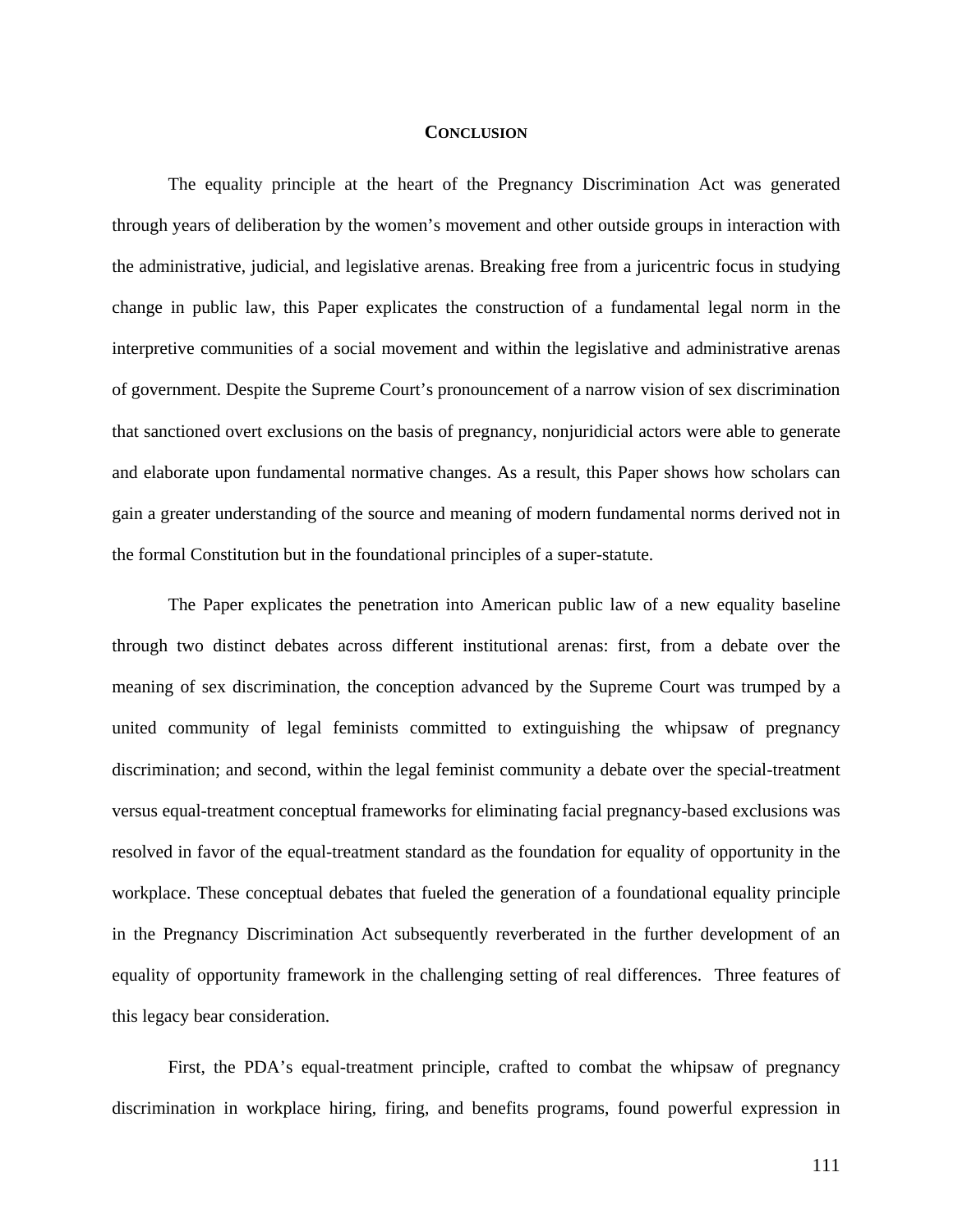## CONCLUSION

The equality principle at the heart of the Pregnancy Discrimination Act was generated through years of deliberation by the women's movement and other outside groups in interaction with the administrative, judicial, and legislative arenas. Breaking free from a juricentric focus in studying change in public law, this Paper explicates the construction of a fundamental legal norm in the interpretive communities of a social movement and within the legislative and administrative arenas of government. Despite the Supreme Court's pronouncement of a narrow vision of sex discrimination that sanctioned overt exclusions on the basis of pregnancy, nonjuridicial actors were able to generate and elaborate upon fundamental normative changes. As a result, this Paper shows how scholars can gain a greater understanding of the source and meaning of modern fundamental norms derived not in the formal Constitution but in the foundational principles of a super-statute.

The Paper explicates the penetration into American public law of a new equality baseline through two distinct debates across different institutional arenas: first, from a debate over the meaning of sex discrimination, the conception advanced by the Supreme Court was trumped by a united community of legal feminists committed to extinguishing the whipsaw of pregnancy discrimination; and second, within the legal feminist community a debate over the special-treatment versus equal-treatment conceptual frameworks for eliminating facial pregnancy-based exclusions was resolved in favor of the equal-treatment standard as the foundation for equality of opportunity in the workplace. These conceptual debates that fueled the generation of a foundational equality principle in the Pregnancy Discrimination Act subsequently reverberated in the further development of an equality of opportunity framework in the challenging setting of real differences. Three features of this legacy bear consideration.

First, the PDA's equal-treatment principle, crafted to combat the whipsaw of pregnancy discrimination in workplace hiring, firing, and benefits programs, found powerful expression in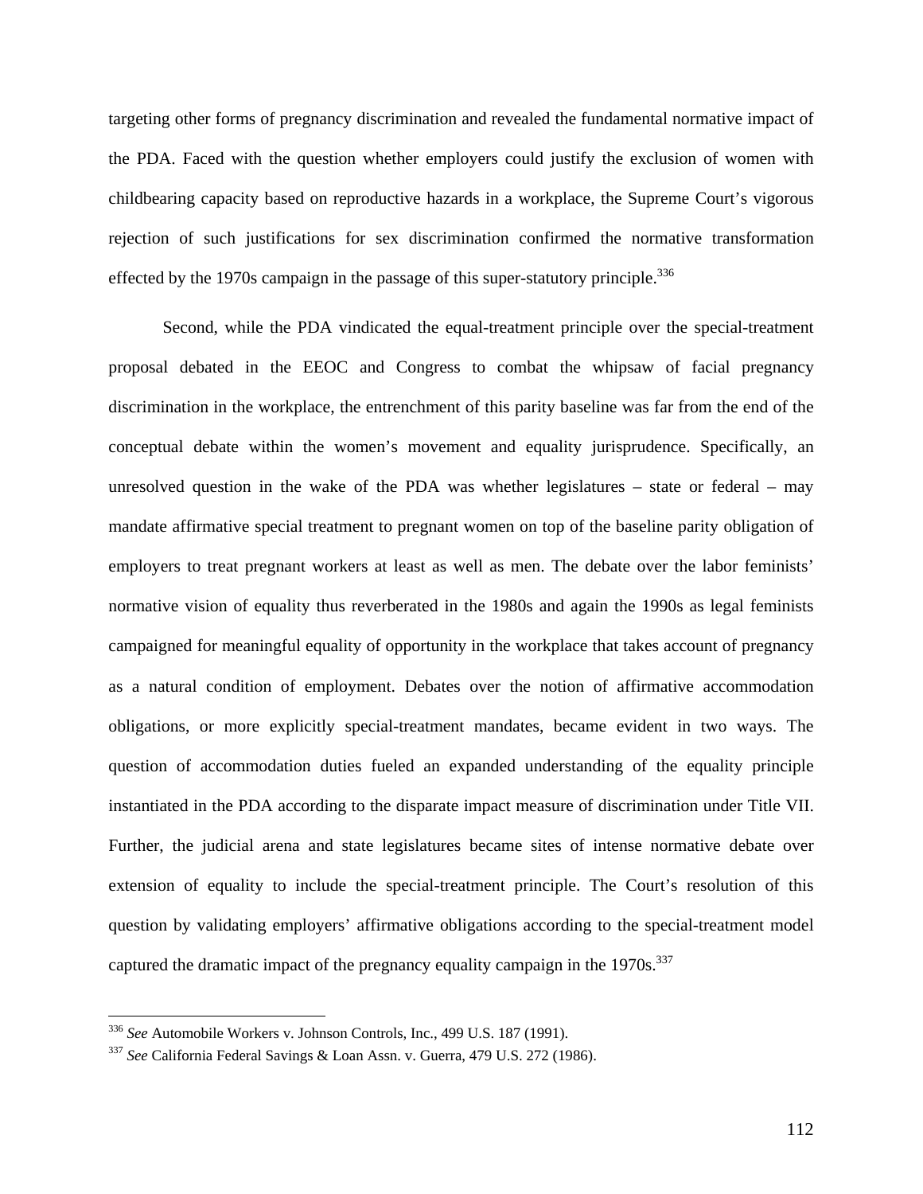targeting other forms of pregnancy discrimination and revealed the fundamental normative impact of the PDA. Faced with the question whether employers could justify the exclusion of women with childbearing capacity based on reproductive hazards in a workplace, the Supreme Court's vigorous rejection of such justifications for sex discrimination confirmed the normative transformation effected by the 1970s campaign in the passage of this super-statutory principle.[336]

Second, while the PDA vindicated the equal-treatment principle over the special-treatment proposal debated in the EEOC and Congress to combat the whipsaw of facial pregnancy discrimination in the workplace, the entrenchment of this parity baseline was far from the end of the conceptual debate within the women's movement and equality jurisprudence. Specifically, an unresolved question in the wake of the PDA was whether legislatures – state or federal – may mandate affirmative special treatment to pregnant women on top of the baseline parity obligation of employers to treat pregnant workers at least as well as men. The debate over the labor feminists' normative vision of equality thus reverberated in the 1980s and again the 1990s as legal feminists campaigned for meaningful equality of opportunity in the workplace that takes account of pregnancy as a natural condition of employment. Debates over the notion of affirmative accommodation obligations, or more explicitly special-treatment mandates, became evident in two ways. The question of accommodation duties fueled an expanded understanding of the equality principle instantiated in the PDA according to the disparate impact measure of discrimination under Title VII. Further, the judicial arena and state legislatures became sites of intense normative debate over extension of equality to include the special-treatment principle. The Court's resolution of this question by validating employers' affirmative obligations according to the special-treatment model captured the dramatic impact of the pregnancy equality campaign in the 1970s.[337]

---

[336] *See* Automobile Workers v. Johnson Controls, Inc., 499 U.S. 187 (1991).

[337] *See* California Federal Savings & Loan Assn. v. Guerra, 479 U.S. 272 (1986).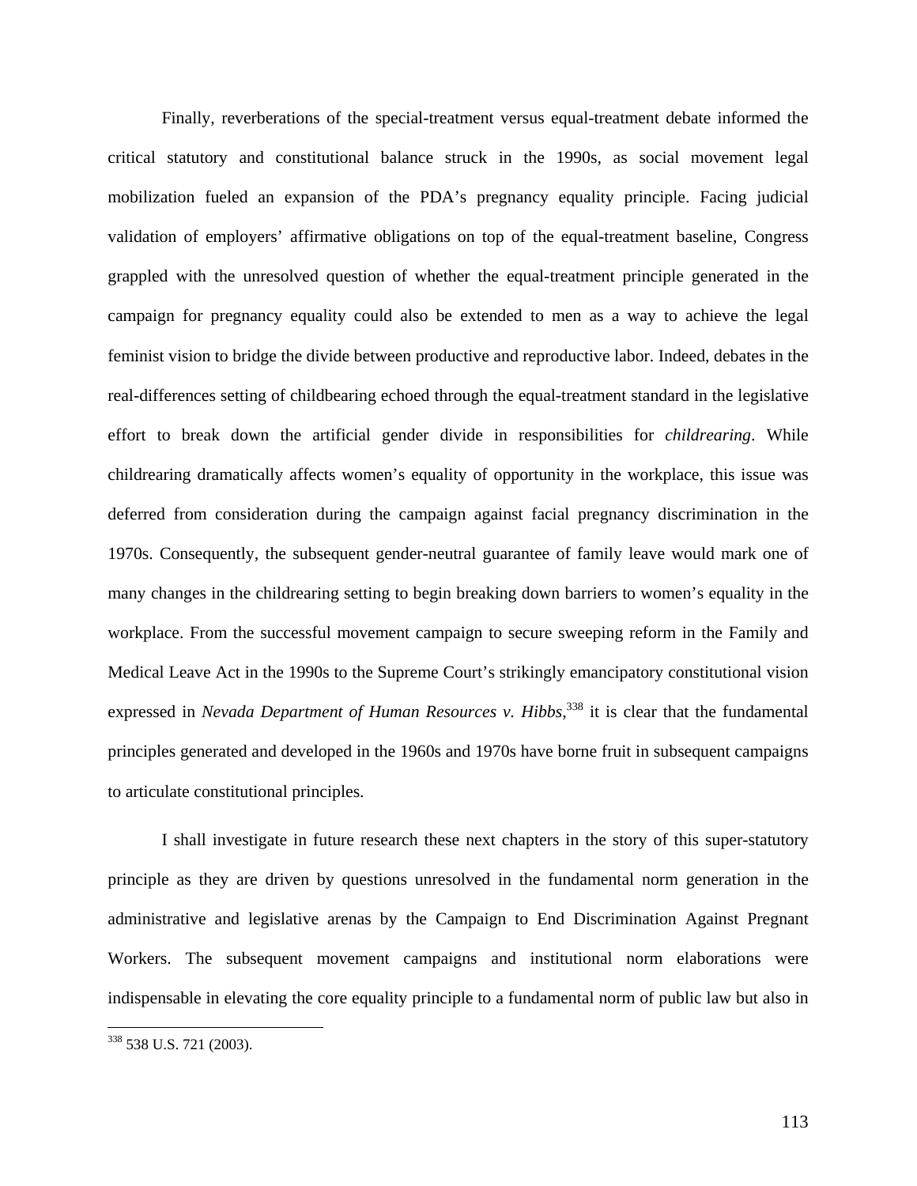Finally, reverberations of the special-treatment versus equal-treatment debate informed the critical statutory and constitutional balance struck in the 1990s, as social movement legal mobilization fueled an expansion of the PDA's pregnancy equality principle. Facing judicial validation of employers' affirmative obligations on top of the equal-treatment baseline, Congress grappled with the unresolved question of whether the equal-treatment principle generated in the campaign for pregnancy equality could also be extended to men as a way to achieve the legal feminist vision to bridge the divide between productive and reproductive labor. Indeed, debates in the real-differences setting of childbearing echoed through the equal-treatment standard in the legislative effort to break down the artificial gender divide in responsibilities for *childrearing*. While childrearing dramatically affects women's equality of opportunity in the workplace, this issue was deferred from consideration during the campaign against facial pregnancy discrimination in the 1970s. Consequently, the subsequent gender-neutral guarantee of family leave would mark one of many changes in the childrearing setting to begin breaking down barriers to women's equality in the workplace. From the successful movement campaign to secure sweeping reform in the Family and Medical Leave Act in the 1990s to the Supreme Court's strikingly emancipatory constitutional vision expressed in *Nevada Department of Human Resources v. Hibbs*,[338] it is clear that the fundamental principles generated and developed in the 1960s and 1970s have borne fruit in subsequent campaigns to articulate constitutional principles.

I shall investigate in future research these next chapters in the story of this super-statutory principle as they are driven by questions unresolved in the fundamental norm generation in the administrative and legislative arenas by the Campaign to End Discrimination Against Pregnant Workers. The subsequent movement campaigns and institutional norm elaborations were indispensable in elevating the core equality principle to a fundamental norm of public law but also in

[338] 538 U.S. 721 (2003).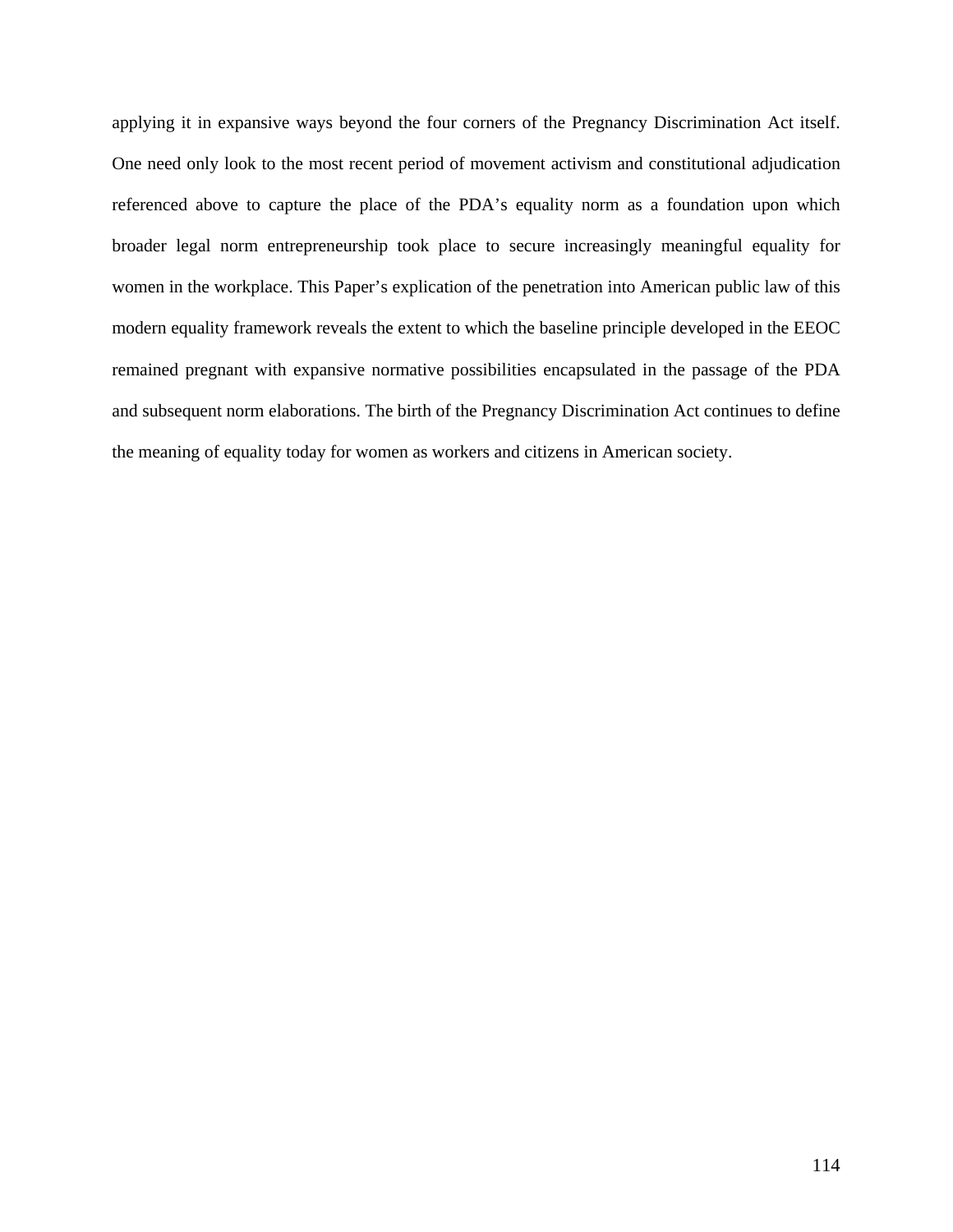applying it in expansive ways beyond the four corners of the Pregnancy Discrimination Act itself. One need only look to the most recent period of movement activism and constitutional adjudication referenced above to capture the place of the PDA's equality norm as a foundation upon which broader legal norm entrepreneurship took place to secure increasingly meaningful equality for women in the workplace. This Paper's explication of the penetration into American public law of this modern equality framework reveals the extent to which the baseline principle developed in the EEOC remained pregnant with expansive normative possibilities encapsulated in the passage of the PDA and subsequent norm elaborations. The birth of the Pregnancy Discrimination Act continues to define the meaning of equality today for women as workers and citizens in American society.